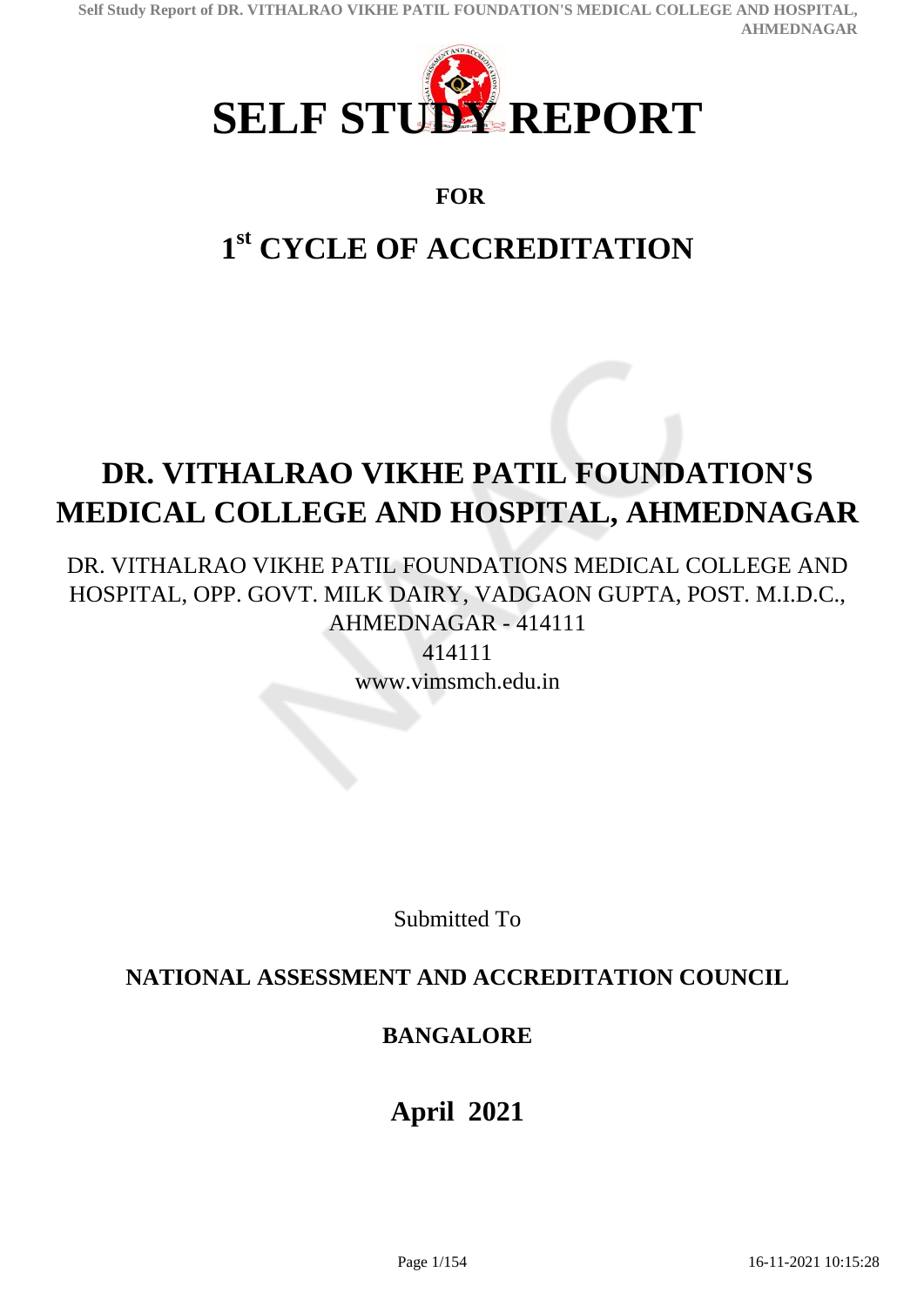# SELF STUDY REPORT

**FOR**

## 1st CYCLE OF ACCREDITATION

# DR. VITHALRAO VIKHE PATIL FOUNDATION'S MEDICAL COLLEGE AND HOSPITAL, AHMEDNAGAR

DR. VITHALRAO VIKHE PATIL FOUNDATIONS MEDICAL COLLEGE AND HOSPITAL, OPP. GOVT. MILK DAIRY, VADGAON GUPTA, POST. M.I.D.C., AHMEDNAGAR - 414111

414111

www.vimsmch.edu.in

Submitted To

**NATIONAL ASSESSMENT AND ACCREDITATION COUNCIL**

**BANGALORE**

## April 2021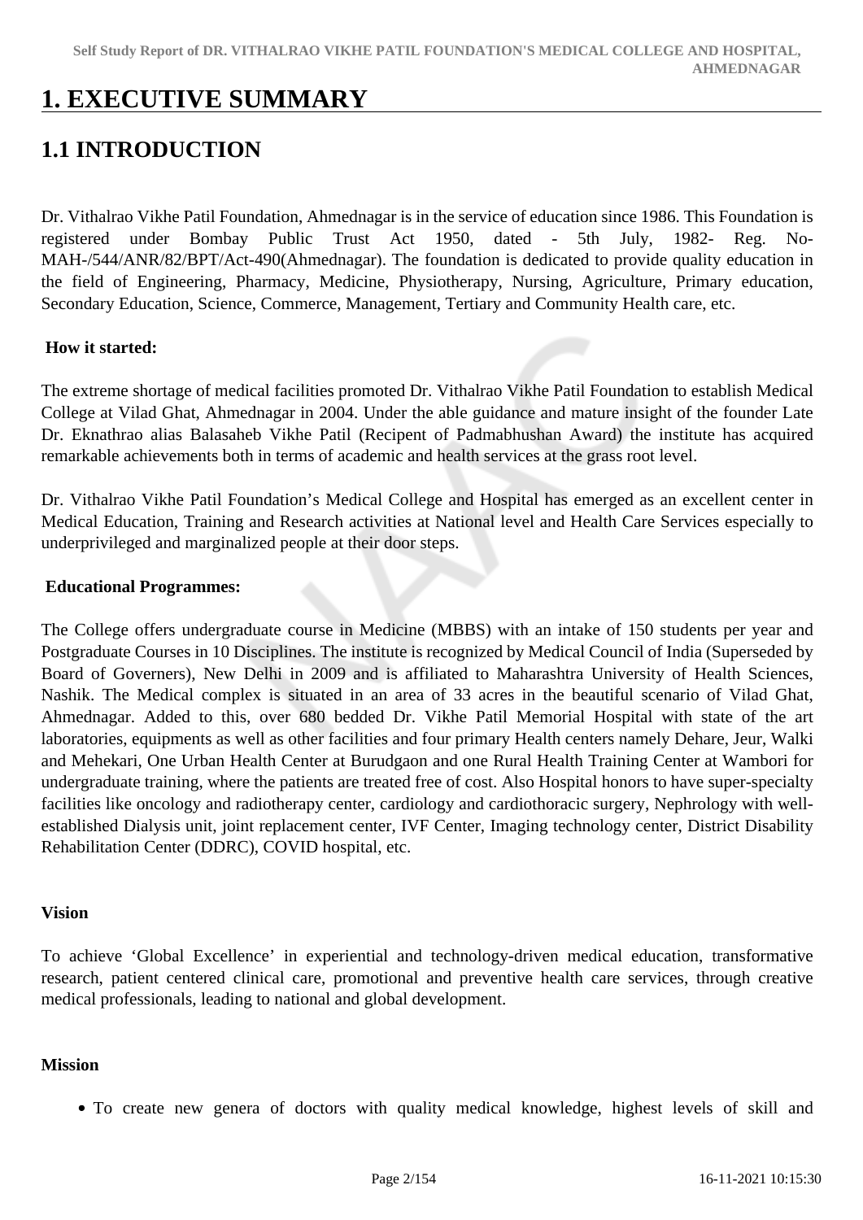# 1. EXECUTIVE SUMMARY

## 1.1 INTRODUCTION

Dr. Vithalrao Vikhe Patil Foundation, Ahmednagar is in the service of education since 1986. This Foundation is registered under Bombay Public Trust Act 1950, dated - 5th July, 1982- Reg. No- MAH-/544/ANR/82/BPT/Act-490(Ahmednagar). The foundation is dedicated to provide quality education in the field of Engineering, Pharmacy, Medicine, Physiotherapy, Nursing, Agriculture, Primary education, Secondary Education, Science, Commerce, Management, Tertiary and Community Health care, etc.

**How it started:**

The extreme shortage of medical facilities promoted Dr. Vithalrao Vikhe Patil Foundation to establish Medical College at Vilad Ghat, Ahmednagar in 2004. Under the able guidance and mature insight of the founder Late Dr. Eknathrao alias Balasaheb Vikhe Patil (Recipent of Padmabhushan Award) the institute has acquired remarkable achievements both in terms of academic and health services at the grass root level.

Dr. Vithalrao Vikhe Patil Foundation's Medical College and Hospital has emerged as an excellent center in Medical Education, Training and Research activities at National level and Health Care Services especially to underprivileged and marginalized people at their door steps.

**Educational Programmes:**

The College offers undergraduate course in Medicine (MBBS) with an intake of 150 students per year and Postgraduate Courses in 10 Disciplines. The institute is recognized by Medical Council of India (Superseded by Board of Governers), New Delhi in 2009 and is affiliated to Maharashtra University of Health Sciences, Nashik. The Medical complex is situated in an area of 33 acres in the beautiful scenario of Vilad Ghat, Ahmednagar. Added to this, over 680 bedded Dr. Vikhe Patil Memorial Hospital with state of the art laboratories, equipments as well as other facilities and four primary Health centers namely Dehare, Jeur, Walki and Mehekari, One Urban Health Center at Burudgaon and one Rural Health Training Center at Wambori for undergraduate training, where the patients are treated free of cost. Also Hospital honors to have super-specialty facilities like oncology and radiotherapy center, cardiology and cardiothoracic surgery, Nephrology with well-established Dialysis unit, joint replacement center, IVF Center, Imaging technology center, District Disability Rehabilitation Center (DDRC), COVID hospital, etc.

**Vision**

To achieve 'Global Excellence' in experiential and technology-driven medical education, transformative research, patient centered clinical care, promotional and preventive health care services, through creative medical professionals, leading to national and global development.

**Mission**

- To create new genera of doctors with quality medical knowledge, highest levels of skill and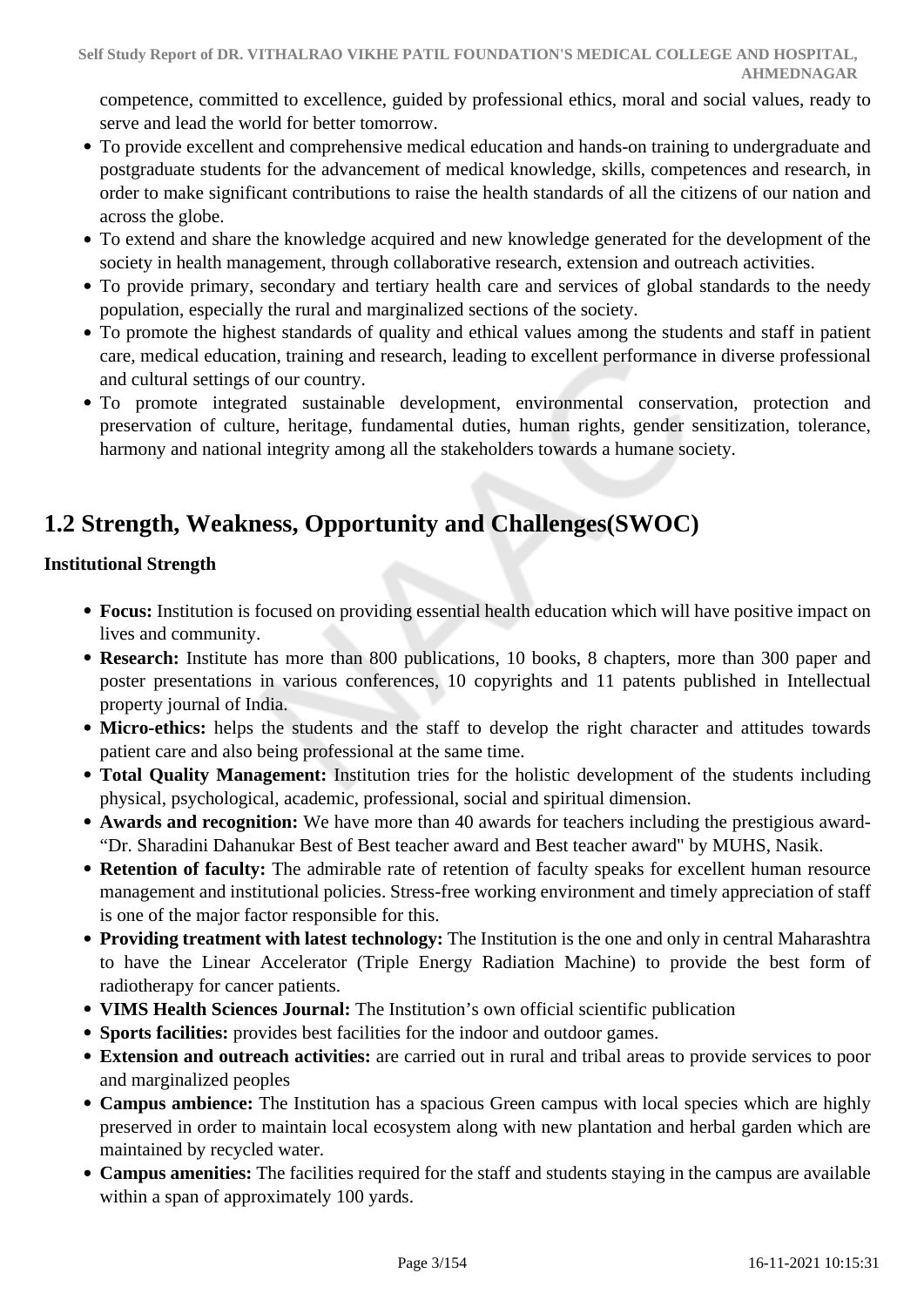competence, committed to excellence, guided by professional ethics, moral and social values, ready to serve and lead the world for better tomorrow.

- To provide excellent and comprehensive medical education and hands-on training to undergraduate and postgraduate students for the advancement of medical knowledge, skills, competences and research, in order to make significant contributions to raise the health standards of all the citizens of our nation and across the globe.
- To extend and share the knowledge acquired and new knowledge generated for the development of the society in health management, through collaborative research, extension and outreach activities.
- To provide primary, secondary and tertiary health care and services of global standards to the needy population, especially the rural and marginalized sections of the society.
- To promote the highest standards of quality and ethical values among the students and staff in patient care, medical education, training and research, leading to excellent performance in diverse professional and cultural settings of our country.
- To promote integrated sustainable development, environmental conservation, protection and preservation of culture, heritage, fundamental duties, human rights, gender sensitization, tolerance, harmony and national integrity among all the stakeholders towards a humane society.

## 1.2 Strength, Weakness, Opportunity and Challenges(SWOC)

**Institutional Strength**

- **Focus:** Institution is focused on providing essential health education which will have positive impact on lives and community.
- **Research:** Institute has more than 800 publications, 10 books, 8 chapters, more than 300 paper and poster presentations in various conferences, 10 copyrights and 11 patents published in Intellectual property journal of India.
- **Micro-ethics:** helps the students and the staff to develop the right character and attitudes towards patient care and also being professional at the same time.
- **Total Quality Management:** Institution tries for the holistic development of the students including physical, psychological, academic, professional, social and spiritual dimension.
- **Awards and recognition:** We have more than 40 awards for teachers including the prestigious award- “Dr. Sharadini Dahanukar Best of Best teacher award and Best teacher award" by MUHS, Nasik.
- **Retention of faculty:** The admirable rate of retention of faculty speaks for excellent human resource management and institutional policies. Stress-free working environment and timely appreciation of staff is one of the major factor responsible for this.
- **Providing treatment with latest technology:** The Institution is the one and only in central Maharashtra to have the Linear Accelerator (Triple Energy Radiation Machine) to provide the best form of radiotherapy for cancer patients.
- **VIMS Health Sciences Journal:** The Institution’s own official scientific publication
- **Sports facilities:** provides best facilities for the indoor and outdoor games.
- **Extension and outreach activities:** are carried out in rural and tribal areas to provide services to poor and marginalized peoples
- **Campus ambience:** The Institution has a spacious Green campus with local species which are highly preserved in order to maintain local ecosystem along with new plantation and herbal garden which are maintained by recycled water.
- **Campus amenities:** The facilities required for the staff and students staying in the campus are available within a span of approximately 100 yards.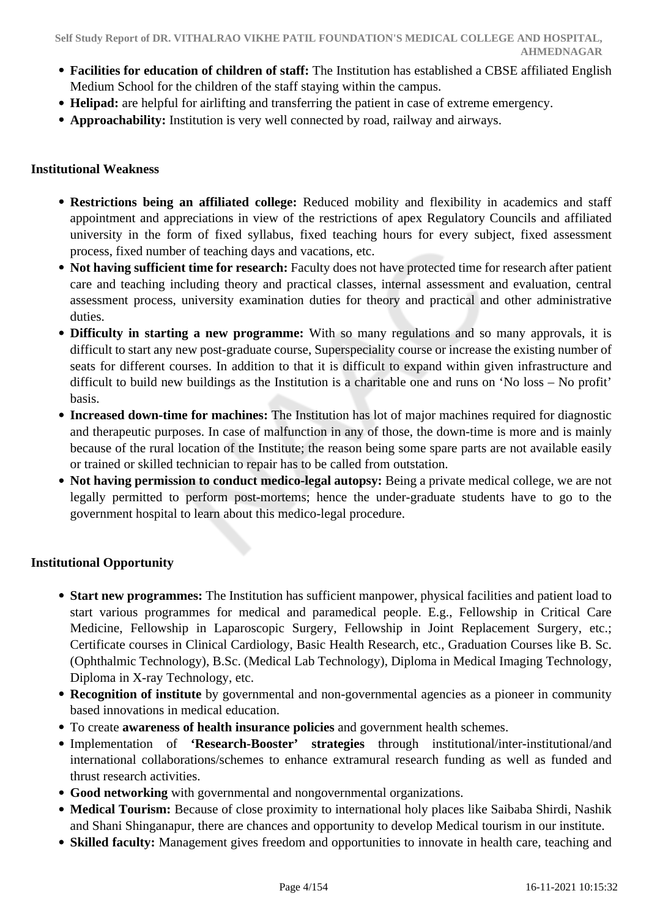- **Facilities for education of children of staff:** The Institution has established a CBSE affiliated English Medium School for the children of the staff staying within the campus.
- **Helipad:** are helpful for airlifting and transferring the patient in case of extreme emergency.
- **Approachability:** Institution is very well connected by road, railway and airways.

**Institutional Weakness**

- **Restrictions being an affiliated college:** Reduced mobility and flexibility in academics and staff appointment and appreciations in view of the restrictions of apex Regulatory Councils and affiliated university in the form of fixed syllabus, fixed teaching hours for every subject, fixed assessment process, fixed number of teaching days and vacations, etc.
- **Not having sufficient time for research:** Faculty does not have protected time for research after patient care and teaching including theory and practical classes, internal assessment and evaluation, central assessment process, university examination duties for theory and practical and other administrative duties.
- **Difficulty in starting a new programme:** With so many regulations and so many approvals, it is difficult to start any new post-graduate course, Superspeciality course or increase the existing number of seats for different courses. In addition to that it is difficult to expand within given infrastructure and difficult to build new buildings as the Institution is a charitable one and runs on 'No loss – No profit' basis.
- **Increased down-time for machines:** The Institution has lot of major machines required for diagnostic and therapeutic purposes. In case of malfunction in any of those, the down-time is more and is mainly because of the rural location of the Institute; the reason being some spare parts are not available easily or trained or skilled technician to repair has to be called from outstation.
- **Not having permission to conduct medico-legal autopsy:** Being a private medical college, we are not legally permitted to perform post-mortems; hence the under-graduate students have to go to the government hospital to learn about this medico-legal procedure.

**Institutional Opportunity**

- **Start new programmes:** The Institution has sufficient manpower, physical facilities and patient load to start various programmes for medical and paramedical people. E.g., Fellowship in Critical Care Medicine, Fellowship in Laparoscopic Surgery, Fellowship in Joint Replacement Surgery, etc.; Certificate courses in Clinical Cardiology, Basic Health Research, etc., Graduation Courses like B. Sc. (Ophthalmic Technology), B.Sc. (Medical Lab Technology), Diploma in Medical Imaging Technology, Diploma in X-ray Technology, etc.
- **Recognition of institute** by governmental and non-governmental agencies as a pioneer in community based innovations in medical education.
- To create **awareness of health insurance policies** and government health schemes.
- Implementation of **'Research-Booster' strategies** through institutional/inter-institutional/and international collaborations/schemes to enhance extramural research funding as well as funded and thrust research activities.
- **Good networking** with governmental and nongovernmental organizations.
- **Medical Tourism:** Because of close proximity to international holy places like Saibaba Shirdi, Nashik and Shani Shinganapur, there are chances and opportunity to develop Medical tourism in our institute.
- **Skilled faculty:** Management gives freedom and opportunities to innovate in health care, teaching and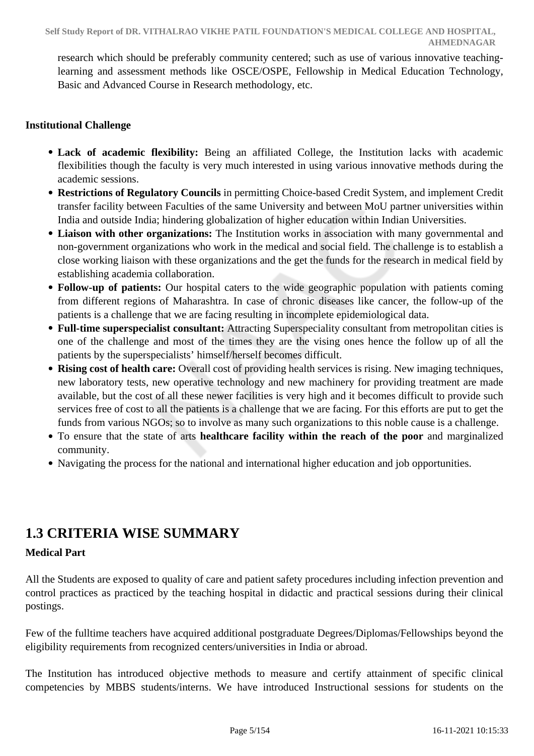research which should be preferably community centered; such as use of various innovative teaching-learning and assessment methods like OSCE/OSPE, Fellowship in Medical Education Technology, Basic and Advanced Course in Research methodology, etc.

**Institutional Challenge**

- **Lack of academic flexibility:** Being an affiliated College, the Institution lacks with academic flexibilities though the faculty is very much interested in using various innovative methods during the academic sessions.
- **Restrictions of Regulatory Councils** in permitting Choice-based Credit System, and implement Credit transfer facility between Faculties of the same University and between MoU partner universities within India and outside India; hindering globalization of higher education within Indian Universities.
- **Liaison with other organizations:** The Institution works in association with many governmental and non-government organizations who work in the medical and social field. The challenge is to establish a close working liaison with these organizations and the get the funds for the research in medical field by establishing academia collaboration.
- **Follow-up of patients:** Our hospital caters to the wide geographic population with patients coming from different regions of Maharashtra. In case of chronic diseases like cancer, the follow-up of the patients is a challenge that we are facing resulting in incomplete epidemiological data.
- **Full-time superspecialist consultant:** Attracting Superspeciality consultant from metropolitan cities is one of the challenge and most of the times they are the vising ones hence the follow up of all the patients by the superspecialists' himself/herself becomes difficult.
- **Rising cost of health care:** Overall cost of providing health services is rising. New imaging techniques, new laboratory tests, new operative technology and new machinery for providing treatment are made available, but the cost of all these newer facilities is very high and it becomes difficult to provide such services free of cost to all the patients is a challenge that we are facing. For this efforts are put to get the funds from various NGOs; so to involve as many such organizations to this noble cause is a challenge.
- To ensure that the state of arts **healthcare facility within the reach of the poor** and marginalized community.
- Navigating the process for the national and international higher education and job opportunities.

## 1.3 CRITERIA WISE SUMMARY

**Medical Part**

All the Students are exposed to quality of care and patient safety procedures including infection prevention and control practices as practiced by the teaching hospital in didactic and practical sessions during their clinical postings.

Few of the fulltime teachers have acquired additional postgraduate Degrees/Diplomas/Fellowships beyond the eligibility requirements from recognized centers/universities in India or abroad.

The Institution has introduced objective methods to measure and certify attainment of specific clinical competencies by MBBS students/interns. We have introduced Instructional sessions for students on the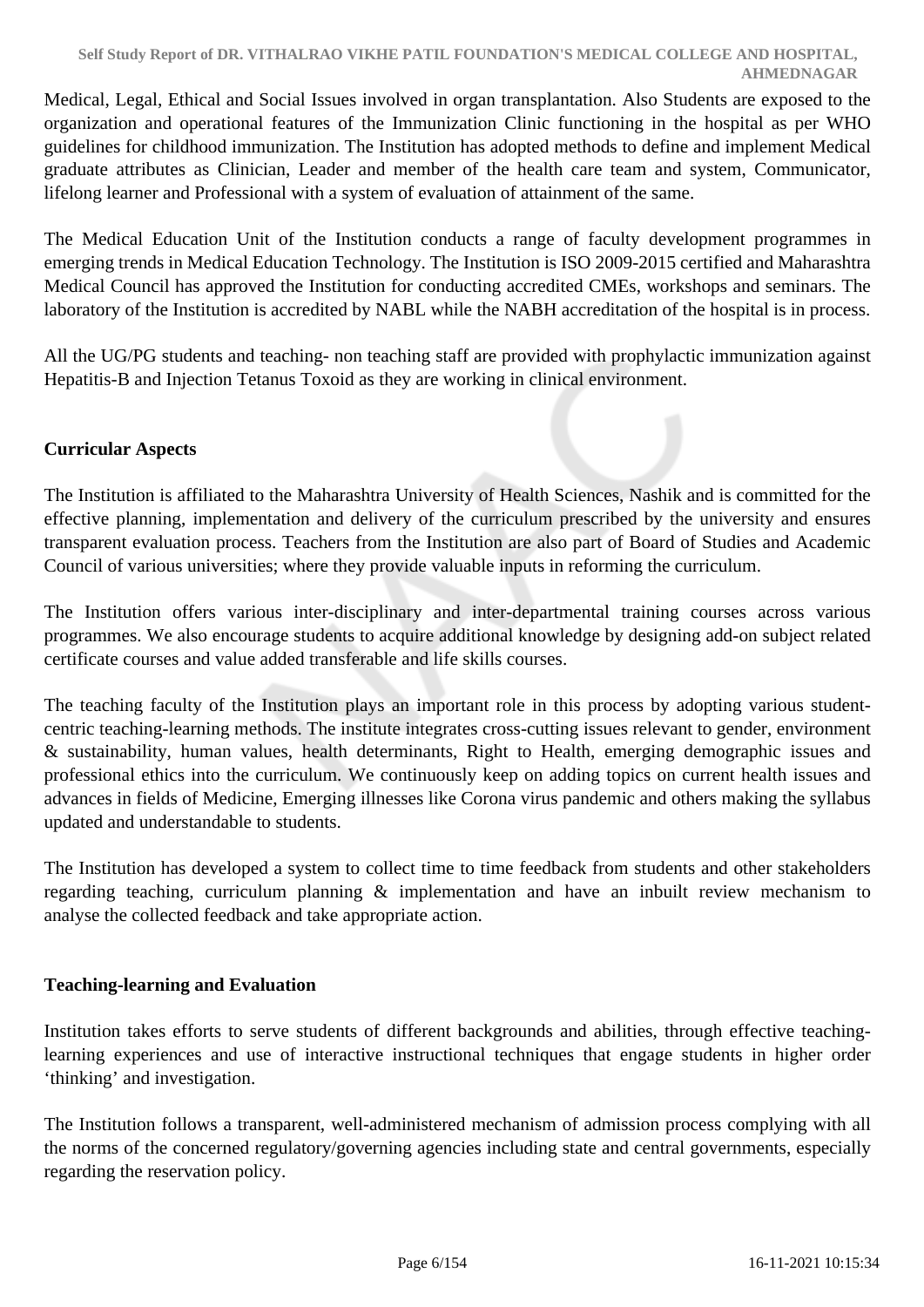Medical, Legal, Ethical and Social Issues involved in organ transplantation. Also Students are exposed to the organization and operational features of the Immunization Clinic functioning in the hospital as per WHO guidelines for childhood immunization. The Institution has adopted methods to define and implement Medical graduate attributes as Clinician, Leader and member of the health care team and system, Communicator, lifelong learner and Professional with a system of evaluation of attainment of the same.

The Medical Education Unit of the Institution conducts a range of faculty development programmes in emerging trends in Medical Education Technology. The Institution is ISO 2009-2015 certified and Maharashtra Medical Council has approved the Institution for conducting accredited CMEs, workshops and seminars. The laboratory of the Institution is accredited by NABL while the NABH accreditation of the hospital is in process.

All the UG/PG students and teaching- non teaching staff are provided with prophylactic immunization against Hepatitis-B and Injection Tetanus Toxoid as they are working in clinical environment.

**Curricular Aspects**

The Institution is affiliated to the Maharashtra University of Health Sciences, Nashik and is committed for the effective planning, implementation and delivery of the curriculum prescribed by the university and ensures transparent evaluation process. Teachers from the Institution are also part of Board of Studies and Academic Council of various universities; where they provide valuable inputs in reforming the curriculum.

The Institution offers various inter-disciplinary and inter-departmental training courses across various programmes. We also encourage students to acquire additional knowledge by designing add-on subject related certificate courses and value added transferable and life skills courses.

The teaching faculty of the Institution plays an important role in this process by adopting various student-centric teaching-learning methods. The institute integrates cross-cutting issues relevant to gender, environment & sustainability, human values, health determinants, Right to Health, emerging demographic issues and professional ethics into the curriculum. We continuously keep on adding topics on current health issues and advances in fields of Medicine, Emerging illnesses like Corona virus pandemic and others making the syllabus updated and understandable to students.

The Institution has developed a system to collect time to time feedback from students and other stakeholders regarding teaching, curriculum planning & implementation and have an inbuilt review mechanism to analyse the collected feedback and take appropriate action.

**Teaching-learning and Evaluation**

Institution takes efforts to serve students of different backgrounds and abilities, through effective teaching-learning experiences and use of interactive instructional techniques that engage students in higher order 'thinking' and investigation.

The Institution follows a transparent, well-administered mechanism of admission process complying with all the norms of the concerned regulatory/governing agencies including state and central governments, especially regarding the reservation policy.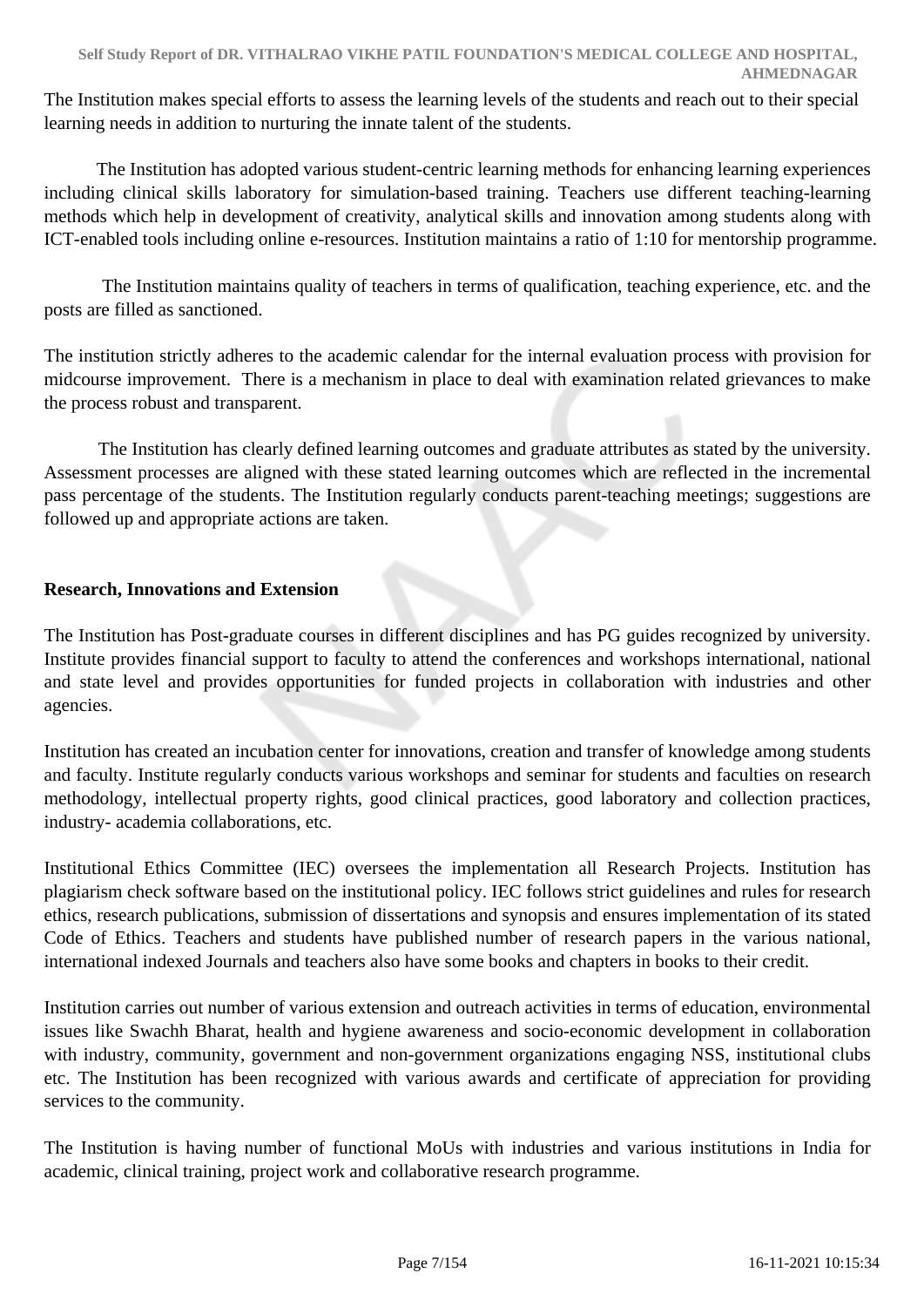The Institution makes special efforts to assess the learning levels of the students and reach out to their special learning needs in addition to nurturing the innate talent of the students.

The Institution has adopted various student-centric learning methods for enhancing learning experiences including clinical skills laboratory for simulation-based training. Teachers use different teaching-learning methods which help in development of creativity, analytical skills and innovation among students along with ICT-enabled tools including online e-resources. Institution maintains a ratio of 1:10 for mentorship programme.

The Institution maintains quality of teachers in terms of qualification, teaching experience, etc. and the posts are filled as sanctioned.

The institution strictly adheres to the academic calendar for the internal evaluation process with provision for midcourse improvement. There is a mechanism in place to deal with examination related grievances to make the process robust and transparent.

The Institution has clearly defined learning outcomes and graduate attributes as stated by the university. Assessment processes are aligned with these stated learning outcomes which are reflected in the incremental pass percentage of the students. The Institution regularly conducts parent-teaching meetings; suggestions are followed up and appropriate actions are taken.

**Research, Innovations and Extension**

The Institution has Post-graduate courses in different disciplines and has PG guides recognized by university. Institute provides financial support to faculty to attend the conferences and workshops international, national and state level and provides opportunities for funded projects in collaboration with industries and other agencies.

Institution has created an incubation center for innovations, creation and transfer of knowledge among students and faculty. Institute regularly conducts various workshops and seminar for students and faculties on research methodology, intellectual property rights, good clinical practices, good laboratory and collection practices, industry- academia collaborations, etc.

Institutional Ethics Committee (IEC) oversees the implementation all Research Projects. Institution has plagiarism check software based on the institutional policy. IEC follows strict guidelines and rules for research ethics, research publications, submission of dissertations and synopsis and ensures implementation of its stated Code of Ethics. Teachers and students have published number of research papers in the various national, international indexed Journals and teachers also have some books and chapters in books to their credit.

Institution carries out number of various extension and outreach activities in terms of education, environmental issues like Swachh Bharat, health and hygiene awareness and socio-economic development in collaboration with industry, community, government and non-government organizations engaging NSS, institutional clubs etc. The Institution has been recognized with various awards and certificate of appreciation for providing services to the community.

The Institution is having number of functional MoUs with industries and various institutions in India for academic, clinical training, project work and collaborative research programme.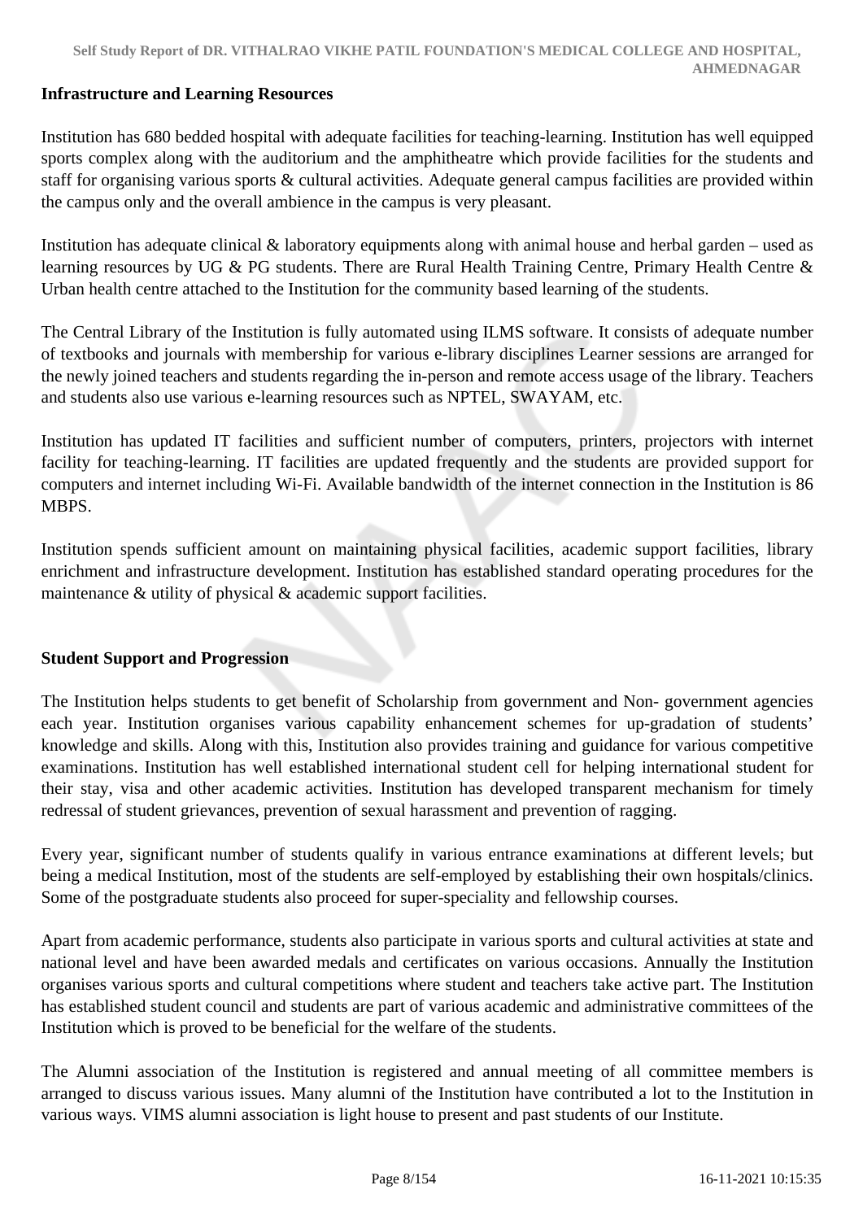**Infrastructure and Learning Resources**

Institution has 680 bedded hospital with adequate facilities for teaching-learning. Institution has well equipped sports complex along with the auditorium and the amphitheatre which provide facilities for the students and staff for organising various sports & cultural activities. Adequate general campus facilities are provided within the campus only and the overall ambience in the campus is very pleasant.

Institution has adequate clinical & laboratory equipments along with animal house and herbal garden – used as learning resources by UG & PG students. There are Rural Health Training Centre, Primary Health Centre & Urban health centre attached to the Institution for the community based learning of the students.

The Central Library of the Institution is fully automated using ILMS software. It consists of adequate number of textbooks and journals with membership for various e-library disciplines Learner sessions are arranged for the newly joined teachers and students regarding the in-person and remote access usage of the library. Teachers and students also use various e-learning resources such as NPTEL, SWAYAM, etc.

Institution has updated IT facilities and sufficient number of computers, printers, projectors with internet facility for teaching-learning. IT facilities are updated frequently and the students are provided support for computers and internet including Wi-Fi. Available bandwidth of the internet connection in the Institution is 86 MBPS.

Institution spends sufficient amount on maintaining physical facilities, academic support facilities, library enrichment and infrastructure development. Institution has established standard operating procedures for the maintenance & utility of physical & academic support facilities.

**Student Support and Progression**

The Institution helps students to get benefit of Scholarship from government and Non- government agencies each year. Institution organises various capability enhancement schemes for up-gradation of students' knowledge and skills. Along with this, Institution also provides training and guidance for various competitive examinations. Institution has well established international student cell for helping international student for their stay, visa and other academic activities. Institution has developed transparent mechanism for timely redressal of student grievances, prevention of sexual harassment and prevention of ragging.

Every year, significant number of students qualify in various entrance examinations at different levels; but being a medical Institution, most of the students are self-employed by establishing their own hospitals/clinics. Some of the postgraduate students also proceed for super-speciality and fellowship courses.

Apart from academic performance, students also participate in various sports and cultural activities at state and national level and have been awarded medals and certificates on various occasions. Annually the Institution organises various sports and cultural competitions where student and teachers take active part. The Institution has established student council and students are part of various academic and administrative committees of the Institution which is proved to be beneficial for the welfare of the students.

The Alumni association of the Institution is registered and annual meeting of all committee members is arranged to discuss various issues. Many alumni of the Institution have contributed a lot to the Institution in various ways. VIMS alumni association is light house to present and past students of our Institute.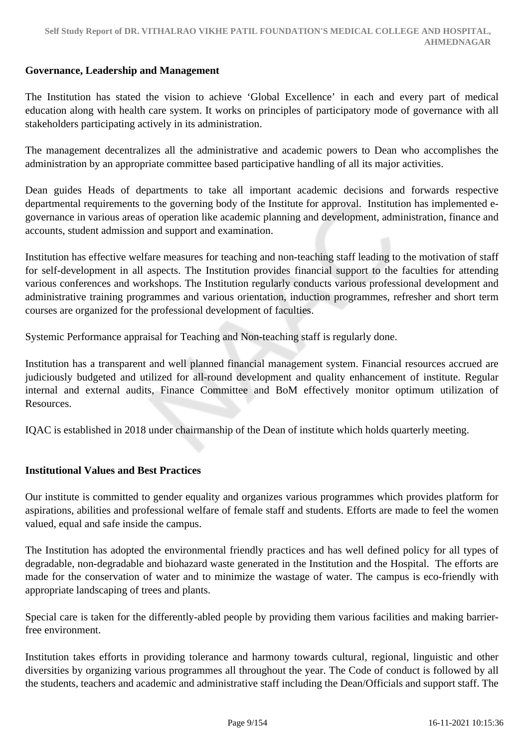**Governance, Leadership and Management**

The Institution has stated the vision to achieve 'Global Excellence' in each and every part of medical education along with health care system. It works on principles of participatory mode of governance with all stakeholders participating actively in its administration.

The management decentralizes all the administrative and academic powers to Dean who accomplishes the administration by an appropriate committee based participative handling of all its major activities.

Dean guides Heads of departments to take all important academic decisions and forwards respective departmental requirements to the governing body of the Institute for approval. Institution has implemented e-governance in various areas of operation like academic planning and development, administration, finance and accounts, student admission and support and examination.

Institution has effective welfare measures for teaching and non-teaching staff leading to the motivation of staff for self-development in all aspects. The Institution provides financial support to the faculties for attending various conferences and workshops. The Institution regularly conducts various professional development and administrative training programmes and various orientation, induction programmes, refresher and short term courses are organized for the professional development of faculties.

Systemic Performance appraisal for Teaching and Non-teaching staff is regularly done.

Institution has a transparent and well planned financial management system. Financial resources accrued are judiciously budgeted and utilized for all-round development and quality enhancement of institute. Regular internal and external audits, Finance Committee and BoM effectively monitor optimum utilization of Resources.

IQAC is established in 2018 under chairmanship of the Dean of institute which holds quarterly meeting.

**Institutional Values and Best Practices**

Our institute is committed to gender equality and organizes various programmes which provides platform for aspirations, abilities and professional welfare of female staff and students. Efforts are made to feel the women valued, equal and safe inside the campus.

The Institution has adopted the environmental friendly practices and has well defined policy for all types of degradable, non-degradable and biohazard waste generated in the Institution and the Hospital. The efforts are made for the conservation of water and to minimize the wastage of water. The campus is eco-friendly with appropriate landscaping of trees and plants.

Special care is taken for the differently-abled people by providing them various facilities and making barrier-free environment.

Institution takes efforts in providing tolerance and harmony towards cultural, regional, linguistic and other diversities by organizing various programmes all throughout the year. The Code of conduct is followed by all the students, teachers and academic and administrative staff including the Dean/Officials and support staff. The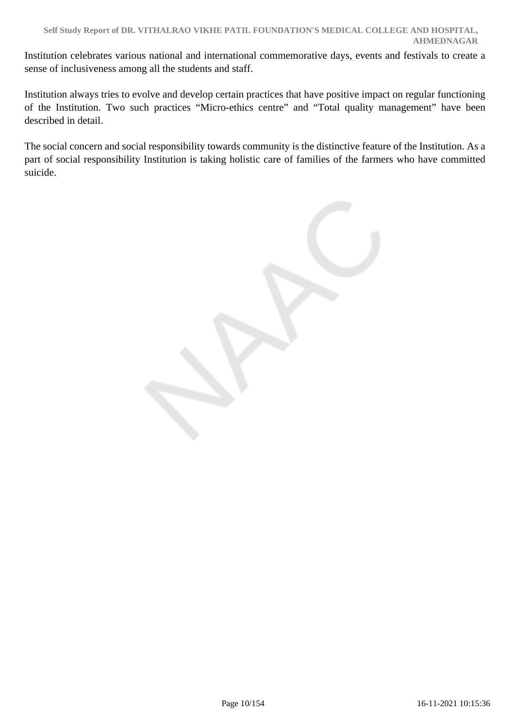Institution celebrates various national and international commemorative days, events and festivals to create a sense of inclusiveness among all the students and staff.

Institution always tries to evolve and develop certain practices that have positive impact on regular functioning of the Institution. Two such practices "Micro-ethics centre" and "Total quality management" have been described in detail.

The social concern and social responsibility towards community is the distinctive feature of the Institution. As a part of social responsibility Institution is taking holistic care of families of the farmers who have committed suicide.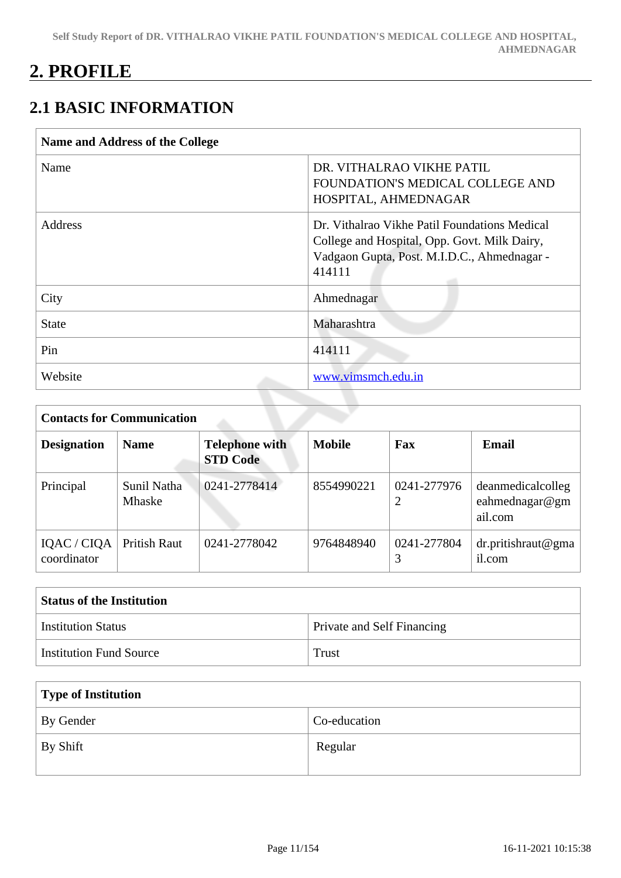# 2. PROFILE

## 2.1 BASIC INFORMATION

| Name and Address of the College | |
|---|---|
| Name | DR. VITHALRAO VIKHE PATIL FOUNDATION'S MEDICAL COLLEGE AND HOSPITAL, AHMEDNAGAR |
| Address | Dr. Vithalrao Vikhe Patil Foundations Medical College and Hospital, Opp. Govt. Milk Dairy, Vadgaon Gupta, Post. M.I.D.C., Ahmednagar - 414111 |
| City | Ahmednagar |
| State | Maharashtra |
| Pin | 414111 |
| Website | www.vimsmch.edu.in |

| Contacts for Communication | | | | | |
|---|---|---|---|---|---|
| **Designation** | **Name** | **Telephone with STD Code** | **Mobile** | **Fax** | **Email** |
| Principal | Sunil Natha Mhaske | 0241-2778414 | 8554990221 | 0241-2779762 | deanmedicalcollegeahmednagar@gmail.com |
| IQAC / CIQA coordinator | Pritish Raut | 0241-2778042 | 9764848940 | 0241-2778043 | dr.pritishraut@gmail.com |

| Status of the Institution | |
|---|---|
| Institution Status | Private and Self Financing |
| Institution Fund Source | Trust |

| Type of Institution | |
|---|---|
| By Gender | Co-education |
| By Shift | Regular |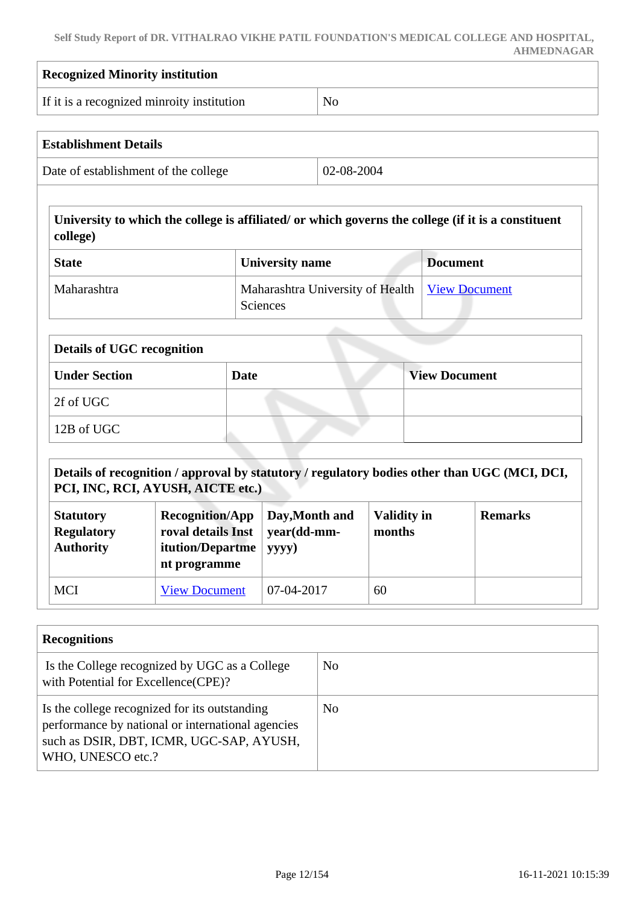| Recognized Minority institution | |
|---|---|
| If it is a recognized minroity institution | No |

| Establishment Details | |
|---|---|
| Date of establishment of the college | 02-08-2004 |

**University to which the college is affiliated/ or which governs the college (if it is a constituent college)**

| State | University name | Document |
|---|---|---|
| Maharashtra | Maharashtra University of Health Sciences | View Document |

**Details of UGC recognition**

| Under Section | Date | View Document |
|---|---|---|
| 2f of UGC | | |
| 12B of UGC | | |

**Details of recognition / approval by statutory / regulatory bodies other than UGC (MCI, DCI, PCI, INC, RCI, AYUSH, AICTE etc.)**

| Statutory Regulatory Authority | Recognition/Approval details Institution/Department programme | Day,Month and year(dd-mm-yyyy) | Validity in months | Remarks |
|---|---|---|---|---|
| MCI | View Document | 07-04-2017 | 60 | |

| Recognitions | |
|---|---|
| Is the College recognized by UGC as a College with Potential for Excellence(CPE)? | No |
| Is the college recognized for its outstanding performance by national or international agencies such as DSIR, DBT, ICMR, UGC-SAP, AYUSH, WHO, UNESCO etc.? | No |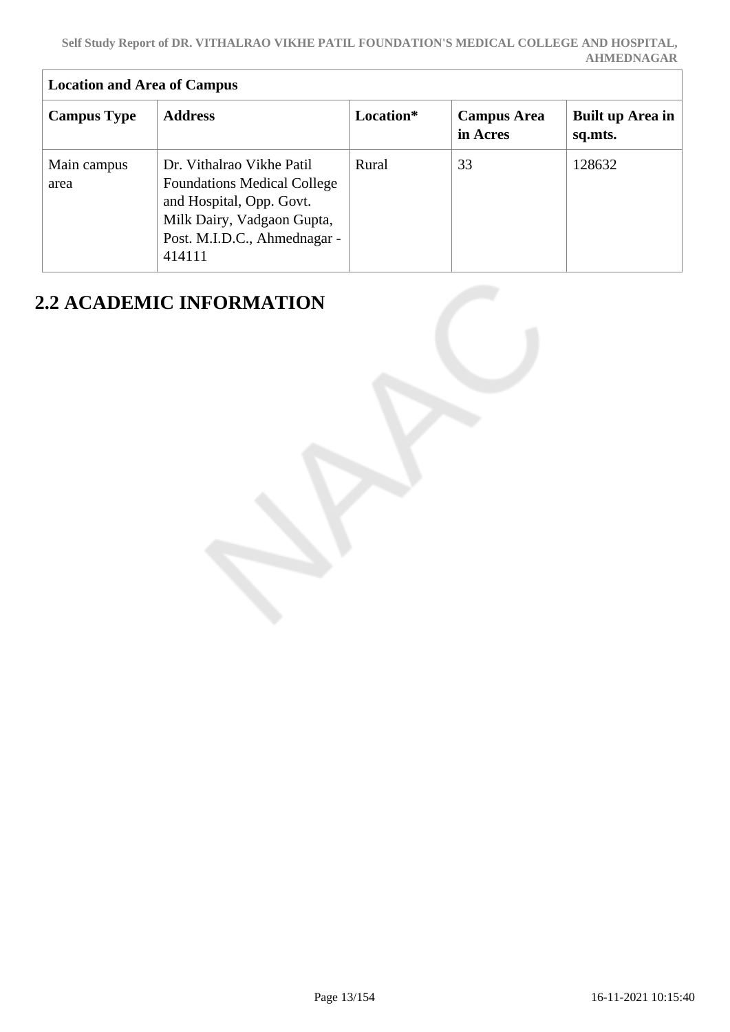| Location and Area of Campus | | | | |
|---|---|---|---|---|
| **Campus Type** | **Address** | **Location*** | **Campus Area in Acres** | **Built up Area in sq.mts.** |
| Main campus area | Dr. Vithalrao Vikhe Patil Foundations Medical College and Hospital, Opp. Govt. Milk Dairy, Vadgaon Gupta, Post. M.I.D.C., Ahmednagar - 414111 | Rural | 33 | 128632 |

## 2.2 ACADEMIC INFORMATION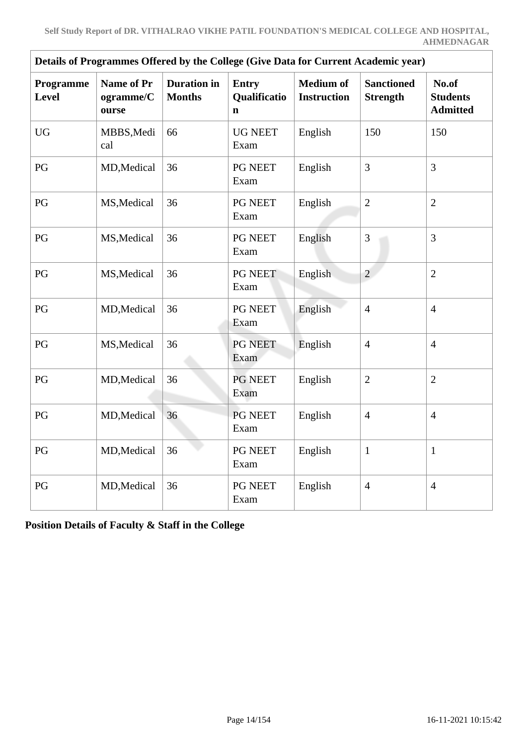| Details of Programmes Offered by the College (Give Data for Current Academic year) | | | | | | |
|---|---|---|---|---|---|---|
| **Programme Level** | **Name of Programme/Course** | **Duration in Months** | **Entry Qualification** | **Medium of Instruction** | **Sanctioned Strength** | **No.of Students Admitted** |
| UG | MBBS,Medical | 66 | UG NEET Exam | English | 150 | 150 |
| PG | MD,Medical | 36 | PG NEET Exam | English | 3 | 3 |
| PG | MS,Medical | 36 | PG NEET Exam | English | 2 | 2 |
| PG | MS,Medical | 36 | PG NEET Exam | English | 3 | 3 |
| PG | MS,Medical | 36 | PG NEET Exam | English | 2 | 2 |
| PG | MD,Medical | 36 | PG NEET Exam | English | 4 | 4 |
| PG | MS,Medical | 36 | PG NEET Exam | English | 4 | 4 |
| PG | MD,Medical | 36 | PG NEET Exam | English | 2 | 2 |
| PG | MD,Medical | 36 | PG NEET Exam | English | 4 | 4 |
| PG | MD,Medical | 36 | PG NEET Exam | English | 1 | 1 |
| PG | MD,Medical | 36 | PG NEET Exam | English | 4 | 4 |

**Position Details of Faculty & Staff in the College**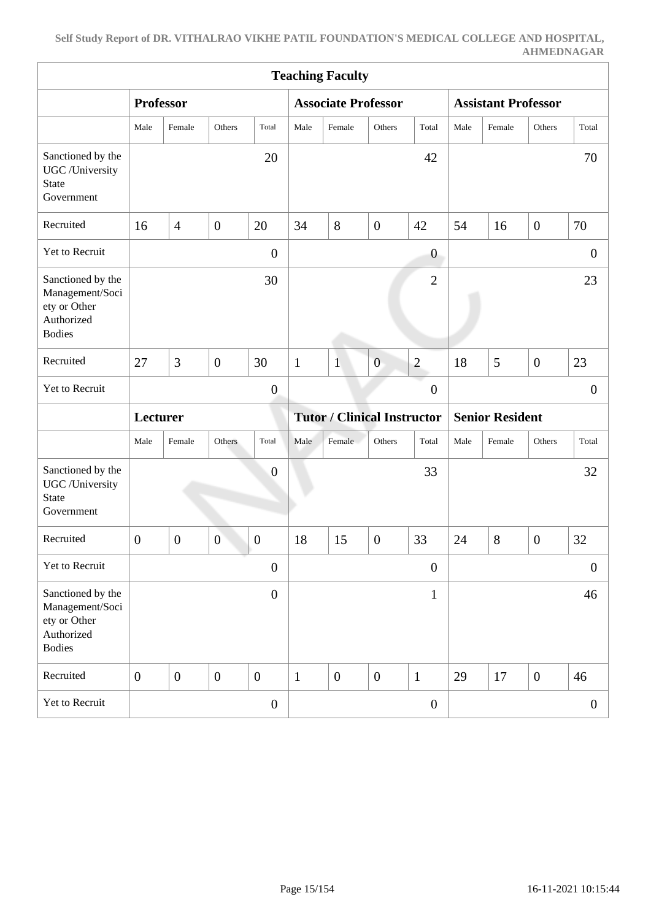| Teaching Faculty | | | | | | | | | | | | |
|---|---|---|---|---|---|---|---|---|---|---|---|---|
| | **Professor** | | | | **Associate Professor** | | | | **Assistant Professor** | | | |
| | Male | Female | Others | Total | Male | Female | Others | Total | Male | Female | Others | Total |
| Sanctioned by the UGC /University State Government | | | | 20 | | | | 42 | | | | 70 |
| Recruited | 16 | 4 | 0 | 20 | 34 | 8 | 0 | 42 | 54 | 16 | 0 | 70 |
| Yet to Recruit | | | | 0 | | | | 0 | | | | 0 |
| Sanctioned by the Management/Society or Other Authorized Bodies | | | | 30 | | | | 2 | | | | 23 |
| Recruited | 27 | 3 | 0 | 30 | 1 | 1 | 0 | 2 | 18 | 5 | 0 | 23 |
| Yet to Recruit | | | | 0 | | | | 0 | | | | 0 |
| | **Lecturer** | | | | **Tutor / Clinical Instructor** | | | | **Senior Resident** | | | |
| | Male | Female | Others | Total | Male | Female | Others | Total | Male | Female | Others | Total |
| Sanctioned by the UGC /University State Government | | | | 0 | | | | 33 | | | | 32 |
| Recruited | 0 | 0 | 0 | 0 | 18 | 15 | 0 | 33 | 24 | 8 | 0 | 32 |
| Yet to Recruit | | | | 0 | | | | 0 | | | | 0 |
| Sanctioned by the Management/Society or Other Authorized Bodies | | | | 0 | | | | 1 | | | | 46 |
| Recruited | 0 | 0 | 0 | 0 | 1 | 0 | 0 | 1 | 29 | 17 | 0 | 46 |
| Yet to Recruit | | | | 0 | | | | 0 | | | | 0 |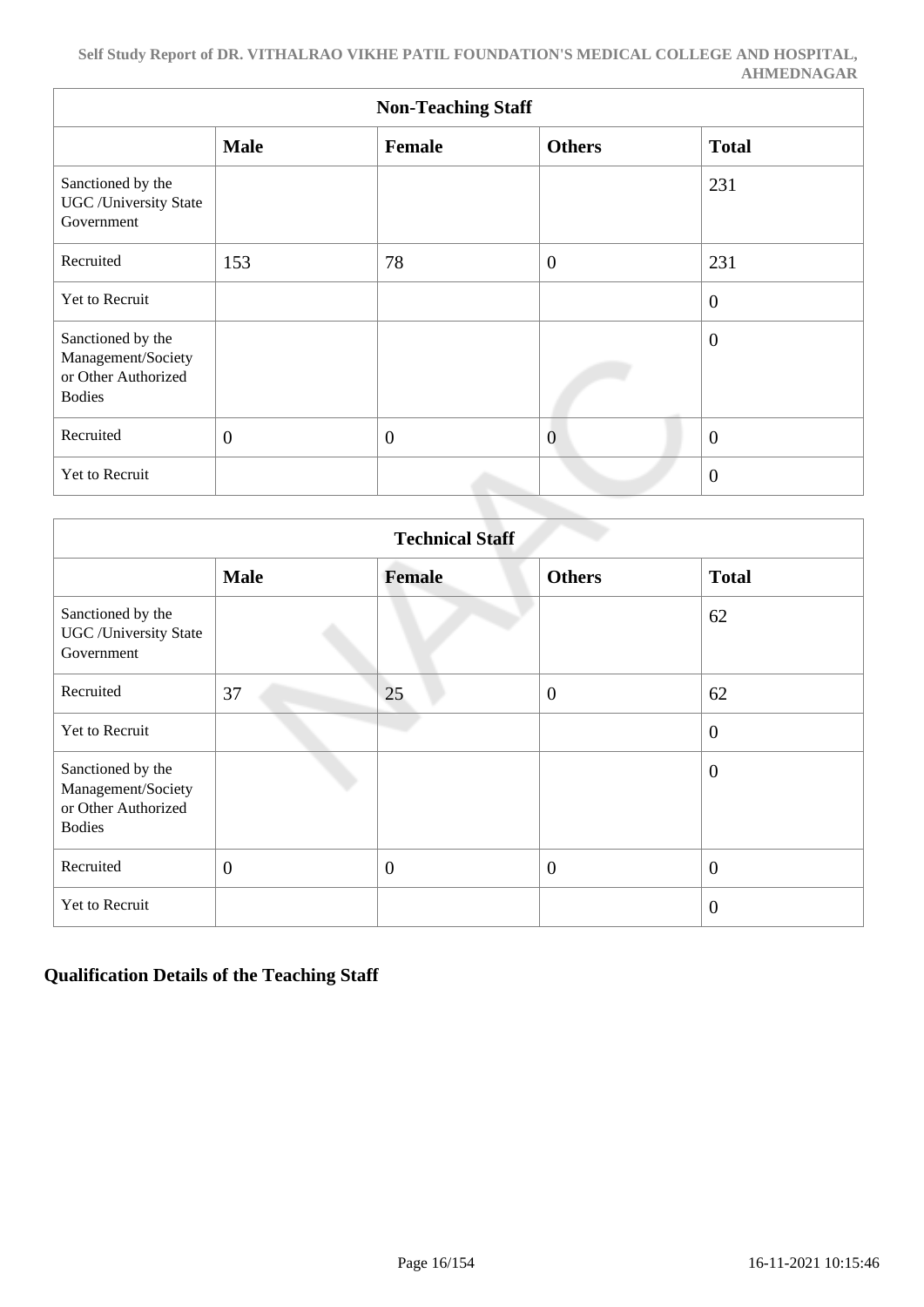| Non-Teaching Staff | | | | |
|---|---|---|---|---|
| | **Male** | **Female** | **Others** | **Total** |
| Sanctioned by the UGC /University State Government | | | | 231 |
| Recruited | 153 | 78 | 0 | 231 |
| Yet to Recruit | | | | 0 |
| Sanctioned by the Management/Society or Other Authorized Bodies | | | | 0 |
| Recruited | 0 | 0 | 0 | 0 |
| Yet to Recruit | | | | 0 |

| Technical Staff | | | | |
|---|---|---|---|---|
| | **Male** | **Female** | **Others** | **Total** |
| Sanctioned by the UGC /University State Government | | | | 62 |
| Recruited | 37 | 25 | 0 | 62 |
| Yet to Recruit | | | | 0 |
| Sanctioned by the Management/Society or Other Authorized Bodies | | | | 0 |
| Recruited | 0 | 0 | 0 | 0 |
| Yet to Recruit | | | | 0 |

## Qualification Details of the Teaching Staff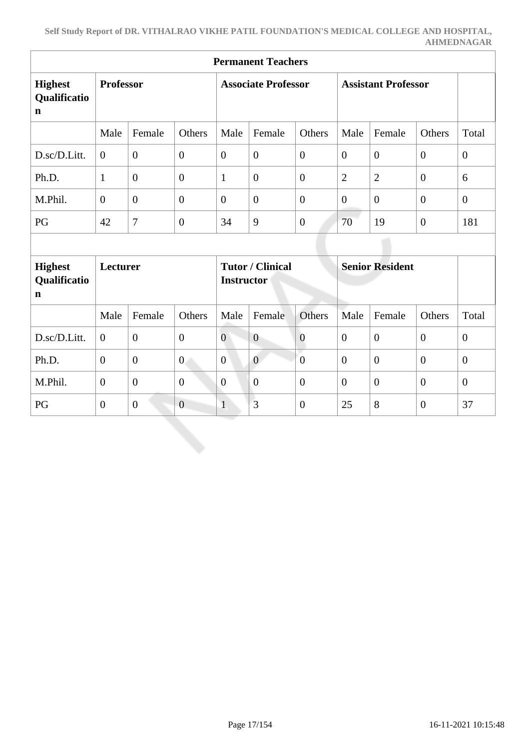| Permanent Teachers | | | | | | | | | | |
|---|---|---|---|---|---|---|---|---|---|---|
| **Highest Qualification** | **Professor** | | | **Associate Professor** | | | **Assistant Professor** | | | |
| | Male | Female | Others | Male | Female | Others | Male | Female | Others | Total |
| D.sc/D.Litt. | 0 | 0 | 0 | 0 | 0 | 0 | 0 | 0 | 0 | 0 |
| Ph.D. | 1 | 0 | 0 | 1 | 0 | 0 | 2 | 2 | 0 | 6 |
| M.Phil. | 0 | 0 | 0 | 0 | 0 | 0 | 0 | 0 | 0 | 0 |
| PG | 42 | 7 | 0 | 34 | 9 | 0 | 70 | 19 | 0 | 181 |
| | | | | | | | | | | |
| **Highest Qualification** | **Lecturer** | | | **Tutor / Clinical Instructor** | | | **Senior Resident** | | | |
| | Male | Female | Others | Male | Female | Others | Male | Female | Others | Total |
| D.sc/D.Litt. | 0 | 0 | 0 | 0 | 0 | 0 | 0 | 0 | 0 | 0 |
| Ph.D. | 0 | 0 | 0 | 0 | 0 | 0 | 0 | 0 | 0 | 0 |
| M.Phil. | 0 | 0 | 0 | 0 | 0 | 0 | 0 | 0 | 0 | 0 |
| PG | 0 | 0 | 0 | 1 | 3 | 0 | 25 | 8 | 0 | 37 |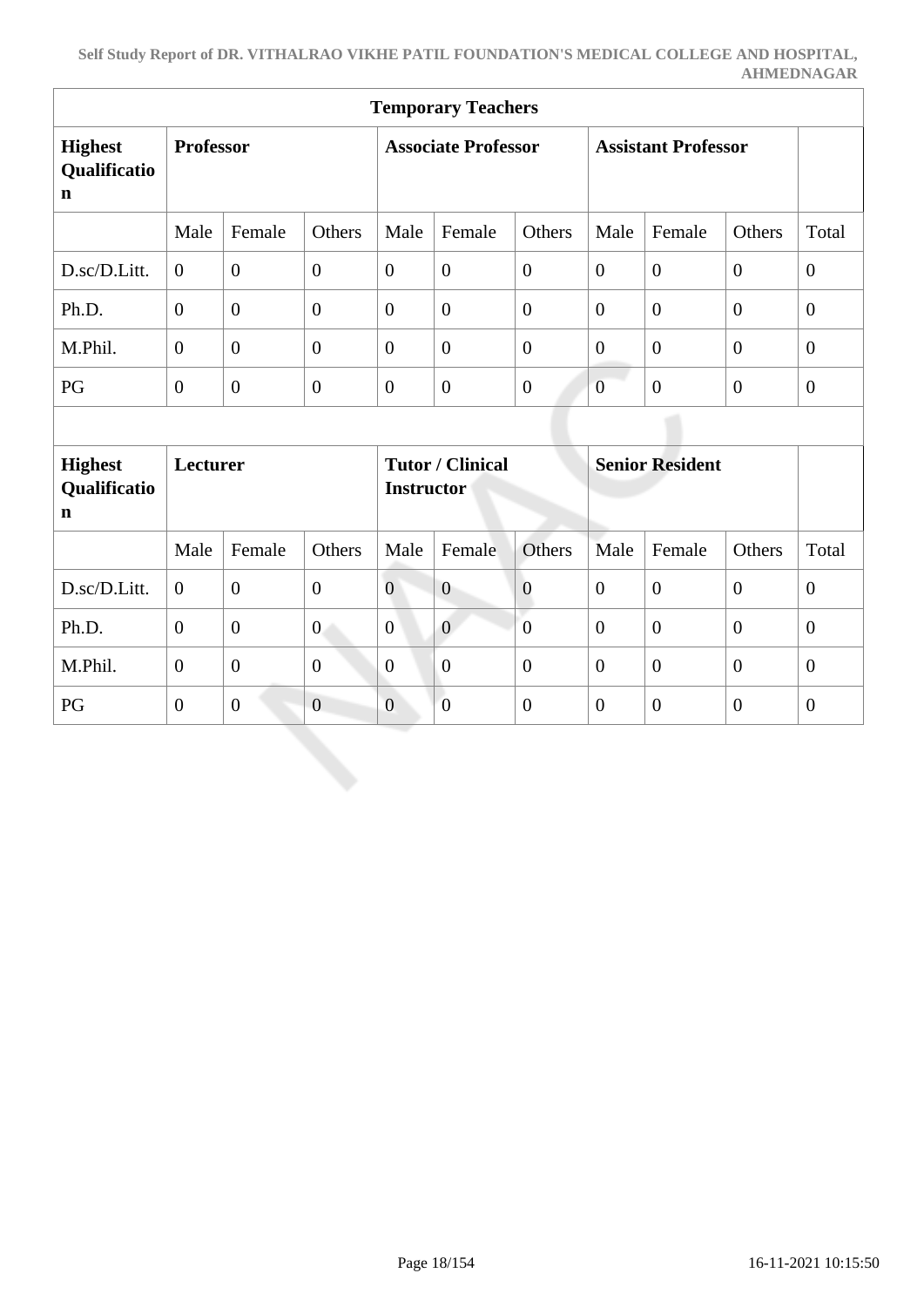| Temporary Teachers | | | | | | | | | | |
|---|---|---|---|---|---|---|---|---|---|---|
| **Highest Qualification** | **Professor** | | | **Associate Professor** | | | **Assistant Professor** | | | |
| | Male | Female | Others | Male | Female | Others | Male | Female | Others | Total |
| D.sc/D.Litt. | 0 | 0 | 0 | 0 | 0 | 0 | 0 | 0 | 0 | 0 |
| Ph.D. | 0 | 0 | 0 | 0 | 0 | 0 | 0 | 0 | 0 | 0 |
| M.Phil. | 0 | 0 | 0 | 0 | 0 | 0 | 0 | 0 | 0 | 0 |
| PG | 0 | 0 | 0 | 0 | 0 | 0 | 0 | 0 | 0 | 0 |
| | | | | | | | | | | |
| **Highest Qualification** | **Lecturer** | | | **Tutor / Clinical Instructor** | | | **Senior Resident** | | | |
| | Male | Female | Others | Male | Female | Others | Male | Female | Others | Total |
| D.sc/D.Litt. | 0 | 0 | 0 | 0 | 0 | 0 | 0 | 0 | 0 | 0 |
| Ph.D. | 0 | 0 | 0 | 0 | 0 | 0 | 0 | 0 | 0 | 0 |
| M.Phil. | 0 | 0 | 0 | 0 | 0 | 0 | 0 | 0 | 0 | 0 |
| PG | 0 | 0 | 0 | 0 | 0 | 0 | 0 | 0 | 0 | 0 |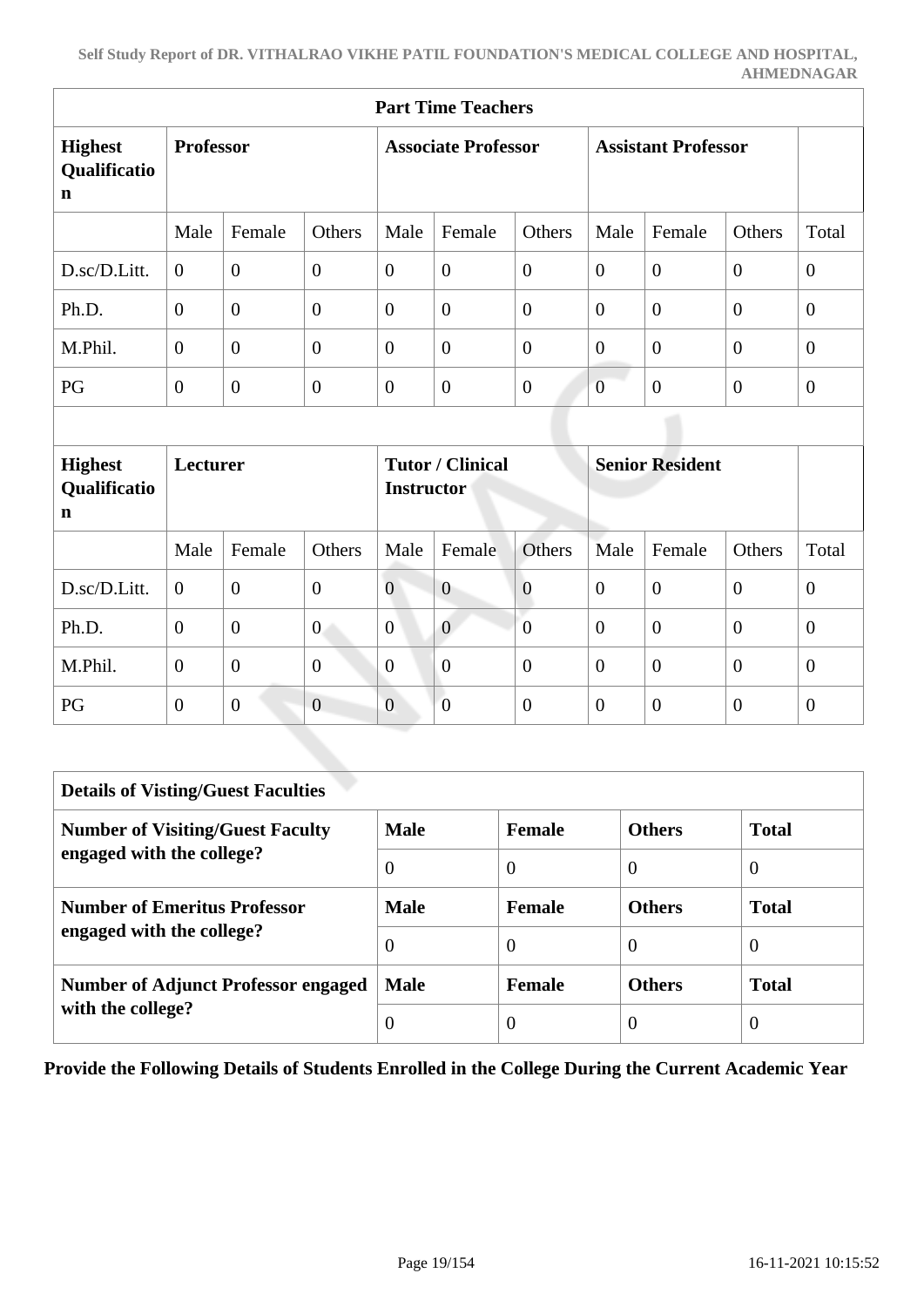| Part Time Teachers | | | | | | | | | | |
|---|---|---|---|---|---|---|---|---|---|---|
| **Highest Qualification** | **Professor** | | | **Associate Professor** | | | **Assistant Professor** | | | |
| | Male | Female | Others | Male | Female | Others | Male | Female | Others | Total |
| D.sc/D.Litt. | 0 | 0 | 0 | 0 | 0 | 0 | 0 | 0 | 0 | 0 |
| Ph.D. | 0 | 0 | 0 | 0 | 0 | 0 | 0 | 0 | 0 | 0 |
| M.Phil. | 0 | 0 | 0 | 0 | 0 | 0 | 0 | 0 | 0 | 0 |
| PG | 0 | 0 | 0 | 0 | 0 | 0 | 0 | 0 | 0 | 0 |
| | | | | | | | | | | |
| **Highest Qualification** | **Lecturer** | | | **Tutor / Clinical Instructor** | | | **Senior Resident** | | | |
| | Male | Female | Others | Male | Female | Others | Male | Female | Others | Total |
| D.sc/D.Litt. | 0 | 0 | 0 | 0 | 0 | 0 | 0 | 0 | 0 | 0 |
| Ph.D. | 0 | 0 | 0 | 0 | 0 | 0 | 0 | 0 | 0 | 0 |
| M.Phil. | 0 | 0 | 0 | 0 | 0 | 0 | 0 | 0 | 0 | 0 |
| PG | 0 | 0 | 0 | 0 | 0 | 0 | 0 | 0 | 0 | 0 |

| Details of Visting/Guest Faculties | | | | |
|---|---|---|---|---|
| **Number of Visiting/Guest Faculty engaged with the college?** | **Male** | **Female** | **Others** | **Total** |
| | 0 | 0 | 0 | 0 |
| **Number of Emeritus Professor engaged with the college?** | **Male** | **Female** | **Others** | **Total** |
| | 0 | 0 | 0 | 0 |
| **Number of Adjunct Professor engaged with the college?** | **Male** | **Female** | **Others** | **Total** |
| | 0 | 0 | 0 | 0 |

**Provide the Following Details of Students Enrolled in the College During the Current Academic Year**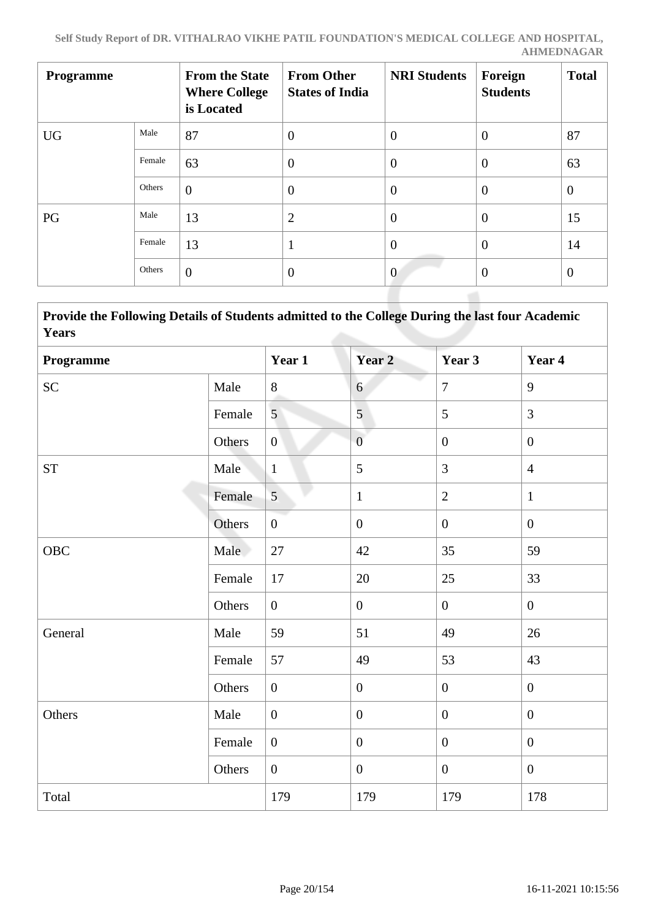| Programme | | From the State Where College is Located | From Other States of India | NRI Students | Foreign Students | Total |
|---|---|---|---|---|---|---|
| UG | Male | 87 | 0 | 0 | 0 | 87 |
| | Female | 63 | 0 | 0 | 0 | 63 |
| | Others | 0 | 0 | 0 | 0 | 0 |
| PG | Male | 13 | 2 | 0 | 0 | 15 |
| | Female | 13 | 1 | 0 | 0 | 14 |
| | Others | 0 | 0 | 0 | 0 | 0 |

**Provide the Following Details of Students admitted to the College During the last four Academic Years**

| Programme | | Year 1 | Year 2 | Year 3 | Year 4 |
|---|---|---|---|---|---|
| SC | Male | 8 | 6 | 7 | 9 |
| | Female | 5 | 5 | 5 | 3 |
| | Others | 0 | 0 | 0 | 0 |
| ST | Male | 1 | 5 | 3 | 4 |
| | Female | 5 | 1 | 2 | 1 |
| | Others | 0 | 0 | 0 | 0 |
| OBC | Male | 27 | 42 | 35 | 59 |
| | Female | 17 | 20 | 25 | 33 |
| | Others | 0 | 0 | 0 | 0 |
| General | Male | 59 | 51 | 49 | 26 |
| | Female | 57 | 49 | 53 | 43 |
| | Others | 0 | 0 | 0 | 0 |
| Others | Male | 0 | 0 | 0 | 0 |
| | Female | 0 | 0 | 0 | 0 |
| | Others | 0 | 0 | 0 | 0 |
| Total | | 179 | 179 | 179 | 178 |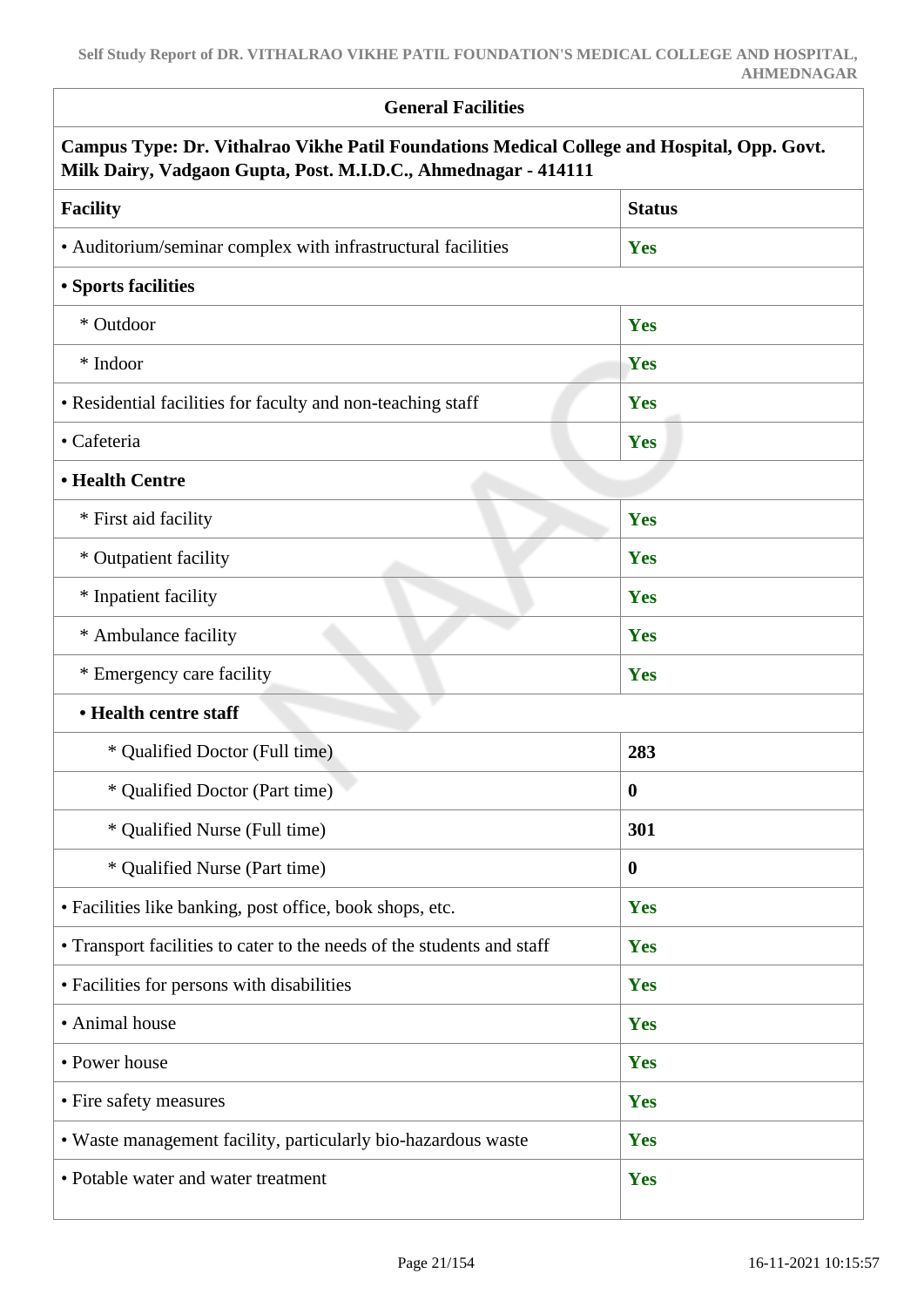| General Facilities | |
|---|---|
| **Campus Type: Dr. Vithalrao Vikhe Patil Foundations Medical College and Hospital, Opp. Govt. Milk Dairy, Vadgaon Gupta, Post. M.I.D.C., Ahmednagar - 414111** | |
| **Facility** | **Status** |
| • Auditorium/seminar complex with infrastructural facilities | Yes |
| **• Sports facilities** | |
| * Outdoor | Yes |
| * Indoor | Yes |
| • Residential facilities for faculty and non-teaching staff | Yes |
| • Cafeteria | Yes |
| **• Health Centre** | |
| * First aid facility | Yes |
| * Outpatient facility | Yes |
| * Inpatient facility | Yes |
| * Ambulance facility | Yes |
| * Emergency care facility | Yes |
| **• Health centre staff** | |
| * Qualified Doctor (Full time) | 283 |
| * Qualified Doctor (Part time) | 0 |
| * Qualified Nurse (Full time) | 301 |
| * Qualified Nurse (Part time) | 0 |
| • Facilities like banking, post office, book shops, etc. | Yes |
| • Transport facilities to cater to the needs of the students and staff | Yes |
| • Facilities for persons with disabilities | Yes |
| • Animal house | Yes |
| • Power house | Yes |
| • Fire safety measures | Yes |
| • Waste management facility, particularly bio-hazardous waste | Yes |
| • Potable water and water treatment | Yes |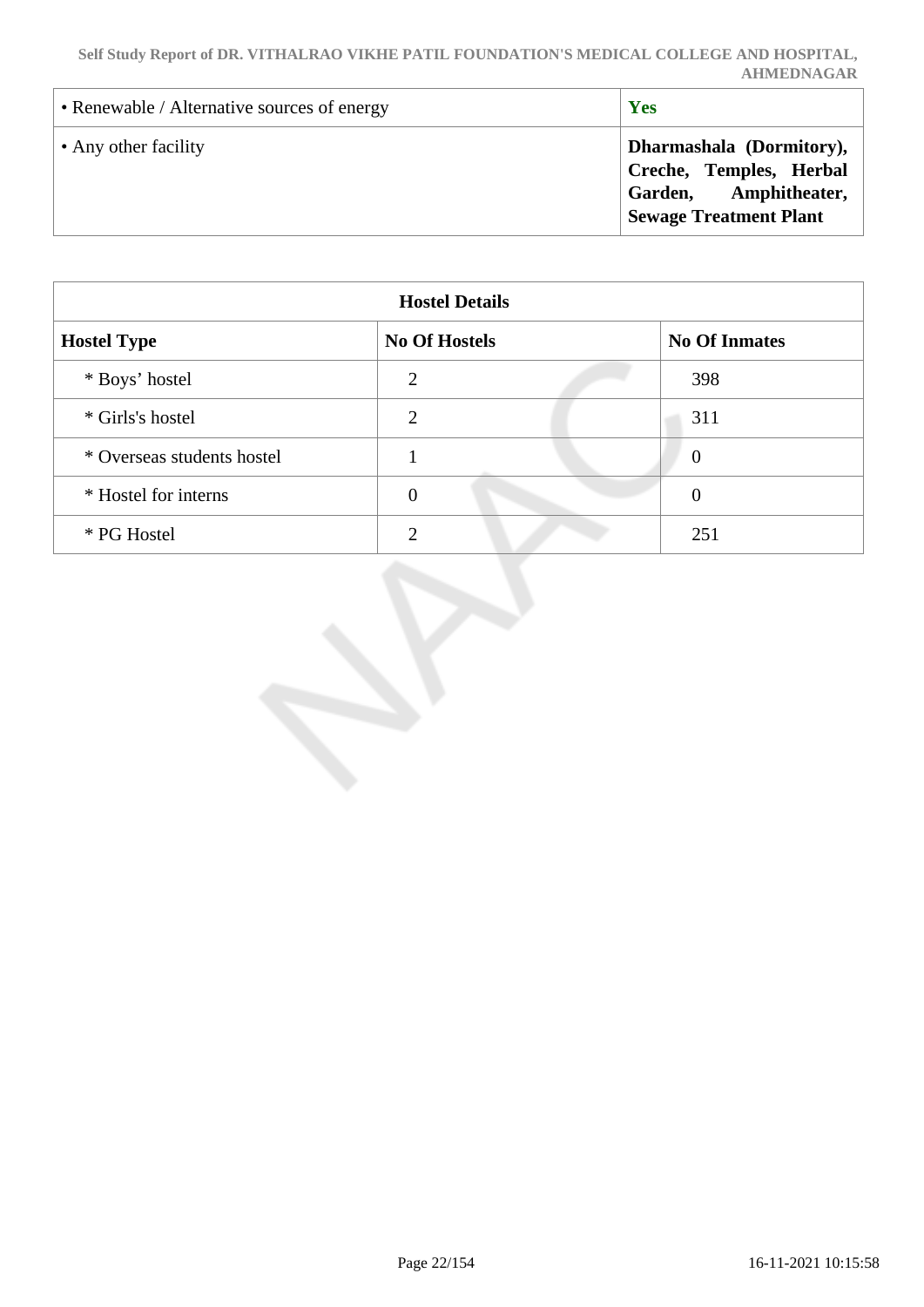| | |
|---|---|
| • Renewable / Alternative sources of energy | **Yes** |
| • Any other facility | **Dharmashala (Dormitory), Creche, Temples, Herbal Garden, Amphitheater, Sewage Treatment Plant** |

| Hostel Details | | |
|---|---|---|
| **Hostel Type** | **No Of Hostels** | **No Of Inmates** |
| * Boys' hostel | 2 | 398 |
| * Girls's hostel | 2 | 311 |
| * Overseas students hostel | 1 | 0 |
| * Hostel for interns | 0 | 0 |
| * PG Hostel | 2 | 251 |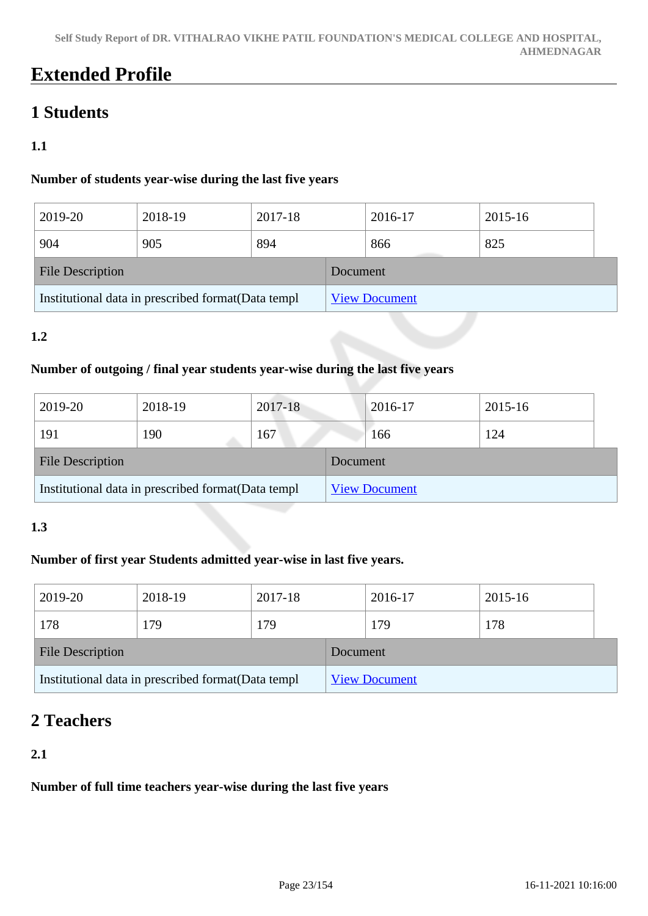# Extended Profile

## 1 Students

### 1.1

**Number of students year-wise during the last five years**

| 2019-20 | 2018-19 | 2017-18 | 2016-17 | 2015-16 |
|---|---|---|---|---|
| 904 | 905 | 894 | 866 | 825 |

| File Description | Document |
|---|---|
| Institutional data in prescribed format(Data templ | View Document |

### 1.2

**Number of outgoing / final year students year-wise during the last five years**

| 2019-20 | 2018-19 | 2017-18 | 2016-17 | 2015-16 |
|---|---|---|---|---|
| 191 | 190 | 167 | 166 | 124 |

| File Description | Document |
|---|---|
| Institutional data in prescribed format(Data templ | View Document |

### 1.3

**Number of first year Students admitted year-wise in last five years.**

| 2019-20 | 2018-19 | 2017-18 | 2016-17 | 2015-16 |
|---|---|---|---|---|
| 178 | 179 | 179 | 179 | 178 |

| File Description | Document |
|---|---|
| Institutional data in prescribed format(Data templ | View Document |

## 2 Teachers

### 2.1

**Number of full time teachers year-wise during the last five years**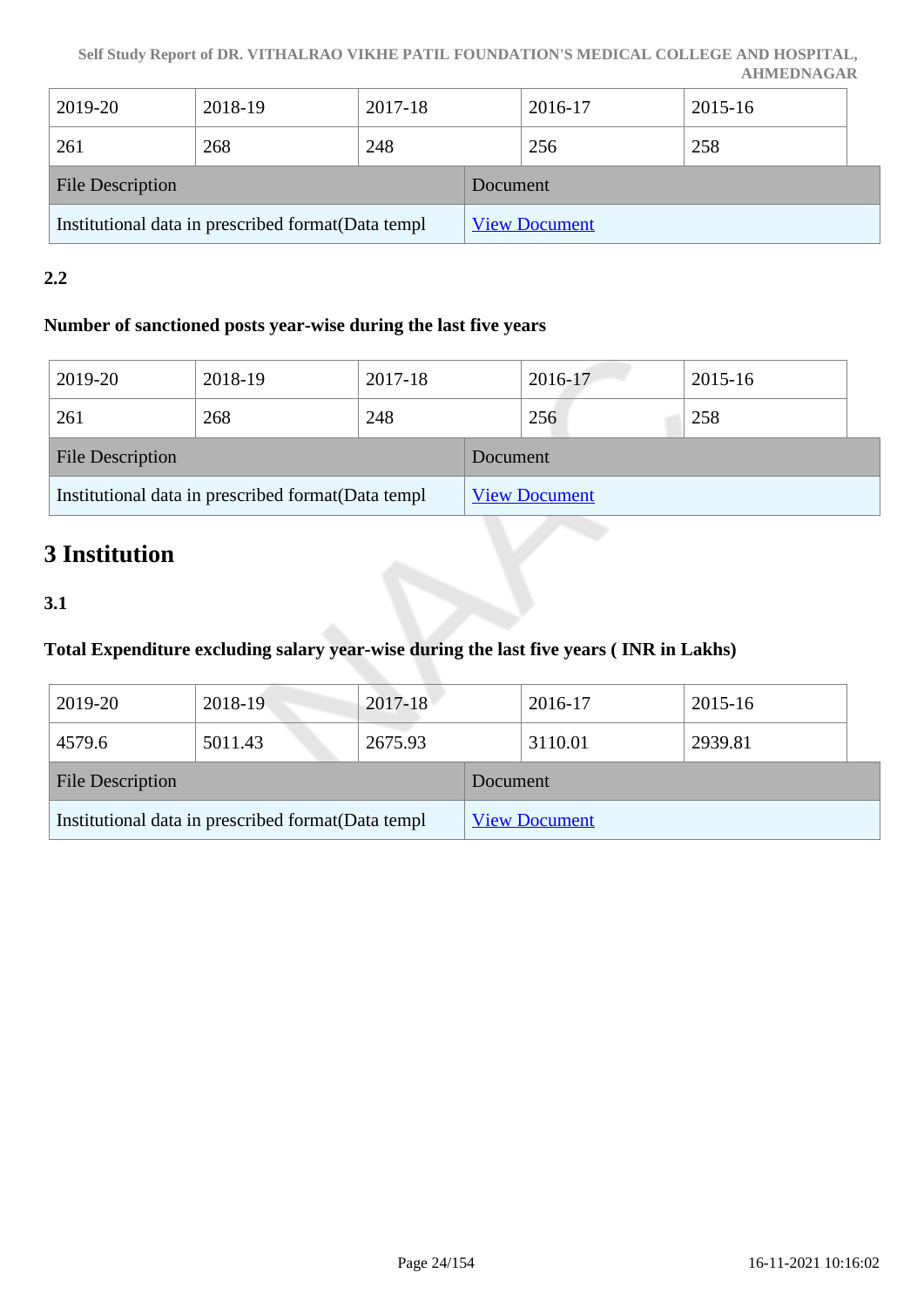| 2019-20 | 2018-19 | 2017-18 | 2016-17 | 2015-16 |
|---|---|---|---|---|
| 261 | 268 | 248 | 256 | 258 |

| File Description | Document |
|---|---|
| Institutional data in prescribed format(Data templ | View Document |

**2.2**

**Number of sanctioned posts year-wise during the last five years**

| 2019-20 | 2018-19 | 2017-18 | 2016-17 | 2015-16 |
|---|---|---|---|---|
| 261 | 268 | 248 | 256 | 258 |

| File Description | Document |
|---|---|
| Institutional data in prescribed format(Data templ | View Document |

# 3 Institution

**3.1**

**Total Expenditure excluding salary year-wise during the last five years ( INR in Lakhs)**

| 2019-20 | 2018-19 | 2017-18 | 2016-17 | 2015-16 |
|---|---|---|---|---|
| 4579.6 | 5011.43 | 2675.93 | 3110.01 | 2939.81 |

| File Description | Document |
|---|---|
| Institutional data in prescribed format(Data templ | View Document |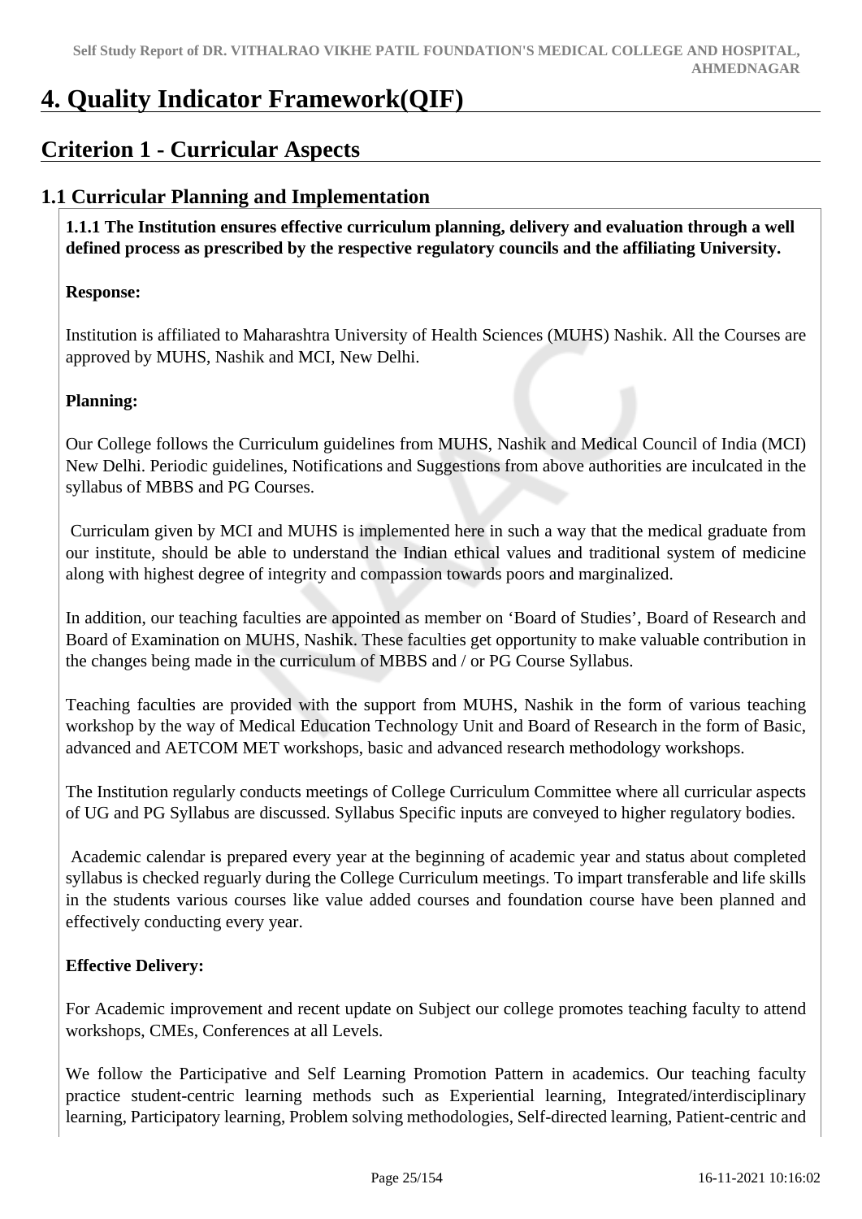# 4. Quality Indicator Framework(QIF)

## Criterion 1 - Curricular Aspects

### 1.1 Curricular Planning and Implementation

**1.1.1 The Institution ensures effective curriculum planning, delivery and evaluation through a well defined process as prescribed by the respective regulatory councils and the affiliating University.**

**Response:**

Institution is affiliated to Maharashtra University of Health Sciences (MUHS) Nashik. All the Courses are approved by MUHS, Nashik and MCI, New Delhi.

**Planning:**

Our College follows the Curriculum guidelines from MUHS, Nashik and Medical Council of India (MCI) New Delhi. Periodic guidelines, Notifications and Suggestions from above authorities are inculcated in the syllabus of MBBS and PG Courses.

Curriculam given by MCI and MUHS is implemented here in such a way that the medical graduate from our institute, should be able to understand the Indian ethical values and traditional system of medicine along with highest degree of integrity and compassion towards poors and marginalized.

In addition, our teaching faculties are appointed as member on 'Board of Studies', Board of Research and Board of Examination on MUHS, Nashik. These faculties get opportunity to make valuable contribution in the changes being made in the curriculum of MBBS and / or PG Course Syllabus.

Teaching faculties are provided with the support from MUHS, Nashik in the form of various teaching workshop by the way of Medical Education Technology Unit and Board of Research in the form of Basic, advanced and AETCOM MET workshops, basic and advanced research methodology workshops.

The Institution regularly conducts meetings of College Curriculum Committee where all curricular aspects of UG and PG Syllabus are discussed. Syllabus Specific inputs are conveyed to higher regulatory bodies.

Academic calendar is prepared every year at the beginning of academic year and status about completed syllabus is checked reguarly during the College Curriculum meetings. To impart transferable and life skills in the students various courses like value added courses and foundation course have been planned and effectively conducting every year.

**Effective Delivery:**

For Academic improvement and recent update on Subject our college promotes teaching faculty to attend workshops, CMEs, Conferences at all Levels.

We follow the Participative and Self Learning Promotion Pattern in academics. Our teaching faculty practice student-centric learning methods such as Experiential learning, Integrated/interdisciplinary learning, Participatory learning, Problem solving methodologies, Self-directed learning, Patient-centric and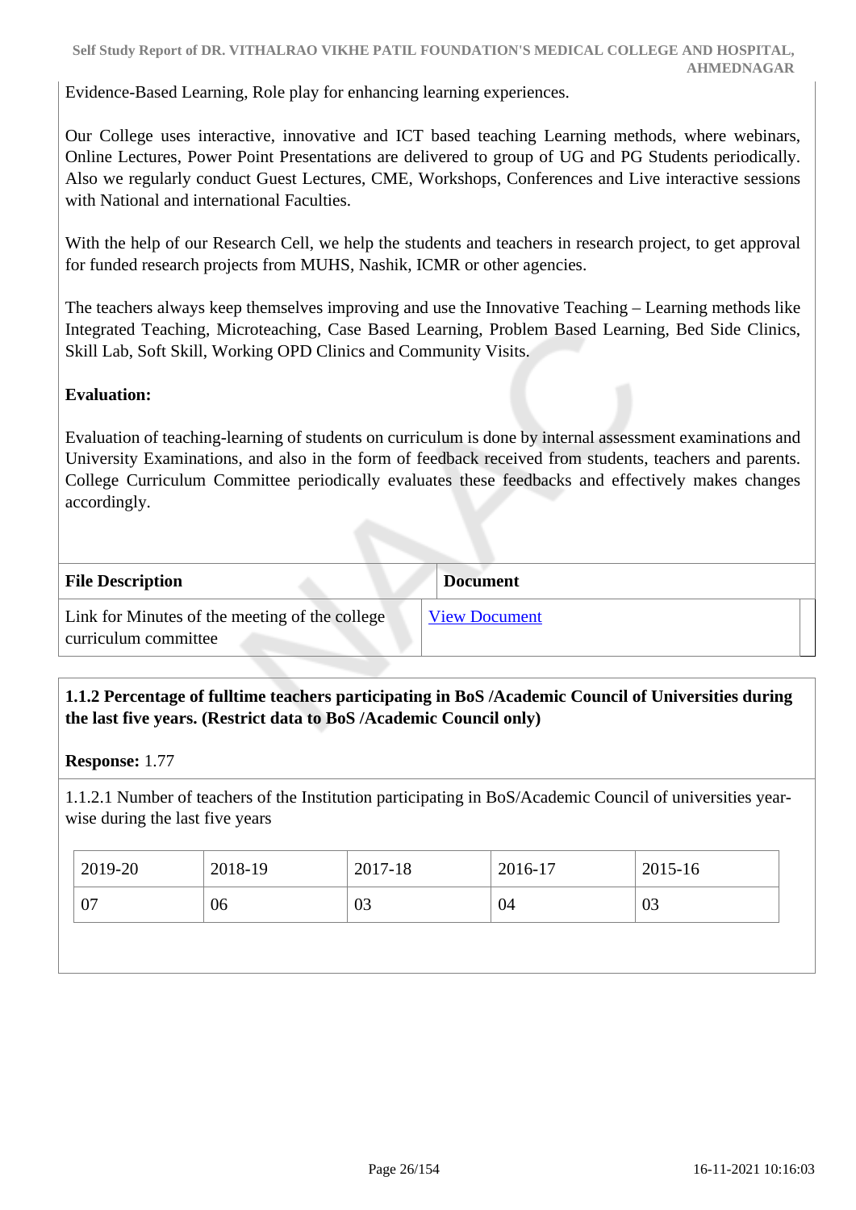Evidence-Based Learning, Role play for enhancing learning experiences.

Our College uses interactive, innovative and ICT based teaching Learning methods, where webinars, Online Lectures, Power Point Presentations are delivered to group of UG and PG Students periodically. Also we regularly conduct Guest Lectures, CME, Workshops, Conferences and Live interactive sessions with National and international Faculties.

With the help of our Research Cell, we help the students and teachers in research project, to get approval for funded research projects from MUHS, Nashik, ICMR or other agencies.

The teachers always keep themselves improving and use the Innovative Teaching – Learning methods like Integrated Teaching, Microteaching, Case Based Learning, Problem Based Learning, Bed Side Clinics, Skill Lab, Soft Skill, Working OPD Clinics and Community Visits.

**Evaluation:**

Evaluation of teaching-learning of students on curriculum is done by internal assessment examinations and University Examinations, and also in the form of feedback received from students, teachers and parents. College Curriculum Committee periodically evaluates these feedbacks and effectively makes changes accordingly.

| File Description | Document |
|---|---|
| Link for Minutes of the meeting of the college curriculum committee | View Document |

**1.1.2 Percentage of fulltime teachers participating in BoS /Academic Council of Universities during the last five years. (Restrict data to BoS /Academic Council only)**

**Response:** 1.77

1.1.2.1 Number of teachers of the Institution participating in BoS/Academic Council of universities year-wise during the last five years

| 2019-20 | 2018-19 | 2017-18 | 2016-17 | 2015-16 |
|---|---|---|---|---|
| 07 | 06 | 03 | 04 | 03 |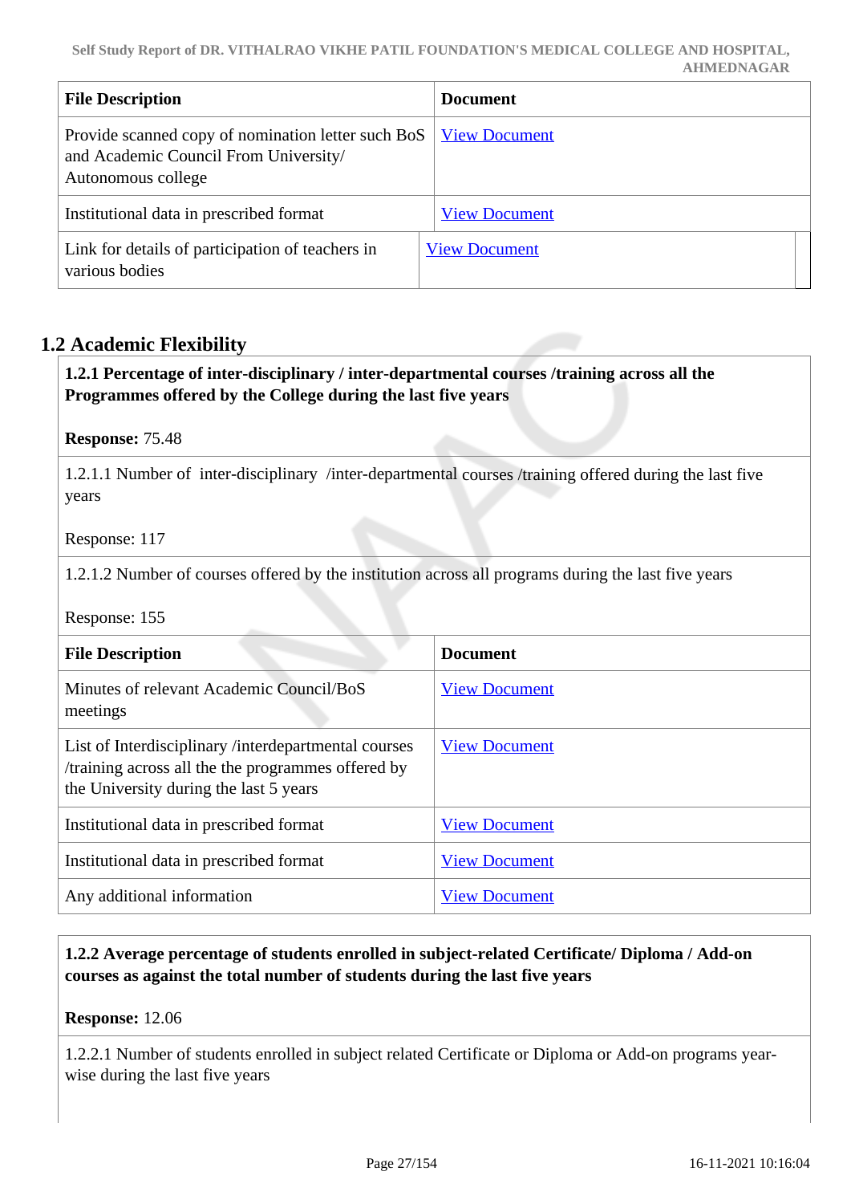| File Description | Document |
|---|---|
| Provide scanned copy of nomination letter such BoS and Academic Council From University/ Autonomous college | View Document |
| Institutional data in prescribed format | View Document |
| Link for details of participation of teachers in various bodies | View Document |

## 1.2 Academic Flexibility

**1.2.1 Percentage of inter-disciplinary / inter-departmental courses /training across all the Programmes offered by the College during the last five years**

**Response:** 75.48

1.2.1.1 Number of inter-disciplinary /inter-departmental courses /training offered during the last five years

Response: 117

1.2.1.2 Number of courses offered by the institution across all programs during the last five years

Response: 155

| File Description | Document |
|---|---|
| Minutes of relevant Academic Council/BoS meetings | View Document |
| List of Interdisciplinary /interdepartmental courses /training across all the the programmes offered by the University during the last 5 years | View Document |
| Institutional data in prescribed format | View Document |
| Institutional data in prescribed format | View Document |
| Any additional information | View Document |

**1.2.2 Average percentage of students enrolled in subject-related Certificate/ Diploma / Add-on courses as against the total number of students during the last five years**

**Response:** 12.06

1.2.2.1 Number of students enrolled in subject related Certificate or Diploma or Add-on programs year-wise during the last five years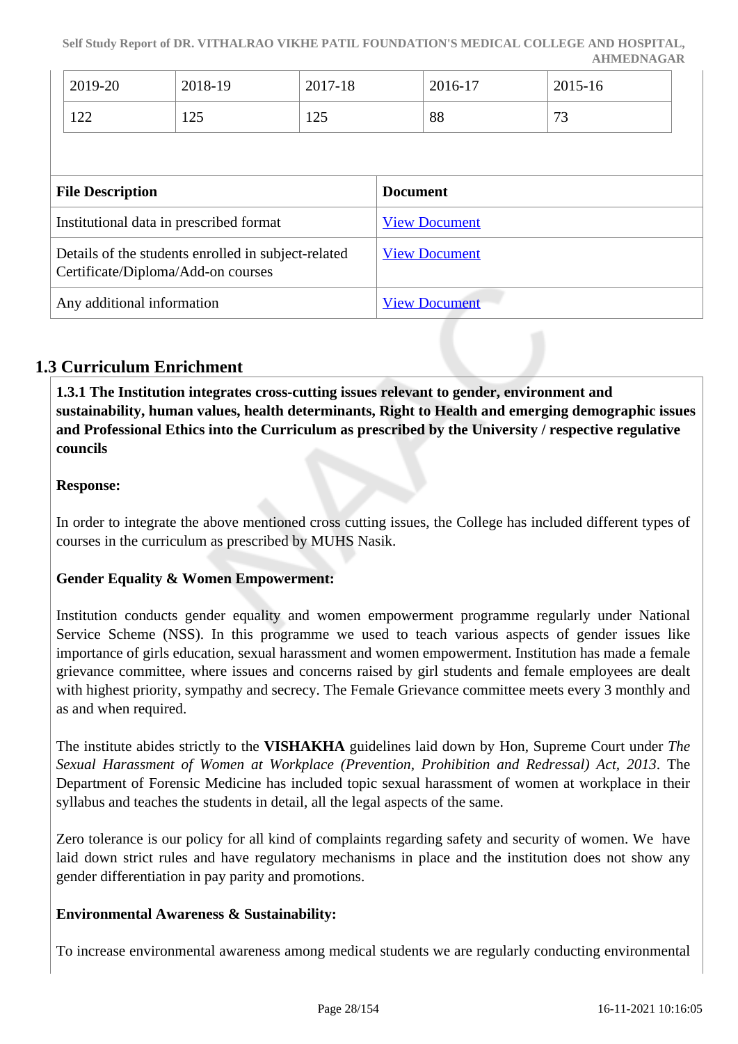| 2019-20 | 2018-19 | 2017-18 | 2016-17 | 2015-16 |
|---|---|---|---|---|
| 122 | 125 | 125 | 88 | 73 |

| File Description | Document |
|---|---|
| Institutional data in prescribed format | View Document |
| Details of the students enrolled in subject-related Certificate/Diploma/Add-on courses | View Document |
| Any additional information | View Document |

## 1.3 Curriculum Enrichment

**1.3.1 The Institution integrates cross-cutting issues relevant to gender, environment and sustainability, human values, health determinants, Right to Health and emerging demographic issues and Professional Ethics into the Curriculum as prescribed by the University / respective regulative councils**

**Response:**

In order to integrate the above mentioned cross cutting issues, the College has included different types of courses in the curriculum as prescribed by MUHS Nasik.

**Gender Equality & Women Empowerment:**

Institution conducts gender equality and women empowerment programme regularly under National Service Scheme (NSS). In this programme we used to teach various aspects of gender issues like importance of girls education, sexual harassment and women empowerment. Institution has made a female grievance committee, where issues and concerns raised by girl students and female employees are dealt with highest priority, sympathy and secrecy. The Female Grievance committee meets every 3 monthly and as and when required.

The institute abides strictly to the **VISHAKHA** guidelines laid down by Hon, Supreme Court under *The Sexual Harassment of Women at Workplace (Prevention, Prohibition and Redressal) Act, 2013*. The Department of Forensic Medicine has included topic sexual harassment of women at workplace in their syllabus and teaches the students in detail, all the legal aspects of the same.

Zero tolerance is our policy for all kind of complaints regarding safety and security of women. We have laid down strict rules and have regulatory mechanisms in place and the institution does not show any gender differentiation in pay parity and promotions.

**Environmental Awareness & Sustainability:**

To increase environmental awareness among medical students we are regularly conducting environmental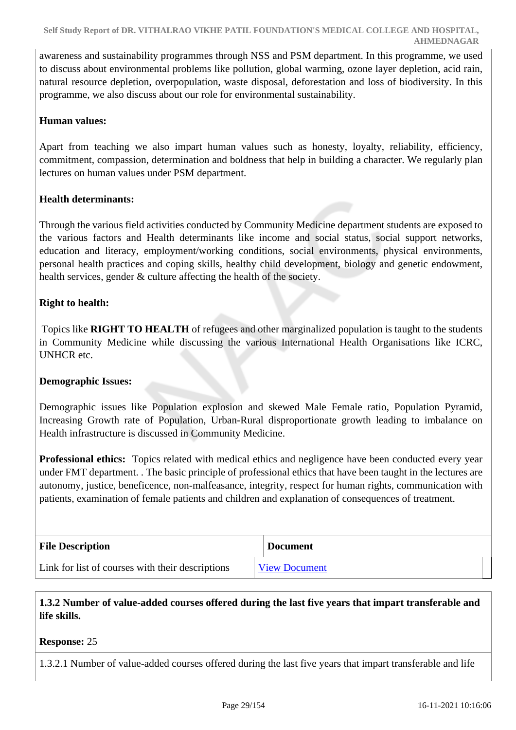awareness and sustainability programmes through NSS and PSM department. In this programme, we used to discuss about environmental problems like pollution, global warming, ozone layer depletion, acid rain, natural resource depletion, overpopulation, waste disposal, deforestation and loss of biodiversity. In this programme, we also discuss about our role for environmental sustainability.

**Human values:**

Apart from teaching we also impart human values such as honesty, loyalty, reliability, efficiency, commitment, compassion, determination and boldness that help in building a character. We regularly plan lectures on human values under PSM department.

**Health determinants:**

Through the various field activities conducted by Community Medicine department students are exposed to the various factors and Health determinants like income and social status, social support networks, education and literacy, employment/working conditions, social environments, physical environments, personal health practices and coping skills, healthy child development, biology and genetic endowment, health services, gender & culture affecting the health of the society.

**Right to health:**

Topics like **RIGHT TO HEALTH** of refugees and other marginalized population is taught to the students in Community Medicine while discussing the various International Health Organisations like ICRC, UNHCR etc.

**Demographic Issues:**

Demographic issues like Population explosion and skewed Male Female ratio, Population Pyramid, Increasing Growth rate of Population, Urban-Rural disproportionate growth leading to imbalance on Health infrastructure is discussed in Community Medicine.

**Professional ethics:** Topics related with medical ethics and negligence have been conducted every year under FMT department. . The basic principle of professional ethics that have been taught in the lectures are autonomy, justice, beneficence, non-malfeasance, integrity, respect for human rights, communication with patients, examination of female patients and children and explanation of consequences of treatment.

| File Description | Document |
|---|---|
| Link for list of courses with their descriptions | View Document |

**1.3.2 Number of value-added courses offered during the last five years that impart transferable and life skills.**

**Response:** 25

1.3.2.1 Number of value-added courses offered during the last five years that impart transferable and life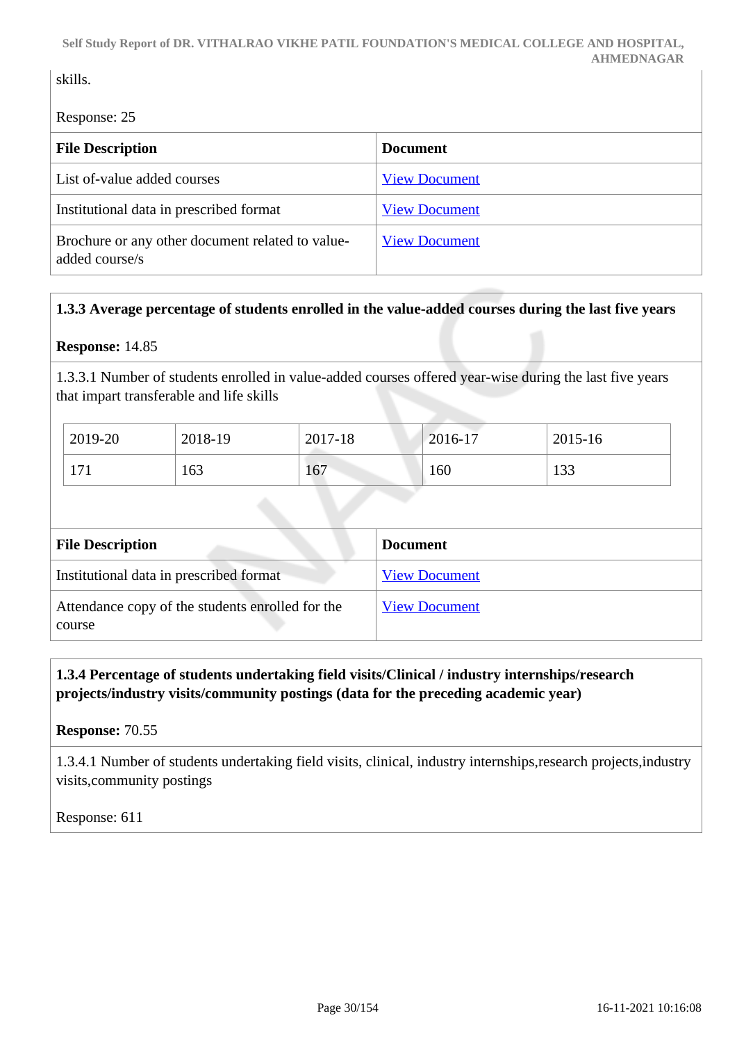skills.

Response: 25

| File Description | Document |
| --- | --- |
| List of-value added courses | View Document |
| Institutional data in prescribed format | View Document |
| Brochure or any other document related to value-added course/s | View Document |

**1.3.3 Average percentage of students enrolled in the value-added courses during the last five years**

**Response:** 14.85

1.3.3.1 Number of students enrolled in value-added courses offered year-wise during the last five years that impart transferable and life skills

| 2019-20 | 2018-19 | 2017-18 | 2016-17 | 2015-16 |
| --- | --- | --- | --- | --- |
| 171 | 163 | 167 | 160 | 133 |

| File Description | Document |
| --- | --- |
| Institutional data in prescribed format | View Document |
| Attendance copy of the students enrolled for the course | View Document |

**1.3.4 Percentage of students undertaking field visits/Clinical / industry internships/research projects/industry visits/community postings (data for the preceding academic year)**

**Response:** 70.55

1.3.4.1 Number of students undertaking field visits, clinical, industry internships,research projects,industry visits,community postings

Response: 611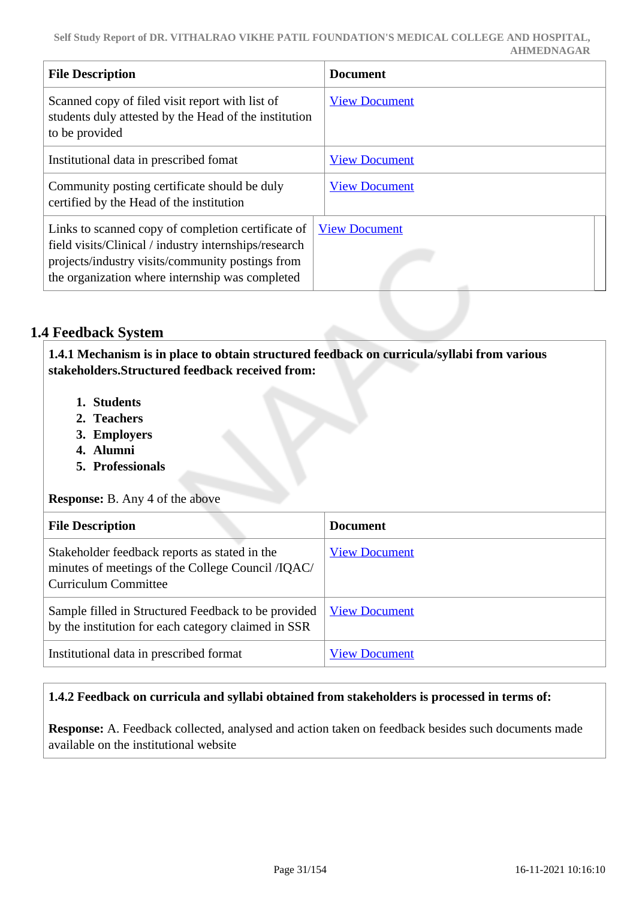| File Description | Document |
| --- | --- |
| Scanned copy of filed visit report with list of students duly attested by the Head of the institution to be provided | View Document |
| Institutional data in prescribed fomat | View Document |
| Community posting certificate should be duly certified by the Head of the institution | View Document |
| Links to scanned copy of completion certificate of field visits/Clinical / industry internships/research projects/industry visits/community postings from the organization where internship was completed | View Document |

## 1.4 Feedback System

**1.4.1 Mechanism is in place to obtain structured feedback on curricula/syllabi from various stakeholders.Structured feedback received from:**

1. **Students**
2. **Teachers**
3. **Employers**
4. **Alumni**
5. **Professionals**

**Response:** B. Any 4 of the above

| File Description | Document |
| --- | --- |
| Stakeholder feedback reports as stated in the minutes of meetings of the College Council /IQAC/ Curriculum Committee | View Document |
| Sample filled in Structured Feedback to be provided by the institution for each category claimed in SSR | View Document |
| Institutional data in prescribed format | View Document |

**1.4.2 Feedback on curricula and syllabi obtained from stakeholders is processed in terms of:**

**Response:** A. Feedback collected, analysed and action taken on feedback besides such documents made available on the institutional website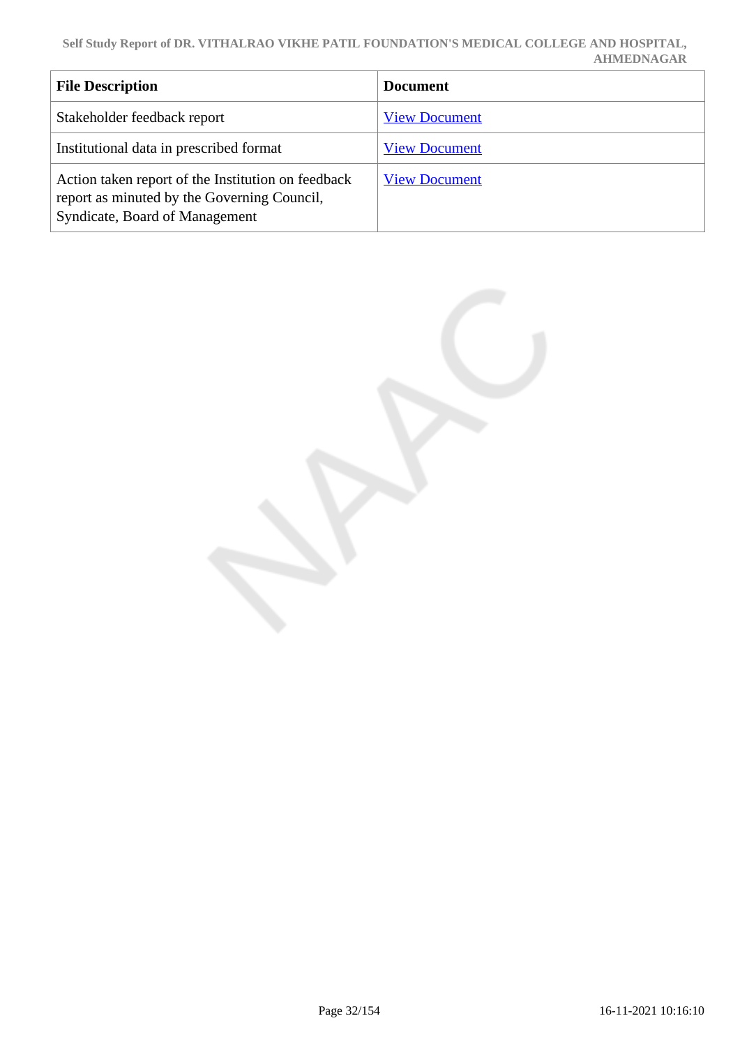| File Description | Document |
|---|---|
| Stakeholder feedback report | View Document |
| Institutional data in prescribed format | View Document |
| Action taken report of the Institution on feedback report as minuted by the Governing Council, Syndicate, Board of Management | View Document |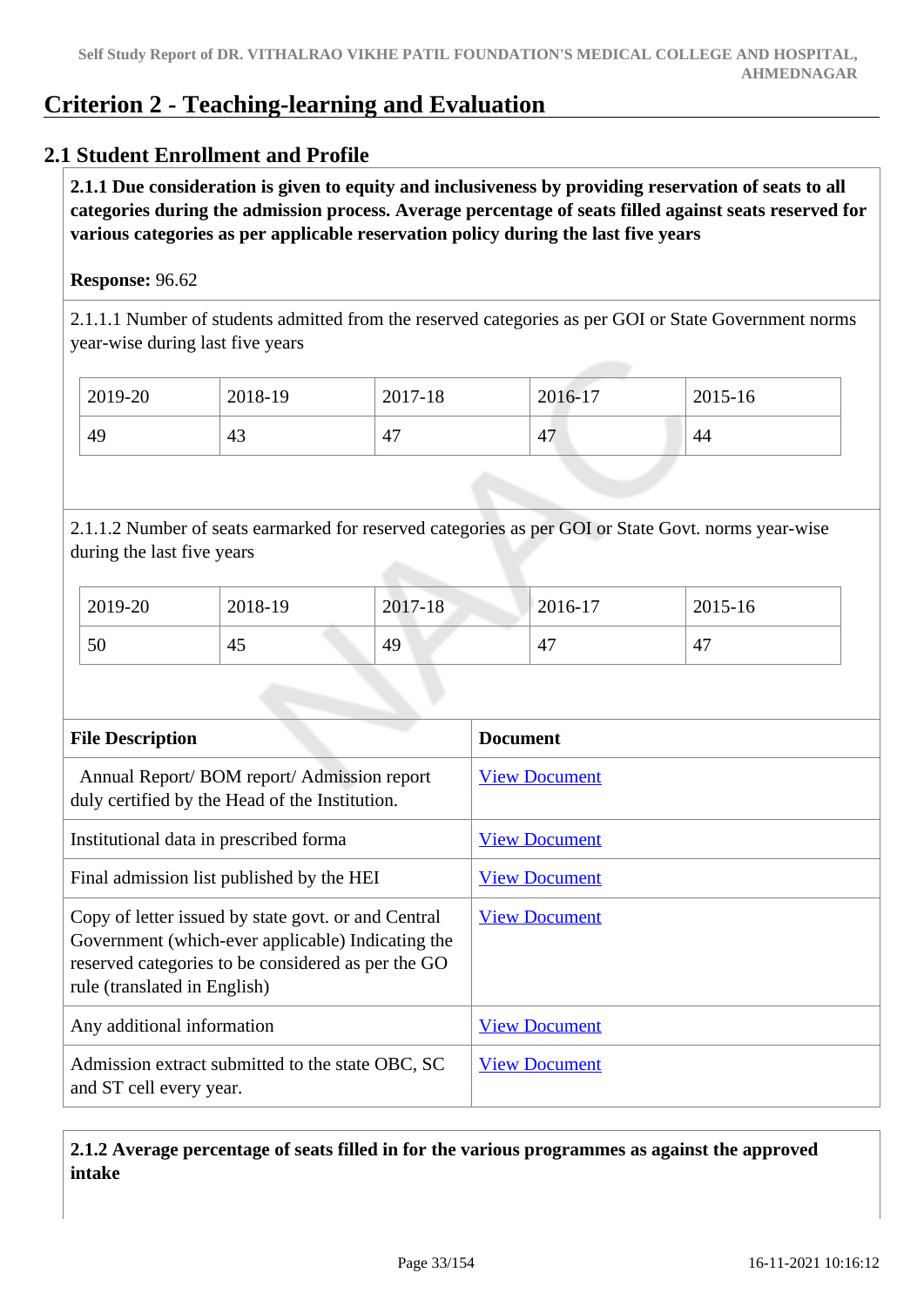# Criterion 2 - Teaching-learning and Evaluation

## 2.1 Student Enrollment and Profile

**2.1.1 Due consideration is given to equity and inclusiveness by providing reservation of seats to all categories during the admission process. Average percentage of seats filled against seats reserved for various categories as per applicable reservation policy during the last five years**

**Response:** 96.62

2.1.1.1 Number of students admitted from the reserved categories as per GOI or State Government norms year-wise during last five years

| 2019-20 | 2018-19 | 2017-18 | 2016-17 | 2015-16 |
|---|---|---|---|---|
| 49 | 43 | 47 | 47 | 44 |

2.1.1.2 Number of seats earmarked for reserved categories as per GOI or State Govt. norms year-wise during the last five years

| 2019-20 | 2018-19 | 2017-18 | 2016-17 | 2015-16 |
|---|---|---|---|---|
| 50 | 45 | 49 | 47 | 47 |

| File Description | Document |
|---|---|
| Annual Report/ BOM report/ Admission report duly certified by the Head of the Institution. | View Document |
| Institutional data in prescribed forma | View Document |
| Final admission list published by the HEI | View Document |
| Copy of letter issued by state govt. or and Central Government (which-ever applicable) Indicating the reserved categories to be considered as per the GO rule (translated in English) | View Document |
| Any additional information | View Document |
| Admission extract submitted to the state OBC, SC and ST cell every year. | View Document |

**2.1.2 Average percentage of seats filled in for the various programmes as against the approved intake**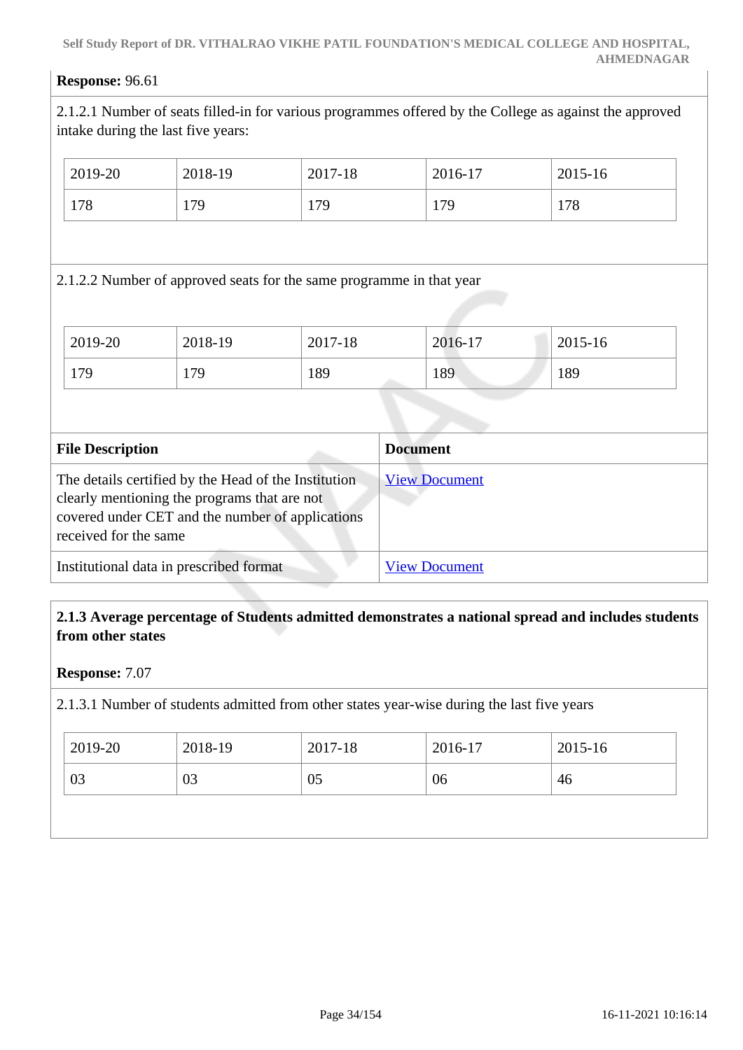**Response:** 96.61

2.1.2.1 Number of seats filled-in for various programmes offered by the College as against the approved intake during the last five years:

| 2019-20 | 2018-19 | 2017-18 | 2016-17 | 2015-16 |
|---|---|---|---|---|
| 178 | 179 | 179 | 179 | 178 |

2.1.2.2 Number of approved seats for the same programme in that year

| 2019-20 | 2018-19 | 2017-18 | 2016-17 | 2015-16 |
|---|---|---|---|---|
| 179 | 179 | 189 | 189 | 189 |

| File Description | Document |
|---|---|
| The details certified by the Head of the Institution clearly mentioning the programs that are not covered under CET and the number of applications received for the same | View Document |
| Institutional data in prescribed format | View Document |

**2.1.3 Average percentage of Students admitted demonstrates a national spread and includes students from other states**

**Response:** 7.07

2.1.3.1 Number of students admitted from other states year-wise during the last five years

| 2019-20 | 2018-19 | 2017-18 | 2016-17 | 2015-16 |
|---|---|---|---|---|
| 03 | 03 | 05 | 06 | 46 |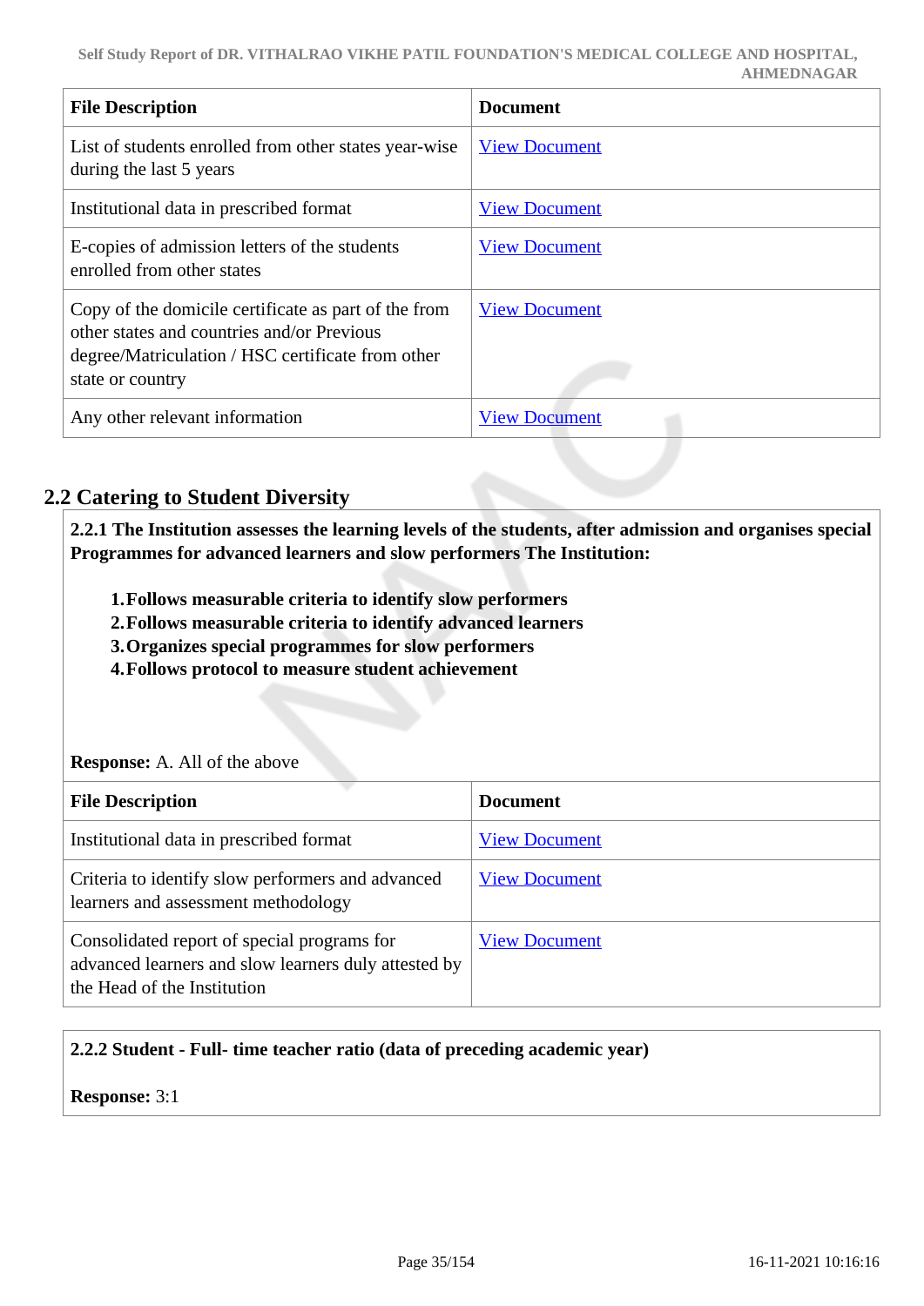| File Description | Document |
| --- | --- |
| List of students enrolled from other states year-wise during the last 5 years | View Document |
| Institutional data in prescribed format | View Document |
| E-copies of admission letters of the students enrolled from other states | View Document |
| Copy of the domicile certificate as part of the from other states and countries and/or Previous degree/Matriculation / HSC certificate from other state or country | View Document |
| Any other relevant information | View Document |

## 2.2 Catering to Student Diversity

**2.2.1 The Institution assesses the learning levels of the students, after admission and organises special Programmes for advanced learners and slow performers The Institution:**

1. **Follows measurable criteria to identify slow performers**
2. **Follows measurable criteria to identify advanced learners**
3. **Organizes special programmes for slow performers**
4. **Follows protocol to measure student achievement**

**Response:** A. All of the above

| File Description | Document |
| --- | --- |
| Institutional data in prescribed format | View Document |
| Criteria to identify slow performers and advanced learners and assessment methodology | View Document |
| Consolidated report of special programs for advanced learners and slow learners duly attested by the Head of the Institution | View Document |

**2.2.2 Student - Full- time teacher ratio (data of preceding academic year)**

**Response:** 3:1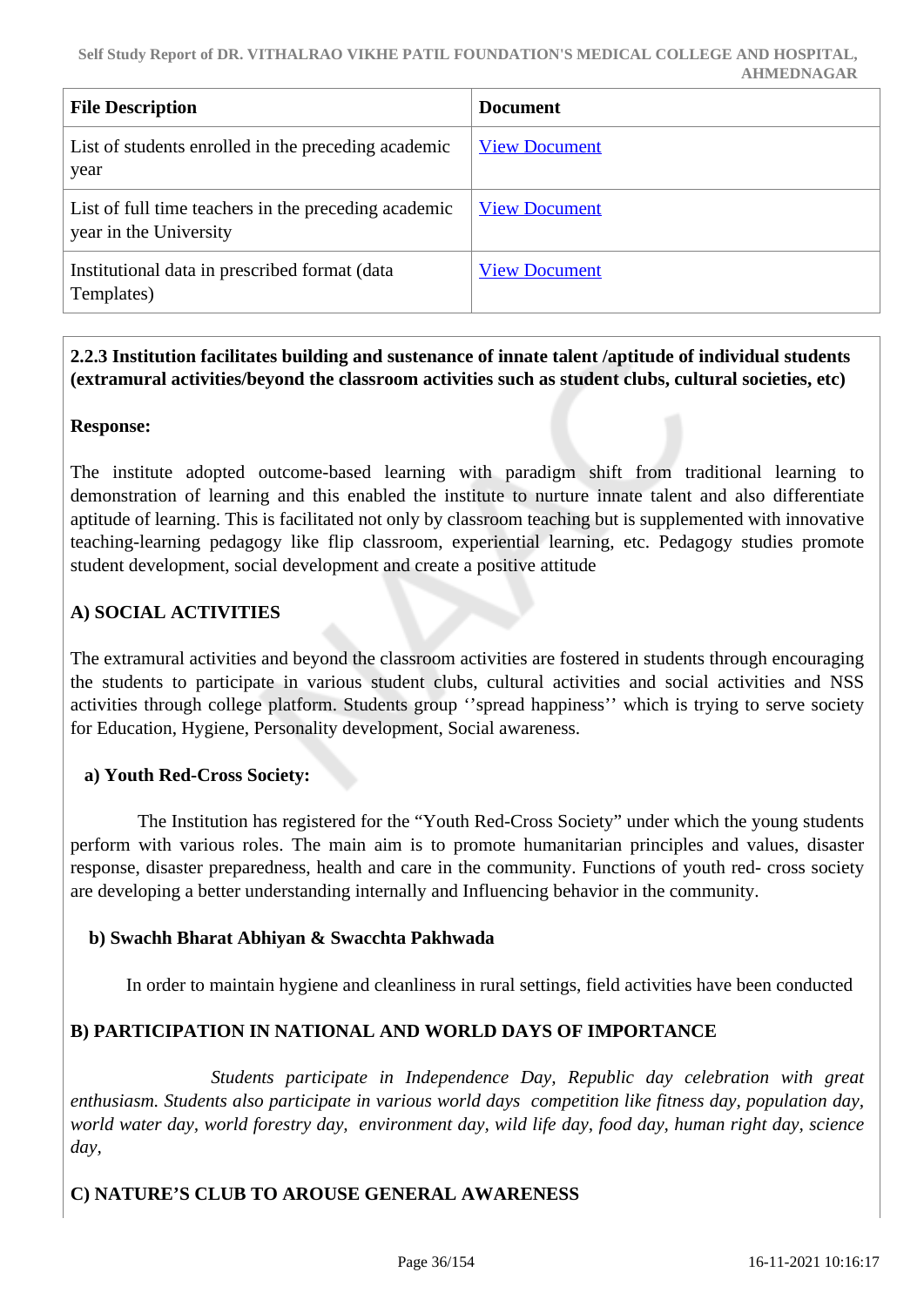| File Description | Document |
|---|---|
| List of students enrolled in the preceding academic year | View Document |
| List of full time teachers in the preceding academic year in the University | View Document |
| Institutional data in prescribed format (data Templates) | View Document |

**2.2.3 Institution facilitates building and sustenance of innate talent /aptitude of individual students (extramural activities/beyond the classroom activities such as student clubs, cultural societies, etc)**

**Response:**

The institute adopted outcome-based learning with paradigm shift from traditional learning to demonstration of learning and this enabled the institute to nurture innate talent and also differentiate aptitude of learning. This is facilitated not only by classroom teaching but is supplemented with innovative teaching-learning pedagogy like flip classroom, experiential learning, etc. Pedagogy studies promote student development, social development and create a positive attitude

**A) SOCIAL ACTIVITIES**

The extramural activities and beyond the classroom activities are fostered in students through encouraging the students to participate in various student clubs, cultural activities and social activities and NSS activities through college platform. Students group ‘’spread happiness’’ which is trying to serve society for Education, Hygiene, Personality development, Social awareness.

**a) Youth Red-Cross Society:**

The Institution has registered for the “Youth Red-Cross Society” under which the young students perform with various roles. The main aim is to promote humanitarian principles and values, disaster response, disaster preparedness, health and care in the community. Functions of youth red- cross society are developing a better understanding internally and Influencing behavior in the community.

**b) Swachh Bharat Abhiyan & Swacchta Pakhwada**

In order to maintain hygiene and cleanliness in rural settings, field activities have been conducted

**B) PARTICIPATION IN NATIONAL AND WORLD DAYS OF IMPORTANCE**

*Students participate in Independence Day, Republic day celebration with great enthusiasm. Students also participate in various world days competition like fitness day, population day, world water day, world forestry day, environment day, wild life day, food day, human right day, science day,*

**C) NATURE’S CLUB TO AROUSE GENERAL AWARENESS**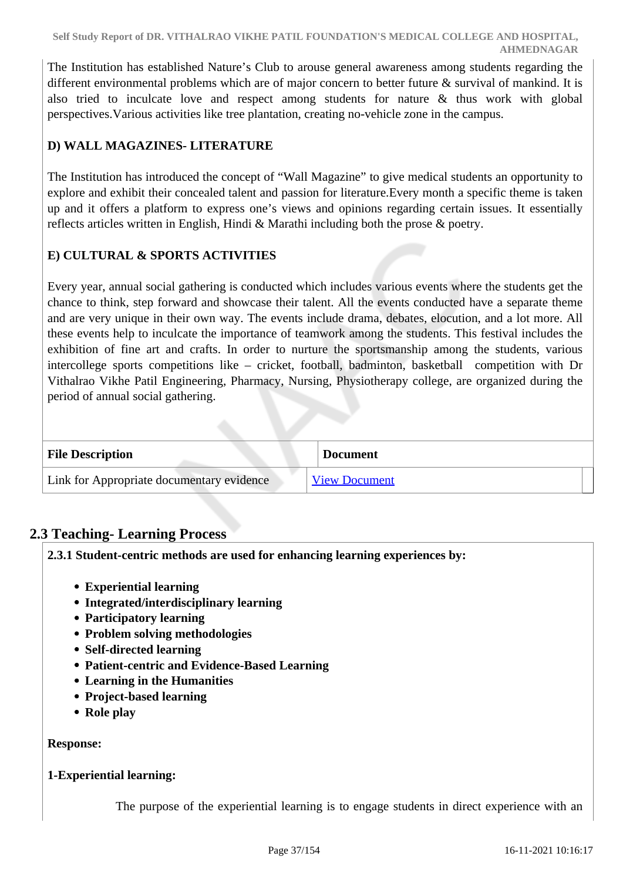The Institution has established Nature's Club to arouse general awareness among students regarding the different environmental problems which are of major concern to better future & survival of mankind. It is also tried to inculcate love and respect among students for nature & thus work with global perspectives.Various activities like tree plantation, creating no-vehicle zone in the campus.

**D) WALL MAGAZINES- LITERATURE**

The Institution has introduced the concept of "Wall Magazine" to give medical students an opportunity to explore and exhibit their concealed talent and passion for literature.Every month a specific theme is taken up and it offers a platform to express one's views and opinions regarding certain issues. It essentially reflects articles written in English, Hindi & Marathi including both the prose & poetry.

**E) CULTURAL & SPORTS ACTIVITIES**

Every year, annual social gathering is conducted which includes various events where the students get the chance to think, step forward and showcase their talent. All the events conducted have a separate theme and are very unique in their own way. The events include drama, debates, elocution, and a lot more. All these events help to inculcate the importance of teamwork among the students. This festival includes the exhibition of fine art and crafts. In order to nurture the sportsmanship among the students, various intercollege sports competitions like – cricket, football, badminton, basketball competition with Dr Vithalrao Vikhe Patil Engineering, Pharmacy, Nursing, Physiotherapy college, are organized during the period of annual social gathering.

| File Description | Document |
|---|---|
| Link for Appropriate documentary evidence | View Document |

## 2.3 Teaching- Learning Process

**2.3.1 Student-centric methods are used for enhancing learning experiences by:**

- **Experiential learning**
- **Integrated/interdisciplinary learning**
- **Participatory learning**
- **Problem solving methodologies**
- **Self-directed learning**
- **Patient-centric and Evidence-Based Learning**
- **Learning in the Humanities**
- **Project-based learning**
- **Role play**

**Response:**

**1-Experiential learning:**

The purpose of the experiential learning is to engage students in direct experience with an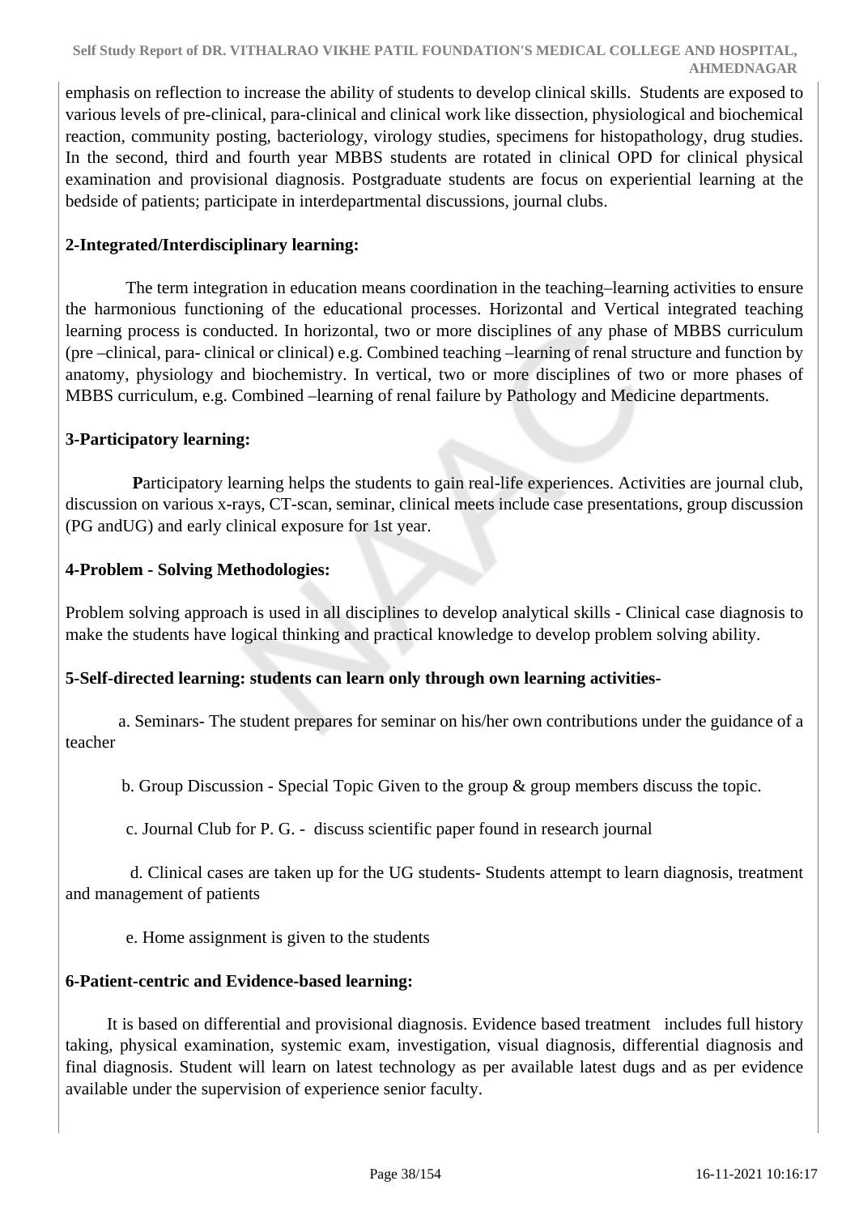emphasis on reflection to increase the ability of students to develop clinical skills. Students are exposed to various levels of pre-clinical, para-clinical and clinical work like dissection, physiological and biochemical reaction, community posting, bacteriology, virology studies, specimens for histopathology, drug studies. In the second, third and fourth year MBBS students are rotated in clinical OPD for clinical physical examination and provisional diagnosis. Postgraduate students are focus on experiential learning at the bedside of patients; participate in interdepartmental discussions, journal clubs.

**2-Integrated/Interdisciplinary learning:**

The term integration in education means coordination in the teaching–learning activities to ensure the harmonious functioning of the educational processes. Horizontal and Vertical integrated teaching learning process is conducted. In horizontal, two or more disciplines of any phase of MBBS curriculum (pre –clinical, para- clinical or clinical) e.g. Combined teaching –learning of renal structure and function by anatomy, physiology and biochemistry. In vertical, two or more disciplines of two or more phases of MBBS curriculum, e.g. Combined –learning of renal failure by Pathology and Medicine departments.

**3-Participatory learning:**

**P**articipatory learning helps the students to gain real-life experiences. Activities are journal club, discussion on various x-rays, CT-scan, seminar, clinical meets include case presentations, group discussion (PG andUG) and early clinical exposure for 1st year.

**4-Problem - Solving Methodologies:**

Problem solving approach is used in all disciplines to develop analytical skills - Clinical case diagnosis to make the students have logical thinking and practical knowledge to develop problem solving ability.

**5-Self-directed learning: students can learn only through own learning activities-**

a. Seminars- The student prepares for seminar on his/her own contributions under the guidance of a teacher

b. Group Discussion - Special Topic Given to the group & group members discuss the topic.

c. Journal Club for P. G. - discuss scientific paper found in research journal

d. Clinical cases are taken up for the UG students- Students attempt to learn diagnosis, treatment and management of patients

e. Home assignment is given to the students

**6-Patient-centric and Evidence-based learning:**

It is based on differential and provisional diagnosis. Evidence based treatment includes full history taking, physical examination, systemic exam, investigation, visual diagnosis, differential diagnosis and final diagnosis. Student will learn on latest technology as per available latest dugs and as per evidence available under the supervision of experience senior faculty.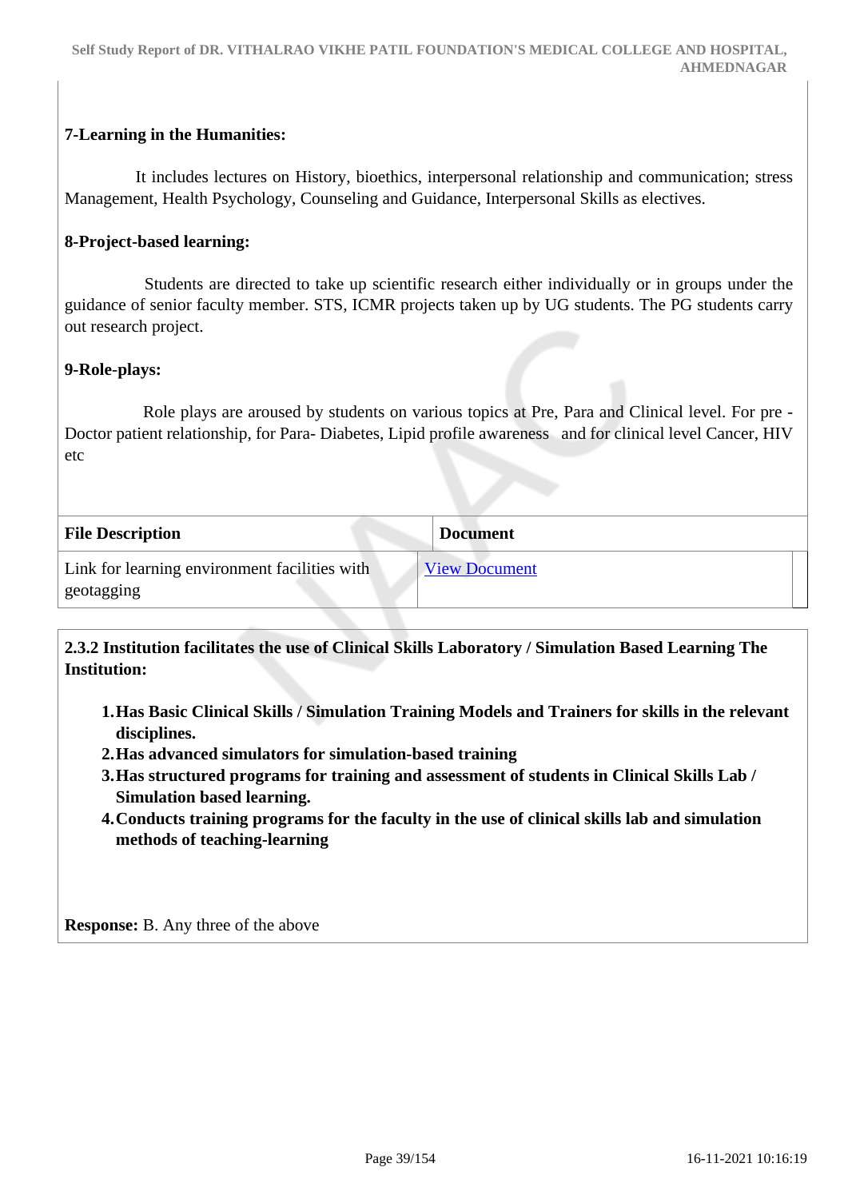**7-Learning in the Humanities:**

It includes lectures on History, bioethics, interpersonal relationship and communication; stress Management, Health Psychology, Counseling and Guidance, Interpersonal Skills as electives.

**8-Project-based learning:**

Students are directed to take up scientific research either individually or in groups under the guidance of senior faculty member. STS, ICMR projects taken up by UG students. The PG students carry out research project.

**9-Role-plays:**

Role plays are aroused by students on various topics at Pre, Para and Clinical level. For pre - Doctor patient relationship, for Para- Diabetes, Lipid profile awareness and for clinical level Cancer, HIV etc

| File Description | Document |
| --- | --- |
| Link for learning environment facilities with geotagging | View Document |

**2.3.2 Institution facilitates the use of Clinical Skills Laboratory / Simulation Based Learning The Institution:**

1. **Has Basic Clinical Skills / Simulation Training Models and Trainers for skills in the relevant disciplines.**
2. **Has advanced simulators for simulation-based training**
3. **Has structured programs for training and assessment of students in Clinical Skills Lab / Simulation based learning.**
4. **Conducts training programs for the faculty in the use of clinical skills lab and simulation methods of teaching-learning**

**Response:** B. Any three of the above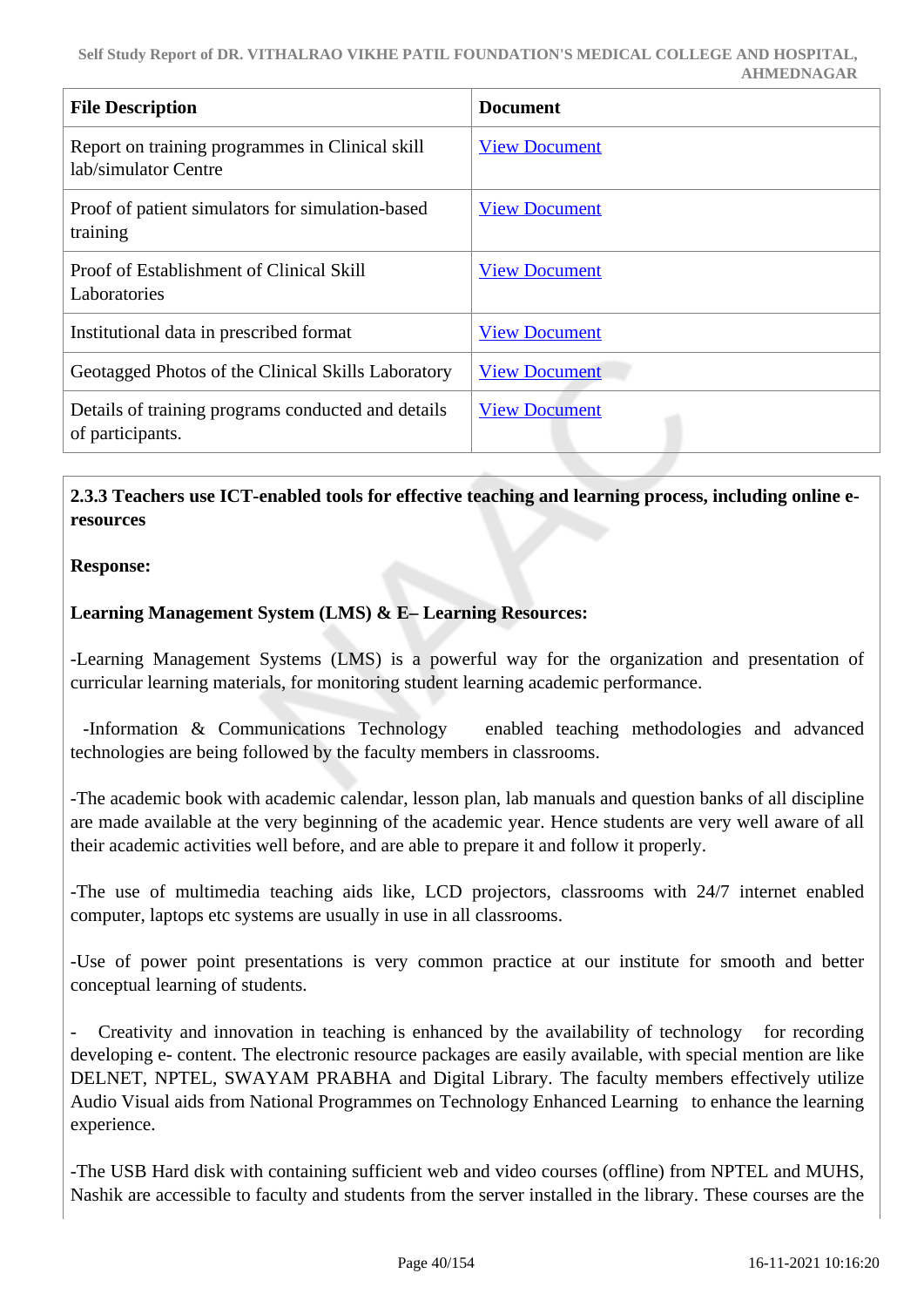| File Description | Document |
|---|---|
| Report on training programmes in Clinical skill lab/simulator Centre | View Document |
| Proof of patient simulators for simulation-based training | View Document |
| Proof of Establishment of Clinical Skill Laboratories | View Document |
| Institutional data in prescribed format | View Document |
| Geotagged Photos of the Clinical Skills Laboratory | View Document |
| Details of training programs conducted and details of participants. | View Document |

**2.3.3 Teachers use ICT-enabled tools for effective teaching and learning process, including online e-resources**

**Response:**

**Learning Management System (LMS) & E– Learning Resources:**

-Learning Management Systems (LMS) is a powerful way for the organization and presentation of curricular learning materials, for monitoring student learning academic performance.

-Information & Communications Technology enabled teaching methodologies and advanced technologies are being followed by the faculty members in classrooms.

-The academic book with academic calendar, lesson plan, lab manuals and question banks of all discipline are made available at the very beginning of the academic year. Hence students are very well aware of all their academic activities well before, and are able to prepare it and follow it properly.

-The use of multimedia teaching aids like, LCD projectors, classrooms with 24/7 internet enabled computer, laptops etc systems are usually in use in all classrooms.

-Use of power point presentations is very common practice at our institute for smooth and better conceptual learning of students.

- Creativity and innovation in teaching is enhanced by the availability of technology for recording developing e- content. The electronic resource packages are easily available, with special mention are like DELNET, NPTEL, SWAYAM PRABHA and Digital Library. The faculty members effectively utilize Audio Visual aids from National Programmes on Technology Enhanced Learning to enhance the learning experience.

-The USB Hard disk with containing sufficient web and video courses (offline) from NPTEL and MUHS, Nashik are accessible to faculty and students from the server installed in the library. These courses are the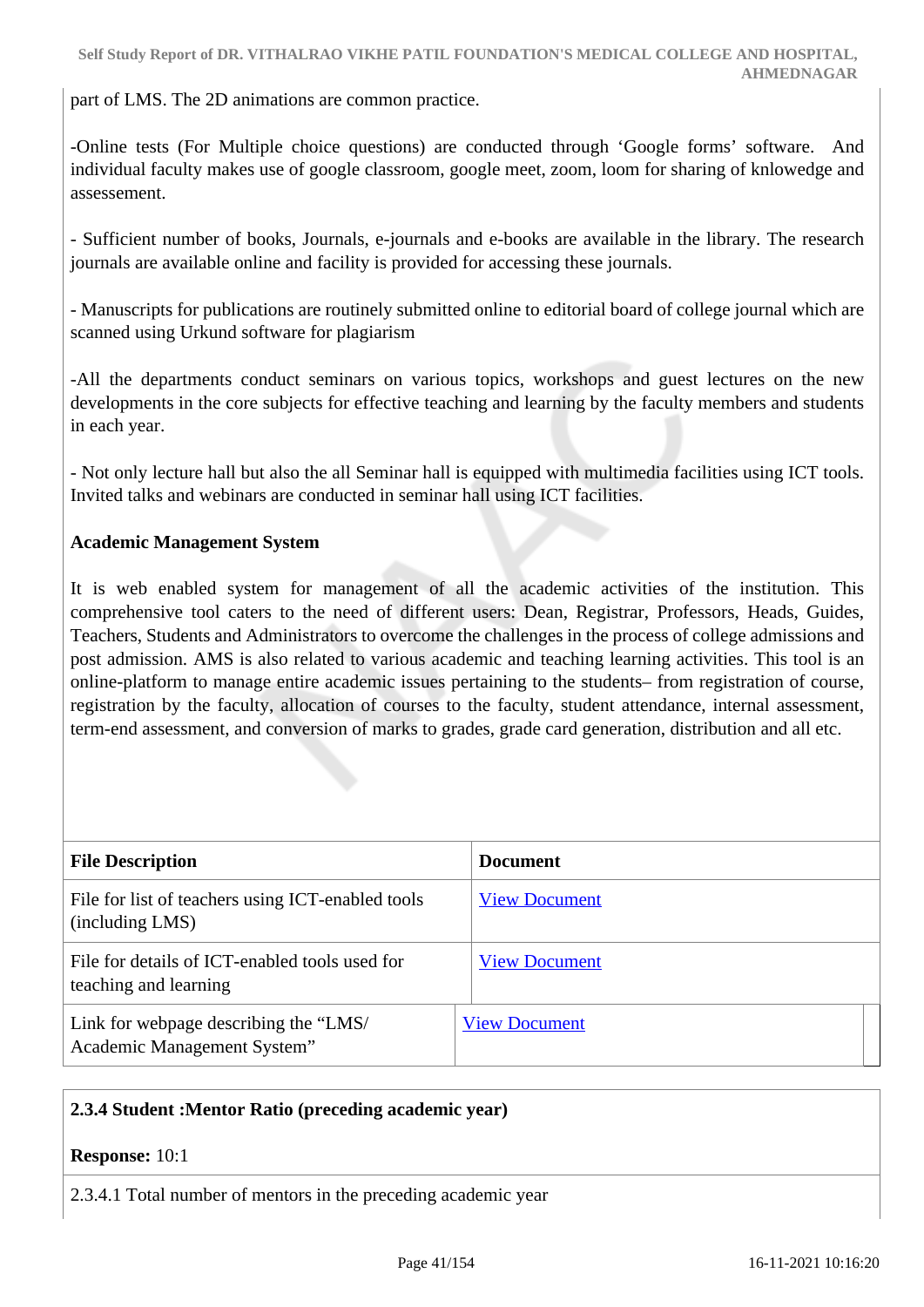part of LMS. The 2D animations are common practice.

-Online tests (For Multiple choice questions) are conducted through 'Google forms' software. And individual faculty makes use of google classroom, google meet, zoom, loom for sharing of knlowedge and assessement.

- Sufficient number of books, Journals, e-journals and e-books are available in the library. The research journals are available online and facility is provided for accessing these journals.

- Manuscripts for publications are routinely submitted online to editorial board of college journal which are scanned using Urkund software for plagiarism

-All the departments conduct seminars on various topics, workshops and guest lectures on the new developments in the core subjects for effective teaching and learning by the faculty members and students in each year.

- Not only lecture hall but also the all Seminar hall is equipped with multimedia facilities using ICT tools. Invited talks and webinars are conducted in seminar hall using ICT facilities.

**Academic Management System**

It is web enabled system for management of all the academic activities of the institution. This comprehensive tool caters to the need of different users: Dean, Registrar, Professors, Heads, Guides, Teachers, Students and Administrators to overcome the challenges in the process of college admissions and post admission. AMS is also related to various academic and teaching learning activities. This tool is an online-platform to manage entire academic issues pertaining to the students– from registration of course, registration by the faculty, allocation of courses to the faculty, student attendance, internal assessment, term-end assessment, and conversion of marks to grades, grade card generation, distribution and all etc.

| File Description | Document |
|---|---|
| File for list of teachers using ICT-enabled tools (including LMS) | View Document |
| File for details of ICT-enabled tools used for teaching and learning | View Document |
| Link for webpage describing the "LMS/ Academic Management System" | View Document |

**2.3.4 Student :Mentor Ratio (preceding academic year)**

**Response:** 10:1

2.3.4.1 Total number of mentors in the preceding academic year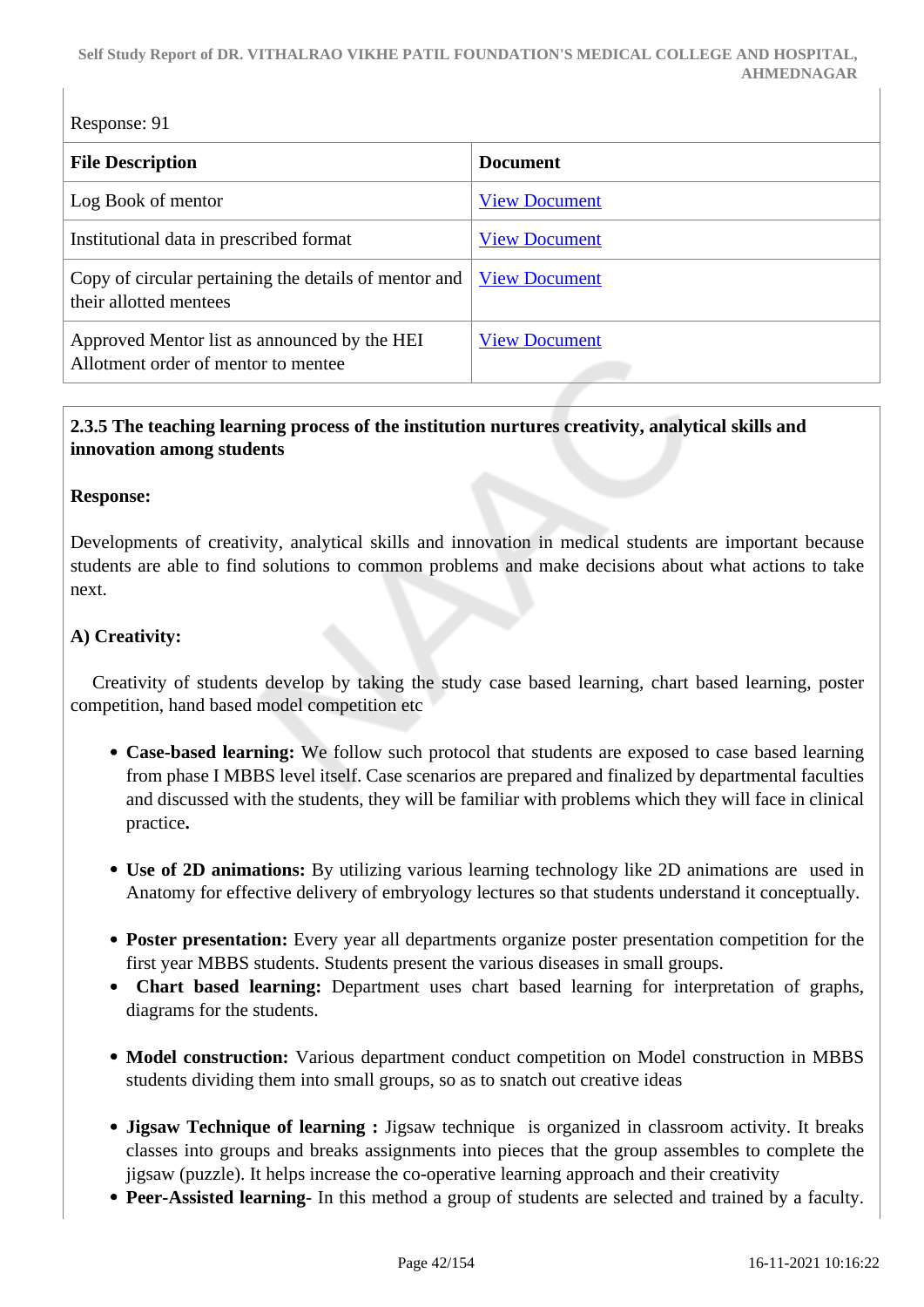Response: 91

| File Description | Document |
|---|---|
| Log Book of mentor | View Document |
| Institutional data in prescribed format | View Document |
| Copy of circular pertaining the details of mentor and their allotted mentees | View Document |
| Approved Mentor list as announced by the HEI Allotment order of mentor to mentee | View Document |

**2.3.5 The teaching learning process of the institution nurtures creativity, analytical skills and innovation among students**

**Response:**

Developments of creativity, analytical skills and innovation in medical students are important because students are able to find solutions to common problems and make decisions about what actions to take next.

**A) Creativity:**

Creativity of students develop by taking the study case based learning, chart based learning, poster competition, hand based model competition etc

- **Case-based learning:** We follow such protocol that students are exposed to case based learning from phase I MBBS level itself. Case scenarios are prepared and finalized by departmental faculties and discussed with the students, they will be familiar with problems which they will face in clinical practice**.**
- **Use of 2D animations:** By utilizing various learning technology like 2D animations are used in Anatomy for effective delivery of embryology lectures so that students understand it conceptually.
- **Poster presentation:** Every year all departments organize poster presentation competition for the first year MBBS students. Students present the various diseases in small groups.
- **Chart based learning:** Department uses chart based learning for interpretation of graphs, diagrams for the students.
- **Model construction:** Various department conduct competition on Model construction in MBBS students dividing them into small groups, so as to snatch out creative ideas
- **Jigsaw Technique of learning :** Jigsaw technique is organized in classroom activity. It breaks classes into groups and breaks assignments into pieces that the group assembles to complete the jigsaw (puzzle). It helps increase the co-operative learning approach and their creativity
- **Peer-Assisted learning**- In this method a group of students are selected and trained by a faculty.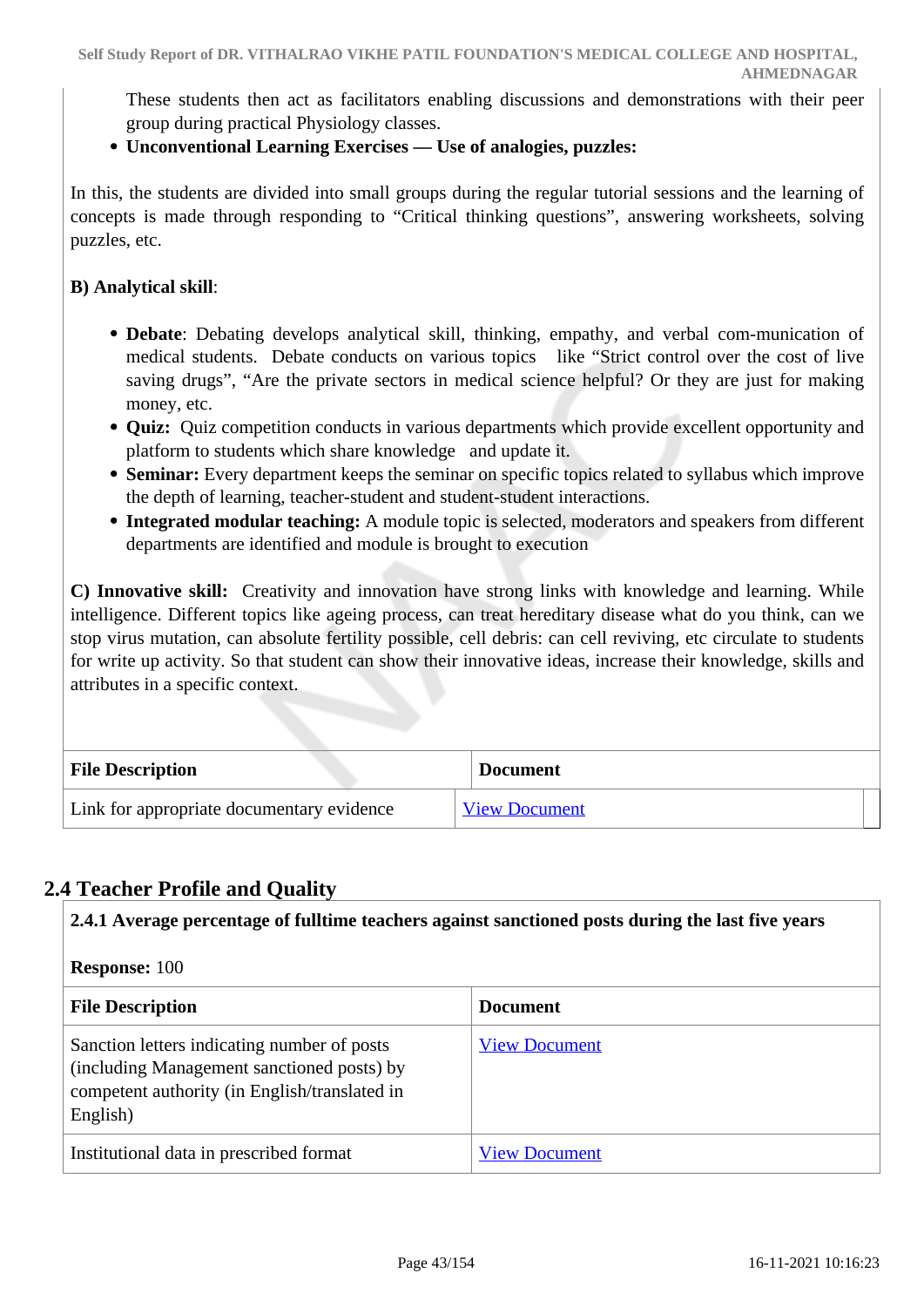These students then act as facilitators enabling discussions and demonstrations with their peer group during practical Physiology classes.

- **Unconventional Learning Exercises — Use of analogies, puzzles:**

In this, the students are divided into small groups during the regular tutorial sessions and the learning of concepts is made through responding to “Critical thinking questions”, answering worksheets, solving puzzles, etc.

**B) Analytical skill**:

- **Debate**: Debating develops analytical skill, thinking, empathy, and verbal com-munication of medical students. Debate conducts on various topics like “Strict control over the cost of live saving drugs”, “Are the private sectors in medical science helpful? Or they are just for making money, etc.
- **Quiz:** Quiz competition conducts in various departments which provide excellent opportunity and platform to students which share knowledge and update it.
- **Seminar:** Every department keeps the seminar on specific topics related to syllabus which improve the depth of learning, teacher-student and student-student interactions.
- **Integrated modular teaching:** A module topic is selected, moderators and speakers from different departments are identified and module is brought to execution

**C) Innovative skill:** Creativity and innovation have strong links with knowledge and learning. While intelligence. Different topics like ageing process, can treat hereditary disease what do you think, can we stop virus mutation, can absolute fertility possible, cell debris: can cell reviving, etc circulate to students for write up activity. So that student can show their innovative ideas, increase their knowledge, skills and attributes in a specific context.

| File Description | Document |
|---|---|
| Link for appropriate documentary evidence | View Document |

## 2.4 Teacher Profile and Quality

**2.4.1 Average percentage of fulltime teachers against sanctioned posts during the last five years**

**Response:** 100

| File Description | Document |
|---|---|
| Sanction letters indicating number of posts (including Management sanctioned posts) by competent authority (in English/translated in English) | View Document |
| Institutional data in prescribed format | View Document |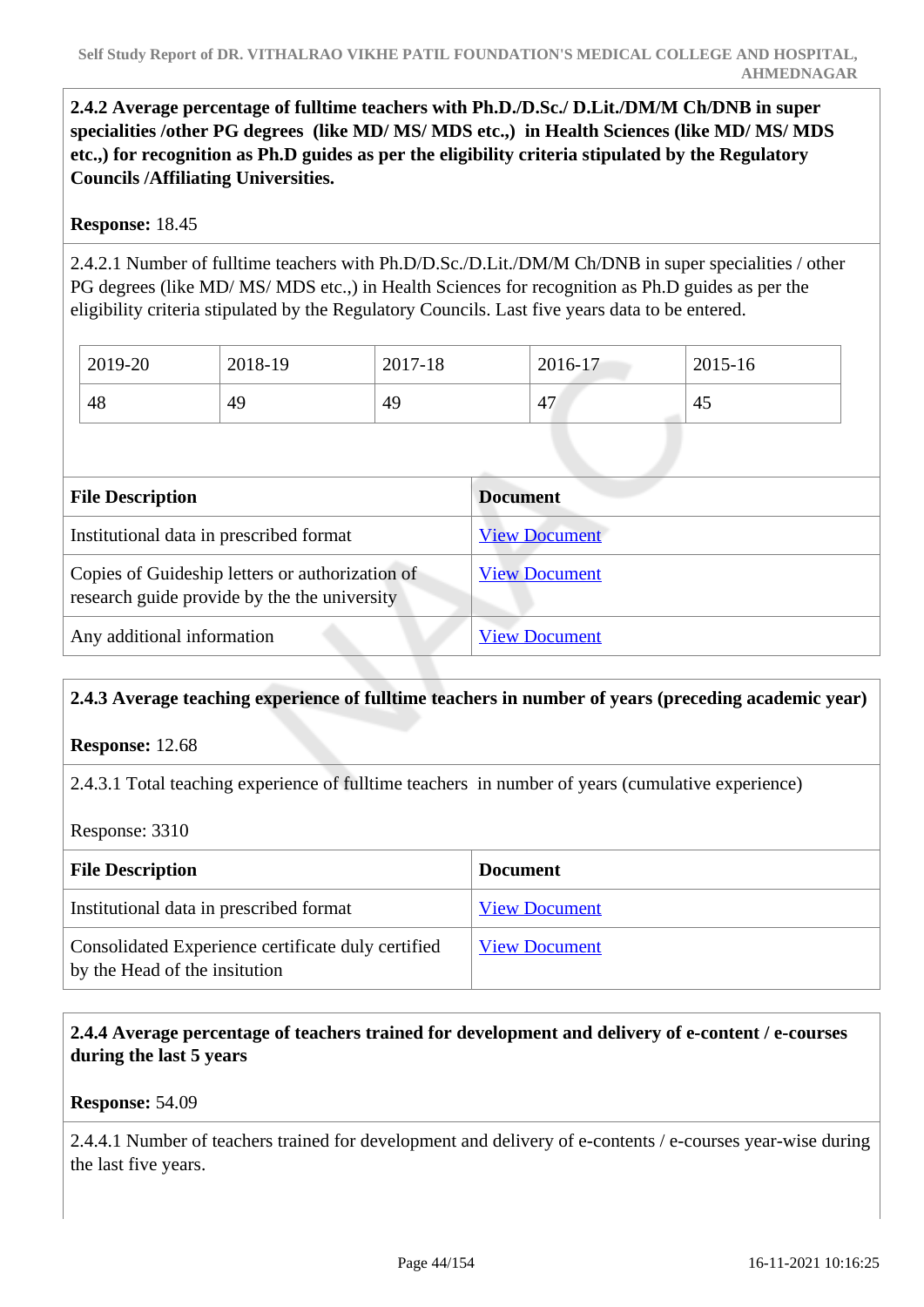**2.4.2 Average percentage of fulltime teachers with Ph.D./D.Sc./ D.Lit./DM/M Ch/DNB in super specialities /other PG degrees (like MD/ MS/ MDS etc.,) in Health Sciences (like MD/ MS/ MDS etc.,) for recognition as Ph.D guides as per the eligibility criteria stipulated by the Regulatory Councils /Affiliating Universities.**

**Response:** 18.45

2.4.2.1 Number of fulltime teachers with Ph.D/D.Sc./D.Lit./DM/M Ch/DNB in super specialities / other PG degrees (like MD/ MS/ MDS etc.,) in Health Sciences for recognition as Ph.D guides as per the eligibility criteria stipulated by the Regulatory Councils. Last five years data to be entered.

| 2019-20 | 2018-19 | 2017-18 | 2016-17 | 2015-16 |
|---|---|---|---|---|
| 48 | 49 | 49 | 47 | 45 |

| File Description | Document |
|---|---|
| Institutional data in prescribed format | View Document |
| Copies of Guideship letters or authorization of research guide provide by the the university | View Document |
| Any additional information | View Document |

**2.4.3 Average teaching experience of fulltime teachers in number of years (preceding academic year)**

**Response:** 12.68

2.4.3.1 Total teaching experience of fulltime teachers in number of years (cumulative experience)

Response: 3310

| File Description | Document |
|---|---|
| Institutional data in prescribed format | View Document |
| Consolidated Experience certificate duly certified by the Head of the insitution | View Document |

**2.4.4 Average percentage of teachers trained for development and delivery of e-content / e-courses during the last 5 years**

**Response:** 54.09

2.4.4.1 Number of teachers trained for development and delivery of e-contents / e-courses year-wise during the last five years.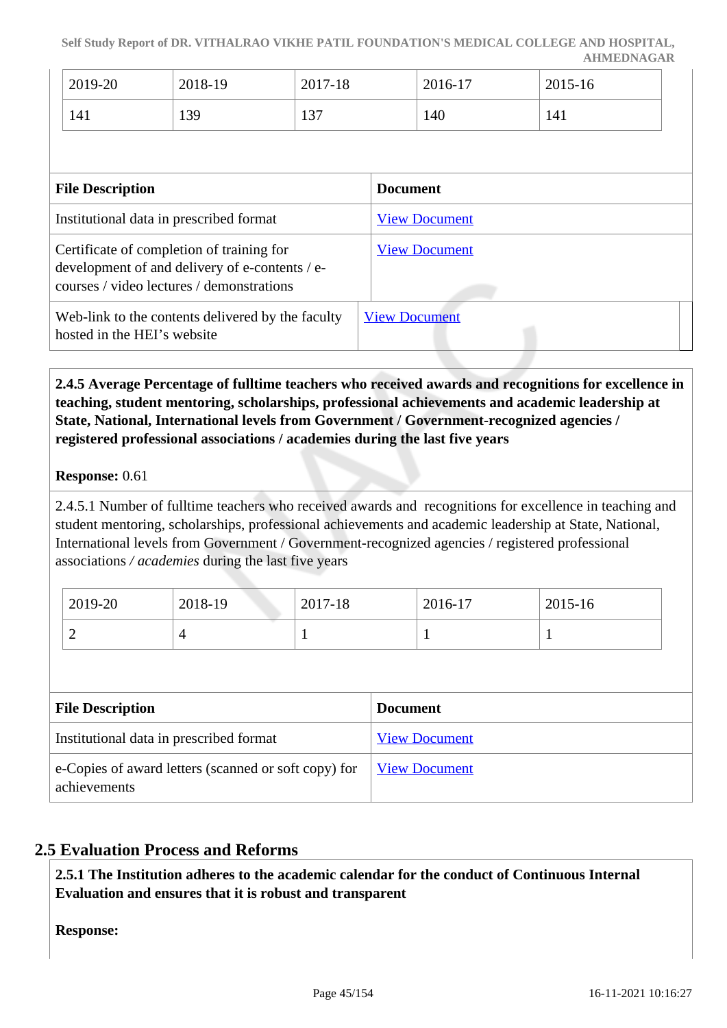| 2019-20 | 2018-19 | 2017-18 | 2016-17 | 2015-16 |
|---|---|---|---|---|
| 141 | 139 | 137 | 140 | 141 |

| File Description | Document |
|---|---|
| Institutional data in prescribed format | View Document |
| Certificate of completion of training for development of and delivery of e-contents / e-courses / video lectures / demonstrations | View Document |
| Web-link to the contents delivered by the faculty hosted in the HEI's website | View Document |

**2.4.5 Average Percentage of fulltime teachers who received awards and recognitions for excellence in teaching, student mentoring, scholarships, professional achievements and academic leadership at State, National, International levels from Government / Government-recognized agencies / registered professional associations / academies during the last five years**

**Response:** 0.61

2.4.5.1 Number of fulltime teachers who received awards and recognitions for excellence in teaching and student mentoring, scholarships, professional achievements and academic leadership at State, National, International levels from Government / Government-recognized agencies / registered professional associations / *academies* during the last five years

| 2019-20 | 2018-19 | 2017-18 | 2016-17 | 2015-16 |
|---|---|---|---|---|
| 2 | 4 | 1 | 1 | 1 |

| File Description | Document |
|---|---|
| Institutional data in prescribed format | View Document |
| e-Copies of award letters (scanned or soft copy) for achievements | View Document |

## 2.5 Evaluation Process and Reforms

**2.5.1 The Institution adheres to the academic calendar for the conduct of Continuous Internal Evaluation and ensures that it is robust and transparent**

**Response:**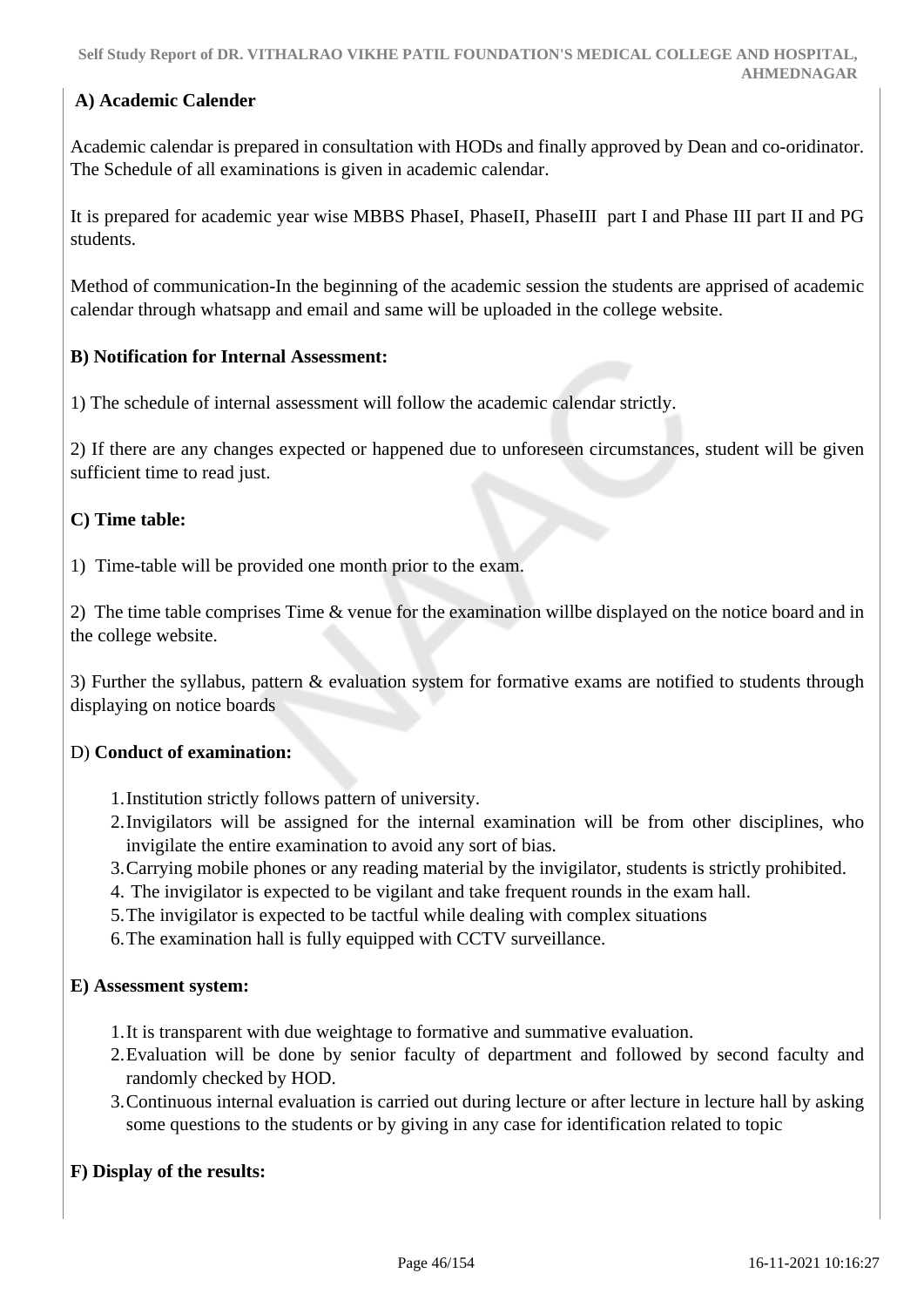**A) Academic Calender**

Academic calendar is prepared in consultation with HODs and finally approved by Dean and co-oridinator. The Schedule of all examinations is given in academic calendar.

It is prepared for academic year wise MBBS PhaseI, PhaseII, PhaseIII part I and Phase III part II and PG students.

Method of communication-In the beginning of the academic session the students are apprised of academic calendar through whatsapp and email and same will be uploaded in the college website.

**B) Notification for Internal Assessment:**

1) The schedule of internal assessment will follow the academic calendar strictly.

2) If there are any changes expected or happened due to unforeseen circumstances, student will be given sufficient time to read just.

**C) Time table:**

1) Time-table will be provided one month prior to the exam.

2) The time table comprises Time & venue for the examination willbe displayed on the notice board and in the college website.

3) Further the syllabus, pattern & evaluation system for formative exams are notified to students through displaying on notice boards

D) **Conduct of examination:**

1. Institution strictly follows pattern of university.
2. Invigilators will be assigned for the internal examination will be from other disciplines, who invigilate the entire examination to avoid any sort of bias.
3. Carrying mobile phones or any reading material by the invigilator, students is strictly prohibited.
4. The invigilator is expected to be vigilant and take frequent rounds in the exam hall.
5. The invigilator is expected to be tactful while dealing with complex situations
6. The examination hall is fully equipped with CCTV surveillance.

**E) Assessment system:**

1. It is transparent with due weightage to formative and summative evaluation.
2. Evaluation will be done by senior faculty of department and followed by second faculty and randomly checked by HOD.
3. Continuous internal evaluation is carried out during lecture or after lecture in lecture hall by asking some questions to the students or by giving in any case for identification related to topic

**F) Display of the results:**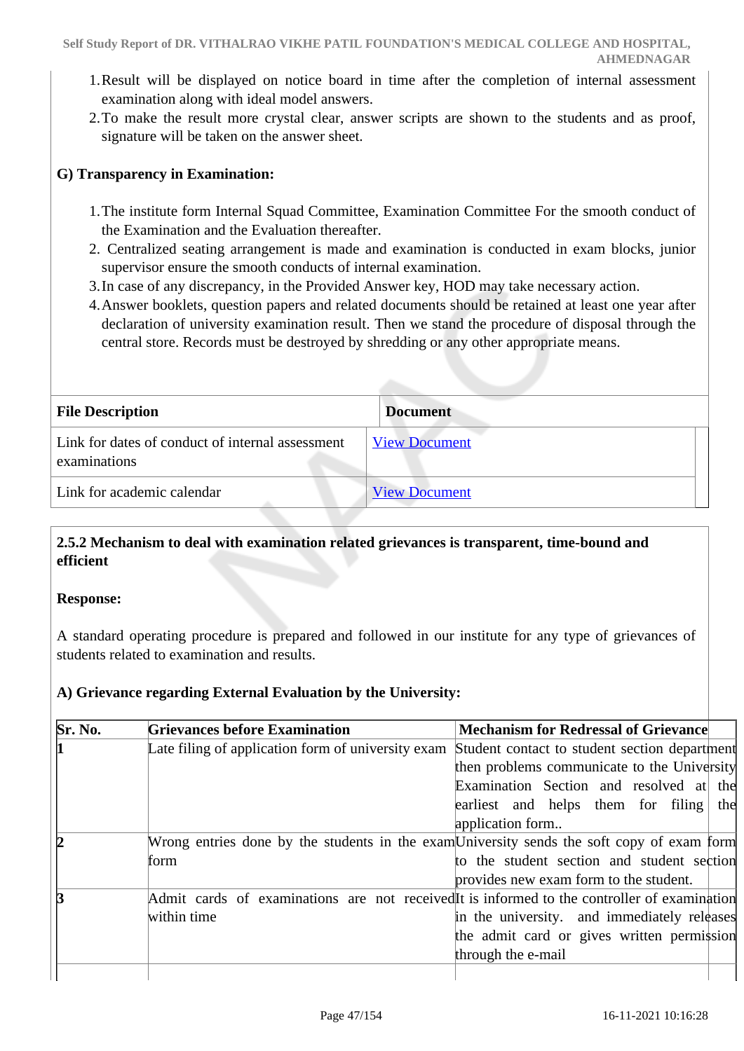1. Result will be displayed on notice board in time after the completion of internal assessment examination along with ideal model answers.
2. To make the result more crystal clear, answer scripts are shown to the students and as proof, signature will be taken on the answer sheet.

**G) Transparency in Examination:**

1. The institute form Internal Squad Committee, Examination Committee For the smooth conduct of the Examination and the Evaluation thereafter.
2. Centralized seating arrangement is made and examination is conducted in exam blocks, junior supervisor ensure the smooth conducts of internal examination.
3. In case of any discrepancy, in the Provided Answer key, HOD may take necessary action.
4. Answer booklets, question papers and related documents should be retained at least one year after declaration of university examination result. Then we stand the procedure of disposal through the central store. Records must be destroyed by shredding or any other appropriate means.

| File Description | Document |
|---|---|
| Link for dates of conduct of internal assessment examinations | View Document |
| Link for academic calendar | View Document |

**2.5.2 Mechanism to deal with examination related grievances is transparent, time-bound and efficient**

**Response:**

A standard operating procedure is prepared and followed in our institute for any type of grievances of students related to examination and results.

**A) Grievance regarding External Evaluation by the University:**

| Sr. No. | Grievances before Examination | Mechanism for Redressal of Grievance |
|---|---|---|
| 1 | Late filing of application form of university exam | Student contact to student section department then problems communicate to the University Examination Section and resolved at the earliest and helps them for filing the application form.. |
| 2 | Wrong entries done by the students in the exam form | University sends the soft copy of exam form to the student section and student section provides new exam form to the student. |
| 3 | Admit cards of examinations are not received within time | It is informed to the controller of examination in the university. and immediately releases the admit card or gives written permission through the e-mail |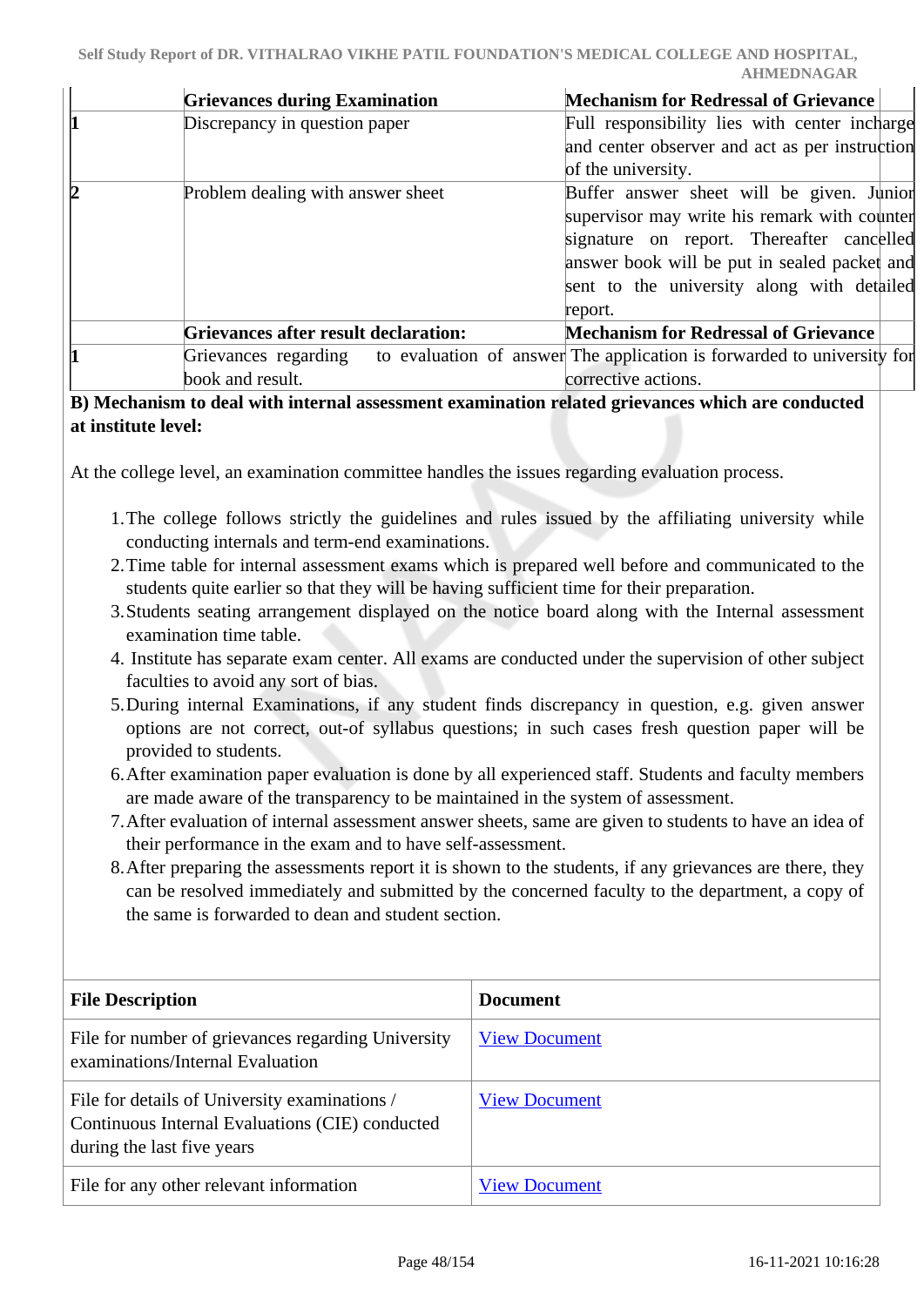| | Grievances during Examination | Mechanism for Redressal of Grievance |
|---|---|---|
| 1 | Discrepancy in question paper | Full responsibility lies with center incharge and center observer and act as per instruction of the university. |
| 2 | Problem dealing with answer sheet | Buffer answer sheet will be given. Junior supervisor may write his remark with counter signature on report. Thereafter cancelled answer book will be put in sealed packet and sent to the university along with detailed report. |
| | **Grievances after result declaration:** | **Mechanism for Redressal of Grievance** |
| 1 | Grievances regarding to evaluation of answer book and result. | The application is forwarded to university for corrective actions. |

**B) Mechanism to deal with internal assessment examination related grievances which are conducted at institute level:**

At the college level, an examination committee handles the issues regarding evaluation process.

1. The college follows strictly the guidelines and rules issued by the affiliating university while conducting internals and term-end examinations.
2. Time table for internal assessment exams which is prepared well before and communicated to the students quite earlier so that they will be having sufficient time for their preparation.
3. Students seating arrangement displayed on the notice board along with the Internal assessment examination time table.
4. Institute has separate exam center. All exams are conducted under the supervision of other subject faculties to avoid any sort of bias.
5. During internal Examinations, if any student finds discrepancy in question, e.g. given answer options are not correct, out-of syllabus questions; in such cases fresh question paper will be provided to students.
6. After examination paper evaluation is done by all experienced staff. Students and faculty members are made aware of the transparency to be maintained in the system of assessment.
7. After evaluation of internal assessment answer sheets, same are given to students to have an idea of their performance in the exam and to have self-assessment.
8. After preparing the assessments report it is shown to the students, if any grievances are there, they can be resolved immediately and submitted by the concerned faculty to the department, a copy of the same is forwarded to dean and student section.

| File Description | Document |
|---|---|
| File for number of grievances regarding University examinations/Internal Evaluation | View Document |
| File for details of University examinations / Continuous Internal Evaluations (CIE) conducted during the last five years | View Document |
| File for any other relevant information | View Document |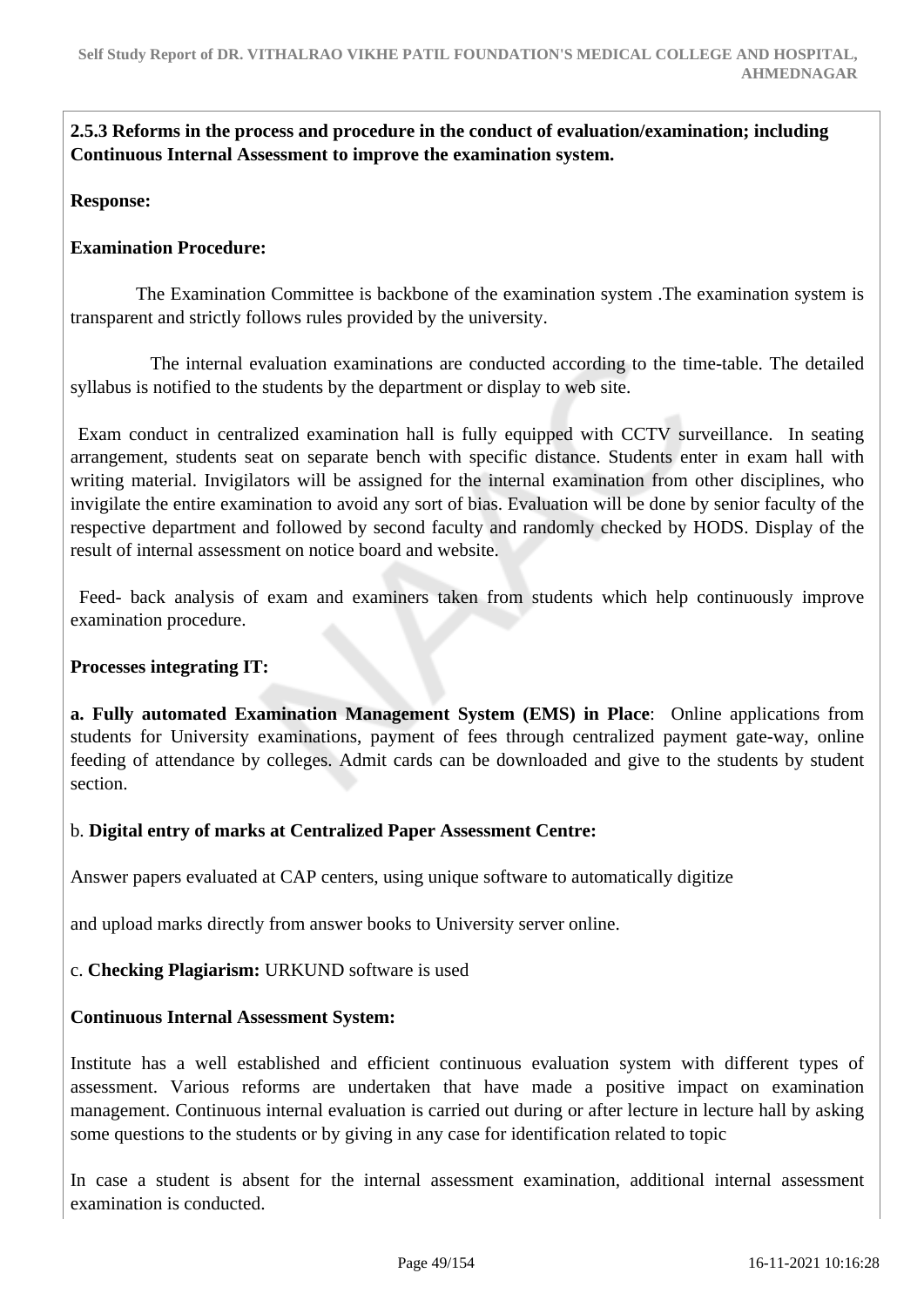**2.5.3 Reforms in the process and procedure in the conduct of evaluation/examination; including Continuous Internal Assessment to improve the examination system.**

**Response:**

**Examination Procedure:**

The Examination Committee is backbone of the examination system .The examination system is transparent and strictly follows rules provided by the university.

The internal evaluation examinations are conducted according to the time-table. The detailed syllabus is notified to the students by the department or display to web site.

Exam conduct in centralized examination hall is fully equipped with CCTV surveillance. In seating arrangement, students seat on separate bench with specific distance. Students enter in exam hall with writing material. Invigilators will be assigned for the internal examination from other disciplines, who invigilate the entire examination to avoid any sort of bias. Evaluation will be done by senior faculty of the respective department and followed by second faculty and randomly checked by HODS. Display of the result of internal assessment on notice board and website.

Feed- back analysis of exam and examiners taken from students which help continuously improve examination procedure.

**Processes integrating IT:**

**a. Fully automated Examination Management System (EMS) in Place**: Online applications from students for University examinations, payment of fees through centralized payment gate-way, online feeding of attendance by colleges. Admit cards can be downloaded and give to the students by student section.

b. **Digital entry of marks at Centralized Paper Assessment Centre:**

Answer papers evaluated at CAP centers, using unique software to automatically digitize

and upload marks directly from answer books to University server online.

c. **Checking Plagiarism:** URKUND software is used

**Continuous Internal Assessment System:**

Institute has a well established and efficient continuous evaluation system with different types of assessment. Various reforms are undertaken that have made a positive impact on examination management. Continuous internal evaluation is carried out during or after lecture in lecture hall by asking some questions to the students or by giving in any case for identification related to topic

In case a student is absent for the internal assessment examination, additional internal assessment examination is conducted.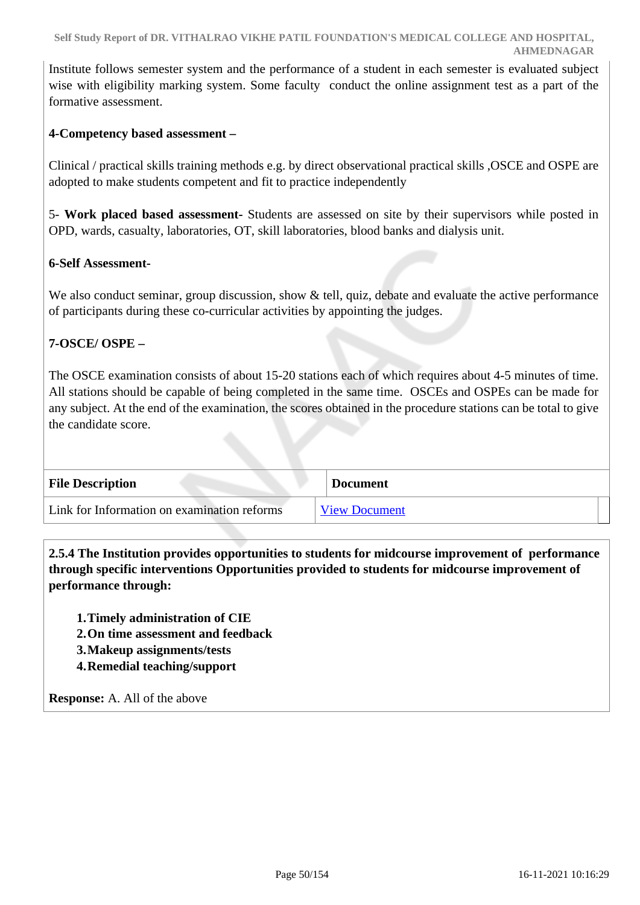Institute follows semester system and the performance of a student in each semester is evaluated subject wise with eligibility marking system. Some faculty conduct the online assignment test as a part of the formative assessment.

**4-Competency based assessment –**

Clinical / practical skills training methods e.g. by direct observational practical skills ,OSCE and OSPE are adopted to make students competent and fit to practice independently

5- **Work placed based assessment-** Students are assessed on site by their supervisors while posted in OPD, wards, casualty, laboratories, OT, skill laboratories, blood banks and dialysis unit.

**6-Self Assessment-**

We also conduct seminar, group discussion, show & tell, quiz, debate and evaluate the active performance of participants during these co-curricular activities by appointing the judges.

**7-OSCE/ OSPE –**

The OSCE examination consists of about 15-20 stations each of which requires about 4-5 minutes of time. All stations should be capable of being completed in the same time. OSCEs and OSPEs can be made for any subject. At the end of the examination, the scores obtained in the procedure stations can be total to give the candidate score.

| File Description | Document |
| --- | --- |
| Link for Information on examination reforms | View Document |

**2.5.4 The Institution provides opportunities to students for midcourse improvement of performance through specific interventions Opportunities provided to students for midcourse improvement of performance through:**

1. **Timely administration of CIE**
2. **On time assessment and feedback**
3. **Makeup assignments/tests**
4. **Remedial teaching/support**

**Response:** A. All of the above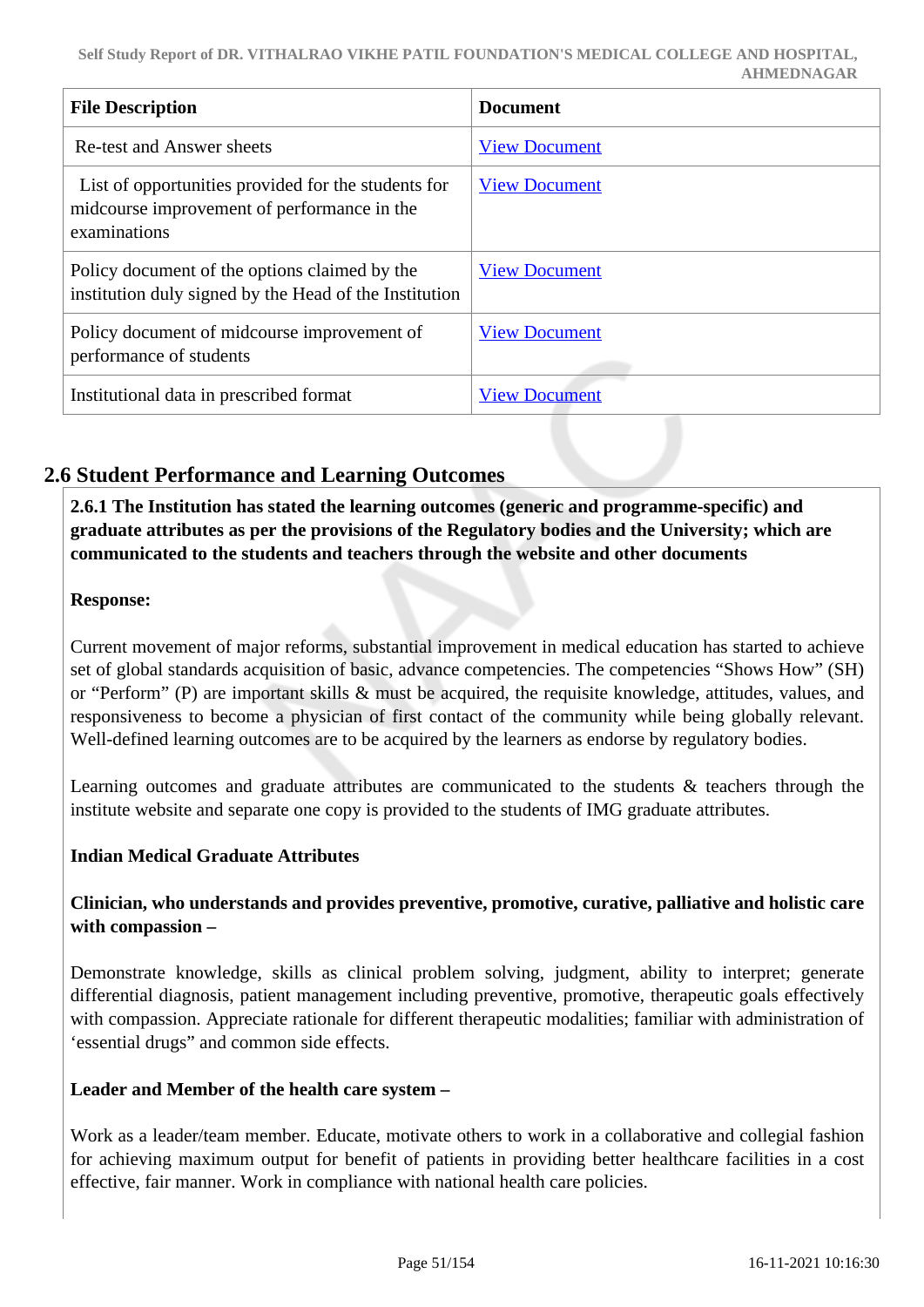| File Description | Document |
| --- | --- |
| Re-test and Answer sheets | View Document |
| List of opportunities provided for the students for midcourse improvement of performance in the examinations | View Document |
| Policy document of the options claimed by the institution duly signed by the Head of the Institution | View Document |
| Policy document of midcourse improvement of performance of students | View Document |
| Institutional data in prescribed format | View Document |

## 2.6 Student Performance and Learning Outcomes

**2.6.1 The Institution has stated the learning outcomes (generic and programme-specific) and graduate attributes as per the provisions of the Regulatory bodies and the University; which are communicated to the students and teachers through the website and other documents**

**Response:**

Current movement of major reforms, substantial improvement in medical education has started to achieve set of global standards acquisition of basic, advance competencies. The competencies "Shows How" (SH) or "Perform" (P) are important skills & must be acquired, the requisite knowledge, attitudes, values, and responsiveness to become a physician of first contact of the community while being globally relevant. Well-defined learning outcomes are to be acquired by the learners as endorse by regulatory bodies.

Learning outcomes and graduate attributes are communicated to the students & teachers through the institute website and separate one copy is provided to the students of IMG graduate attributes.

**Indian Medical Graduate Attributes**

**Clinician, who understands and provides preventive, promotive, curative, palliative and holistic care with compassion –**

Demonstrate knowledge, skills as clinical problem solving, judgment, ability to interpret; generate differential diagnosis, patient management including preventive, promotive, therapeutic goals effectively with compassion. Appreciate rationale for different therapeutic modalities; familiar with administration of 'essential drugs" and common side effects.

**Leader and Member of the health care system –**

Work as a leader/team member. Educate, motivate others to work in a collaborative and collegial fashion for achieving maximum output for benefit of patients in providing better healthcare facilities in a cost effective, fair manner. Work in compliance with national health care policies.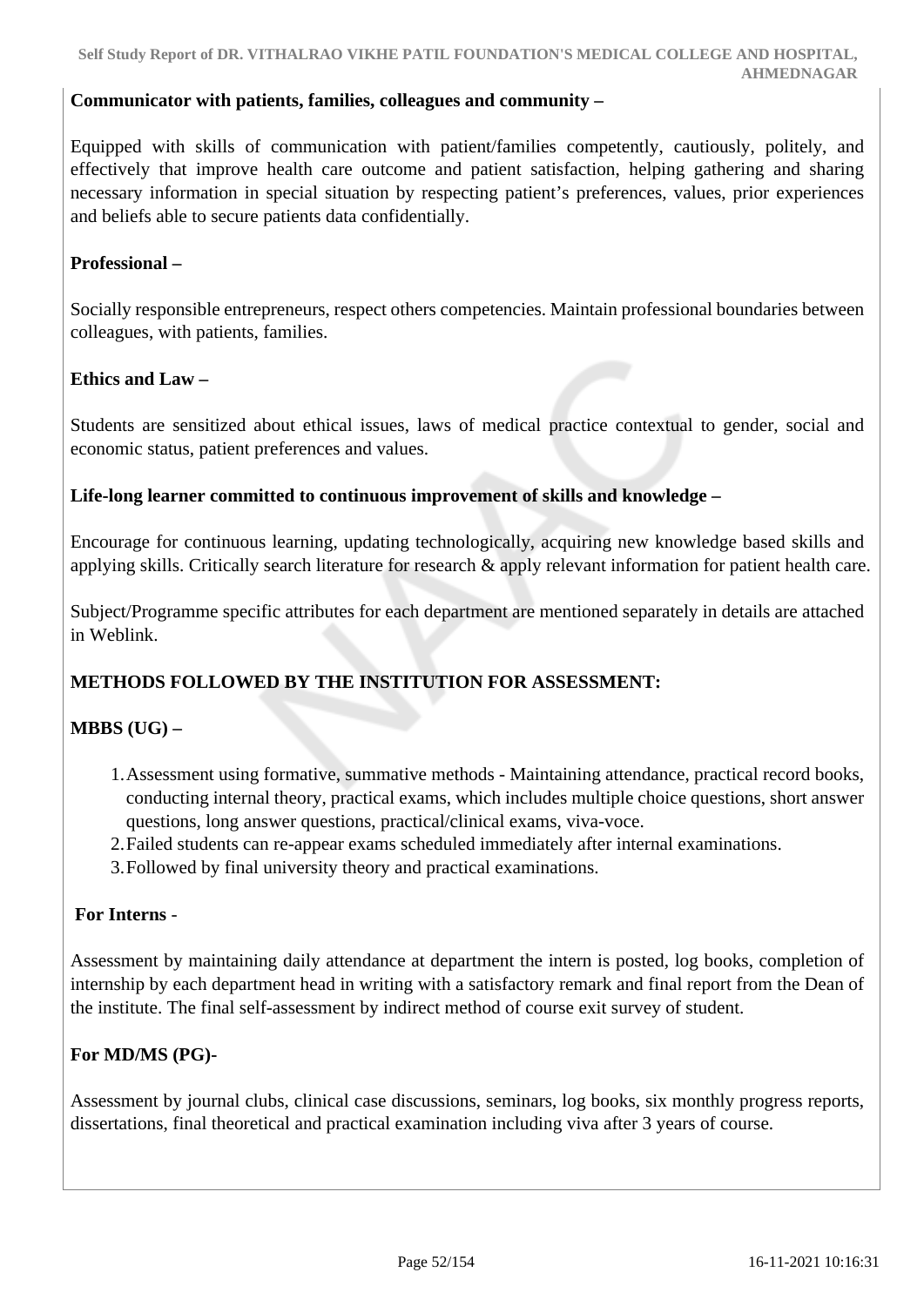**Communicator with patients, families, colleagues and community –**

Equipped with skills of communication with patient/families competently, cautiously, politely, and effectively that improve health care outcome and patient satisfaction, helping gathering and sharing necessary information in special situation by respecting patient's preferences, values, prior experiences and beliefs able to secure patients data confidentially.

**Professional –**

Socially responsible entrepreneurs, respect others competencies. Maintain professional boundaries between colleagues, with patients, families.

**Ethics and Law –**

Students are sensitized about ethical issues, laws of medical practice contextual to gender, social and economic status, patient preferences and values.

**Life-long learner committed to continuous improvement of skills and knowledge –**

Encourage for continuous learning, updating technologically, acquiring new knowledge based skills and applying skills. Critically search literature for research & apply relevant information for patient health care.

Subject/Programme specific attributes for each department are mentioned separately in details are attached in Weblink.

**METHODS FOLLOWED BY THE INSTITUTION FOR ASSESSMENT:**

**MBBS (UG) –**

1. Assessment using formative, summative methods - Maintaining attendance, practical record books, conducting internal theory, practical exams, which includes multiple choice questions, short answer questions, long answer questions, practical/clinical exams, viva-voce.
2. Failed students can re-appear exams scheduled immediately after internal examinations.
3. Followed by final university theory and practical examinations.

**For Interns** -

Assessment by maintaining daily attendance at department the intern is posted, log books, completion of internship by each department head in writing with a satisfactory remark and final report from the Dean of the institute. The final self-assessment by indirect method of course exit survey of student.

**For MD/MS (PG)-**

Assessment by journal clubs, clinical case discussions, seminars, log books, six monthly progress reports, dissertations, final theoretical and practical examination including viva after 3 years of course.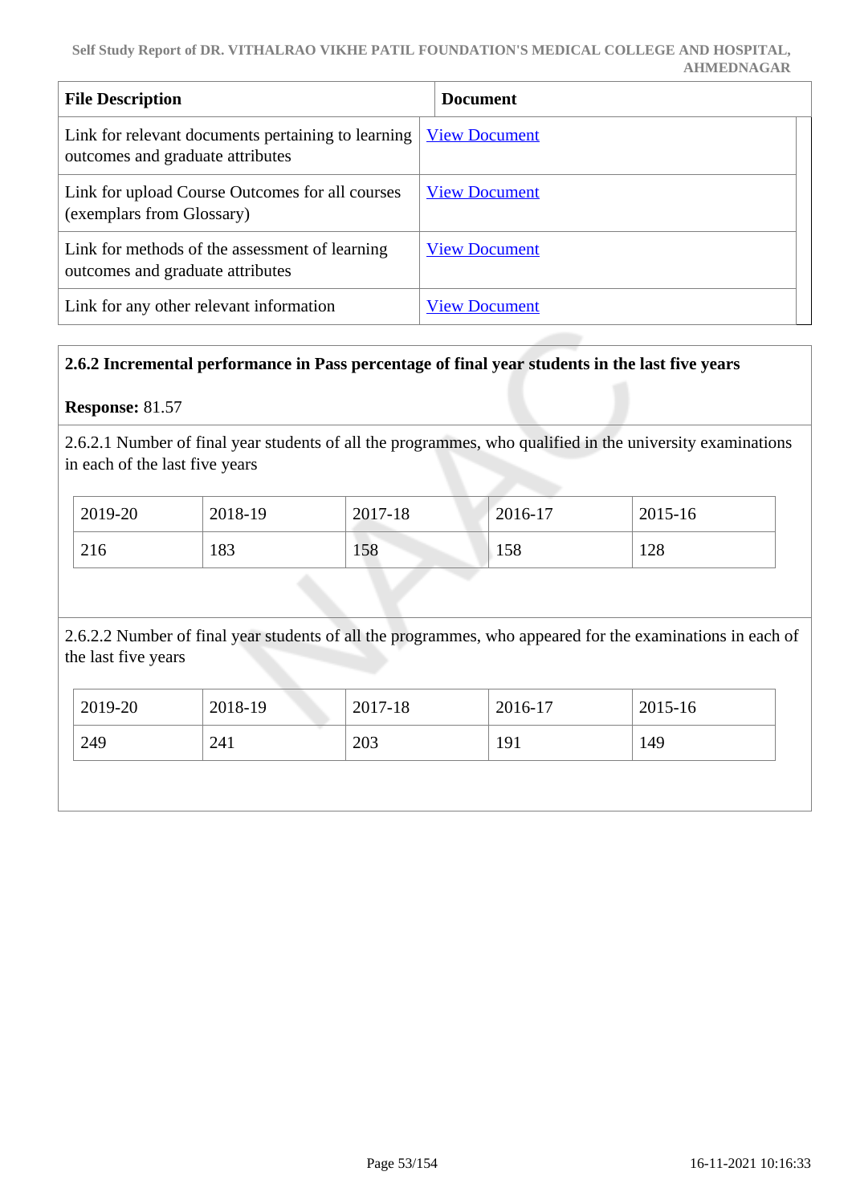| File Description | Document |
|---|---|
| Link for relevant documents pertaining to learning outcomes and graduate attributes | View Document |
| Link for upload Course Outcomes for all courses (exemplars from Glossary) | View Document |
| Link for methods of the assessment of learning outcomes and graduate attributes | View Document |
| Link for any other relevant information | View Document |

**2.6.2 Incremental performance in Pass percentage of final year students in the last five years**

**Response:** 81.57

2.6.2.1 Number of final year students of all the programmes, who qualified in the university examinations in each of the last five years

| 2019-20 | 2018-19 | 2017-18 | 2016-17 | 2015-16 |
|---|---|---|---|---|
| 216 | 183 | 158 | 158 | 128 |

2.6.2.2 Number of final year students of all the programmes, who appeared for the examinations in each of the last five years

| 2019-20 | 2018-19 | 2017-18 | 2016-17 | 2015-16 |
|---|---|---|---|---|
| 249 | 241 | 203 | 191 | 149 |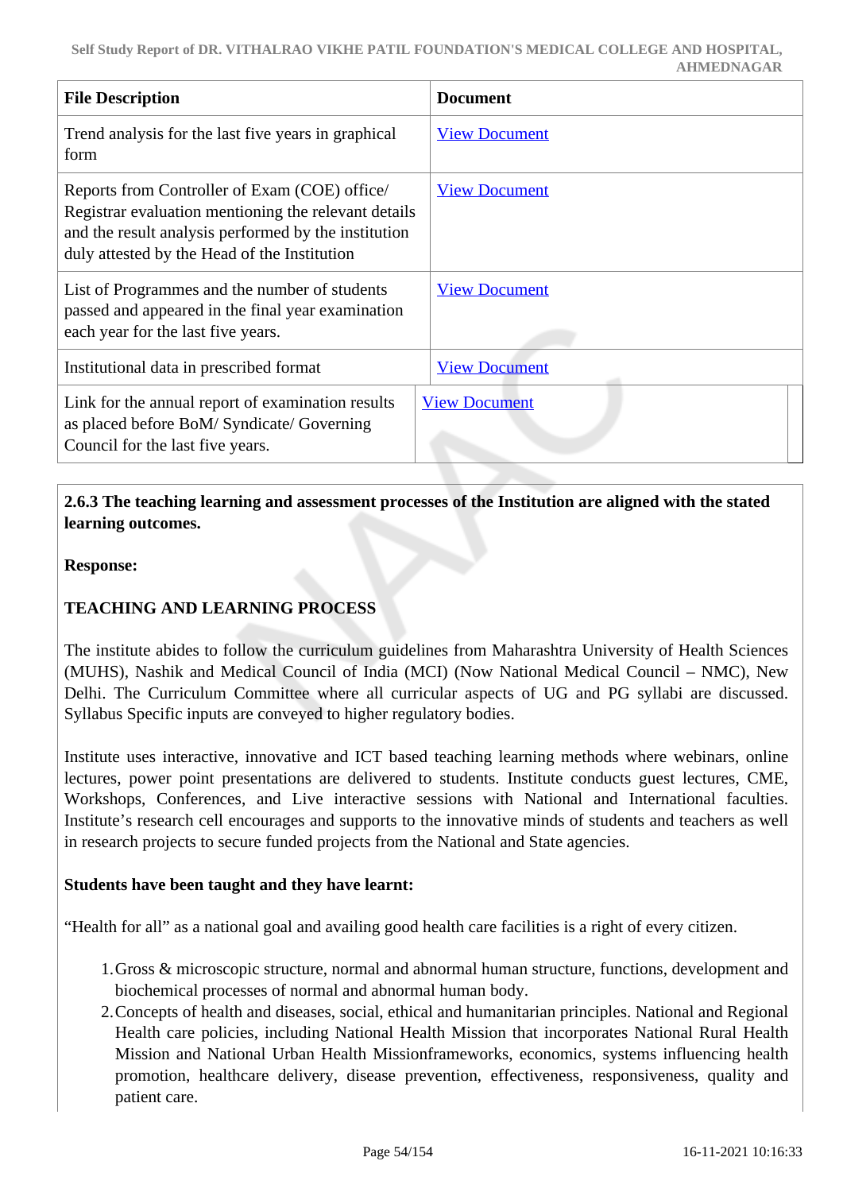| File Description | Document |
|---|---|
| Trend analysis for the last five years in graphical form | View Document |
| Reports from Controller of Exam (COE) office/ Registrar evaluation mentioning the relevant details and the result analysis performed by the institution duly attested by the Head of the Institution | View Document |
| List of Programmes and the number of students passed and appeared in the final year examination each year for the last five years. | View Document |
| Institutional data in prescribed format | View Document |
| Link for the annual report of examination results as placed before BoM/ Syndicate/ Governing Council for the last five years. | View Document |

**2.6.3 The teaching learning and assessment processes of the Institution are aligned with the stated learning outcomes.**

**Response:**

**TEACHING AND LEARNING PROCESS**

The institute abides to follow the curriculum guidelines from Maharashtra University of Health Sciences (MUHS), Nashik and Medical Council of India (MCI) (Now National Medical Council – NMC), New Delhi. The Curriculum Committee where all curricular aspects of UG and PG syllabi are discussed. Syllabus Specific inputs are conveyed to higher regulatory bodies.

Institute uses interactive, innovative and ICT based teaching learning methods where webinars, online lectures, power point presentations are delivered to students. Institute conducts guest lectures, CME, Workshops, Conferences, and Live interactive sessions with National and International faculties. Institute's research cell encourages and supports to the innovative minds of students and teachers as well in research projects to secure funded projects from the National and State agencies.

**Students have been taught and they have learnt:**

"Health for all" as a national goal and availing good health care facilities is a right of every citizen.

1. Gross & microscopic structure, normal and abnormal human structure, functions, development and biochemical processes of normal and abnormal human body.
2. Concepts of health and diseases, social, ethical and humanitarian principles. National and Regional Health care policies, including National Health Mission that incorporates National Rural Health Mission and National Urban Health Missionframeworks, economics, systems influencing health promotion, healthcare delivery, disease prevention, effectiveness, responsiveness, quality and patient care.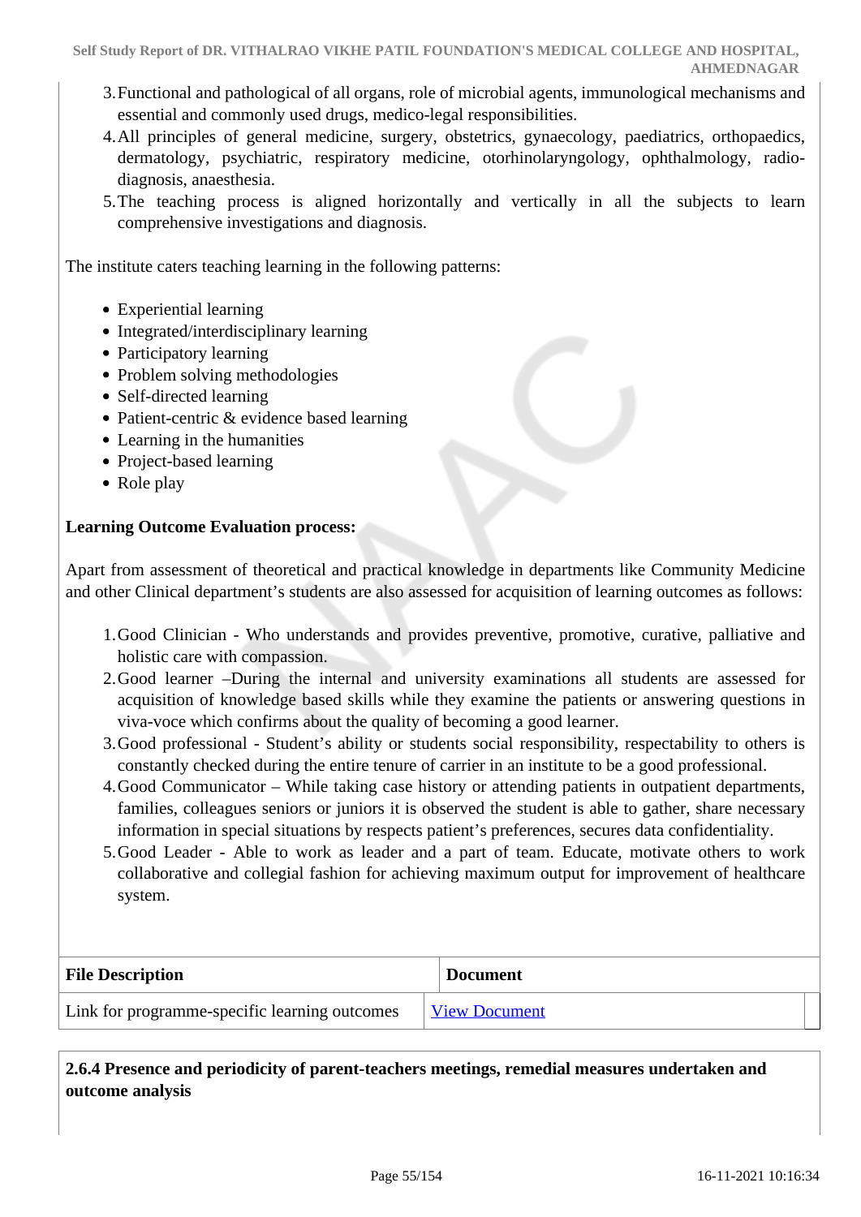3. Functional and pathological of all organs, role of microbial agents, immunological mechanisms and essential and commonly used drugs, medico-legal responsibilities.
4. All principles of general medicine, surgery, obstetrics, gynaecology, paediatrics, orthopaedics, dermatology, psychiatric, respiratory medicine, otorhinolaryngology, ophthalmology, radio-diagnosis, anaesthesia.
5. The teaching process is aligned horizontally and vertically in all the subjects to learn comprehensive investigations and diagnosis.

The institute caters teaching learning in the following patterns:

- Experiential learning
- Integrated/interdisciplinary learning
- Participatory learning
- Problem solving methodologies
- Self-directed learning
- Patient-centric & evidence based learning
- Learning in the humanities
- Project-based learning
- Role play

**Learning Outcome Evaluation process:**

Apart from assessment of theoretical and practical knowledge in departments like Community Medicine and other Clinical department's students are also assessed for acquisition of learning outcomes as follows:

1. Good Clinician - Who understands and provides preventive, promotive, curative, palliative and holistic care with compassion.
2. Good learner –During the internal and university examinations all students are assessed for acquisition of knowledge based skills while they examine the patients or answering questions in viva-voce which confirms about the quality of becoming a good learner.
3. Good professional - Student's ability or students social responsibility, respectability to others is constantly checked during the entire tenure of carrier in an institute to be a good professional.
4. Good Communicator – While taking case history or attending patients in outpatient departments, families, colleagues seniors or juniors it is observed the student is able to gather, share necessary information in special situations by respects patient's preferences, secures data confidentiality.
5. Good Leader - Able to work as leader and a part of team. Educate, motivate others to work collaborative and collegial fashion for achieving maximum output for improvement of healthcare system.

| File Description | Document |
|---|---|
| Link for programme-specific learning outcomes | View Document |

**2.6.4 Presence and periodicity of parent-teachers meetings, remedial measures undertaken and outcome analysis**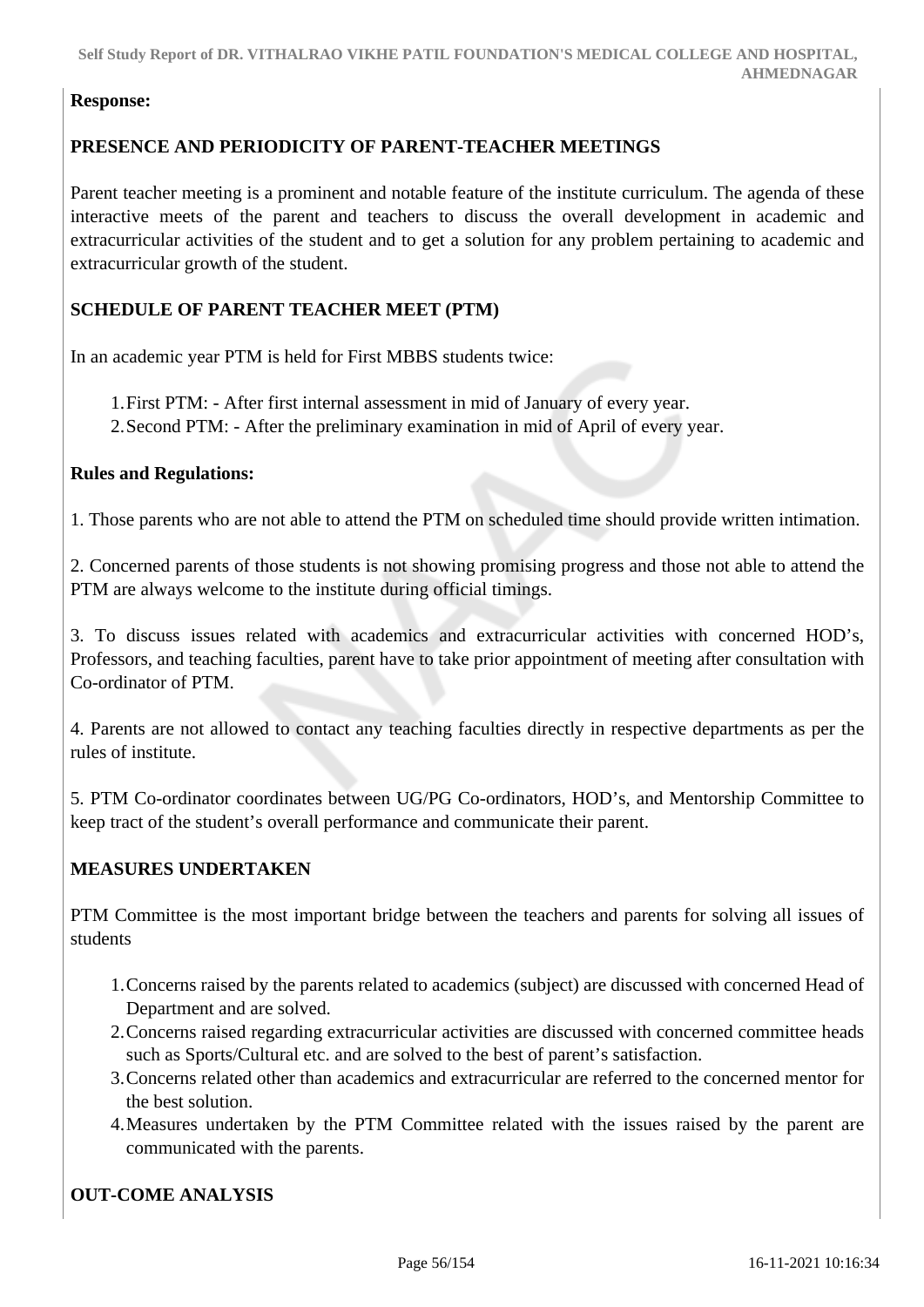**Response:**

**PRESENCE AND PERIODICITY OF PARENT-TEACHER MEETINGS**

Parent teacher meeting is a prominent and notable feature of the institute curriculum. The agenda of these interactive meets of the parent and teachers to discuss the overall development in academic and extracurricular activities of the student and to get a solution for any problem pertaining to academic and extracurricular growth of the student.

**SCHEDULE OF PARENT TEACHER MEET (PTM)**

In an academic year PTM is held for First MBBS students twice:

1. First PTM: - After first internal assessment in mid of January of every year.
2. Second PTM: - After the preliminary examination in mid of April of every year.

**Rules and Regulations:**

1. Those parents who are not able to attend the PTM on scheduled time should provide written intimation.

2. Concerned parents of those students is not showing promising progress and those not able to attend the PTM are always welcome to the institute during official timings.

3. To discuss issues related with academics and extracurricular activities with concerned HOD's, Professors, and teaching faculties, parent have to take prior appointment of meeting after consultation with Co-ordinator of PTM.

4. Parents are not allowed to contact any teaching faculties directly in respective departments as per the rules of institute.

5. PTM Co-ordinator coordinates between UG/PG Co-ordinators, HOD's, and Mentorship Committee to keep tract of the student's overall performance and communicate their parent.

**MEASURES UNDERTAKEN**

PTM Committee is the most important bridge between the teachers and parents for solving all issues of students

1. Concerns raised by the parents related to academics (subject) are discussed with concerned Head of Department and are solved.
2. Concerns raised regarding extracurricular activities are discussed with concerned committee heads such as Sports/Cultural etc. and are solved to the best of parent's satisfaction.
3. Concerns related other than academics and extracurricular are referred to the concerned mentor for the best solution.
4. Measures undertaken by the PTM Committee related with the issues raised by the parent are communicated with the parents.

**OUT-COME ANALYSIS**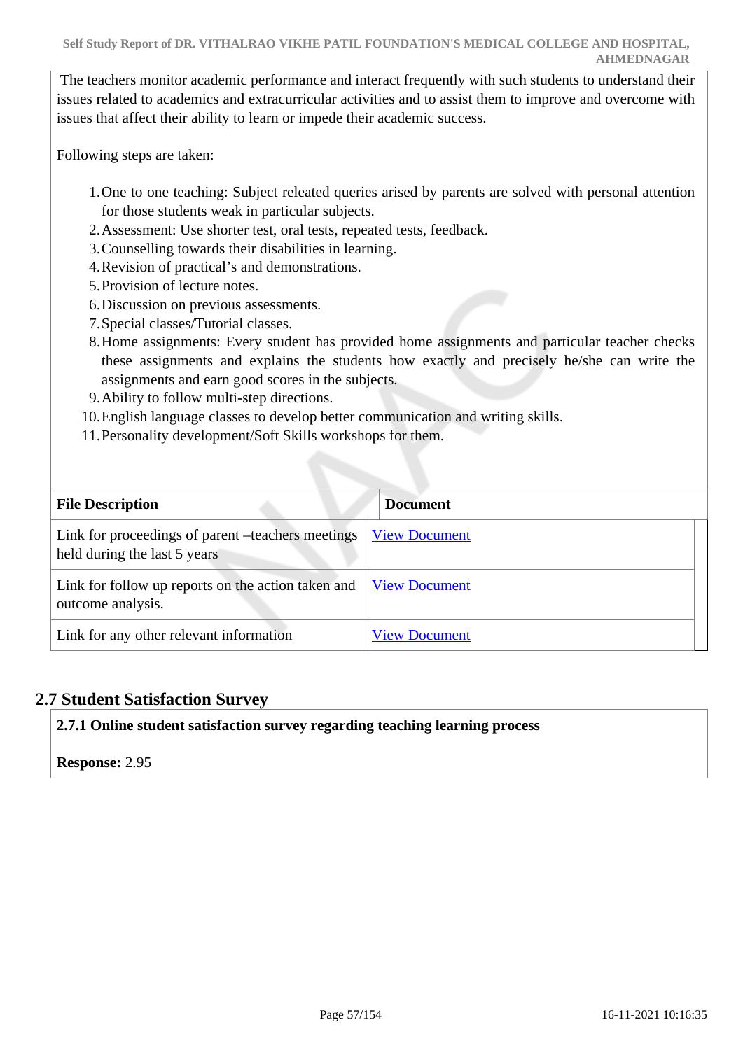The teachers monitor academic performance and interact frequently with such students to understand their issues related to academics and extracurricular activities and to assist them to improve and overcome with issues that affect their ability to learn or impede their academic success.

Following steps are taken:

1. One to one teaching: Subject releated queries arised by parents are solved with personal attention for those students weak in particular subjects.
2. Assessment: Use shorter test, oral tests, repeated tests, feedback.
3. Counselling towards their disabilities in learning.
4. Revision of practical's and demonstrations.
5. Provision of lecture notes.
6. Discussion on previous assessments.
7. Special classes/Tutorial classes.
8. Home assignments: Every student has provided home assignments and particular teacher checks these assignments and explains the students how exactly and precisely he/she can write the assignments and earn good scores in the subjects.
9. Ability to follow multi-step directions.
10. English language classes to develop better communication and writing skills.
11. Personality development/Soft Skills workshops for them.

| File Description | Document |
|---|---|
| Link for proceedings of parent –teachers meetings held during the last 5 years | View Document |
| Link for follow up reports on the action taken and outcome analysis. | View Document |
| Link for any other relevant information | View Document |

## 2.7 Student Satisfaction Survey

**2.7.1 Online student satisfaction survey regarding teaching learning process**

**Response:** 2.95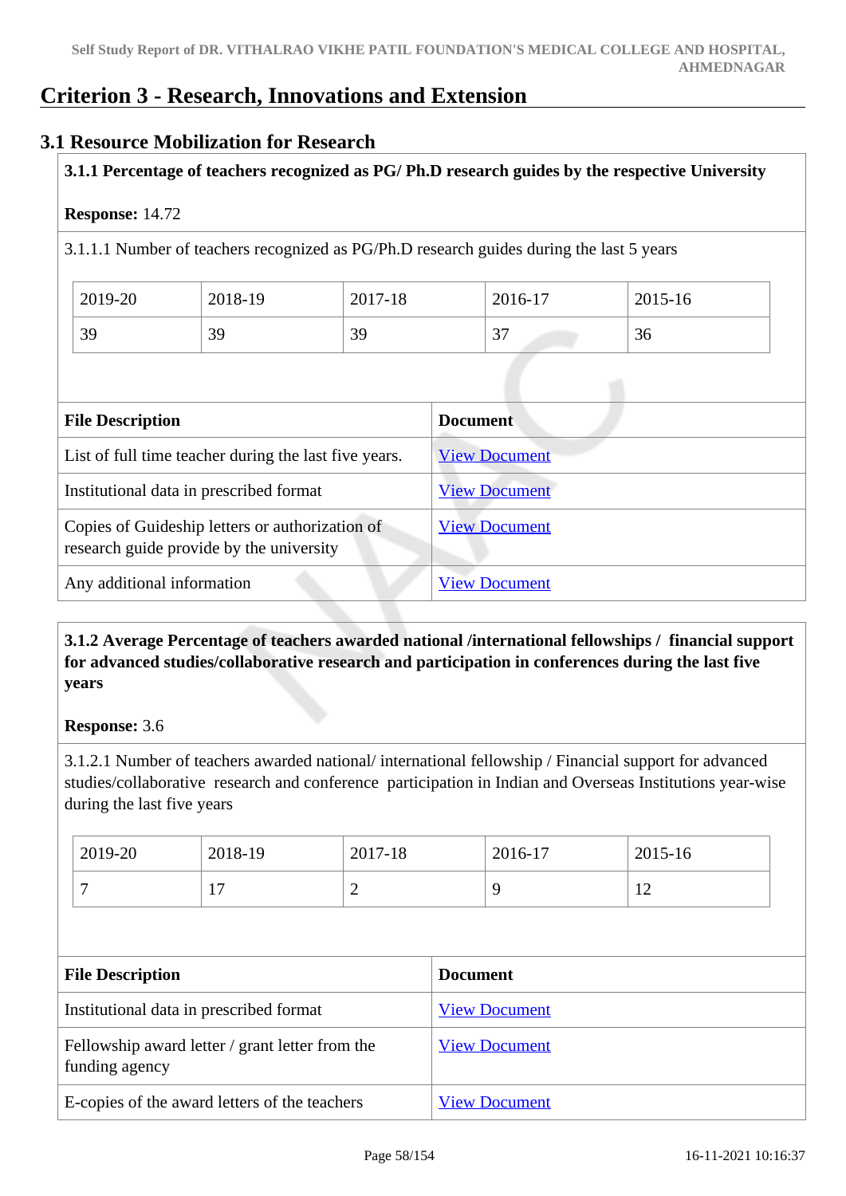# Criterion 3 - Research, Innovations and Extension

## 3.1 Resource Mobilization for Research

**3.1.1 Percentage of teachers recognized as PG/ Ph.D research guides by the respective University**

**Response:** 14.72

3.1.1.1 Number of teachers recognized as PG/Ph.D research guides during the last 5 years

| 2019-20 | 2018-19 | 2017-18 | 2016-17 | 2015-16 |
|---|---|---|---|---|
| 39 | 39 | 39 | 37 | 36 |

| File Description | Document |
|---|---|
| List of full time teacher during the last five years. | View Document |
| Institutional data in prescribed format | View Document |
| Copies of Guideship letters or authorization of research guide provide by the university | View Document |
| Any additional information | View Document |

**3.1.2 Average Percentage of teachers awarded national /international fellowships / financial support for advanced studies/collaborative research and participation in conferences during the last five years**

**Response:** 3.6

3.1.2.1 Number of teachers awarded national/ international fellowship / Financial support for advanced studies/collaborative research and conference participation in Indian and Overseas Institutions year-wise during the last five years

| 2019-20 | 2018-19 | 2017-18 | 2016-17 | 2015-16 |
|---|---|---|---|---|
| 7 | 17 | 2 | 9 | 12 |

| File Description | Document |
|---|---|
| Institutional data in prescribed format | View Document |
| Fellowship award letter / grant letter from the funding agency | View Document |
| E-copies of the award letters of the teachers | View Document |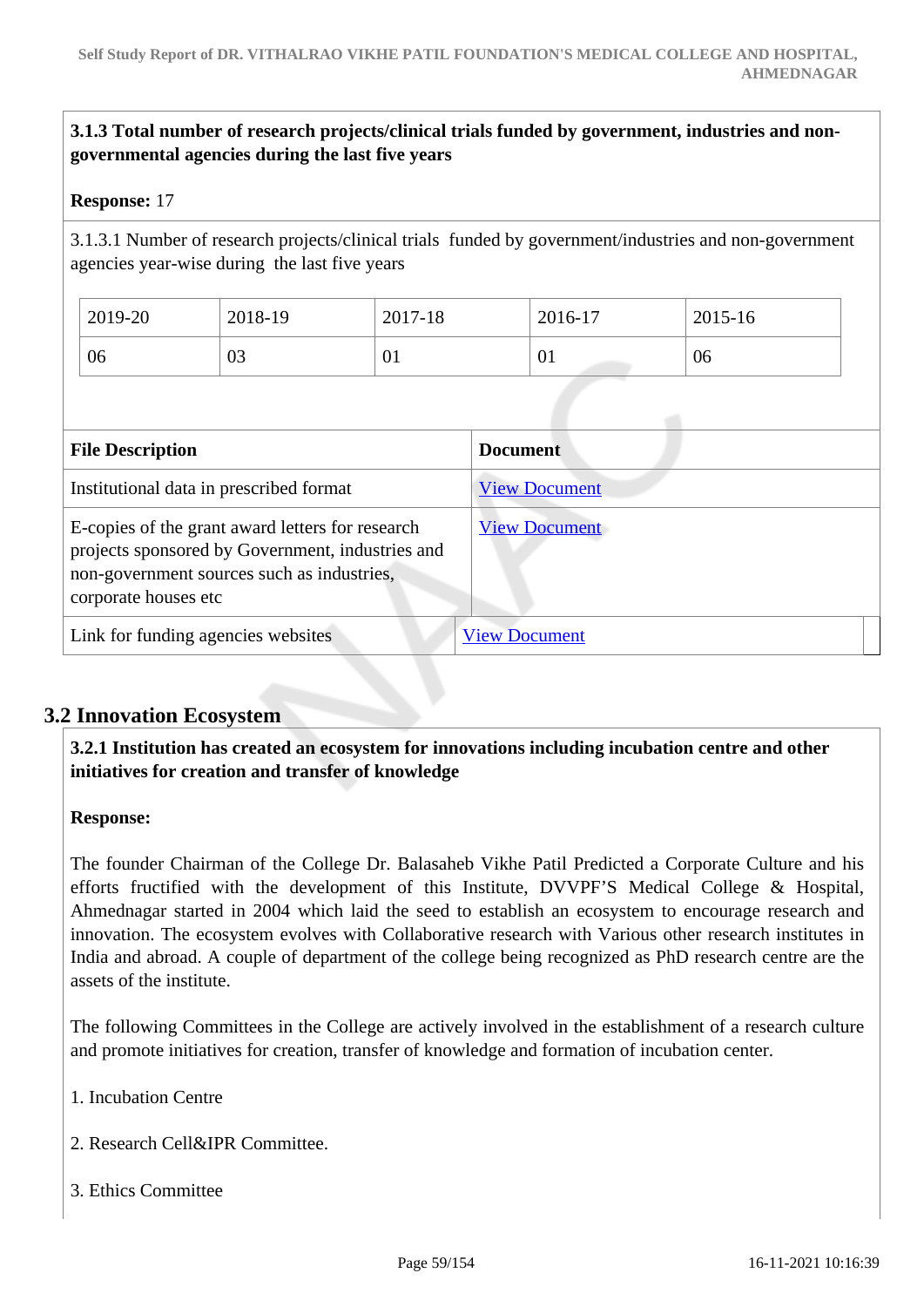**3.1.3 Total number of research projects/clinical trials funded by government, industries and non-governmental agencies during the last five years**

**Response:** 17

3.1.3.1 Number of research projects/clinical trials funded by government/industries and non-government agencies year-wise during the last five years

| 2019-20 | 2018-19 | 2017-18 | 2016-17 | 2015-16 |
|---|---|---|---|---|
| 06 | 03 | 01 | 01 | 06 |

| File Description | Document |
|---|---|
| Institutional data in prescribed format | View Document |
| E-copies of the grant award letters for research projects sponsored by Government, industries and non-government sources such as industries, corporate houses etc | View Document |
| Link for funding agencies websites | View Document |

## 3.2 Innovation Ecosystem

**3.2.1 Institution has created an ecosystem for innovations including incubation centre and other initiatives for creation and transfer of knowledge**

**Response:**

The founder Chairman of the College Dr. Balasaheb Vikhe Patil Predicted a Corporate Culture and his efforts fructified with the development of this Institute, DVVPF'S Medical College & Hospital, Ahmednagar started in 2004 which laid the seed to establish an ecosystem to encourage research and innovation. The ecosystem evolves with Collaborative research with Various other research institutes in India and abroad. A couple of department of the college being recognized as PhD research centre are the assets of the institute.

The following Committees in the College are actively involved in the establishment of a research culture and promote initiatives for creation, transfer of knowledge and formation of incubation center.

1. Incubation Centre

2. Research Cell&IPR Committee.

3. Ethics Committee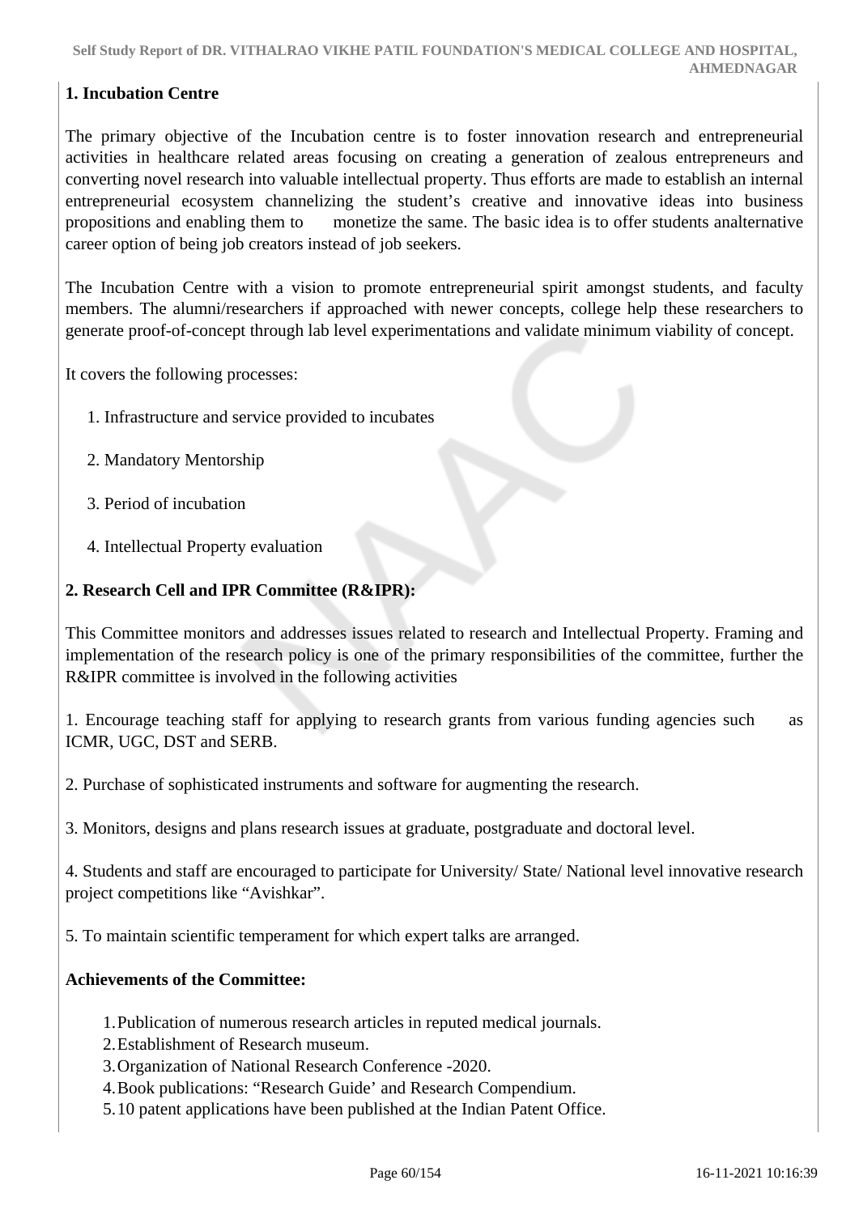**1. Incubation Centre**

The primary objective of the Incubation centre is to foster innovation research and entrepreneurial activities in healthcare related areas focusing on creating a generation of zealous entrepreneurs and converting novel research into valuable intellectual property. Thus efforts are made to establish an internal entrepreneurial ecosystem channelizing the student's creative and innovative ideas into business propositions and enabling them to monetize the same. The basic idea is to offer students analternative career option of being job creators instead of job seekers.

The Incubation Centre with a vision to promote entrepreneurial spirit amongst students, and faculty members. The alumni/researchers if approached with newer concepts, college help these researchers to generate proof-of-concept through lab level experimentations and validate minimum viability of concept.

It covers the following processes:

1. Infrastructure and service provided to incubates
2. Mandatory Mentorship
3. Period of incubation
4. Intellectual Property evaluation

**2. Research Cell and IPR Committee (R&IPR):**

This Committee monitors and addresses issues related to research and Intellectual Property. Framing and implementation of the research policy is one of the primary responsibilities of the committee, further the R&IPR committee is involved in the following activities

1. Encourage teaching staff for applying to research grants from various funding agencies such as ICMR, UGC, DST and SERB.

2. Purchase of sophisticated instruments and software for augmenting the research.

3. Monitors, designs and plans research issues at graduate, postgraduate and doctoral level.

4. Students and staff are encouraged to participate for University/ State/ National level innovative research project competitions like "Avishkar".

5. To maintain scientific temperament for which expert talks are arranged.

**Achievements of the Committee:**

1. Publication of numerous research articles in reputed medical journals.
2. Establishment of Research museum.
3. Organization of National Research Conference -2020.
4. Book publications: "Research Guide' and Research Compendium.
5. 10 patent applications have been published at the Indian Patent Office.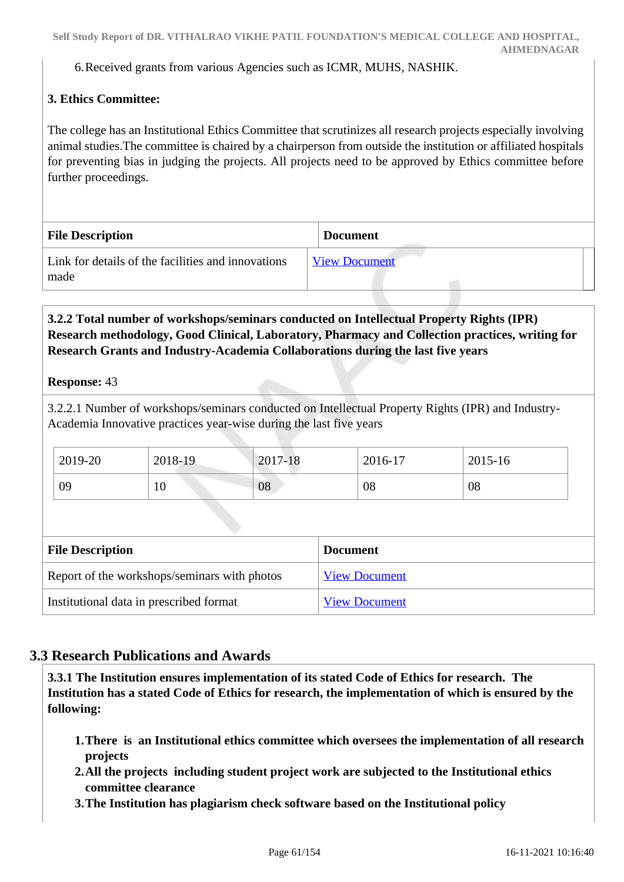6. Received grants from various Agencies such as ICMR, MUHS, NASHIK.

**3. Ethics Committee:**

The college has an Institutional Ethics Committee that scrutinizes all research projects especially involving animal studies.The committee is chaired by a chairperson from outside the institution or affiliated hospitals for preventing bias in judging the projects. All projects need to be approved by Ethics committee before further proceedings.

| File Description | Document |
|---|---|
| Link for details of the facilities and innovations made | View Document |

**3.2.2 Total number of workshops/seminars conducted on Intellectual Property Rights (IPR) Research methodology, Good Clinical, Laboratory, Pharmacy and Collection practices, writing for Research Grants and Industry-Academia Collaborations during the last five years**

**Response:** 43

3.2.2.1 Number of workshops/seminars conducted on Intellectual Property Rights (IPR) and Industry-Academia Innovative practices year-wise during the last five years

| 2019-20 | 2018-19 | 2017-18 | 2016-17 | 2015-16 |
|---|---|---|---|---|
| 09 | 10 | 08 | 08 | 08 |

| File Description | Document |
|---|---|
| Report of the workshops/seminars with photos | View Document |
| Institutional data in prescribed format | View Document |

## 3.3 Research Publications and Awards

**3.3.1 The Institution ensures implementation of its stated Code of Ethics for research. The Institution has a stated Code of Ethics for research, the implementation of which is ensured by the following:**

1. **There is an Institutional ethics committee which oversees the implementation of all research projects**
2. **All the projects including student project work are subjected to the Institutional ethics committee clearance**
3. **The Institution has plagiarism check software based on the Institutional policy**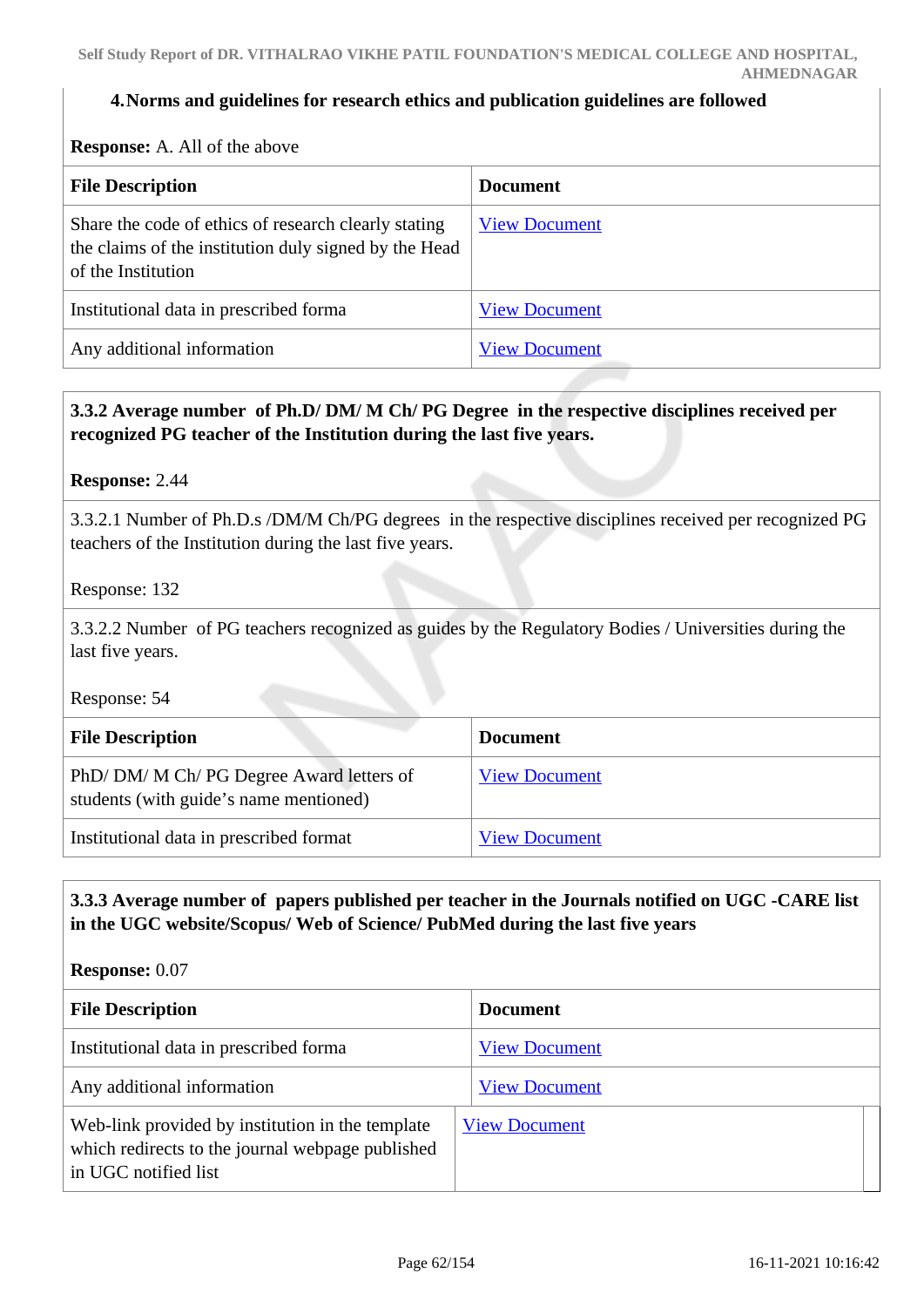**4. Norms and guidelines for research ethics and publication guidelines are followed**

**Response:** A. All of the above

| File Description | Document |
|---|---|
| Share the code of ethics of research clearly stating the claims of the institution duly signed by the Head of the Institution | View Document |
| Institutional data in prescribed forma | View Document |
| Any additional information | View Document |

**3.3.2 Average number of Ph.D/ DM/ M Ch/ PG Degree in the respective disciplines received per recognized PG teacher of the Institution during the last five years.**

**Response:** 2.44

3.3.2.1 Number of Ph.D.s /DM/M Ch/PG degrees in the respective disciplines received per recognized PG teachers of the Institution during the last five years.

Response: 132

3.3.2.2 Number of PG teachers recognized as guides by the Regulatory Bodies / Universities during the last five years.

Response: 54

| File Description | Document |
|---|---|
| PhD/ DM/ M Ch/ PG Degree Award letters of students (with guide's name mentioned) | View Document |
| Institutional data in prescribed format | View Document |

**3.3.3 Average number of papers published per teacher in the Journals notified on UGC -CARE list in the UGC website/Scopus/ Web of Science/ PubMed during the last five years**

**Response:** 0.07

| File Description | Document |
|---|---|
| Institutional data in prescribed forma | View Document |
| Any additional information | View Document |
| Web-link provided by institution in the template which redirects to the journal webpage published in UGC notified list | View Document |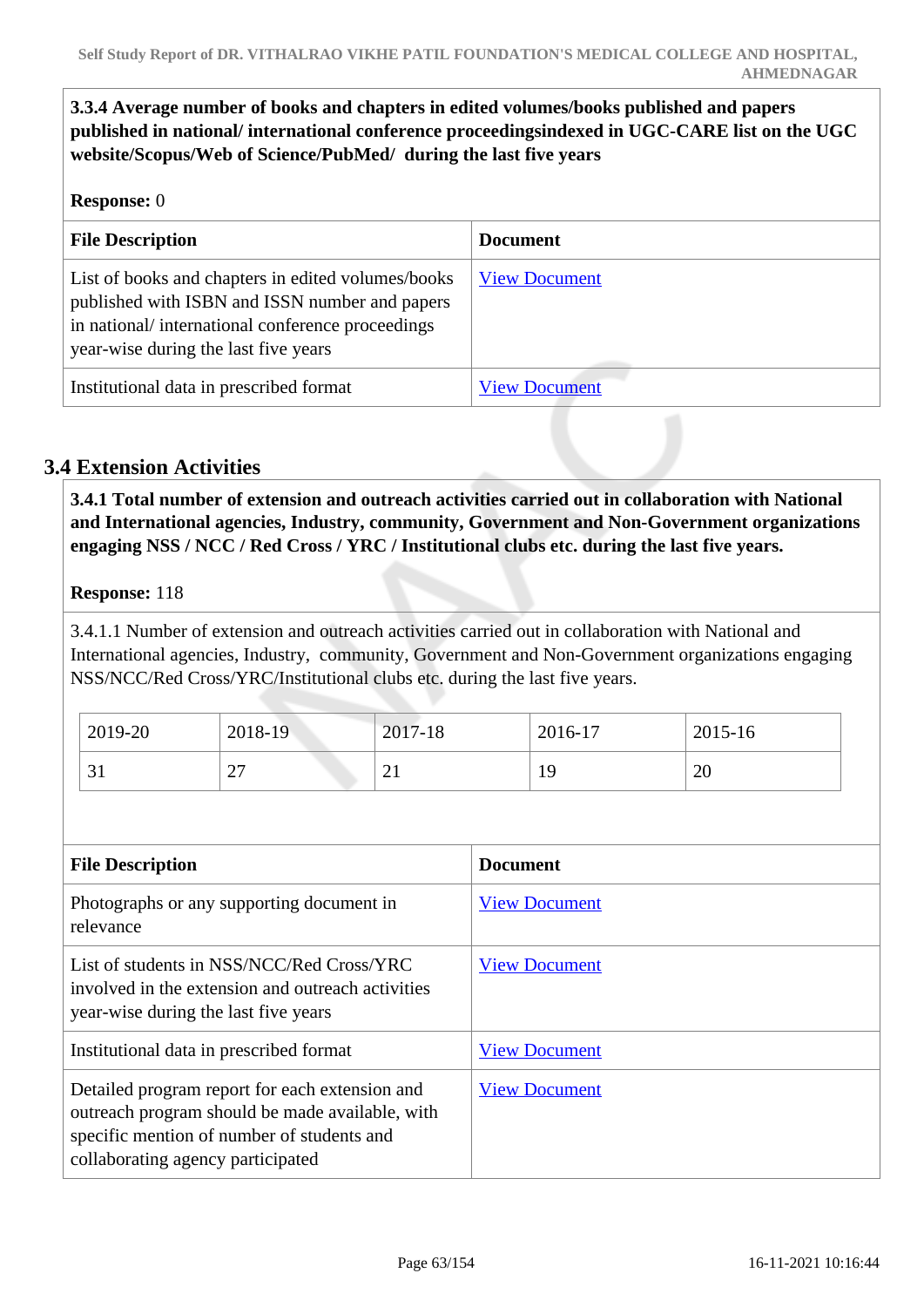**3.3.4 Average number of books and chapters in edited volumes/books published and papers published in national/ international conference proceedingsindexed in UGC-CARE list on the UGC website/Scopus/Web of Science/PubMed/ during the last five years**

**Response:** 0

| File Description | Document |
|---|---|
| List of books and chapters in edited volumes/books published with ISBN and ISSN number and papers in national/ international conference proceedings year-wise during the last five years | View Document |
| Institutional data in prescribed format | View Document |

## 3.4 Extension Activities

**3.4.1 Total number of extension and outreach activities carried out in collaboration with National and International agencies, Industry, community, Government and Non-Government organizations engaging NSS / NCC / Red Cross / YRC / Institutional clubs etc. during the last five years.**

**Response:** 118

3.4.1.1 Number of extension and outreach activities carried out in collaboration with National and International agencies, Industry, community, Government and Non-Government organizations engaging NSS/NCC/Red Cross/YRC/Institutional clubs etc. during the last five years.

| 2019-20 | 2018-19 | 2017-18 | 2016-17 | 2015-16 |
|---|---|---|---|---|
| 31 | 27 | 21 | 19 | 20 |

| File Description | Document |
|---|---|
| Photographs or any supporting document in relevance | View Document |
| List of students in NSS/NCC/Red Cross/YRC involved in the extension and outreach activities year-wise during the last five years | View Document |
| Institutional data in prescribed format | View Document |
| Detailed program report for each extension and outreach program should be made available, with specific mention of number of students and collaborating agency participated | View Document |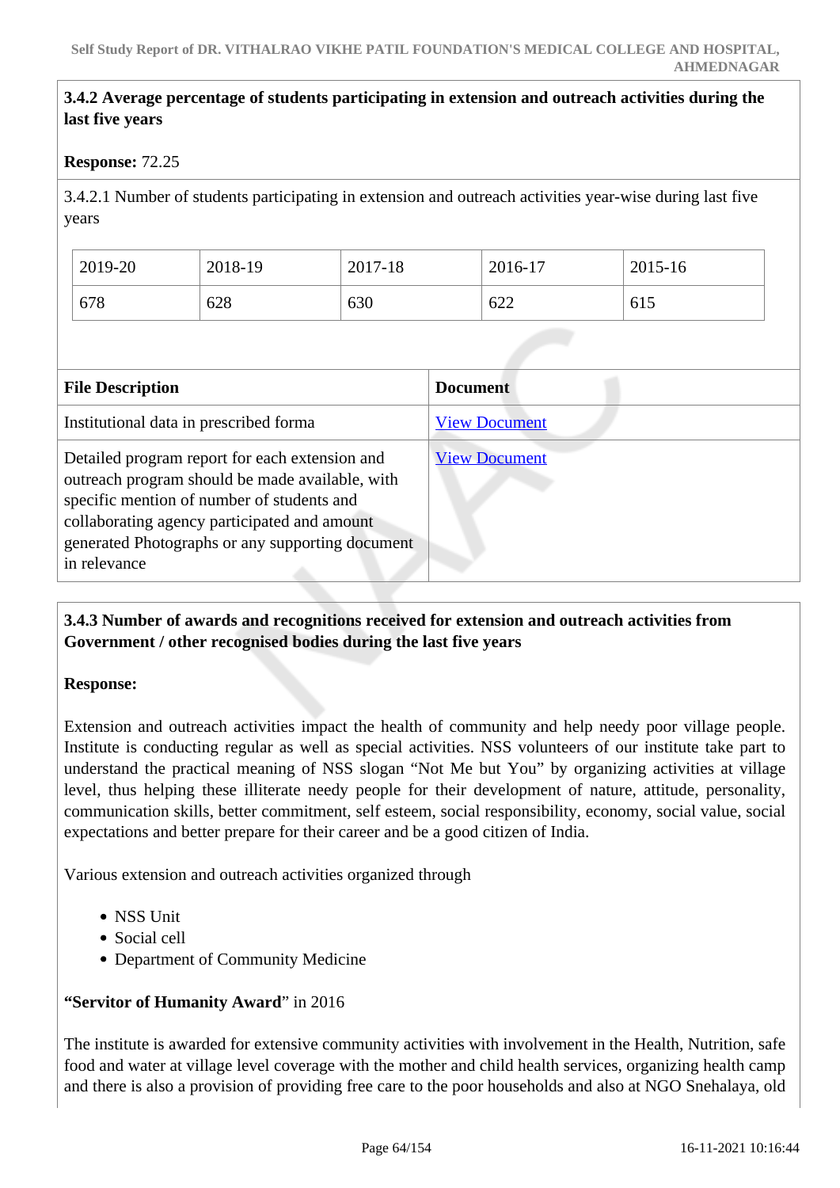**3.4.2 Average percentage of students participating in extension and outreach activities during the last five years**

**Response:** 72.25

3.4.2.1 Number of students participating in extension and outreach activities year-wise during last five years

| 2019-20 | 2018-19 | 2017-18 | 2016-17 | 2015-16 |
|---|---|---|---|---|
| 678 | 628 | 630 | 622 | 615 |

| File Description | Document |
|---|---|
| Institutional data in prescribed forma | View Document |
| Detailed program report for each extension and outreach program should be made available, with specific mention of number of students and collaborating agency participated and amount generated Photographs or any supporting document in relevance | View Document |

**3.4.3 Number of awards and recognitions received for extension and outreach activities from Government / other recognised bodies during the last five years**

**Response:**

Extension and outreach activities impact the health of community and help needy poor village people. Institute is conducting regular as well as special activities. NSS volunteers of our institute take part to understand the practical meaning of NSS slogan "Not Me but You" by organizing activities at village level, thus helping these illiterate needy people for their development of nature, attitude, personality, communication skills, better commitment, self esteem, social responsibility, economy, social value, social expectations and better prepare for their career and be a good citizen of India.

Various extension and outreach activities organized through

- NSS Unit
- Social cell
- Department of Community Medicine

**"Servitor of Humanity Award"** in 2016

The institute is awarded for extensive community activities with involvement in the Health, Nutrition, safe food and water at village level coverage with the mother and child health services, organizing health camp and there is also a provision of providing free care to the poor households and also at NGO Snehalaya, old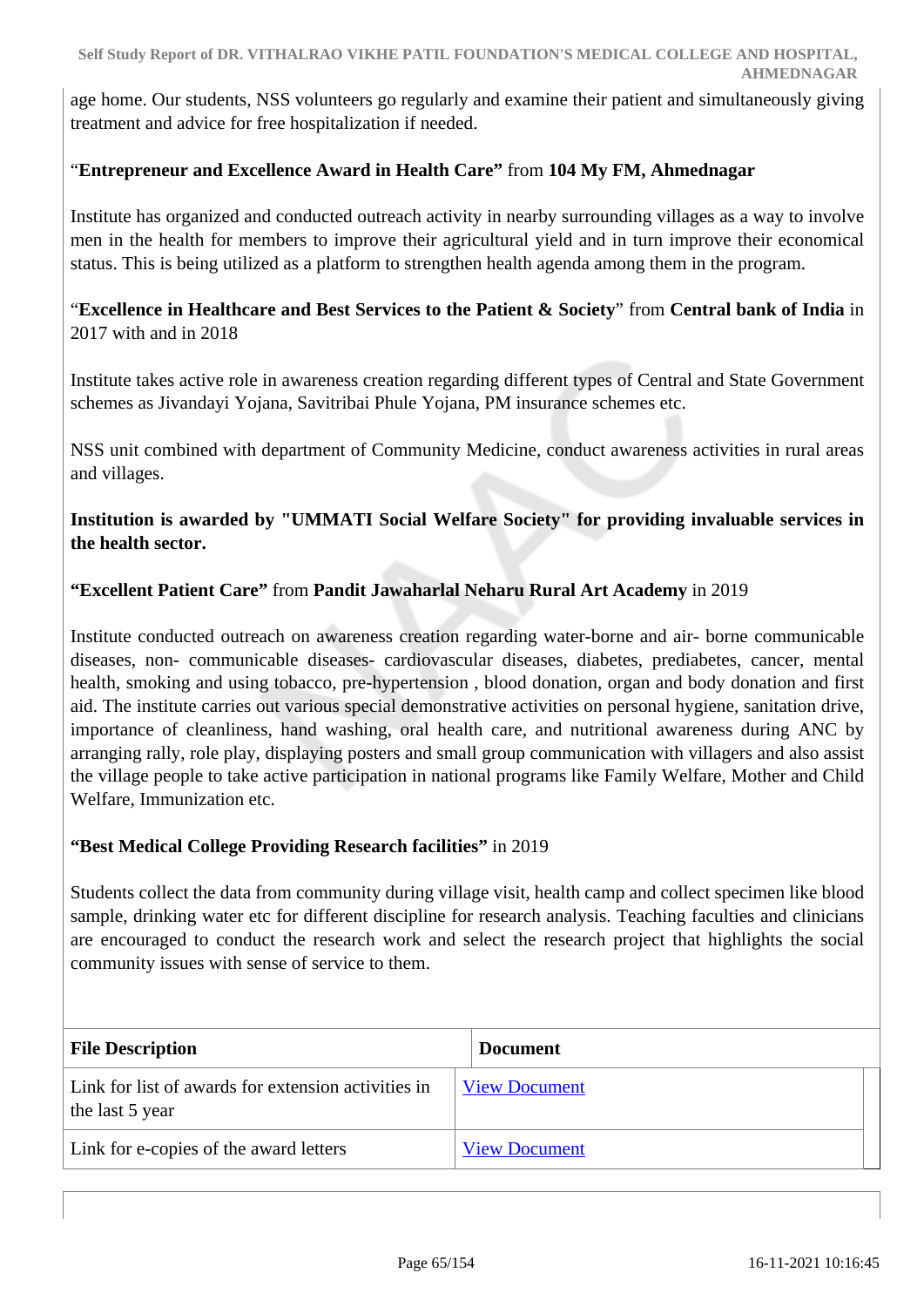age home. Our students, NSS volunteers go regularly and examine their patient and simultaneously giving treatment and advice for free hospitalization if needed.

"**Entrepreneur and Excellence Award in Health Care"** from **104 My FM, Ahmednagar**

Institute has organized and conducted outreach activity in nearby surrounding villages as a way to involve men in the health for members to improve their agricultural yield and in turn improve their economical status. This is being utilized as a platform to strengthen health agenda among them in the program.

"**Excellence in Healthcare and Best Services to the Patient & Society**" from **Central bank of India** in 2017 with and in 2018

Institute takes active role in awareness creation regarding different types of Central and State Government schemes as Jivandayi Yojana, Savitribai Phule Yojana, PM insurance schemes etc.

NSS unit combined with department of Community Medicine, conduct awareness activities in rural areas and villages.

**Institution is awarded by "UMMATI Social Welfare Society" for providing invaluable services in the health sector.**

**"Excellent Patient Care"** from **Pandit Jawaharlal Neharu Rural Art Academy** in 2019

Institute conducted outreach on awareness creation regarding water-borne and air- borne communicable diseases, non- communicable diseases- cardiovascular diseases, diabetes, prediabetes, cancer, mental health, smoking and using tobacco, pre-hypertension , blood donation, organ and body donation and first aid. The institute carries out various special demonstrative activities on personal hygiene, sanitation drive, importance of cleanliness, hand washing, oral health care, and nutritional awareness during ANC by arranging rally, role play, displaying posters and small group communication with villagers and also assist the village people to take active participation in national programs like Family Welfare, Mother and Child Welfare, Immunization etc.

**"Best Medical College Providing Research facilities"** in 2019

Students collect the data from community during village visit, health camp and collect specimen like blood sample, drinking water etc for different discipline for research analysis. Teaching faculties and clinicians are encouraged to conduct the research work and select the research project that highlights the social community issues with sense of service to them.

| File Description | Document |
|---|---|
| Link for list of awards for extension activities in the last 5 year | View Document |
| Link for e-copies of the award letters | View Document |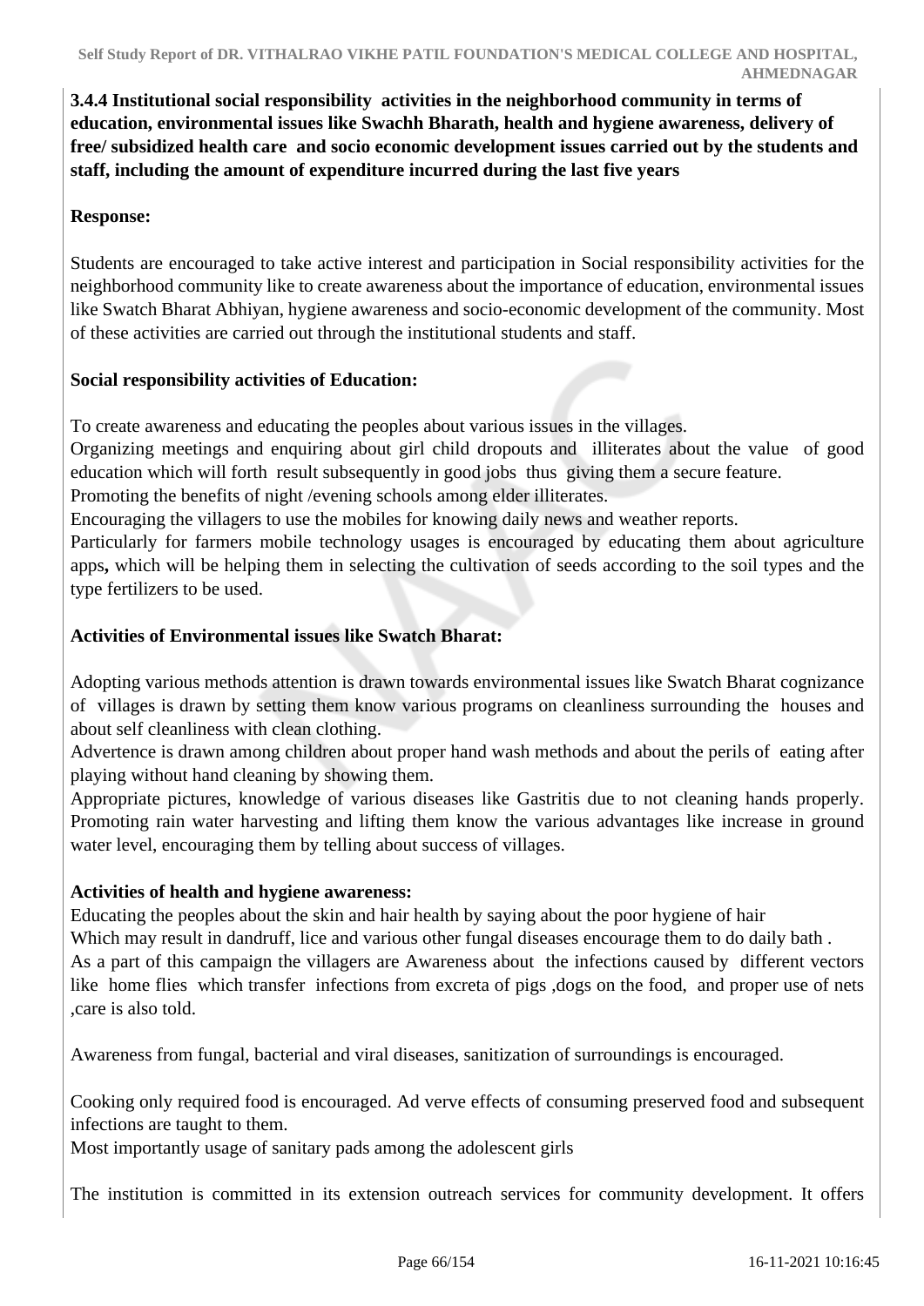**3.4.4 Institutional social responsibility activities in the neighborhood community in terms of education, environmental issues like Swachh Bharath, health and hygiene awareness, delivery of free/ subsidized health care and socio economic development issues carried out by the students and staff, including the amount of expenditure incurred during the last five years**

**Response:**

Students are encouraged to take active interest and participation in Social responsibility activities for the neighborhood community like to create awareness about the importance of education, environmental issues like Swatch Bharat Abhiyan, hygiene awareness and socio-economic development of the community. Most of these activities are carried out through the institutional students and staff.

**Social responsibility activities of Education:**

To create awareness and educating the peoples about various issues in the villages.
Organizing meetings and enquiring about girl child dropouts and illiterates about the value of good education which will forth result subsequently in good jobs thus giving them a secure feature.
Promoting the benefits of night /evening schools among elder illiterates.
Encouraging the villagers to use the mobiles for knowing daily news and weather reports.
Particularly for farmers mobile technology usages is encouraged by educating them about agriculture apps**,** which will be helping them in selecting the cultivation of seeds according to the soil types and the type fertilizers to be used.

**Activities of Environmental issues like Swatch Bharat:**

Adopting various methods attention is drawn towards environmental issues like Swatch Bharat cognizance of villages is drawn by setting them know various programs on cleanliness surrounding the houses and about self cleanliness with clean clothing.
Advertence is drawn among children about proper hand wash methods and about the perils of eating after playing without hand cleaning by showing them.
Appropriate pictures, knowledge of various diseases like Gastritis due to not cleaning hands properly. Promoting rain water harvesting and lifting them know the various advantages like increase in ground water level, encouraging them by telling about success of villages.

**Activities of health and hygiene awareness:**
Educating the peoples about the skin and hair health by saying about the poor hygiene of hair
Which may result in dandruff, lice and various other fungal diseases encourage them to do daily bath .
As a part of this campaign the villagers are Awareness about the infections caused by different vectors like home flies which transfer infections from excreta of pigs ,dogs on the food, and proper use of nets ,care is also told.

Awareness from fungal, bacterial and viral diseases, sanitization of surroundings is encouraged.

Cooking only required food is encouraged. Ad verve effects of consuming preserved food and subsequent infections are taught to them.
Most importantly usage of sanitary pads among the adolescent girls

The institution is committed in its extension outreach services for community development. It offers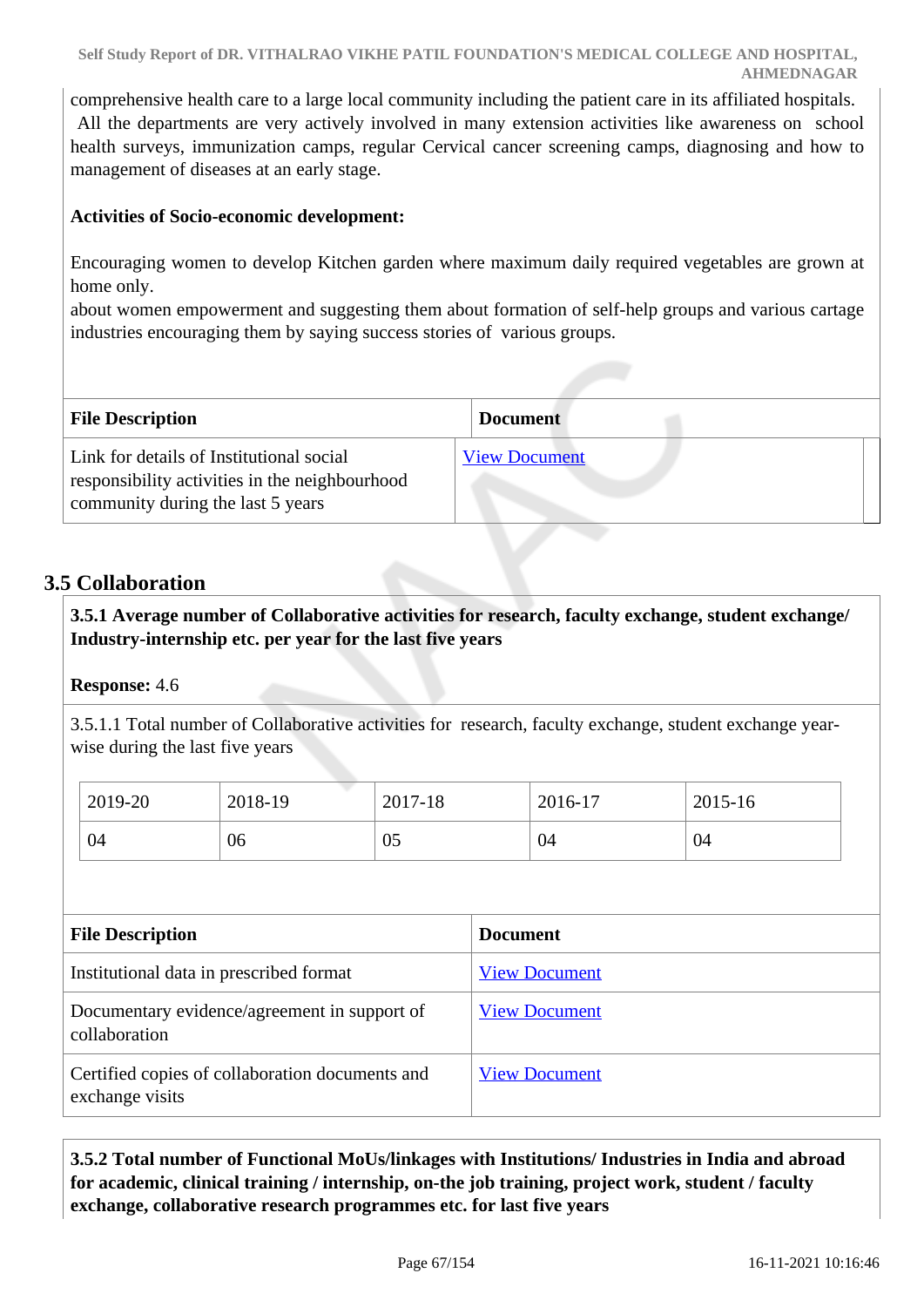comprehensive health care to a large local community including the patient care in its affiliated hospitals. All the departments are very actively involved in many extension activities like awareness on school health surveys, immunization camps, regular Cervical cancer screening camps, diagnosing and how to management of diseases at an early stage.

**Activities of Socio-economic development:**

Encouraging women to develop Kitchen garden where maximum daily required vegetables are grown at home only.
about women empowerment and suggesting them about formation of self-help groups and various cartage industries encouraging them by saying success stories of various groups.

| File Description | Document |
|---|---|
| Link for details of Institutional social responsibility activities in the neighbourhood community during the last 5 years | View Document |

## 3.5 Collaboration

**3.5.1 Average number of Collaborative activities for research, faculty exchange, student exchange/ Industry-internship etc. per year for the last five years**

**Response:** 4.6

3.5.1.1 Total number of Collaborative activities for research, faculty exchange, student exchange year-wise during the last five years

| 2019-20 | 2018-19 | 2017-18 | 2016-17 | 2015-16 |
|---|---|---|---|---|
| 04 | 06 | 05 | 04 | 04 |

| File Description | Document |
|---|---|
| Institutional data in prescribed format | View Document |
| Documentary evidence/agreement in support of collaboration | View Document |
| Certified copies of collaboration documents and exchange visits | View Document |

**3.5.2 Total number of Functional MoUs/linkages with Institutions/ Industries in India and abroad for academic, clinical training / internship, on-the job training, project work, student / faculty exchange, collaborative research programmes etc. for last five years**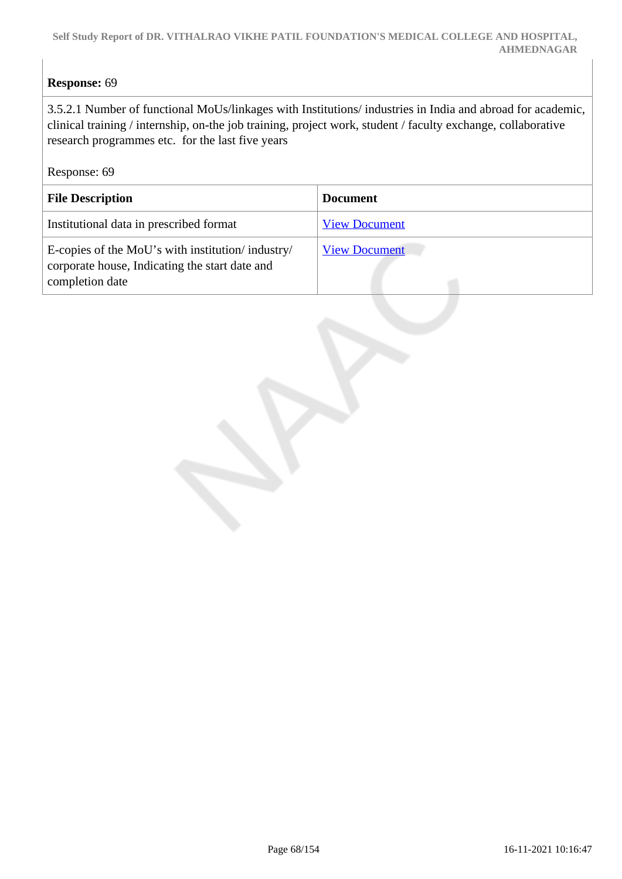**Response:** 69

3.5.2.1 Number of functional MoUs/linkages with Institutions/ industries in India and abroad for academic, clinical training / internship, on-the job training, project work, student / faculty exchange, collaborative research programmes etc. for the last five years

Response: 69

| File Description | Document |
|---|---|
| Institutional data in prescribed format | View Document |
| E-copies of the MoU's with institution/ industry/ corporate house, Indicating the start date and completion date | View Document |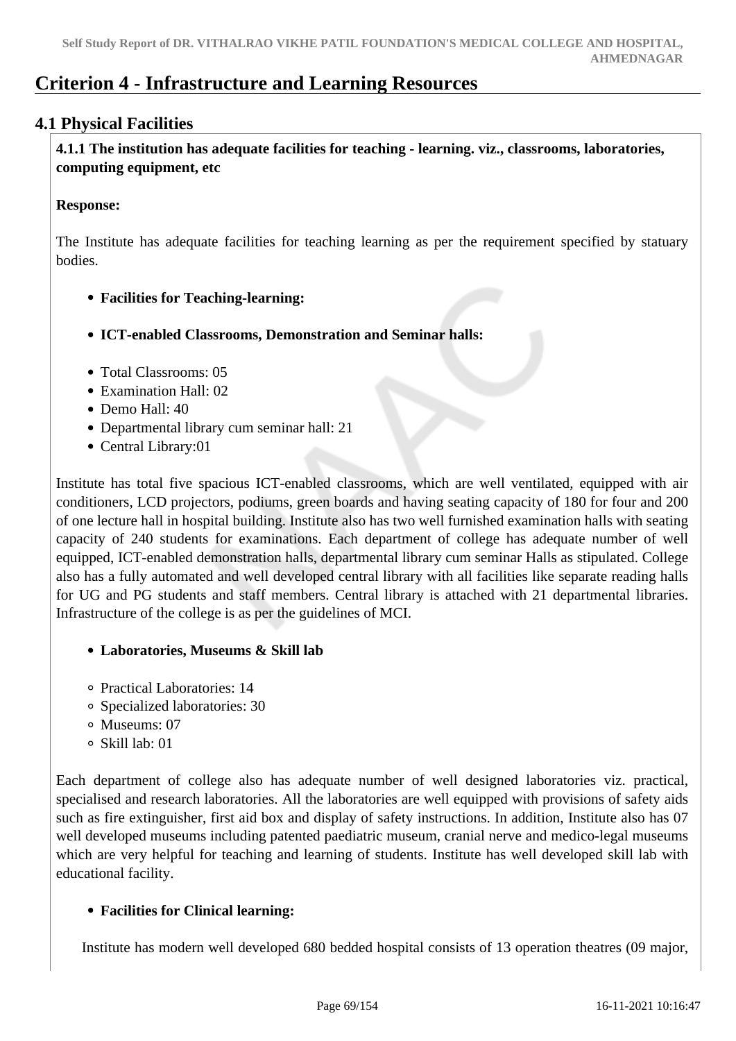# Criterion 4 - Infrastructure and Learning Resources

## 4.1 Physical Facilities

**4.1.1 The institution has adequate facilities for teaching - learning. viz., classrooms, laboratories, computing equipment, etc**

**Response:**

The Institute has adequate facilities for teaching learning as per the requirement specified by statuary bodies.

- **Facilities for Teaching-learning:**
- **ICT-enabled Classrooms, Demonstration and Seminar halls:**

- Total Classrooms: 05
- Examination Hall: 02
- Demo Hall: 40
- Departmental library cum seminar hall: 21
- Central Library:01

Institute has total five spacious ICT-enabled classrooms, which are well ventilated, equipped with air conditioners, LCD projectors, podiums, green boards and having seating capacity of 180 for four and 200 of one lecture hall in hospital building. Institute also has two well furnished examination halls with seating capacity of 240 students for examinations. Each department of college has adequate number of well equipped, ICT-enabled demonstration halls, departmental library cum seminar Halls as stipulated. College also has a fully automated and well developed central library with all facilities like separate reading halls for UG and PG students and staff members. Central library is attached with 21 departmental libraries. Infrastructure of the college is as per the guidelines of MCI.

- **Laboratories, Museums & Skill lab**

  - Practical Laboratories: 14
  - Specialized laboratories: 30
  - Museums: 07
  - Skill lab: 01

Each department of college also has adequate number of well designed laboratories viz. practical, specialised and research laboratories. All the laboratories are well equipped with provisions of safety aids such as fire extinguisher, first aid box and display of safety instructions. In addition, Institute also has 07 well developed museums including patented paediatric museum, cranial nerve and medico-legal museums which are very helpful for teaching and learning of students. Institute has well developed skill lab with educational facility.

- **Facilities for Clinical learning:**

Institute has modern well developed 680 bedded hospital consists of 13 operation theatres (09 major,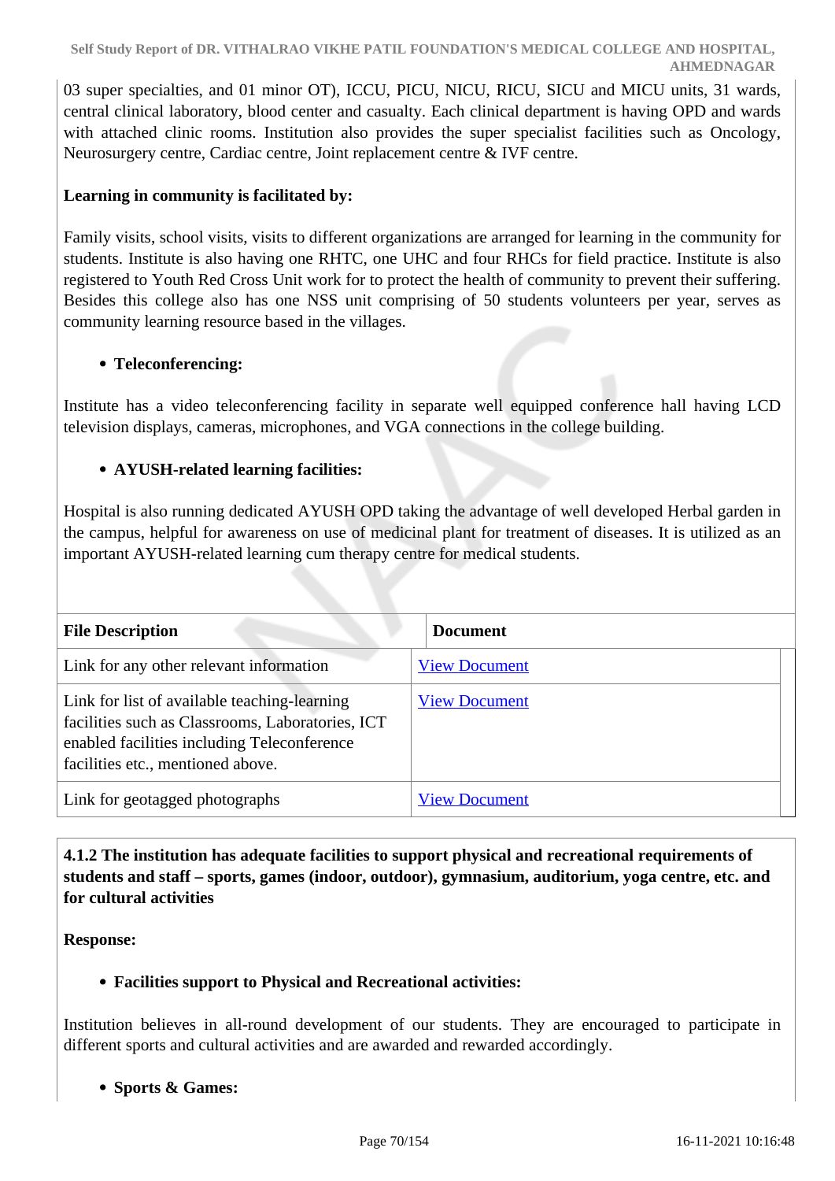03 super specialties, and 01 minor OT), ICCU, PICU, NICU, RICU, SICU and MICU units, 31 wards, central clinical laboratory, blood center and casualty. Each clinical department is having OPD and wards with attached clinic rooms. Institution also provides the super specialist facilities such as Oncology, Neurosurgery centre, Cardiac centre, Joint replacement centre & IVF centre.

**Learning in community is facilitated by:**

Family visits, school visits, visits to different organizations are arranged for learning in the community for students. Institute is also having one RHTC, one UHC and four RHCs for field practice. Institute is also registered to Youth Red Cross Unit work for to protect the health of community to prevent their suffering. Besides this college also has one NSS unit comprising of 50 students volunteers per year, serves as community learning resource based in the villages.

- **Teleconferencing:**

Institute has a video teleconferencing facility in separate well equipped conference hall having LCD television displays, cameras, microphones, and VGA connections in the college building.

- **AYUSH-related learning facilities:**

Hospital is also running dedicated AYUSH OPD taking the advantage of well developed Herbal garden in the campus, helpful for awareness on use of medicinal plant for treatment of diseases. It is utilized as an important AYUSH-related learning cum therapy centre for medical students.

| File Description | Document |
|---|---|
| Link for any other relevant information | View Document |
| Link for list of available teaching-learning facilities such as Classrooms, Laboratories, ICT enabled facilities including Teleconference facilities etc., mentioned above. | View Document |
| Link for geotagged photographs | View Document |

**4.1.2 The institution has adequate facilities to support physical and recreational requirements of students and staff – sports, games (indoor, outdoor), gymnasium, auditorium, yoga centre, etc. and for cultural activities**

**Response:**

- **Facilities support to Physical and Recreational activities:**

Institution believes in all-round development of our students. They are encouraged to participate in different sports and cultural activities and are awarded and rewarded accordingly.

- **Sports & Games:**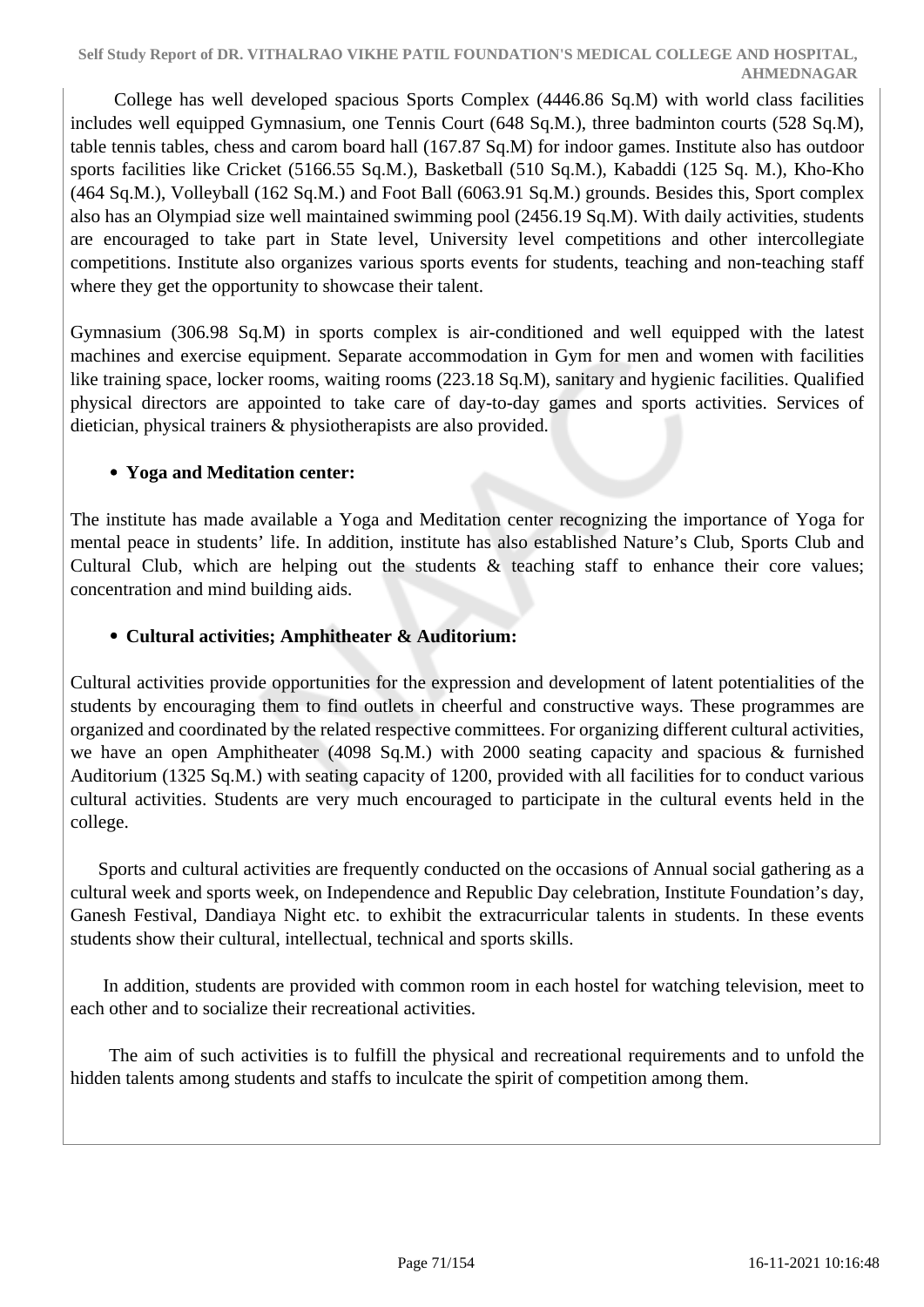College has well developed spacious Sports Complex (4446.86 Sq.M) with world class facilities includes well equipped Gymnasium, one Tennis Court (648 Sq.M.), three badminton courts (528 Sq.M), table tennis tables, chess and carom board hall (167.87 Sq.M) for indoor games. Institute also has outdoor sports facilities like Cricket (5166.55 Sq.M.), Basketball (510 Sq.M.), Kabaddi (125 Sq. M.), Kho-Kho (464 Sq.M.), Volleyball (162 Sq.M.) and Foot Ball (6063.91 Sq.M.) grounds. Besides this, Sport complex also has an Olympiad size well maintained swimming pool (2456.19 Sq.M). With daily activities, students are encouraged to take part in State level, University level competitions and other intercollegiate competitions. Institute also organizes various sports events for students, teaching and non-teaching staff where they get the opportunity to showcase their talent.

Gymnasium (306.98 Sq.M) in sports complex is air-conditioned and well equipped with the latest machines and exercise equipment. Separate accommodation in Gym for men and women with facilities like training space, locker rooms, waiting rooms (223.18 Sq.M), sanitary and hygienic facilities. Qualified physical directors are appointed to take care of day-to-day games and sports activities. Services of dietician, physical trainers & physiotherapists are also provided.

- **Yoga and Meditation center:**

The institute has made available a Yoga and Meditation center recognizing the importance of Yoga for mental peace in students' life. In addition, institute has also established Nature's Club, Sports Club and Cultural Club, which are helping out the students & teaching staff to enhance their core values; concentration and mind building aids.

- **Cultural activities; Amphitheater & Auditorium:**

Cultural activities provide opportunities for the expression and development of latent potentialities of the students by encouraging them to find outlets in cheerful and constructive ways. These programmes are organized and coordinated by the related respective committees. For organizing different cultural activities, we have an open Amphitheater (4098 Sq.M.) with 2000 seating capacity and spacious & furnished Auditorium (1325 Sq.M.) with seating capacity of 1200, provided with all facilities for to conduct various cultural activities. Students are very much encouraged to participate in the cultural events held in the college.

Sports and cultural activities are frequently conducted on the occasions of Annual social gathering as a cultural week and sports week, on Independence and Republic Day celebration, Institute Foundation's day, Ganesh Festival, Dandiaya Night etc. to exhibit the extracurricular talents in students. In these events students show their cultural, intellectual, technical and sports skills.

In addition, students are provided with common room in each hostel for watching television, meet to each other and to socialize their recreational activities.

The aim of such activities is to fulfill the physical and recreational requirements and to unfold the hidden talents among students and staffs to inculcate the spirit of competition among them.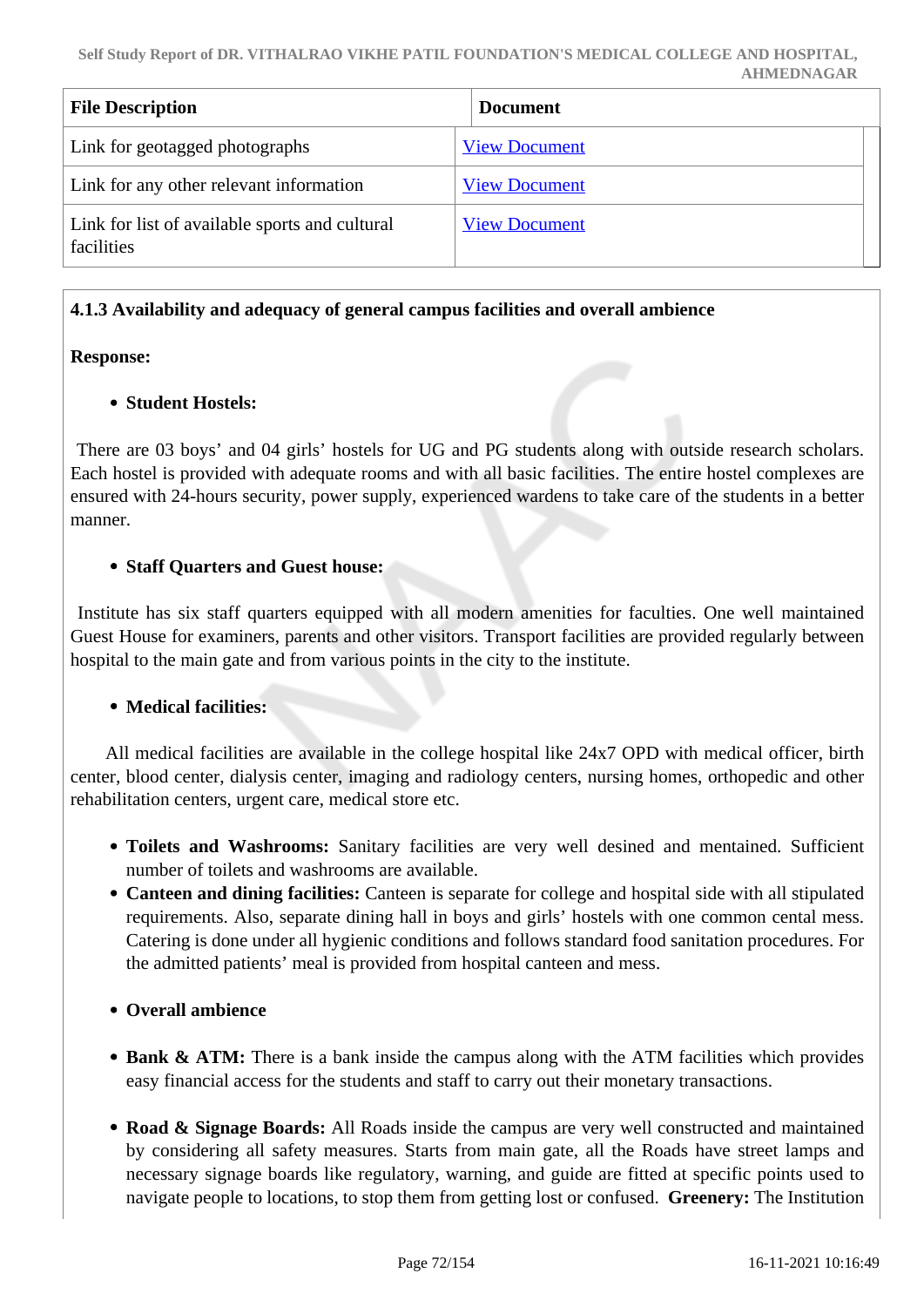| File Description | Document |
|---|---|
| Link for geotagged photographs | View Document |
| Link for any other relevant information | View Document |
| Link for list of available sports and cultural facilities | View Document |

**4.1.3 Availability and adequacy of general campus facilities and overall ambience**

**Response:**

- **Student Hostels:**

There are 03 boys' and 04 girls' hostels for UG and PG students along with outside research scholars. Each hostel is provided with adequate rooms and with all basic facilities. The entire hostel complexes are ensured with 24-hours security, power supply, experienced wardens to take care of the students in a better manner.

- **Staff Quarters and Guest house:**

Institute has six staff quarters equipped with all modern amenities for faculties. One well maintained Guest House for examiners, parents and other visitors. Transport facilities are provided regularly between hospital to the main gate and from various points in the city to the institute.

- **Medical facilities:**

All medical facilities are available in the college hospital like 24x7 OPD with medical officer, birth center, blood center, dialysis center, imaging and radiology centers, nursing homes, orthopedic and other rehabilitation centers, urgent care, medical store etc.

- **Toilets and Washrooms:** Sanitary facilities are very well desined and mentained. Sufficient number of toilets and washrooms are available.
- **Canteen and dining facilities:** Canteen is separate for college and hospital side with all stipulated requirements. Also, separate dining hall in boys and girls' hostels with one common cental mess. Catering is done under all hygienic conditions and follows standard food sanitation procedures. For the admitted patients' meal is provided from hospital canteen and mess.

- **Overall ambience**

- **Bank & ATM:** There is a bank inside the campus along with the ATM facilities which provides easy financial access for the students and staff to carry out their monetary transactions.

- **Road & Signage Boards:** All Roads inside the campus are very well constructed and maintained by considering all safety measures. Starts from main gate, all the Roads have street lamps and necessary signage boards like regulatory, warning, and guide are fitted at specific points used to navigate people to locations, to stop them from getting lost or confused. **Greenery:** The Institution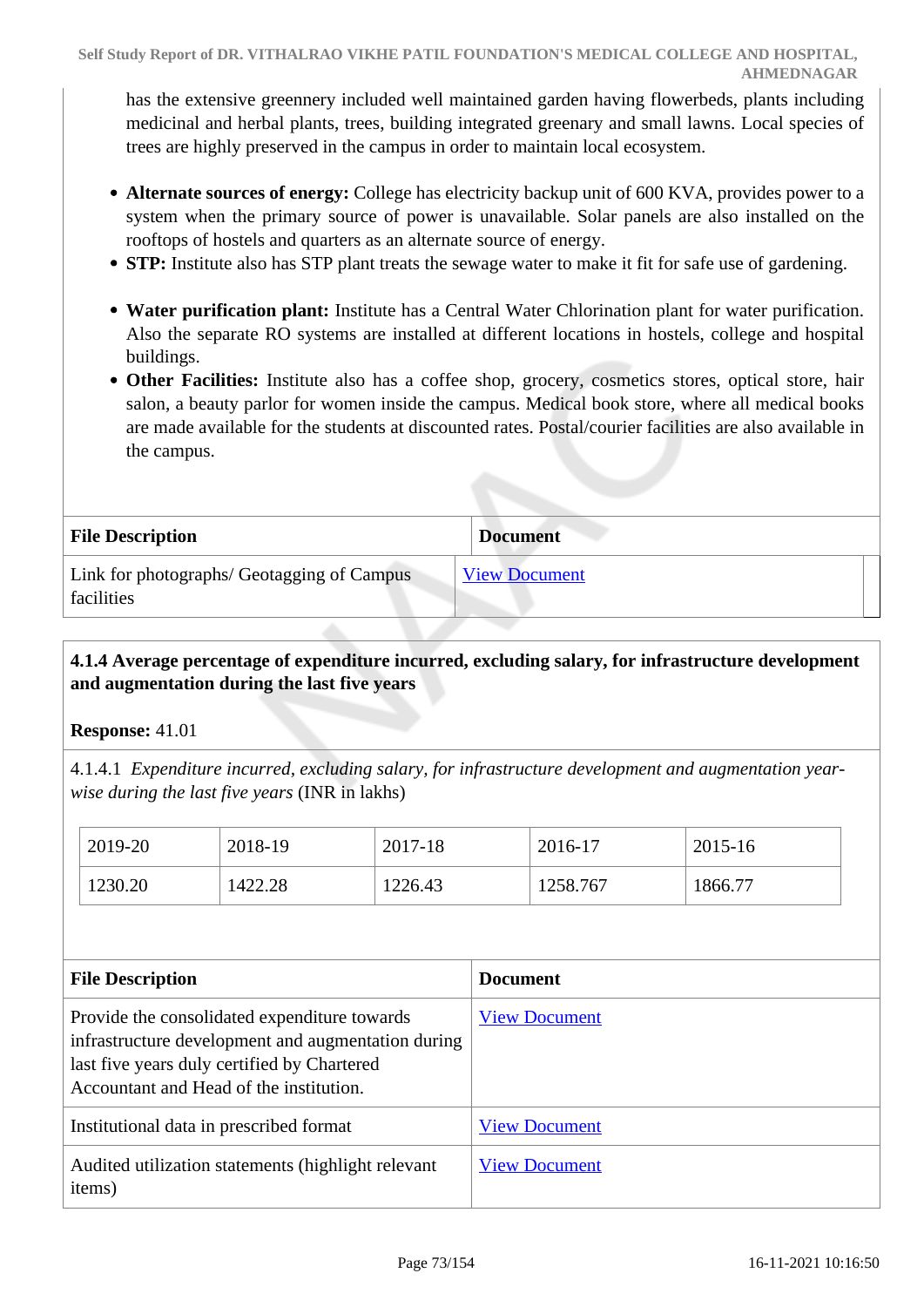has the extensive greenery included well maintained garden having flowerbeds, plants including medicinal and herbal plants, trees, building integrated greenary and small lawns. Local species of trees are highly preserved in the campus in order to maintain local ecosystem.

- **Alternate sources of energy:** College has electricity backup unit of 600 KVA, provides power to a system when the primary source of power is unavailable. Solar panels are also installed on the rooftops of hostels and quarters as an alternate source of energy.
- **STP:** Institute also has STP plant treats the sewage water to make it fit for safe use of gardening.

- **Water purification plant:** Institute has a Central Water Chlorination plant for water purification. Also the separate RO systems are installed at different locations in hostels, college and hospital buildings.
- **Other Facilities:** Institute also has a coffee shop, grocery, cosmetics stores, optical store, hair salon, a beauty parlor for women inside the campus. Medical book store, where all medical books are made available for the students at discounted rates. Postal/courier facilities are also available in the campus.

| File Description | Document |
|---|---|
| Link for photographs/ Geotagging of Campus facilities | View Document |

**4.1.4 Average percentage of expenditure incurred, excluding salary, for infrastructure development and augmentation during the last five years**

**Response:** 41.01

4.1.4.1 *Expenditure incurred, excluding salary, for infrastructure development and augmentation year-wise during the last five years* (INR in lakhs)

| 2019-20 | 2018-19 | 2017-18 | 2016-17 | 2015-16 |
|---|---|---|---|---|
| 1230.20 | 1422.28 | 1226.43 | 1258.767 | 1866.77 |

| File Description | Document |
|---|---|
| Provide the consolidated expenditure towards infrastructure development and augmentation during last five years duly certified by Chartered Accountant and Head of the institution. | View Document |
| Institutional data in prescribed format | View Document |
| Audited utilization statements (highlight relevant items) | View Document |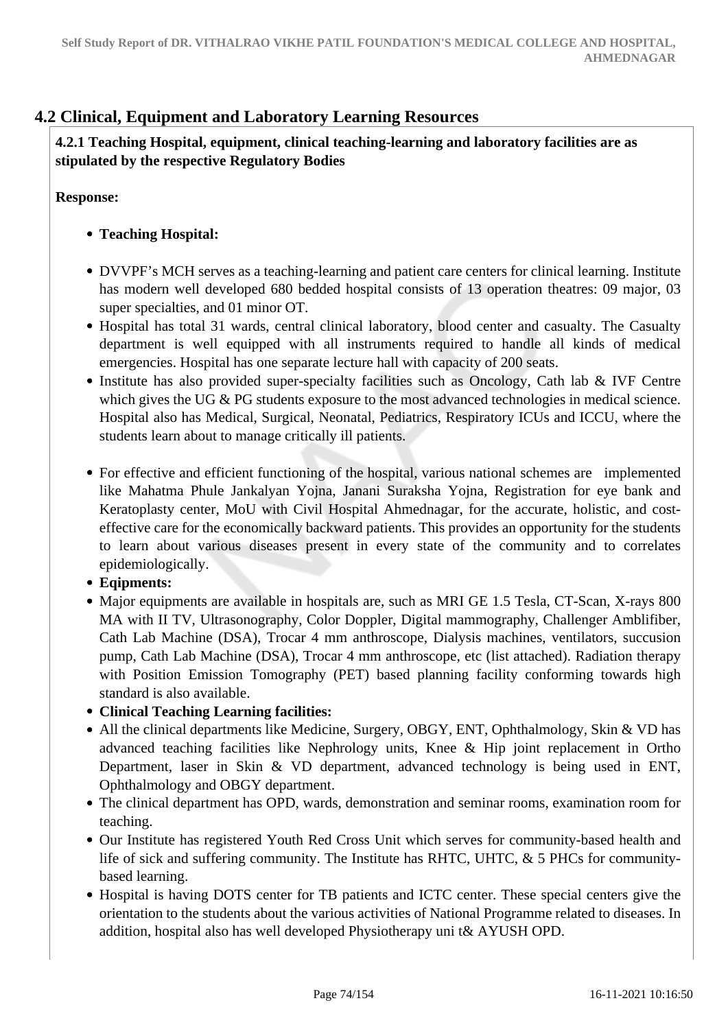## 4.2 Clinical, Equipment and Laboratory Learning Resources

**4.2.1 Teaching Hospital, equipment, clinical teaching-learning and laboratory facilities are as stipulated by the respective Regulatory Bodies**

**Response:**

- **Teaching Hospital:**

- DVVPF's MCH serves as a teaching-learning and patient care centers for clinical learning. Institute has modern well developed 680 bedded hospital consists of 13 operation theatres: 09 major, 03 super specialties, and 01 minor OT.
- Hospital has total 31 wards, central clinical laboratory, blood center and casualty. The Casualty department is well equipped with all instruments required to handle all kinds of medical emergencies. Hospital has one separate lecture hall with capacity of 200 seats.
- Institute has also provided super-specialty facilities such as Oncology, Cath lab & IVF Centre which gives the UG & PG students exposure to the most advanced technologies in medical science. Hospital also has Medical, Surgical, Neonatal, Pediatrics, Respiratory ICUs and ICCU, where the students learn about to manage critically ill patients.

- For effective and efficient functioning of the hospital, various national schemes are implemented like Mahatma Phule Jankalyan Yojna, Janani Suraksha Yojna, Registration for eye bank and Keratoplasty center, MoU with Civil Hospital Ahmednagar, for the accurate, holistic, and cost-effective care for the economically backward patients. This provides an opportunity for the students to learn about various diseases present in every state of the community and to correlates epidemiologically.
- **Eqipments:**
- Major equipments are available in hospitals are, such as MRI GE 1.5 Tesla, CT-Scan, X-rays 800 MA with II TV, Ultrasonography, Color Doppler, Digital mammography, Challenger Amblifiber, Cath Lab Machine (DSA), Trocar 4 mm anthroscope, Dialysis machines, ventilators, succusion pump, Cath Lab Machine (DSA), Trocar 4 mm anthroscope, etc (list attached). Radiation therapy with Position Emission Tomography (PET) based planning facility conforming towards high standard is also available.
- **Clinical Teaching Learning facilities:**
- All the clinical departments like Medicine, Surgery, OBGY, ENT, Ophthalmology, Skin & VD has advanced teaching facilities like Nephrology units, Knee & Hip joint replacement in Ortho Department, laser in Skin & VD department, advanced technology is being used in ENT, Ophthalmology and OBGY department.
- The clinical department has OPD, wards, demonstration and seminar rooms, examination room for teaching.
- Our Institute has registered Youth Red Cross Unit which serves for community-based health and life of sick and suffering community. The Institute has RHTC, UHTC, & 5 PHCs for community-based learning.
- Hospital is having DOTS center for TB patients and ICTC center. These special centers give the orientation to the students about the various activities of National Programme related to diseases. In addition, hospital also has well developed Physiotherapy uni t& AYUSH OPD.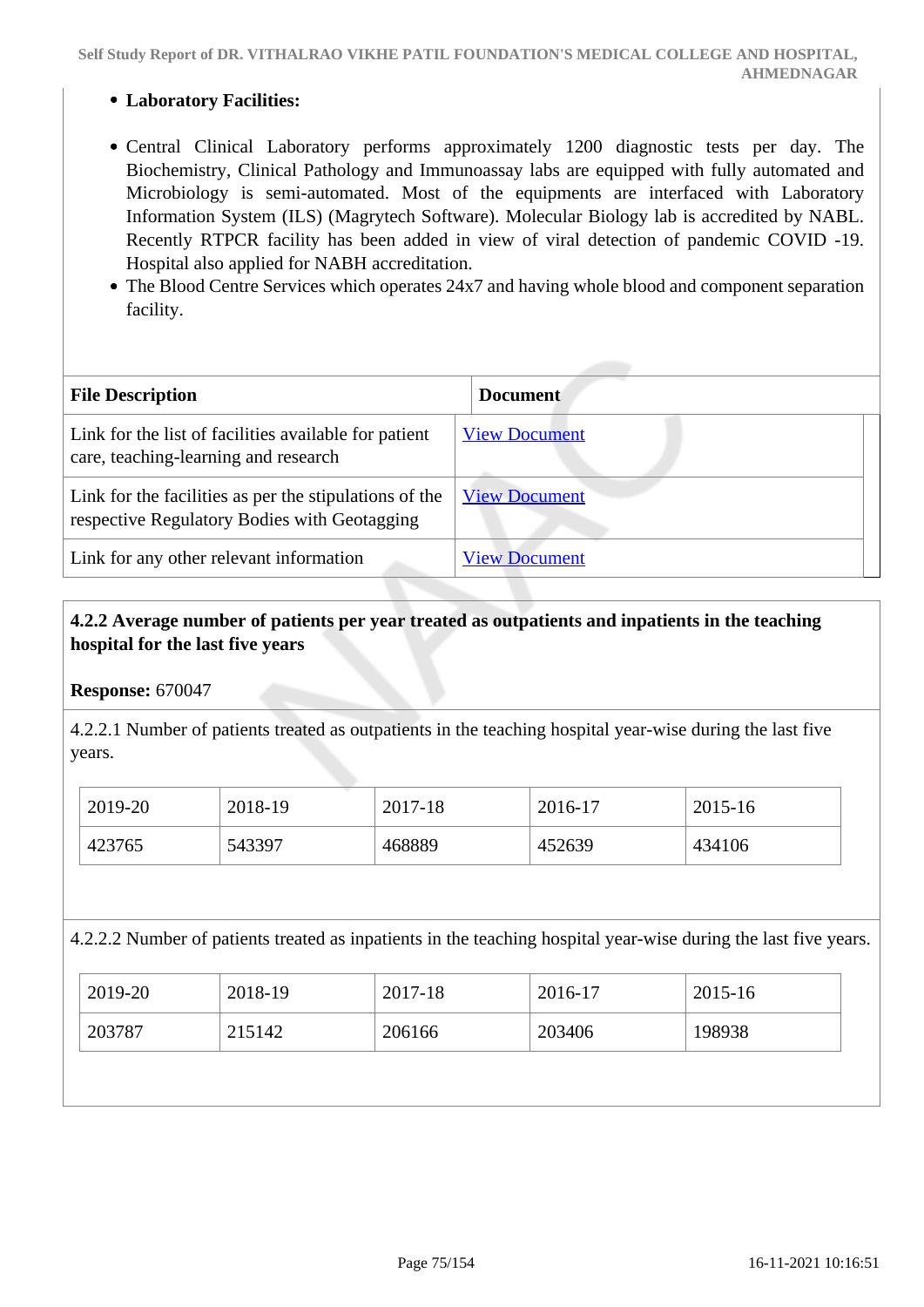- **Laboratory Facilities:**

- Central Clinical Laboratory performs approximately 1200 diagnostic tests per day. The Biochemistry, Clinical Pathology and Immunoassay labs are equipped with fully automated and Microbiology is semi-automated. Most of the equipments are interfaced with Laboratory Information System (ILS) (Magrytech Software). Molecular Biology lab is accredited by NABL. Recently RTPCR facility has been added in view of viral detection of pandemic COVID -19. Hospital also applied for NABH accreditation.
- The Blood Centre Services which operates 24x7 and having whole blood and component separation facility.

| File Description | Document |
|---|---|
| Link for the list of facilities available for patient care, teaching-learning and research | View Document |
| Link for the facilities as per the stipulations of the respective Regulatory Bodies with Geotagging | View Document |
| Link for any other relevant information | View Document |

**4.2.2 Average number of patients per year treated as outpatients and inpatients in the teaching hospital for the last five years**

**Response:** 670047

4.2.2.1 Number of patients treated as outpatients in the teaching hospital year-wise during the last five years.

| 2019-20 | 2018-19 | 2017-18 | 2016-17 | 2015-16 |
|---|---|---|---|---|
| 423765 | 543397 | 468889 | 452639 | 434106 |

4.2.2.2 Number of patients treated as inpatients in the teaching hospital year-wise during the last five years.

| 2019-20 | 2018-19 | 2017-18 | 2016-17 | 2015-16 |
|---|---|---|---|---|
| 203787 | 215142 | 206166 | 203406 | 198938 |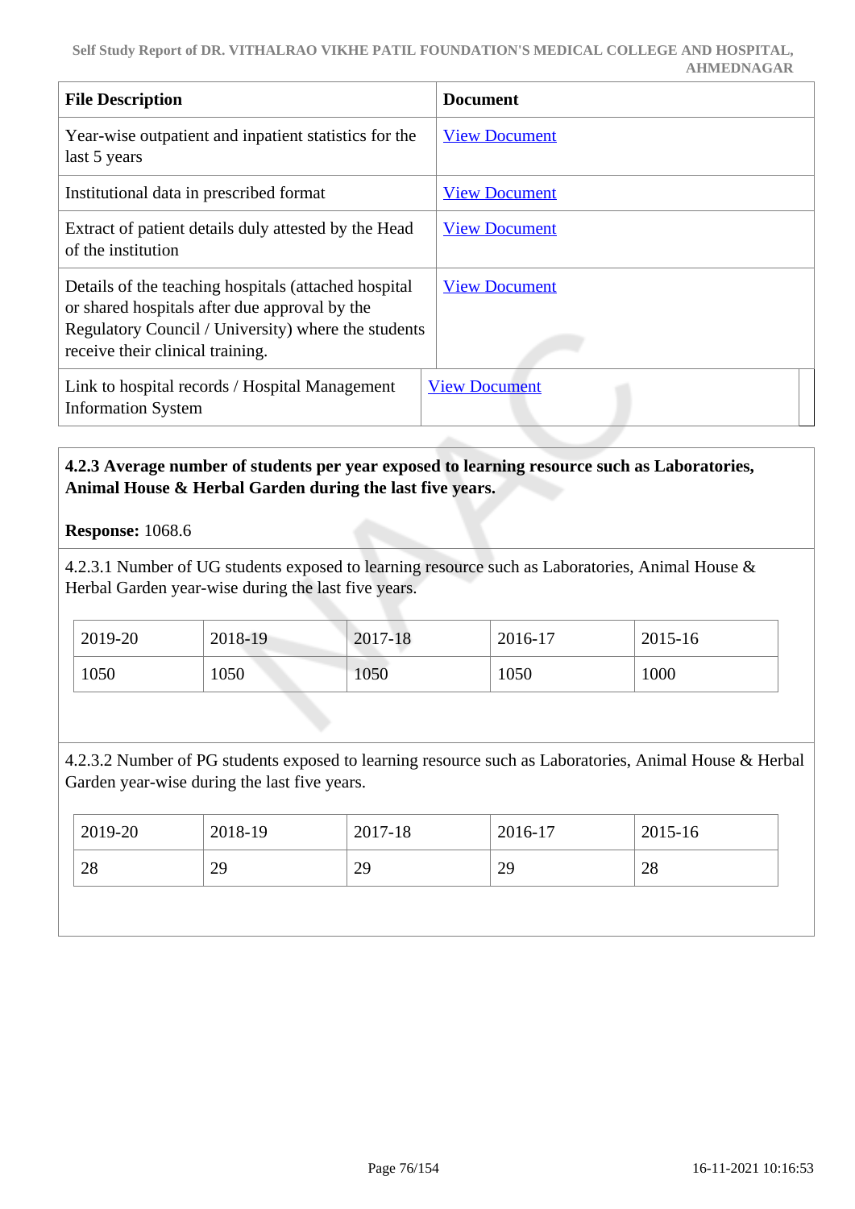| File Description | Document |
| --- | --- |
| Year-wise outpatient and inpatient statistics for the last 5 years | View Document |
| Institutional data in prescribed format | View Document |
| Extract of patient details duly attested by the Head of the institution | View Document |
| Details of the teaching hospitals (attached hospital or shared hospitals after due approval by the Regulatory Council / University) where the students receive their clinical training. | View Document |
| Link to hospital records / Hospital Management Information System | View Document |

**4.2.3 Average number of students per year exposed to learning resource such as Laboratories, Animal House & Herbal Garden during the last five years.**

**Response:** 1068.6

4.2.3.1 Number of UG students exposed to learning resource such as Laboratories, Animal House & Herbal Garden year-wise during the last five years.

| 2019-20 | 2018-19 | 2017-18 | 2016-17 | 2015-16 |
| --- | --- | --- | --- | --- |
| 1050 | 1050 | 1050 | 1050 | 1000 |

4.2.3.2 Number of PG students exposed to learning resource such as Laboratories, Animal House & Herbal Garden year-wise during the last five years.

| 2019-20 | 2018-19 | 2017-18 | 2016-17 | 2015-16 |
| --- | --- | --- | --- | --- |
| 28 | 29 | 29 | 29 | 28 |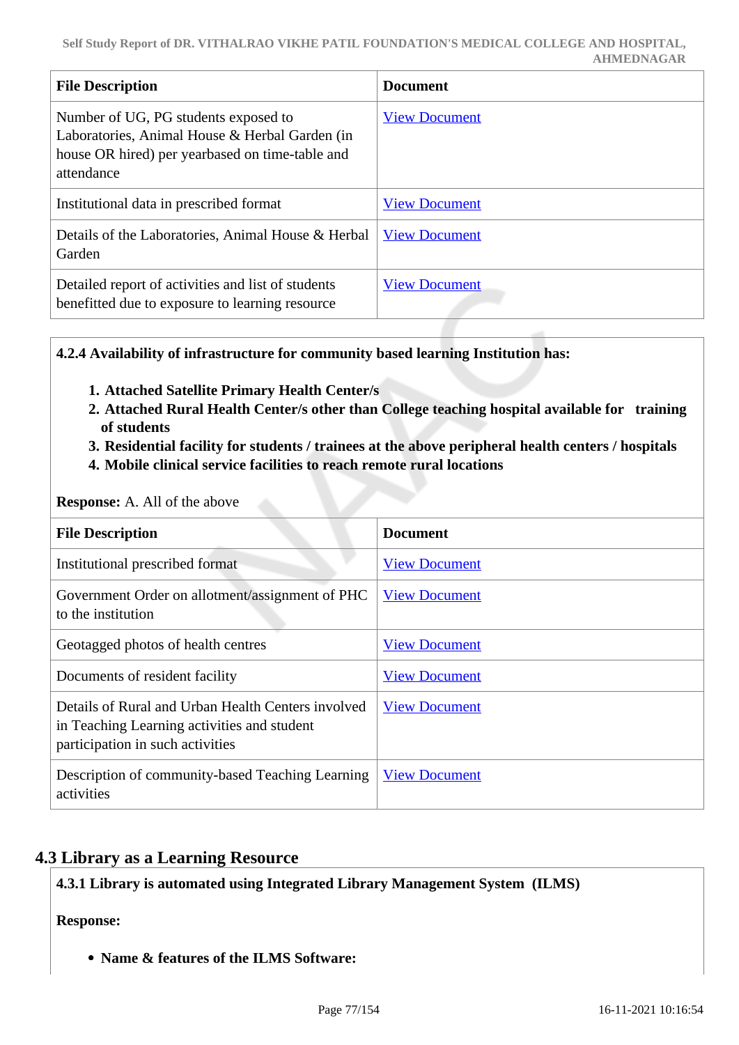| File Description | Document |
|---|---|
| Number of UG, PG students exposed to Laboratories, Animal House & Herbal Garden (in house OR hired) per yearbased on time-table and attendance | View Document |
| Institutional data in prescribed format | View Document |
| Details of the Laboratories, Animal House & Herbal Garden | View Document |
| Detailed report of activities and list of students benefitted due to exposure to learning resource | View Document |

**4.2.4 Availability of infrastructure for community based learning Institution has:**

1. **Attached Satellite Primary Health Center/s**
2. **Attached Rural Health Center/s other than College teaching hospital available for training of students**
3. **Residential facility for students / trainees at the above peripheral health centers / hospitals**
4. **Mobile clinical service facilities to reach remote rural locations**

**Response:** A. All of the above

| File Description | Document |
|---|---|
| Institutional prescribed format | View Document |
| Government Order on allotment/assignment of PHC to the institution | View Document |
| Geotagged photos of health centres | View Document |
| Documents of resident facility | View Document |
| Details of Rural and Urban Health Centers involved in Teaching Learning activities and student participation in such activities | View Document |
| Description of community-based Teaching Learning activities | View Document |

## 4.3 Library as a Learning Resource

**4.3.1 Library is automated using Integrated Library Management System (ILMS)**

**Response:**

- **Name & features of the ILMS Software:**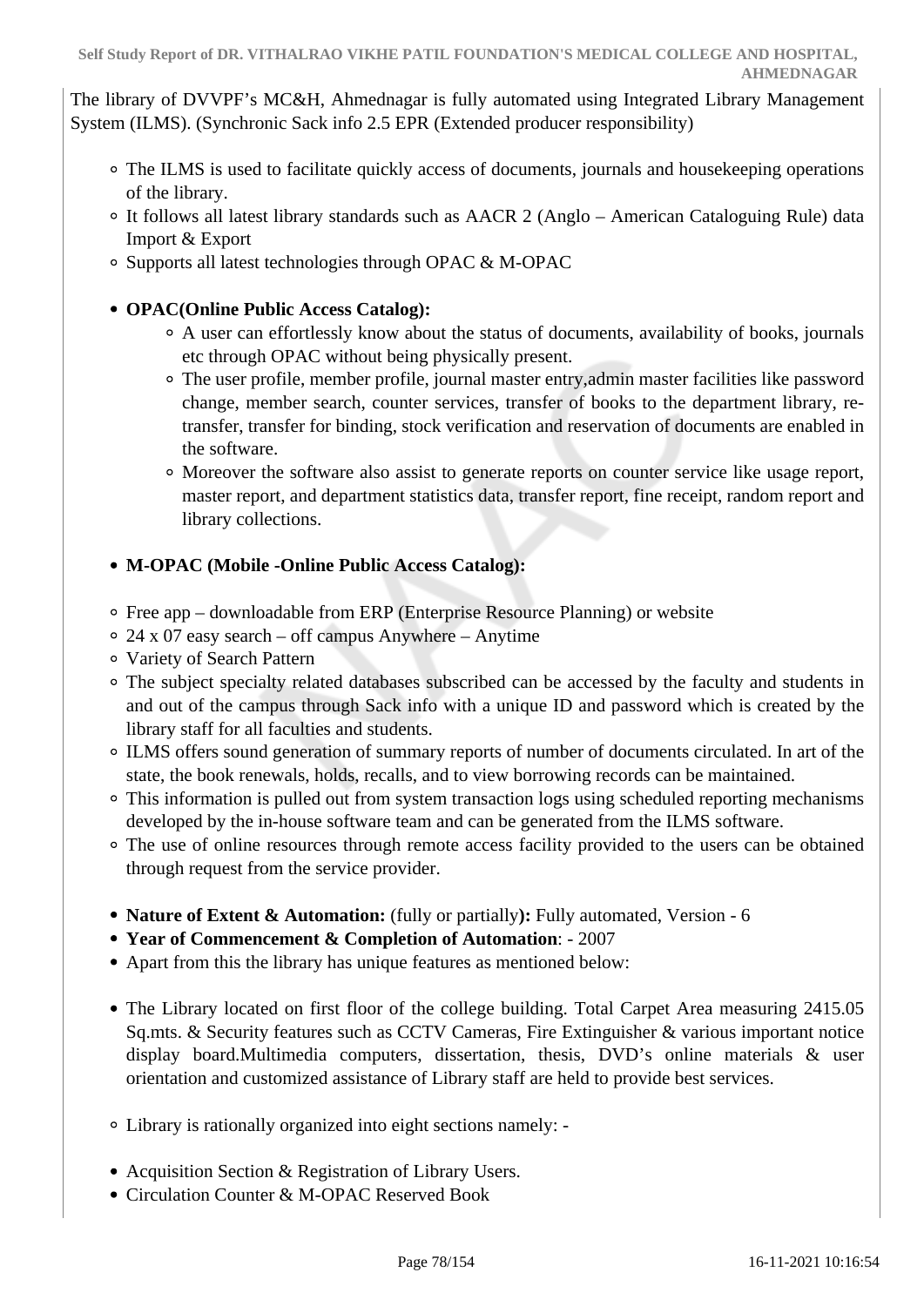The library of DVVPF's MC&H, Ahmednagar is fully automated using Integrated Library Management System (ILMS). (Synchronic Sack info 2.5 EPR (Extended producer responsibility)

- The ILMS is used to facilitate quickly access of documents, journals and housekeeping operations of the library.
- It follows all latest library standards such as AACR 2 (Anglo – American Cataloguing Rule) data Import & Export
- Supports all latest technologies through OPAC & M-OPAC

- **OPAC(Online Public Access Catalog):**
  - A user can effortlessly know about the status of documents, availability of books, journals etc through OPAC without being physically present.
  - The user profile, member profile, journal master entry,admin master facilities like password change, member search, counter services, transfer of books to the department library, re-transfer, transfer for binding, stock verification and reservation of documents are enabled in the software.
  - Moreover the software also assist to generate reports on counter service like usage report, master report, and department statistics data, transfer report, fine receipt, random report and library collections.

- **M-OPAC (Mobile -Online Public Access Catalog):**

- Free app – downloadable from ERP (Enterprise Resource Planning) or website
- 24 x 07 easy search – off campus Anywhere – Anytime
- Variety of Search Pattern
- The subject specialty related databases subscribed can be accessed by the faculty and students in and out of the campus through Sack info with a unique ID and password which is created by the library staff for all faculties and students.
- ILMS offers sound generation of summary reports of number of documents circulated. In art of the state, the book renewals, holds, recalls, and to view borrowing records can be maintained.
- This information is pulled out from system transaction logs using scheduled reporting mechanisms developed by the in-house software team and can be generated from the ILMS software.
- The use of online resources through remote access facility provided to the users can be obtained through request from the service provider.

- **Nature of Extent & Automation:** (fully or partially**):** Fully automated, Version - 6
- **Year of Commencement & Completion of Automation**: - 2007
- Apart from this the library has unique features as mentioned below:

- The Library located on first floor of the college building. Total Carpet Area measuring 2415.05 Sq.mts. & Security features such as CCTV Cameras, Fire Extinguisher & various important notice display board.Multimedia computers, dissertation, thesis, DVD's online materials & user orientation and customized assistance of Library staff are held to provide best services.

- Library is rationally organized into eight sections namely: -

- Acquisition Section & Registration of Library Users.
- Circulation Counter & M-OPAC Reserved Book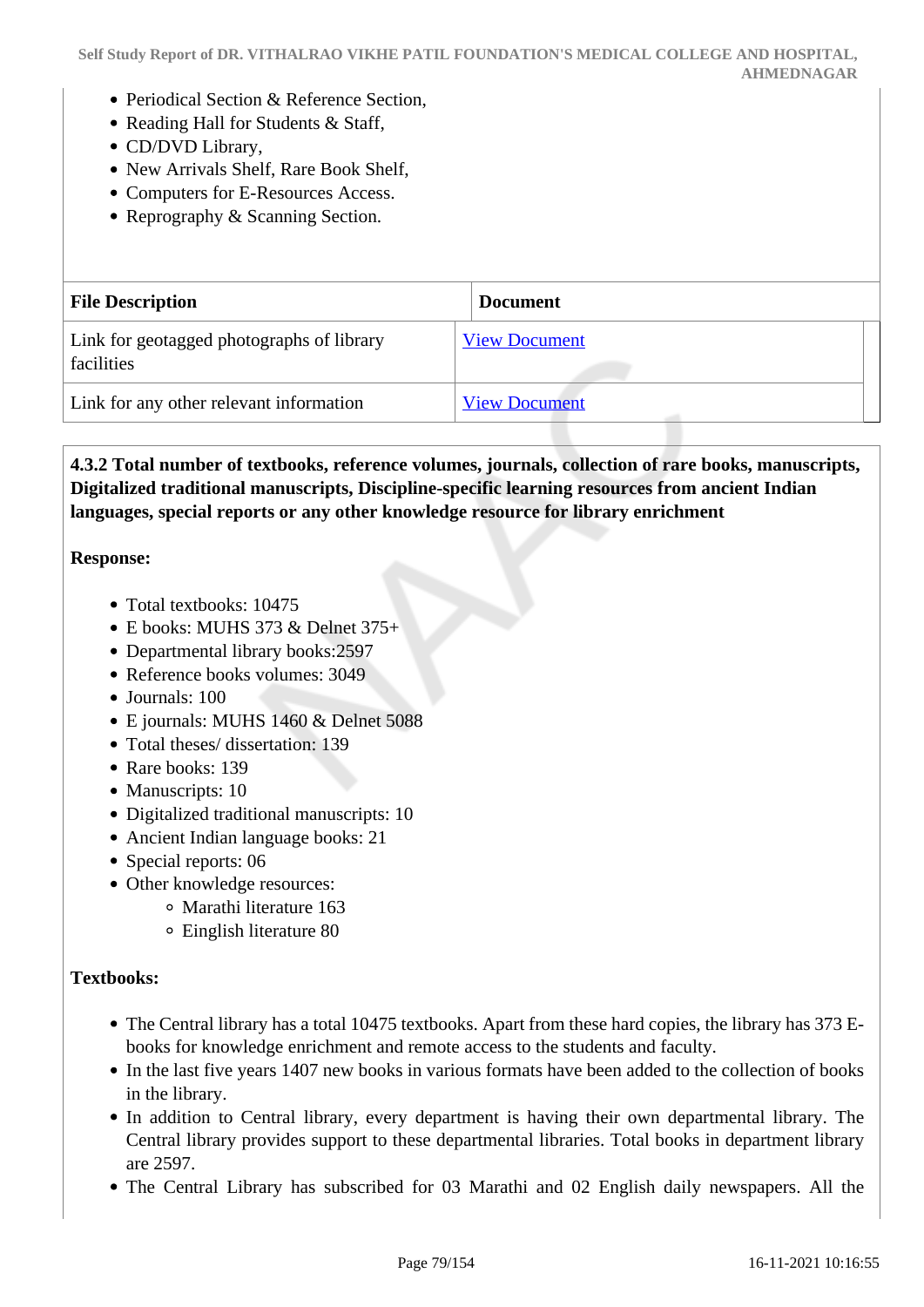- Periodical Section & Reference Section,
- Reading Hall for Students & Staff,
- CD/DVD Library,
- New Arrivals Shelf, Rare Book Shelf,
- Computers for E-Resources Access.
- Reprography & Scanning Section.

| File Description | Document |
| --- | --- |
| Link for geotagged photographs of library facilities | View Document |
| Link for any other relevant information | View Document |

**4.3.2 Total number of textbooks, reference volumes, journals, collection of rare books, manuscripts, Digitalized traditional manuscripts, Discipline-specific learning resources from ancient Indian languages, special reports or any other knowledge resource for library enrichment**

**Response:**

- Total textbooks: 10475
- E books: MUHS 373 & Delnet 375+
- Departmental library books:2597
- Reference books volumes: 3049
- Journals: 100
- E journals: MUHS 1460 & Delnet 5088
- Total theses/ dissertation: 139
- Rare books: 139
- Manuscripts: 10
- Digitalized traditional manuscripts: 10
- Ancient Indian language books: 21
- Special reports: 06
- Other knowledge resources:
  - Marathi literature 163
  - Einglish literature 80

**Textbooks:**

- The Central library has a total 10475 textbooks. Apart from these hard copies, the library has 373 E-books for knowledge enrichment and remote access to the students and faculty.
- In the last five years 1407 new books in various formats have been added to the collection of books in the library.
- In addition to Central library, every department is having their own departmental library. The Central library provides support to these departmental libraries. Total books in department library are 2597.
- The Central Library has subscribed for 03 Marathi and 02 English daily newspapers. All the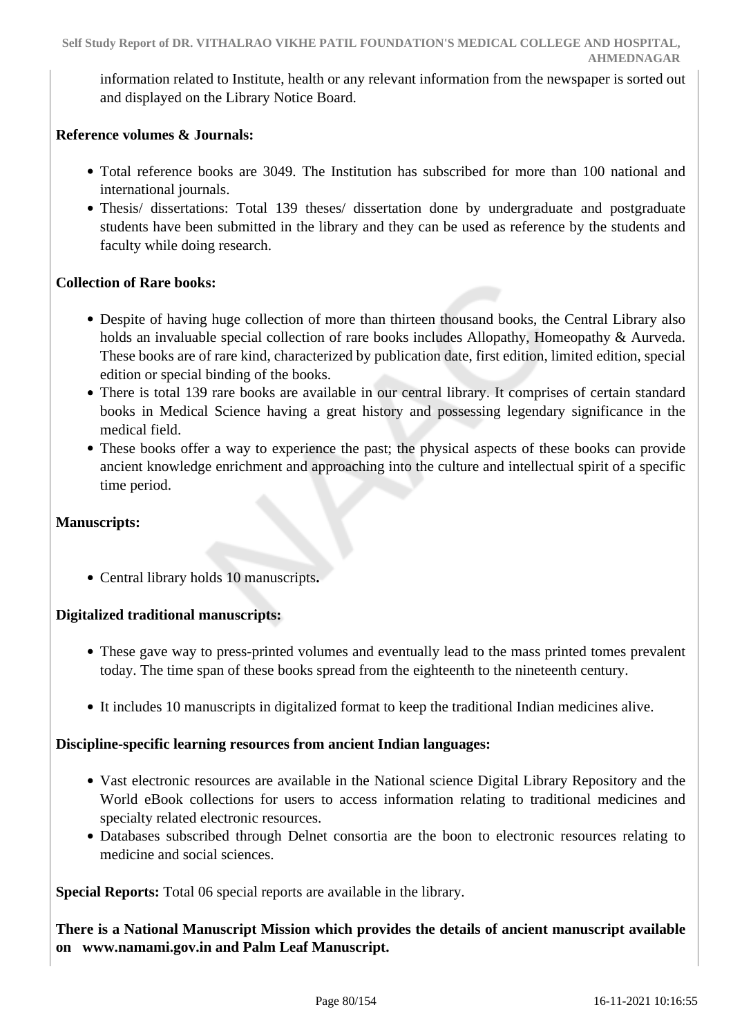information related to Institute, health or any relevant information from the newspaper is sorted out and displayed on the Library Notice Board.

**Reference volumes & Journals:**

- Total reference books are 3049. The Institution has subscribed for more than 100 national and international journals.
- Thesis/ dissertations: Total 139 theses/ dissertation done by undergraduate and postgraduate students have been submitted in the library and they can be used as reference by the students and faculty while doing research.

**Collection of Rare books:**

- Despite of having huge collection of more than thirteen thousand books, the Central Library also holds an invaluable special collection of rare books includes Allopathy, Homeopathy & Aurveda. These books are of rare kind, characterized by publication date, first edition, limited edition, special edition or special binding of the books.
- There is total 139 rare books are available in our central library. It comprises of certain standard books in Medical Science having a great history and possessing legendary significance in the medical field.
- These books offer a way to experience the past; the physical aspects of these books can provide ancient knowledge enrichment and approaching into the culture and intellectual spirit of a specific time period.

**Manuscripts:**

- Central library holds 10 manuscripts**.**

**Digitalized traditional manuscripts:**

- These gave way to press-printed volumes and eventually lead to the mass printed tomes prevalent today. The time span of these books spread from the eighteenth to the nineteenth century.
- It includes 10 manuscripts in digitalized format to keep the traditional Indian medicines alive.

**Discipline-specific learning resources from ancient Indian languages:**

- Vast electronic resources are available in the National science Digital Library Repository and the World eBook collections for users to access information relating to traditional medicines and specialty related electronic resources.
- Databases subscribed through Delnet consortia are the boon to electronic resources relating to medicine and social sciences.

**Special Reports:** Total 06 special reports are available in the library.

**There is a National Manuscript Mission which provides the details of ancient manuscript available on www.namami.gov.in and Palm Leaf Manuscript.**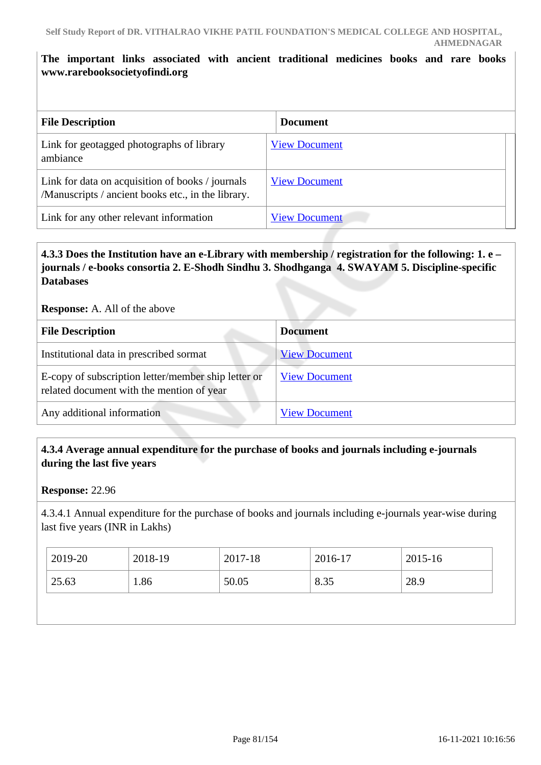**The important links associated with ancient traditional medicines books and rare books www.rarebooksocietyofindi.org**

| File Description | Document |
|---|---|
| Link for geotagged photographs of library ambiance | View Document |
| Link for data on acquisition of books / journals /Manuscripts / ancient books etc., in the library. | View Document |
| Link for any other relevant information | View Document |

**4.3.3 Does the Institution have an e-Library with membership / registration for the following: 1. e – journals / e-books consortia 2. E-Shodh Sindhu 3. Shodhganga 4. SWAYAM 5. Discipline-specific Databases**

**Response:** A. All of the above

| File Description | Document |
|---|---|
| Institutional data in prescribed sormat | View Document |
| E-copy of subscription letter/member ship letter or related document with the mention of year | View Document |
| Any additional information | View Document |

**4.3.4 Average annual expenditure for the purchase of books and journals including e-journals during the last five years**

**Response:** 22.96

4.3.4.1 Annual expenditure for the purchase of books and journals including e-journals year-wise during last five years (INR in Lakhs)

| 2019-20 | 2018-19 | 2017-18 | 2016-17 | 2015-16 |
|---|---|---|---|---|
| 25.63 | 1.86 | 50.05 | 8.35 | 28.9 |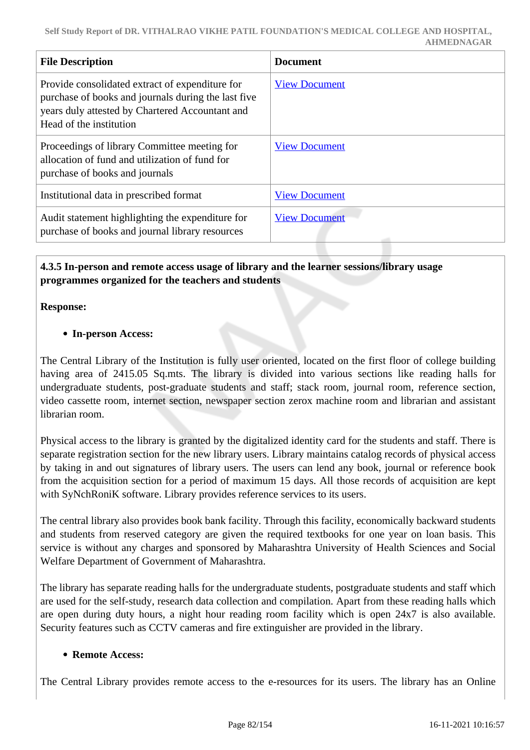| File Description | Document |
|---|---|
| Provide consolidated extract of expenditure for purchase of books and journals during the last five years duly attested by Chartered Accountant and Head of the institution | View Document |
| Proceedings of library Committee meeting for allocation of fund and utilization of fund for purchase of books and journals | View Document |
| Institutional data in prescribed format | View Document |
| Audit statement highlighting the expenditure for purchase of books and journal library resources | View Document |

**4.3.5 In-person and remote access usage of library and the learner sessions/library usage programmes organized for the teachers and students**

**Response:**

- **In-person Access:**

The Central Library of the Institution is fully user oriented, located on the first floor of college building having area of 2415.05 Sq.mts. The library is divided into various sections like reading halls for undergraduate students, post-graduate students and staff; stack room, journal room, reference section, video cassette room, internet section, newspaper section zerox machine room and librarian and assistant librarian room.

Physical access to the library is granted by the digitalized identity card for the students and staff. There is separate registration section for the new library users. Library maintains catalog records of physical access by taking in and out signatures of library users. The users can lend any book, journal or reference book from the acquisition section for a period of maximum 15 days. All those records of acquisition are kept with SyNchRoniK software. Library provides reference services to its users.

The central library also provides book bank facility. Through this facility, economically backward students and students from reserved category are given the required textbooks for one year on loan basis. This service is without any charges and sponsored by Maharashtra University of Health Sciences and Social Welfare Department of Government of Maharashtra.

The library has separate reading halls for the undergraduate students, postgraduate students and staff which are used for the self-study, research data collection and compilation. Apart from these reading halls which are open during duty hours, a night hour reading room facility which is open 24x7 is also available. Security features such as CCTV cameras and fire extinguisher are provided in the library.

- **Remote Access:**

The Central Library provides remote access to the e-resources for its users. The library has an Online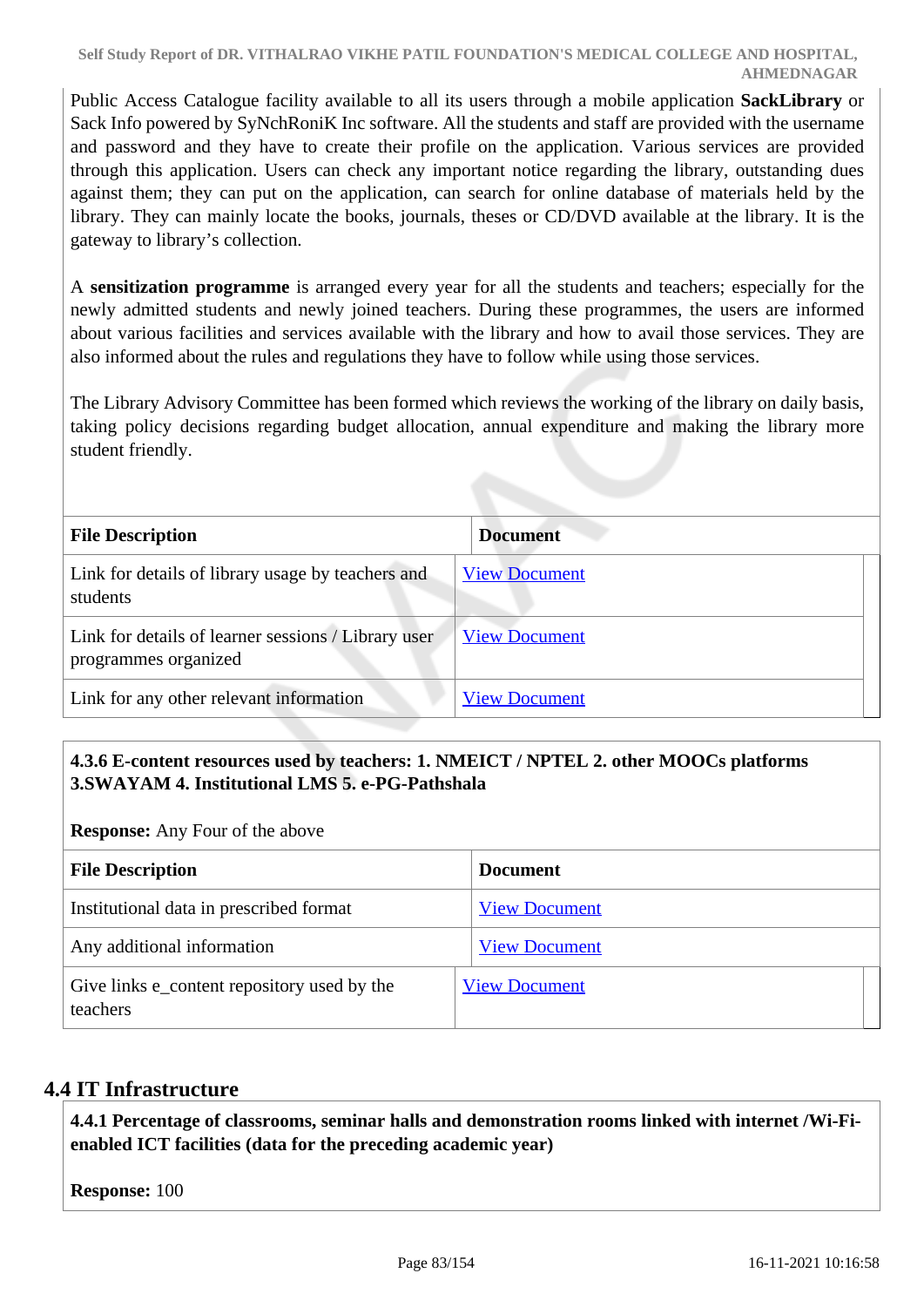Public Access Catalogue facility available to all its users through a mobile application **SackLibrary** or Sack Info powered by SyNchRoniK Inc software. All the students and staff are provided with the username and password and they have to create their profile on the application. Various services are provided through this application. Users can check any important notice regarding the library, outstanding dues against them; they can put on the application, can search for online database of materials held by the library. They can mainly locate the books, journals, theses or CD/DVD available at the library. It is the gateway to library's collection.

A **sensitization programme** is arranged every year for all the students and teachers; especially for the newly admitted students and newly joined teachers. During these programmes, the users are informed about various facilities and services available with the library and how to avail those services. They are also informed about the rules and regulations they have to follow while using those services.

The Library Advisory Committee has been formed which reviews the working of the library on daily basis, taking policy decisions regarding budget allocation, annual expenditure and making the library more student friendly.

| File Description | Document |
|---|---|
| Link for details of library usage by teachers and students | View Document |
| Link for details of learner sessions / Library user programmes organized | View Document |
| Link for any other relevant information | View Document |

**4.3.6 E-content resources used by teachers: 1. NMEICT / NPTEL 2. other MOOCs platforms 3.SWAYAM 4. Institutional LMS 5. e-PG-Pathshala**

**Response:** Any Four of the above

| File Description | Document |
|---|---|
| Institutional data in prescribed format | View Document |
| Any additional information | View Document |
| Give links e_content repository used by the teachers | View Document |

## 4.4 IT Infrastructure

**4.4.1 Percentage of classrooms, seminar halls and demonstration rooms linked with internet /Wi-Fi-enabled ICT facilities (data for the preceding academic year)**

**Response:** 100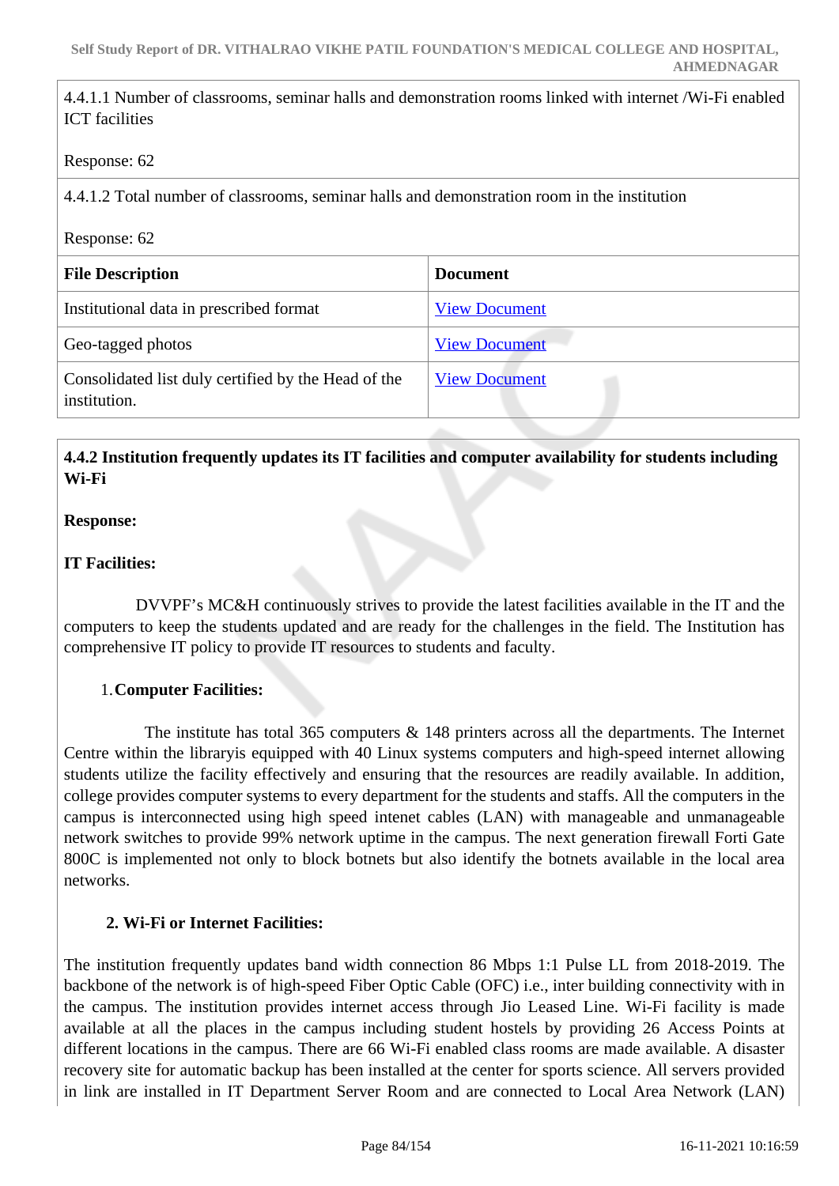4.4.1.1 Number of classrooms, seminar halls and demonstration rooms linked with internet /Wi-Fi enabled ICT facilities

Response: 62

4.4.1.2 Total number of classrooms, seminar halls and demonstration room in the institution

Response: 62

| File Description | Document |
|---|---|
| Institutional data in prescribed format | View Document |
| Geo-tagged photos | View Document |
| Consolidated list duly certified by the Head of the institution. | View Document |

**4.4.2 Institution frequently updates its IT facilities and computer availability for students including Wi-Fi**

**Response:**

**IT Facilities:**

DVVPF's MC&H continuously strives to provide the latest facilities available in the IT and the computers to keep the students updated and are ready for the challenges in the field. The Institution has comprehensive IT policy to provide IT resources to students and faculty.

1. **Computer Facilities:**

The institute has total 365 computers & 148 printers across all the departments. The Internet Centre within the libraryis equipped with 40 Linux systems computers and high-speed internet allowing students utilize the facility effectively and ensuring that the resources are readily available. In addition, college provides computer systems to every department for the students and staffs. All the computers in the campus is interconnected using high speed intenet cables (LAN) with manageable and unmanageable network switches to provide 99% network uptime in the campus. The next generation firewall Forti Gate 800C is implemented not only to block botnets but also identify the botnets available in the local area networks.

2. **Wi-Fi or Internet Facilities:**

The institution frequently updates band width connection 86 Mbps 1:1 Pulse LL from 2018-2019. The backbone of the network is of high-speed Fiber Optic Cable (OFC) i.e., inter building connectivity with in the campus. The institution provides internet access through Jio Leased Line. Wi-Fi facility is made available at all the places in the campus including student hostels by providing 26 Access Points at different locations in the campus. There are 66 Wi-Fi enabled class rooms are made available. A disaster recovery site for automatic backup has been installed at the center for sports science. All servers provided in link are installed in IT Department Server Room and are connected to Local Area Network (LAN)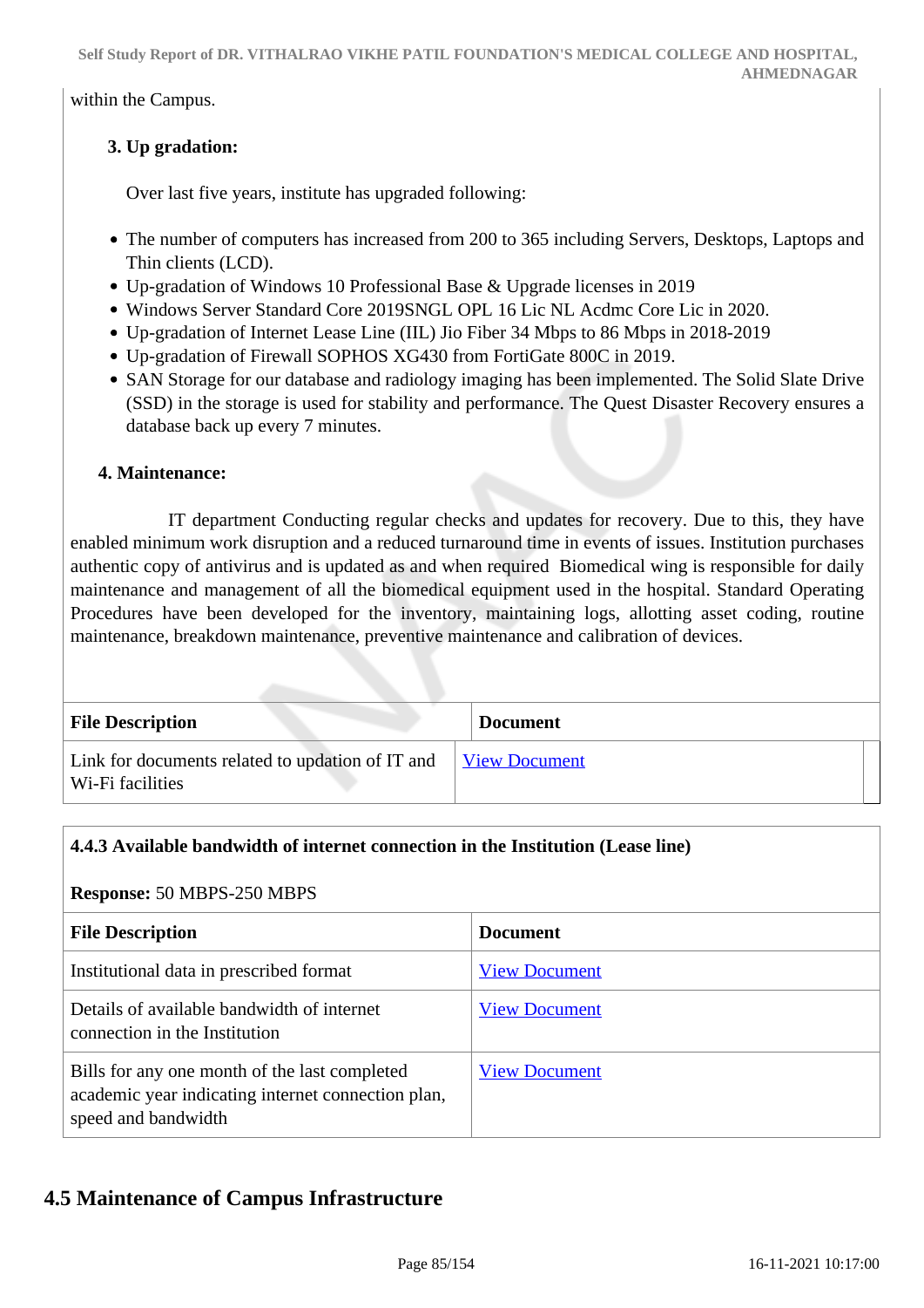within the Campus.

**3. Up gradation:**

Over last five years, institute has upgraded following:

- The number of computers has increased from 200 to 365 including Servers, Desktops, Laptops and Thin clients (LCD).
- Up-gradation of Windows 10 Professional Base & Upgrade licenses in 2019
- Windows Server Standard Core 2019SNGL OPL 16 Lic NL Acdmc Core Lic in 2020.
- Up-gradation of Internet Lease Line (IIL) Jio Fiber 34 Mbps to 86 Mbps in 2018-2019
- Up-gradation of Firewall SOPHOS XG430 from FortiGate 800C in 2019.
- SAN Storage for our database and radiology imaging has been implemented. The Solid Slate Drive (SSD) in the storage is used for stability and performance. The Quest Disaster Recovery ensures a database back up every 7 minutes.

**4. Maintenance:**

IT department Conducting regular checks and updates for recovery. Due to this, they have enabled minimum work disruption and a reduced turnaround time in events of issues. Institution purchases authentic copy of antivirus and is updated as and when required  Biomedical wing is responsible for daily maintenance and management of all the biomedical equipment used in the hospital. Standard Operating Procedures have been developed for the inventory, maintaining logs, allotting asset coding, routine maintenance, breakdown maintenance, preventive maintenance and calibration of devices.

| File Description | Document |
|---|---|
| Link for documents related to updation of IT and Wi-Fi facilities | View Document |

**4.4.3 Available bandwidth of internet connection in the Institution (Lease line)**

**Response:** 50 MBPS-250 MBPS

| File Description | Document |
|---|---|
| Institutional data in prescribed format | View Document |
| Details of available bandwidth of internet connection in the Institution | View Document |
| Bills for any one month of the last completed academic year indicating internet connection plan, speed and bandwidth | View Document |

## 4.5 Maintenance of Campus Infrastructure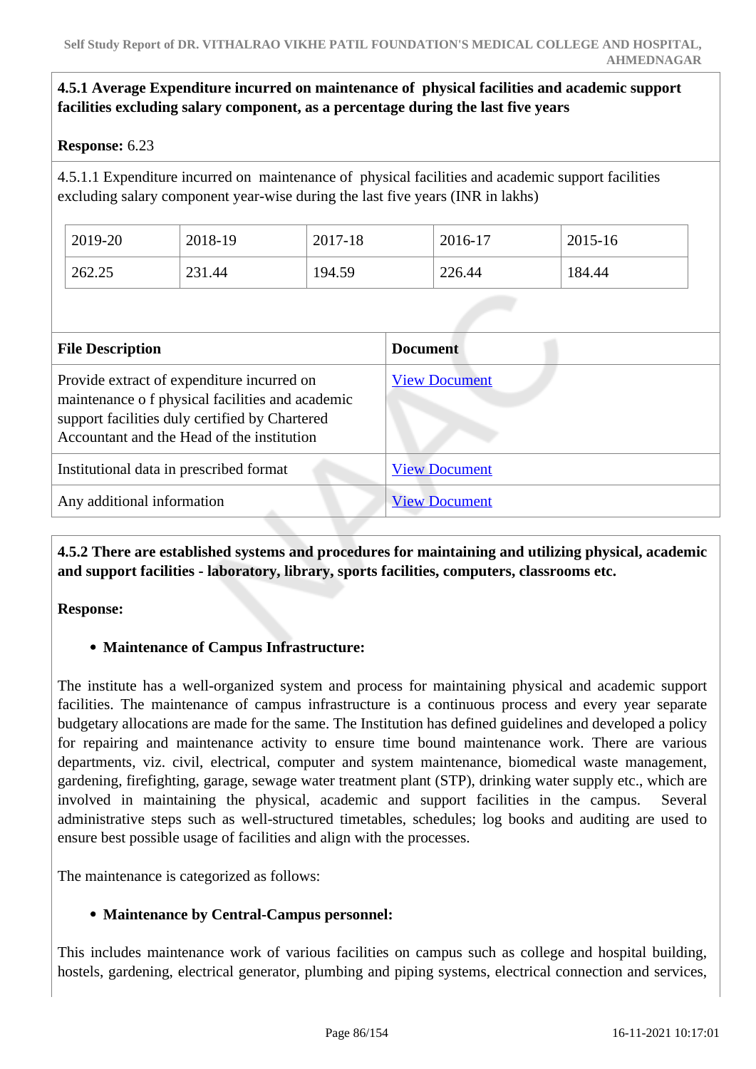**4.5.1 Average Expenditure incurred on maintenance of physical facilities and academic support facilities excluding salary component, as a percentage during the last five years**

**Response:** 6.23

4.5.1.1 Expenditure incurred on maintenance of physical facilities and academic support facilities excluding salary component year-wise during the last five years (INR in lakhs)

| 2019-20 | 2018-19 | 2017-18 | 2016-17 | 2015-16 |
|---|---|---|---|---|
| 262.25 | 231.44 | 194.59 | 226.44 | 184.44 |

| File Description | Document |
|---|---|
| Provide extract of expenditure incurred on maintenance o f physical facilities and academic support facilities duly certified by Chartered Accountant and the Head of the institution | View Document |
| Institutional data in prescribed format | View Document |
| Any additional information | View Document |

**4.5.2 There are established systems and procedures for maintaining and utilizing physical, academic and support facilities - laboratory, library, sports facilities, computers, classrooms etc.**

**Response:**

- **Maintenance of Campus Infrastructure:**

The institute has a well-organized system and process for maintaining physical and academic support facilities. The maintenance of campus infrastructure is a continuous process and every year separate budgetary allocations are made for the same. The Institution has defined guidelines and developed a policy for repairing and maintenance activity to ensure time bound maintenance work. There are various departments, viz. civil, electrical, computer and system maintenance, biomedical waste management, gardening, firefighting, garage, sewage water treatment plant (STP), drinking water supply etc., which are involved in maintaining the physical, academic and support facilities in the campus. Several administrative steps such as well-structured timetables, schedules; log books and auditing are used to ensure best possible usage of facilities and align with the processes.

The maintenance is categorized as follows:

- **Maintenance by Central-Campus personnel:**

This includes maintenance work of various facilities on campus such as college and hospital building, hostels, gardening, electrical generator, plumbing and piping systems, electrical connection and services,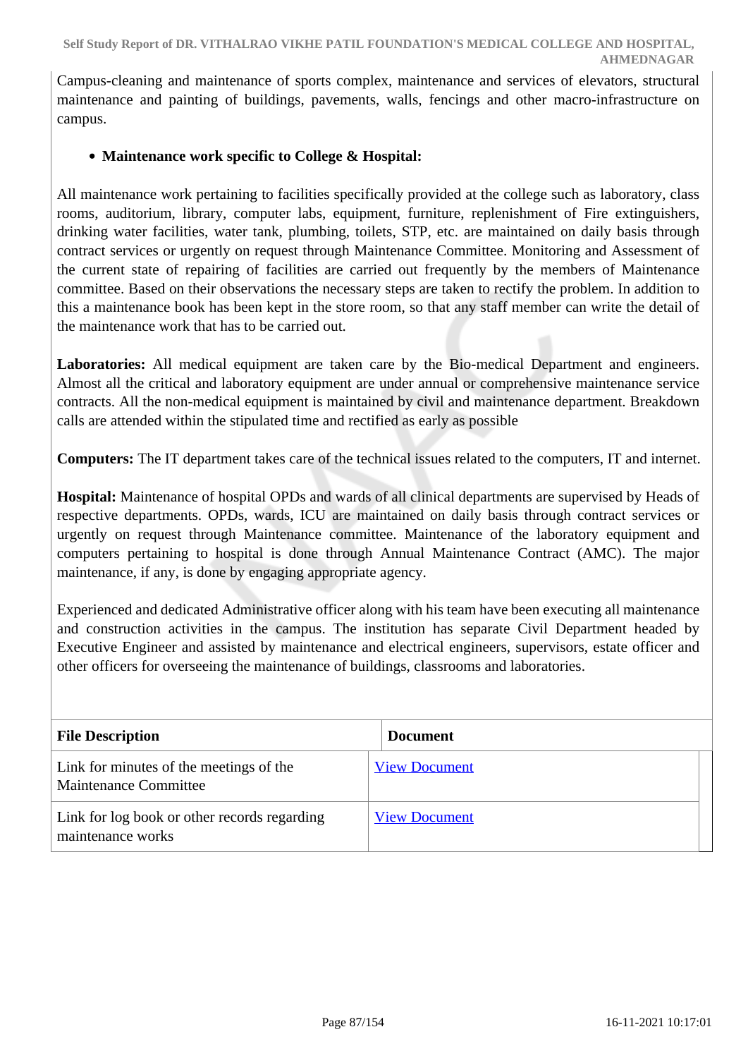Campus-cleaning and maintenance of sports complex, maintenance and services of elevators, structural maintenance and painting of buildings, pavements, walls, fencings and other macro-infrastructure on campus.

- **Maintenance work specific to College & Hospital:**

All maintenance work pertaining to facilities specifically provided at the college such as laboratory, class rooms, auditorium, library, computer labs, equipment, furniture, replenishment of Fire extinguishers, drinking water facilities, water tank, plumbing, toilets, STP, etc. are maintained on daily basis through contract services or urgently on request through Maintenance Committee. Monitoring and Assessment of the current state of repairing of facilities are carried out frequently by the members of Maintenance committee. Based on their observations the necessary steps are taken to rectify the problem. In addition to this a maintenance book has been kept in the store room, so that any staff member can write the detail of the maintenance work that has to be carried out.

**Laboratories:** All medical equipment are taken care by the Bio-medical Department and engineers. Almost all the critical and laboratory equipment are under annual or comprehensive maintenance service contracts. All the non-medical equipment is maintained by civil and maintenance department. Breakdown calls are attended within the stipulated time and rectified as early as possible

**Computers:** The IT department takes care of the technical issues related to the computers, IT and internet.

**Hospital:** Maintenance of hospital OPDs and wards of all clinical departments are supervised by Heads of respective departments. OPDs, wards, ICU are maintained on daily basis through contract services or urgently on request through Maintenance committee. Maintenance of the laboratory equipment and computers pertaining to hospital is done through Annual Maintenance Contract (AMC). The major maintenance, if any, is done by engaging appropriate agency.

Experienced and dedicated Administrative officer along with his team have been executing all maintenance and construction activities in the campus. The institution has separate Civil Department headed by Executive Engineer and assisted by maintenance and electrical engineers, supervisors, estate officer and other officers for overseeing the maintenance of buildings, classrooms and laboratories.

| File Description | Document |
| --- | --- |
| Link for minutes of the meetings of the Maintenance Committee | View Document |
| Link for log book or other records regarding maintenance works | View Document |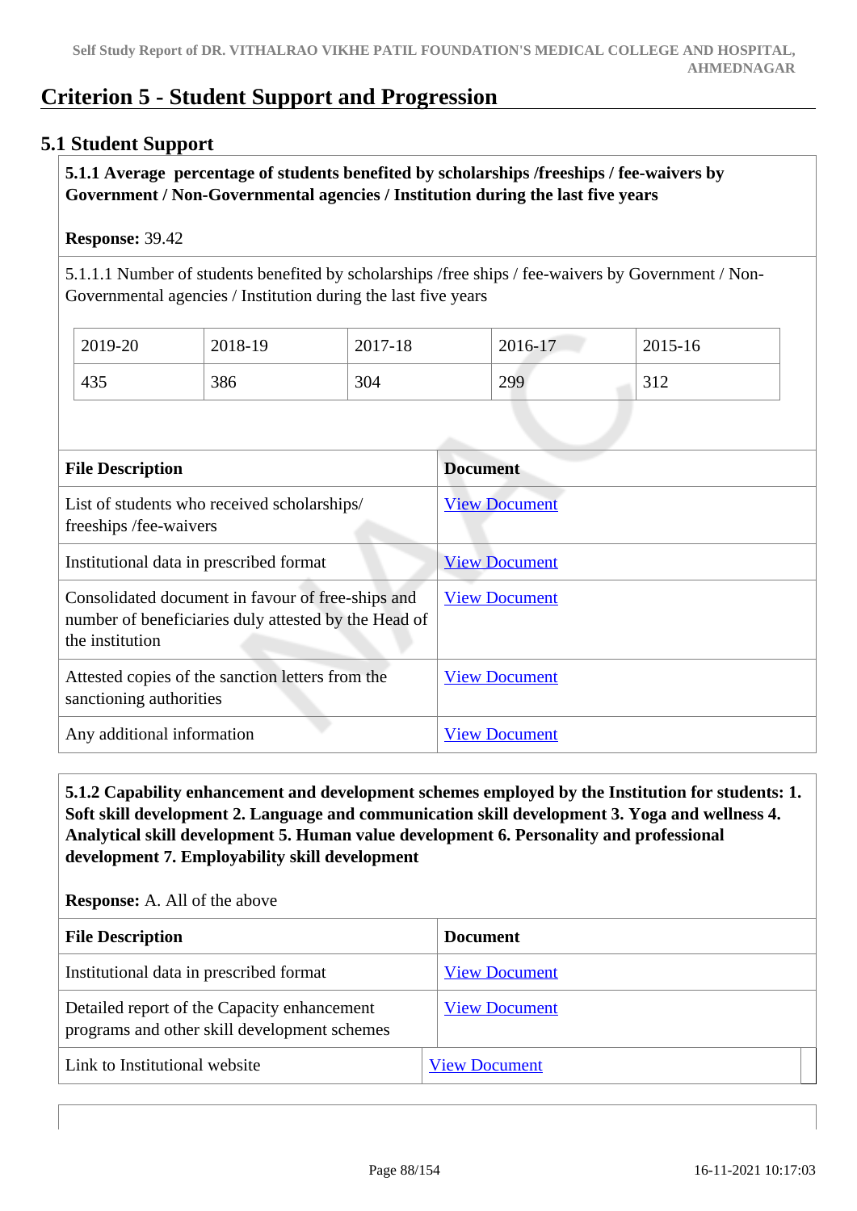# Criterion 5 - Student Support and Progression

## 5.1 Student Support

**5.1.1 Average percentage of students benefited by scholarships /freeships / fee-waivers by Government / Non-Governmental agencies / Institution during the last five years**

**Response:** 39.42

5.1.1.1 Number of students benefited by scholarships /free ships / fee-waivers by Government / Non-Governmental agencies / Institution during the last five years

| 2019-20 | 2018-19 | 2017-18 | 2016-17 | 2015-16 |
|---|---|---|---|---|
| 435 | 386 | 304 | 299 | 312 |

| File Description | Document |
|---|---|
| List of students who received scholarships/ freeships /fee-waivers | View Document |
| Institutional data in prescribed format | View Document |
| Consolidated document in favour of free-ships and number of beneficiaries duly attested by the Head of the institution | View Document |
| Attested copies of the sanction letters from the sanctioning authorities | View Document |
| Any additional information | View Document |

**5.1.2 Capability enhancement and development schemes employed by the Institution for students: 1. Soft skill development 2. Language and communication skill development 3. Yoga and wellness 4. Analytical skill development 5. Human value development 6. Personality and professional development 7. Employability skill development**

**Response:** A. All of the above

| File Description | Document |
|---|---|
| Institutional data in prescribed format | View Document |
| Detailed report of the Capacity enhancement programs and other skill development schemes | View Document |
| Link to Institutional website | View Document |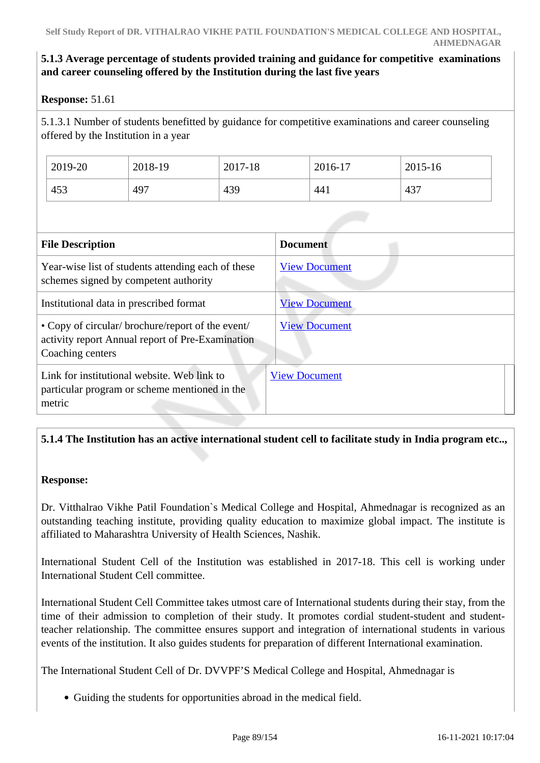**5.1.3 Average percentage of students provided training and guidance for competitive examinations and career counseling offered by the Institution during the last five years**

**Response:** 51.61

5.1.3.1 Number of students benefitted by guidance for competitive examinations and career counseling offered by the Institution in a year

| 2019-20 | 2018-19 | 2017-18 | 2016-17 | 2015-16 |
|---|---|---|---|---|
| 453 | 497 | 439 | 441 | 437 |

| File Description | Document |
|---|---|
| Year-wise list of students attending each of these schemes signed by competent authority | View Document |
| Institutional data in prescribed format | View Document |
| • Copy of circular/ brochure/report of the event/ activity report Annual report of Pre-Examination Coaching centers | View Document |
| Link for institutional website. Web link to particular program or scheme mentioned in the metric | View Document |

**5.1.4 The Institution has an active international student cell to facilitate study in India program etc..,**

**Response:**

Dr. Vitthalrao Vikhe Patil Foundation`s Medical College and Hospital, Ahmednagar is recognized as an outstanding teaching institute, providing quality education to maximize global impact. The institute is affiliated to Maharashtra University of Health Sciences, Nashik.

International Student Cell of the Institution was established in 2017-18. This cell is working under International Student Cell committee.

International Student Cell Committee takes utmost care of International students during their stay, from the time of their admission to completion of their study. It promotes cordial student-student and student-teacher relationship. The committee ensures support and integration of international students in various events of the institution. It also guides students for preparation of different International examination.

The International Student Cell of Dr. DVVPF'S Medical College and Hospital, Ahmednagar is

- Guiding the students for opportunities abroad in the medical field.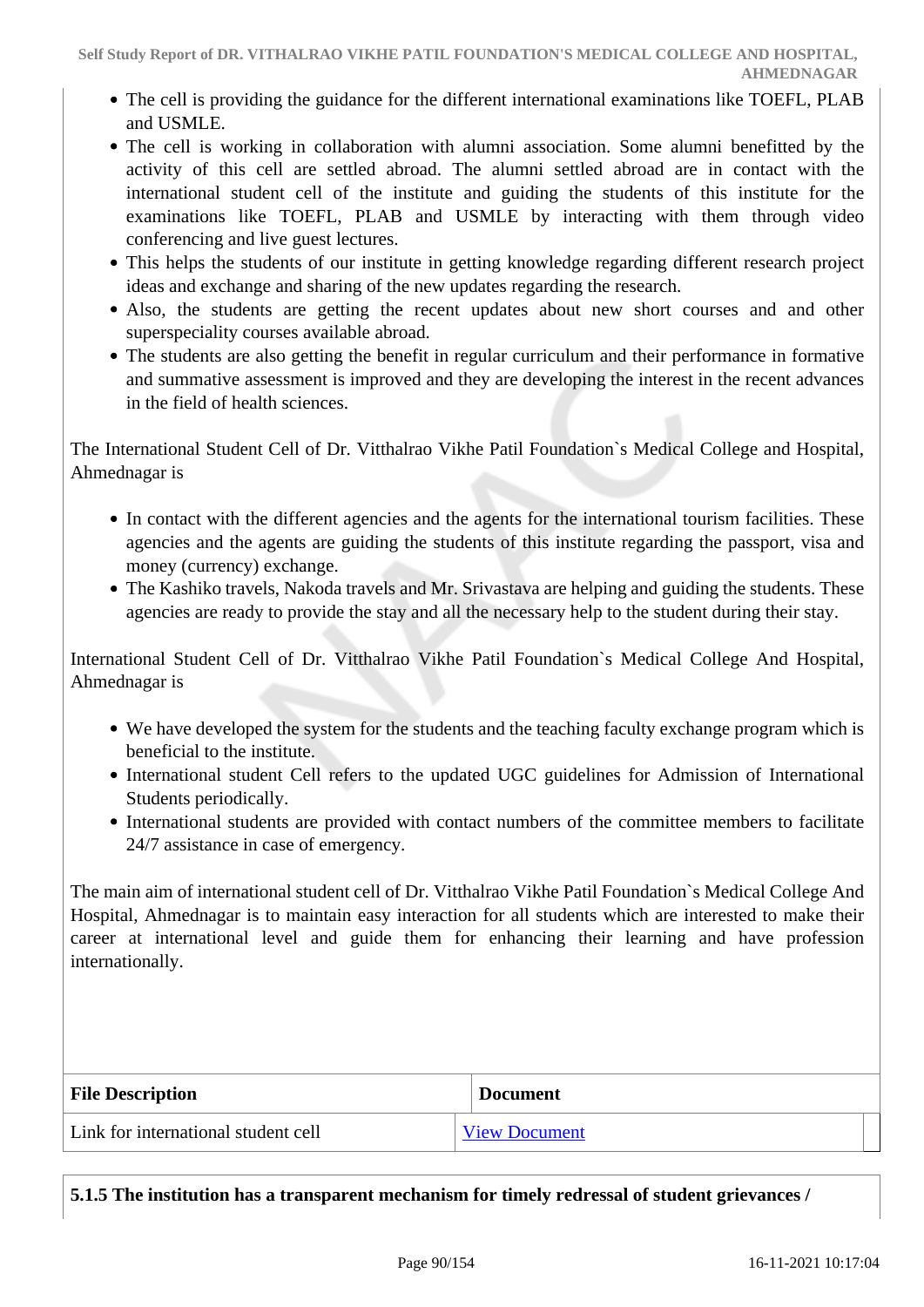- The cell is providing the guidance for the different international examinations like TOEFL, PLAB and USMLE.
- The cell is working in collaboration with alumni association. Some alumni benefitted by the activity of this cell are settled abroad. The alumni settled abroad are in contact with the international student cell of the institute and guiding the students of this institute for the examinations like TOEFL, PLAB and USMLE by interacting with them through video conferencing and live guest lectures.
- This helps the students of our institute in getting knowledge regarding different research project ideas and exchange and sharing of the new updates regarding the research.
- Also, the students are getting the recent updates about new short courses and and other superspeciality courses available abroad.
- The students are also getting the benefit in regular curriculum and their performance in formative and summative assessment is improved and they are developing the interest in the recent advances in the field of health sciences.

The International Student Cell of Dr. Vitthalrao Vikhe Patil Foundation`s Medical College and Hospital, Ahmednagar is

- In contact with the different agencies and the agents for the international tourism facilities. These agencies and the agents are guiding the students of this institute regarding the passport, visa and money (currency) exchange.
- The Kashiko travels, Nakoda travels and Mr. Srivastava are helping and guiding the students. These agencies are ready to provide the stay and all the necessary help to the student during their stay.

International Student Cell of Dr. Vitthalrao Vikhe Patil Foundation`s Medical College And Hospital, Ahmednagar is

- We have developed the system for the students and the teaching faculty exchange program which is beneficial to the institute.
- International student Cell refers to the updated UGC guidelines for Admission of International Students periodically.
- International students are provided with contact numbers of the committee members to facilitate 24/7 assistance in case of emergency.

The main aim of international student cell of Dr. Vitthalrao Vikhe Patil Foundation`s Medical College And Hospital, Ahmednagar is to maintain easy interaction for all students which are interested to make their career at international level and guide them for enhancing their learning and have profession internationally.

| File Description | Document |
|---|---|
| Link for international student cell | View Document |

**5.1.5 The institution has a transparent mechanism for timely redressal of student grievances /**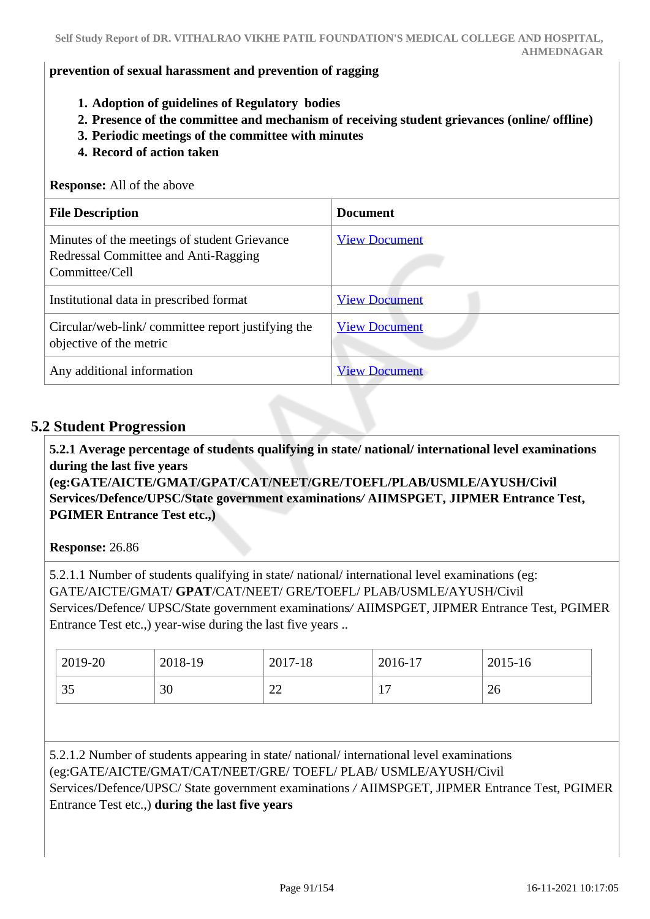**prevention of sexual harassment and prevention of ragging**

1. **Adoption of guidelines of Regulatory bodies**
2. **Presence of the committee and mechanism of receiving student grievances (online/ offline)**
3. **Periodic meetings of the committee with minutes**
4. **Record of action taken**

**Response:** All of the above

| File Description | Document |
|---|---|
| Minutes of the meetings of student Grievance Redressal Committee and Anti-Ragging Committee/Cell | View Document |
| Institutional data in prescribed format | View Document |
| Circular/web-link/ committee report justifying the objective of the metric | View Document |
| Any additional information | View Document |

## 5.2 Student Progression

**5.2.1 Average percentage of students qualifying in state/ national/ international level examinations during the last five years (eg:GATE/AICTE/GMAT/GPAT/CAT/NEET/GRE/TOEFL/PLAB/USMLE/AYUSH/Civil Services/Defence/UPSC/State government examinations/ AIIMSPGET, JIPMER Entrance Test, PGIMER Entrance Test etc.,)**

**Response:** 26.86

5.2.1.1 Number of students qualifying in state/ national/ international level examinations (eg: GATE/AICTE/GMAT/ **GPAT**/CAT/NEET/ GRE/TOEFL/ PLAB/USMLE/AYUSH/Civil Services/Defence/ UPSC/State government examinations/ AIIMSPGET, JIPMER Entrance Test, PGIMER Entrance Test etc.,) year-wise during the last five years ..

| 2019-20 | 2018-19 | 2017-18 | 2016-17 | 2015-16 |
|---|---|---|---|---|
| 35 | 30 | 22 | 17 | 26 |

5.2.1.2 Number of students appearing in state/ national/ international level examinations (eg:GATE/AICTE/GMAT/CAT/NEET/GRE/ TOEFL/ PLAB/ USMLE/AYUSH/Civil Services/Defence/UPSC/ State government examinations / AIIMSPGET, JIPMER Entrance Test, PGIMER Entrance Test etc.,) **during the last five years**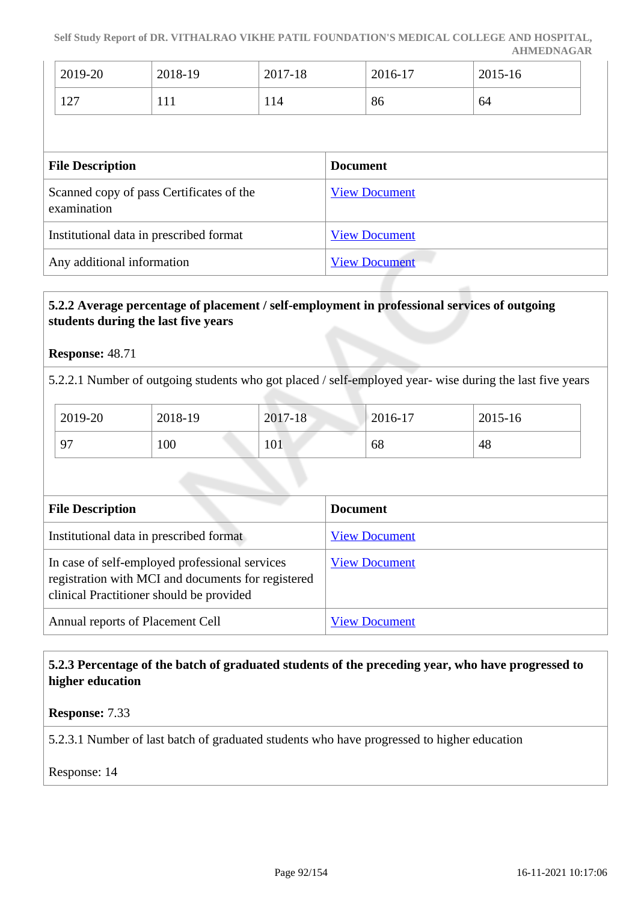| 2019-20 | 2018-19 | 2017-18 | 2016-17 | 2015-16 |
|---|---|---|---|---|
| 127 | 111 | 114 | 86 | 64 |

| File Description | Document |
|---|---|
| Scanned copy of pass Certificates of the examination | View Document |
| Institutional data in prescribed format | View Document |
| Any additional information | View Document |

**5.2.2 Average percentage of placement / self-employment in professional services of outgoing students during the last five years**

**Response:** 48.71

5.2.2.1 Number of outgoing students who got placed / self-employed year- wise during the last five years

| 2019-20 | 2018-19 | 2017-18 | 2016-17 | 2015-16 |
|---|---|---|---|---|
| 97 | 100 | 101 | 68 | 48 |

| File Description | Document |
|---|---|
| Institutional data in prescribed format | View Document |
| In case of self-employed professional services registration with MCI and documents for registered clinical Practitioner should be provided | View Document |
| Annual reports of Placement Cell | View Document |

**5.2.3 Percentage of the batch of graduated students of the preceding year, who have progressed to higher education**

**Response:** 7.33

5.2.3.1 Number of last batch of graduated students who have progressed to higher education

Response: 14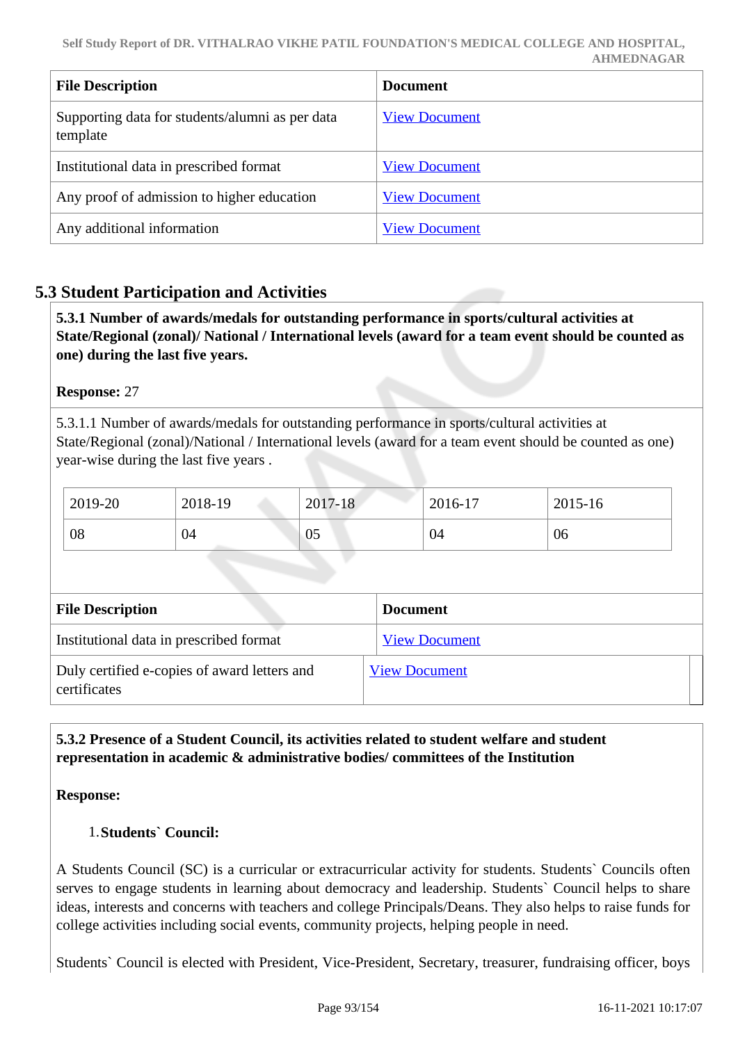| File Description | Document |
|---|---|
| Supporting data for students/alumni as per data template | View Document |
| Institutional data in prescribed format | View Document |
| Any proof of admission to higher education | View Document |
| Any additional information | View Document |

## 5.3 Student Participation and Activities

**5.3.1 Number of awards/medals for outstanding performance in sports/cultural activities at State/Regional (zonal)/ National / International levels (award for a team event should be counted as one) during the last five years.**

**Response:** 27

5.3.1.1 Number of awards/medals for outstanding performance in sports/cultural activities at State/Regional (zonal)/National / International levels (award for a team event should be counted as one) year-wise during the last five years .

| 2019-20 | 2018-19 | 2017-18 | 2016-17 | 2015-16 |
|---|---|---|---|---|
| 08 | 04 | 05 | 04 | 06 |

| File Description | Document |
|---|---|
| Institutional data in prescribed format | View Document |
| Duly certified e-copies of award letters and certificates | View Document |

**5.3.2 Presence of a Student Council, its activities related to student welfare and student representation in academic & administrative bodies/ committees of the Institution**

**Response:**

1. **Students` Council:**

A Students Council (SC) is a curricular or extracurricular activity for students. Students` Councils often serves to engage students in learning about democracy and leadership. Students` Council helps to share ideas, interests and concerns with teachers and college Principals/Deans. They also helps to raise funds for college activities including social events, community projects, helping people in need.

Students` Council is elected with President, Vice-President, Secretary, treasurer, fundraising officer, boys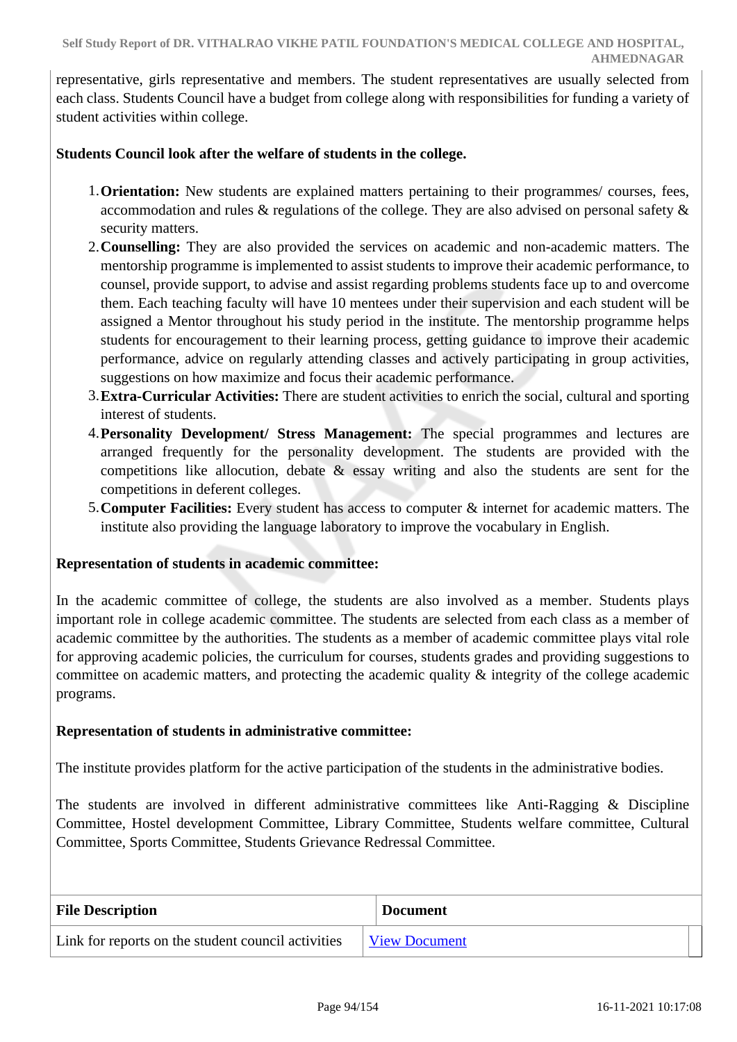representative, girls representative and members. The student representatives are usually selected from each class. Students Council have a budget from college along with responsibilities for funding a variety of student activities within college.

**Students Council look after the welfare of students in the college.**

1. **Orientation:** New students are explained matters pertaining to their programmes/ courses, fees, accommodation and rules & regulations of the college. They are also advised on personal safety & security matters.
2. **Counselling:** They are also provided the services on academic and non-academic matters. The mentorship programme is implemented to assist students to improve their academic performance, to counsel, provide support, to advise and assist regarding problems students face up to and overcome them. Each teaching faculty will have 10 mentees under their supervision and each student will be assigned a Mentor throughout his study period in the institute. The mentorship programme helps students for encouragement to their learning process, getting guidance to improve their academic performance, advice on regularly attending classes and actively participating in group activities, suggestions on how maximize and focus their academic performance.
3. **Extra-Curricular Activities:** There are student activities to enrich the social, cultural and sporting interest of students.
4. **Personality Development/ Stress Management:** The special programmes and lectures are arranged frequently for the personality development. The students are provided with the competitions like allocution, debate & essay writing and also the students are sent for the competitions in deferent colleges.
5. **Computer Facilities:** Every student has access to computer & internet for academic matters. The institute also providing the language laboratory to improve the vocabulary in English.

**Representation of students in academic committee:**

In the academic committee of college, the students are also involved as a member. Students plays important role in college academic committee. The students are selected from each class as a member of academic committee by the authorities. The students as a member of academic committee plays vital role for approving academic policies, the curriculum for courses, students grades and providing suggestions to committee on academic matters, and protecting the academic quality & integrity of the college academic programs.

**Representation of students in administrative committee:**

The institute provides platform for the active participation of the students in the administrative bodies.

The students are involved in different administrative committees like Anti-Ragging & Discipline Committee, Hostel development Committee, Library Committee, Students welfare committee, Cultural Committee, Sports Committee, Students Grievance Redressal Committee.

| File Description | Document |
|---|---|
| Link for reports on the student council activities | View Document |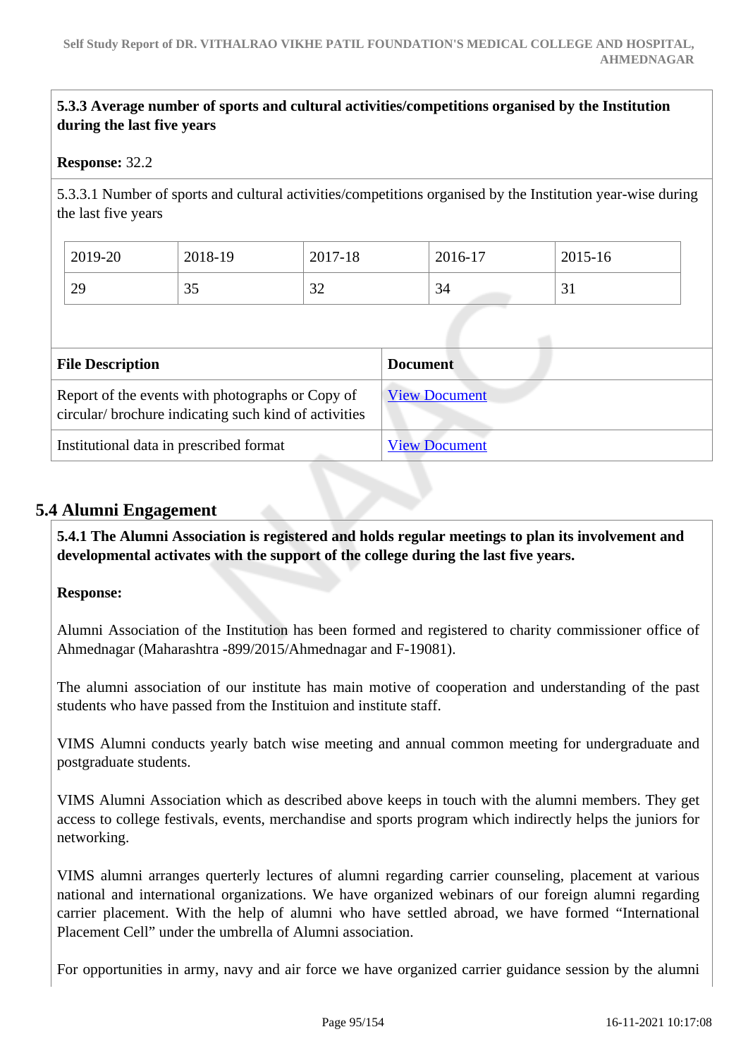**5.3.3 Average number of sports and cultural activities/competitions organised by the Institution during the last five years**

**Response:** 32.2

5.3.3.1 Number of sports and cultural activities/competitions organised by the Institution year-wise during the last five years

| 2019-20 | 2018-19 | 2017-18 | 2016-17 | 2015-16 |
|---|---|---|---|---|
| 29 | 35 | 32 | 34 | 31 |

| File Description | Document |
|---|---|
| Report of the events with photographs or Copy of circular/ brochure indicating such kind of activities | View Document |
| Institutional data in prescribed format | View Document |

## 5.4 Alumni Engagement

**5.4.1 The Alumni Association is registered and holds regular meetings to plan its involvement and developmental activates with the support of the college during the last five years.**

**Response:**

Alumni Association of the Institution has been formed and registered to charity commissioner office of Ahmednagar (Maharashtra -899/2015/Ahmednagar and F-19081).

The alumni association of our institute has main motive of cooperation and understanding of the past students who have passed from the Instituion and institute staff.

VIMS Alumni conducts yearly batch wise meeting and annual common meeting for undergraduate and postgraduate students.

VIMS Alumni Association which as described above keeps in touch with the alumni members. They get access to college festivals, events, merchandise and sports program which indirectly helps the juniors for networking.

VIMS alumni arranges querterly lectures of alumni regarding carrier counseling, placement at various national and international organizations. We have organized webinars of our foreign alumni regarding carrier placement. With the help of alumni who have settled abroad, we have formed “International Placement Cell” under the umbrella of Alumni association.

For opportunities in army, navy and air force we have organized carrier guidance session by the alumni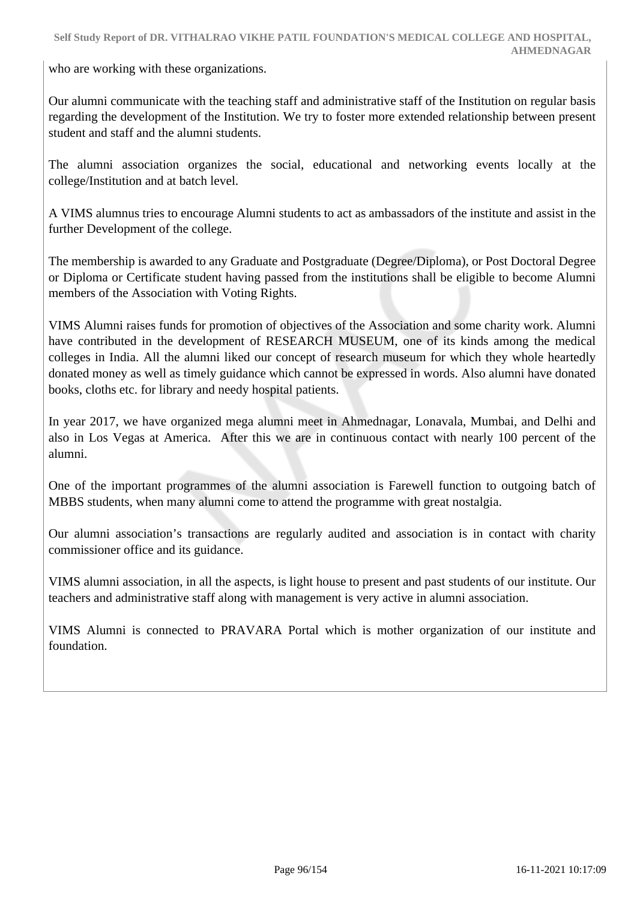who are working with these organizations.

Our alumni communicate with the teaching staff and administrative staff of the Institution on regular basis regarding the development of the Institution. We try to foster more extended relationship between present student and staff and the alumni students.

The alumni association organizes the social, educational and networking events locally at the college/Institution and at batch level.

A VIMS alumnus tries to encourage Alumni students to act as ambassadors of the institute and assist in the further Development of the college.

The membership is awarded to any Graduate and Postgraduate (Degree/Diploma), or Post Doctoral Degree or Diploma or Certificate student having passed from the institutions shall be eligible to become Alumni members of the Association with Voting Rights.

VIMS Alumni raises funds for promotion of objectives of the Association and some charity work. Alumni have contributed in the development of RESEARCH MUSEUM, one of its kinds among the medical colleges in India. All the alumni liked our concept of research museum for which they whole heartedly donated money as well as timely guidance which cannot be expressed in words. Also alumni have donated books, cloths etc. for library and needy hospital patients.

In year 2017, we have organized mega alumni meet in Ahmednagar, Lonavala, Mumbai, and Delhi and also in Los Vegas at America. After this we are in continuous contact with nearly 100 percent of the alumni.

One of the important programmes of the alumni association is Farewell function to outgoing batch of MBBS students, when many alumni come to attend the programme with great nostalgia.

Our alumni association's transactions are regularly audited and association is in contact with charity commissioner office and its guidance.

VIMS alumni association, in all the aspects, is light house to present and past students of our institute. Our teachers and administrative staff along with management is very active in alumni association.

VIMS Alumni is connected to PRAVARA Portal which is mother organization of our institute and foundation.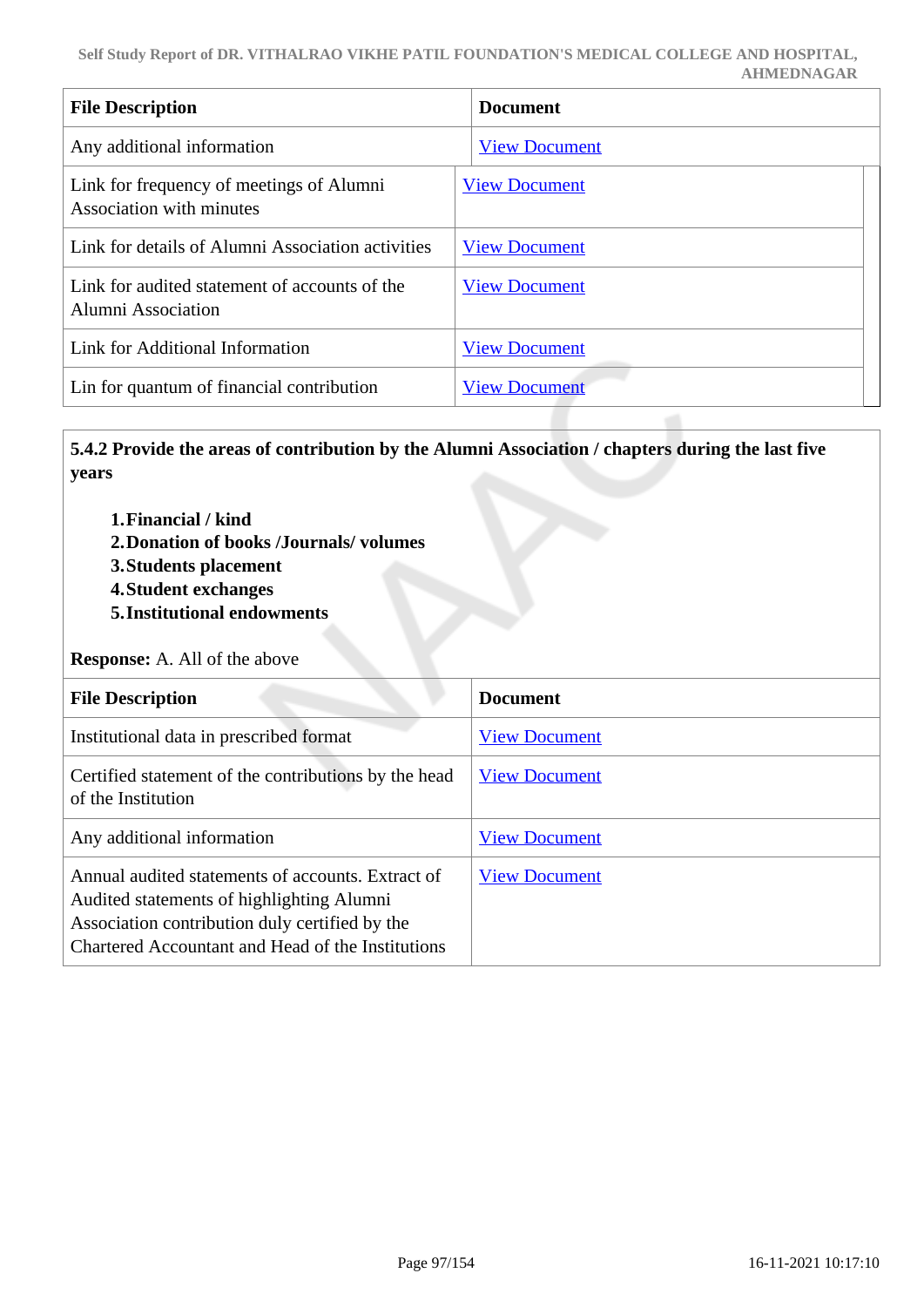| File Description | Document |
|---|---|
| Any additional information | View Document |
| Link for frequency of meetings of Alumni Association with minutes | View Document |
| Link for details of Alumni Association activities | View Document |
| Link for audited statement of accounts of the Alumni Association | View Document |
| Link for Additional Information | View Document |
| Lin for quantum of financial contribution | View Document |

**5.4.2 Provide the areas of contribution by the Alumni Association / chapters during the last five years**

1. **Financial / kind**
2. **Donation of books /Journals/ volumes**
3. **Students placement**
4. **Student exchanges**
5. **Institutional endowments**

**Response:** A. All of the above

| File Description | Document |
|---|---|
| Institutional data in prescribed format | View Document |
| Certified statement of the contributions by the head of the Institution | View Document |
| Any additional information | View Document |
| Annual audited statements of accounts. Extract of Audited statements of highlighting Alumni Association contribution duly certified by the Chartered Accountant and Head of the Institutions | View Document |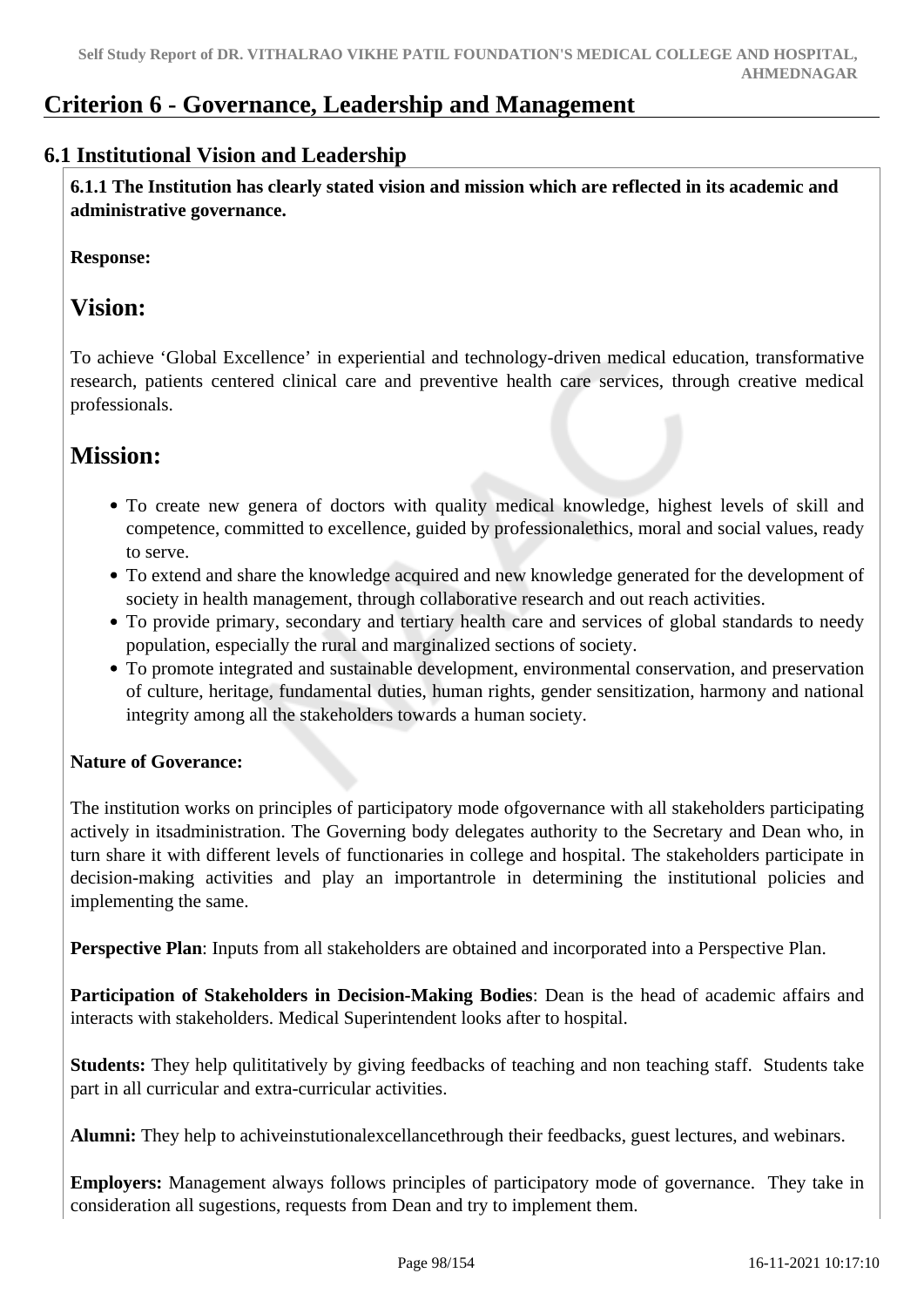# Criterion 6 - Governance, Leadership and Management

## 6.1 Institutional Vision and Leadership

**6.1.1 The Institution has clearly stated vision and mission which are reflected in its academic and administrative governance.**

**Response:**

# Vision:

To achieve 'Global Excellence' in experiential and technology-driven medical education, transformative research, patients centered clinical care and preventive health care services, through creative medical professionals.

# Mission:

- To create new genera of doctors with quality medical knowledge, highest levels of skill and competence, committed to excellence, guided by professionalethics, moral and social values, ready to serve.
- To extend and share the knowledge acquired and new knowledge generated for the development of society in health management, through collaborative research and out reach activities.
- To provide primary, secondary and tertiary health care and services of global standards to needy population, especially the rural and marginalized sections of society.
- To promote integrated and sustainable development, environmental conservation, and preservation of culture, heritage, fundamental duties, human rights, gender sensitization, harmony and national integrity among all the stakeholders towards a human society.

**Nature of Goverance:**

The institution works on principles of participatory mode ofgovernance with all stakeholders participating actively in itsadministration. The Governing body delegates authority to the Secretary and Dean who, in turn share it with different levels of functionaries in college and hospital. The stakeholders participate in decision-making activities and play an importantrole in determining the institutional policies and implementing the same.

**Perspective Plan**: Inputs from all stakeholders are obtained and incorporated into a Perspective Plan.

**Participation of Stakeholders in Decision-Making Bodies**: Dean is the head of academic affairs and interacts with stakeholders. Medical Superintendent looks after to hospital.

**Students:** They help qulititatively by giving feedbacks of teaching and non teaching staff. Students take part in all curricular and extra-curricular activities.

**Alumni:** They help to achiveinstutionalexcellancethrough their feedbacks, guest lectures, and webinars.

**Employers:** Management always follows principles of participatory mode of governance. They take in consideration all sugestions, requests from Dean and try to implement them.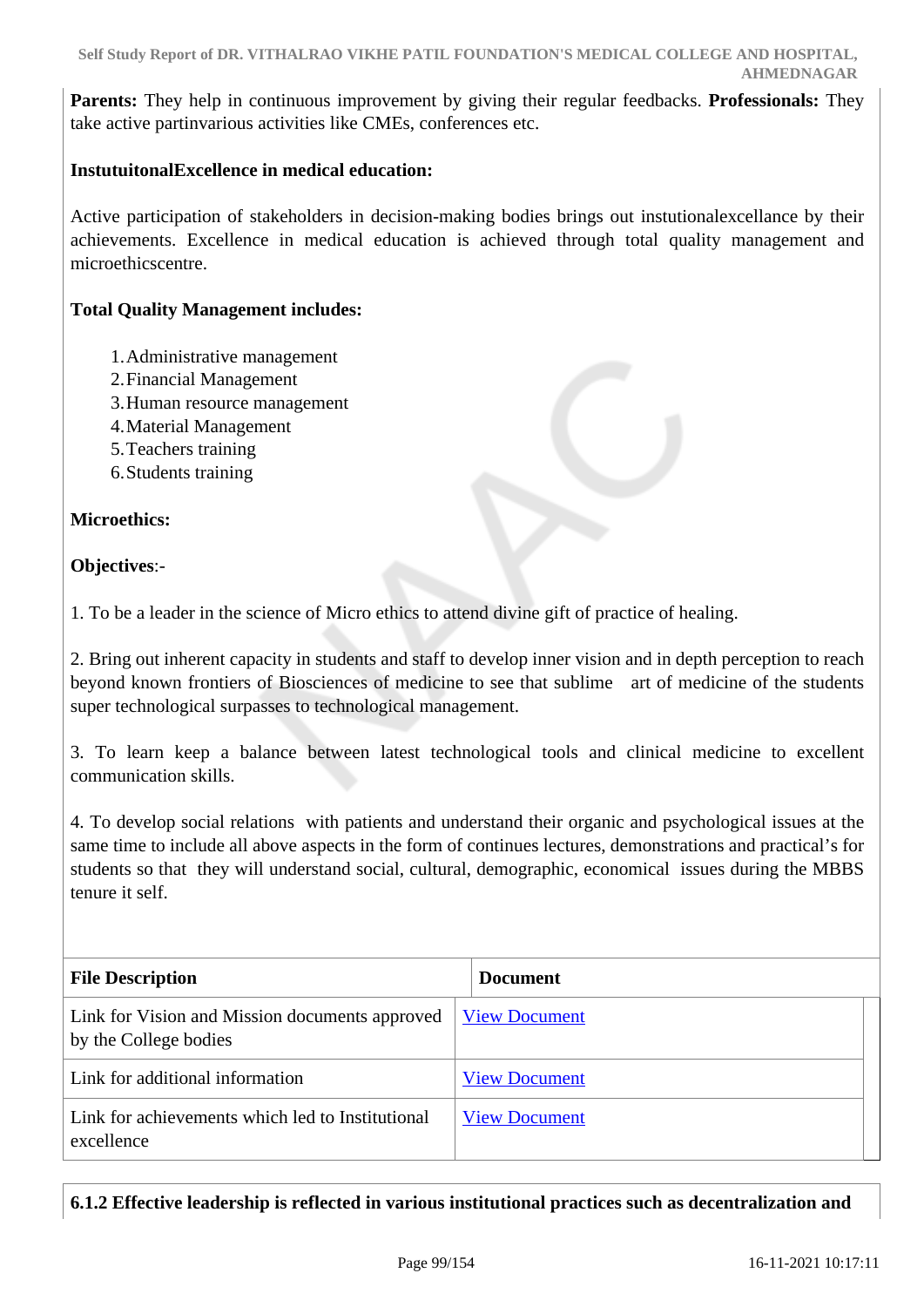**Parents:** They help in continuous improvement by giving their regular feedbacks. **Professionals:** They take active partinvarious activities like CMEs, conferences etc.

**InstutuitonalExcellence in medical education:**

Active participation of stakeholders in decision-making bodies brings out instutionalexcellance by their achievements. Excellence in medical education is achieved through total quality management and microethicscentre.

**Total Quality Management includes:**

1. Administrative management
2. Financial Management
3. Human resource management
4. Material Management
5. Teachers training
6. Students training

**Microethics:**

**Objectives**:-

1. To be a leader in the science of Micro ethics to attend divine gift of practice of healing.

2. Bring out inherent capacity in students and staff to develop inner vision and in depth perception to reach beyond known frontiers of Biosciences of medicine to see that sublime art of medicine of the students super technological surpasses to technological management.

3. To learn keep a balance between latest technological tools and clinical medicine to excellent communication skills.

4. To develop social relations with patients and understand their organic and psychological issues at the same time to include all above aspects in the form of continues lectures, demonstrations and practical's for students so that they will understand social, cultural, demographic, economical issues during the MBBS tenure it self.

| File Description | Document |
|---|---|
| Link for Vision and Mission documents approved by the College bodies | View Document |
| Link for additional information | View Document |
| Link for achievements which led to Institutional excellence | View Document |

**6.1.2 Effective leadership is reflected in various institutional practices such as decentralization and**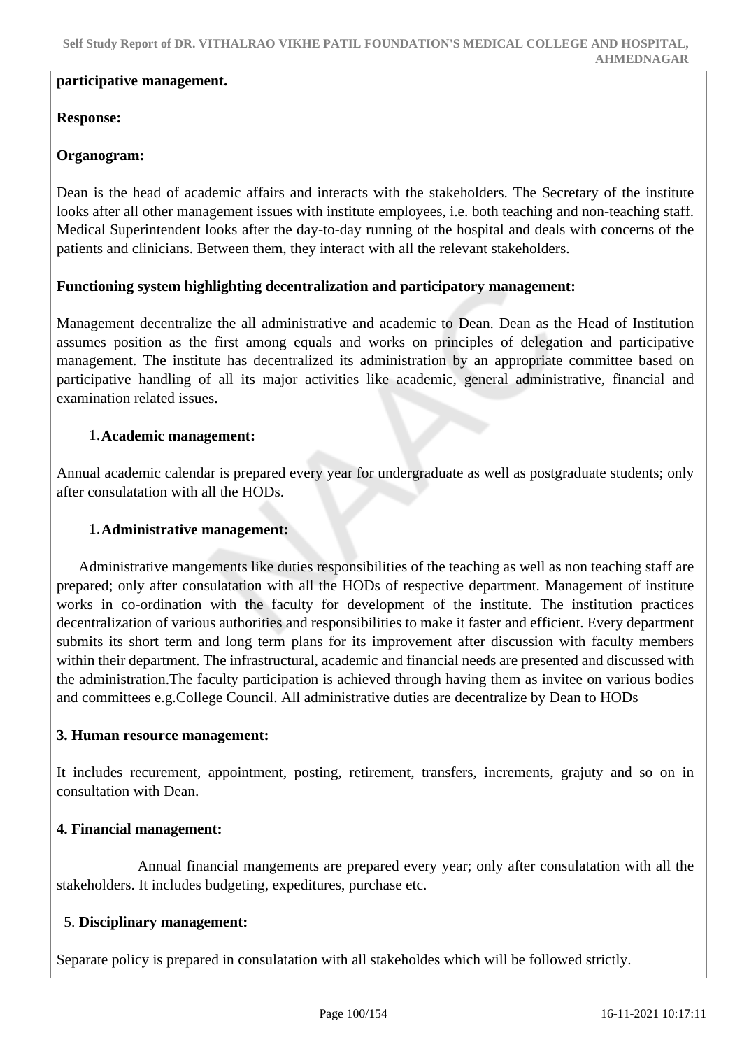**participative management.**

**Response:**

**Organogram:**

Dean is the head of academic affairs and interacts with the stakeholders. The Secretary of the institute looks after all other management issues with institute employees, i.e. both teaching and non-teaching staff. Medical Superintendent looks after the day-to-day running of the hospital and deals with concerns of the patients and clinicians. Between them, they interact with all the relevant stakeholders.

**Functioning system highlighting decentralization and participatory management:**

Management decentralize the all administrative and academic to Dean. Dean as the Head of Institution assumes position as the first among equals and works on principles of delegation and participative management. The institute has decentralized its administration by an appropriate committee based on participative handling of all its major activities like academic, general administrative, financial and examination related issues.

1. **Academic management:**

Annual academic calendar is prepared every year for undergraduate as well as postgraduate students; only after consulatation with all the HODs.

1. **Administrative management:**

Administrative mangements like duties responsibilities of the teaching as well as non teaching staff are prepared; only after consulatation with all the HODs of respective department. Management of institute works in co-ordination with the faculty for development of the institute. The institution practices decentralization of various authorities and responsibilities to make it faster and efficient. Every department submits its short term and long term plans for its improvement after discussion with faculty members within their department. The infrastructural, academic and financial needs are presented and discussed with the administration.The faculty participation is achieved through having them as invitee on various bodies and committees e.g.College Council. All administrative duties are decentralize by Dean to HODs

**3. Human resource management:**

It includes recurement, appointment, posting, retirement, transfers, increments, grajuty and so on in consultation with Dean.

**4. Financial management:**

Annual financial mangements are prepared every year; only after consulatation with all the stakeholders. It includes budgeting, expeditures, purchase etc.

5. **Disciplinary management:**

Separate policy is prepared in consulatation with all stakeholdes which will be followed strictly.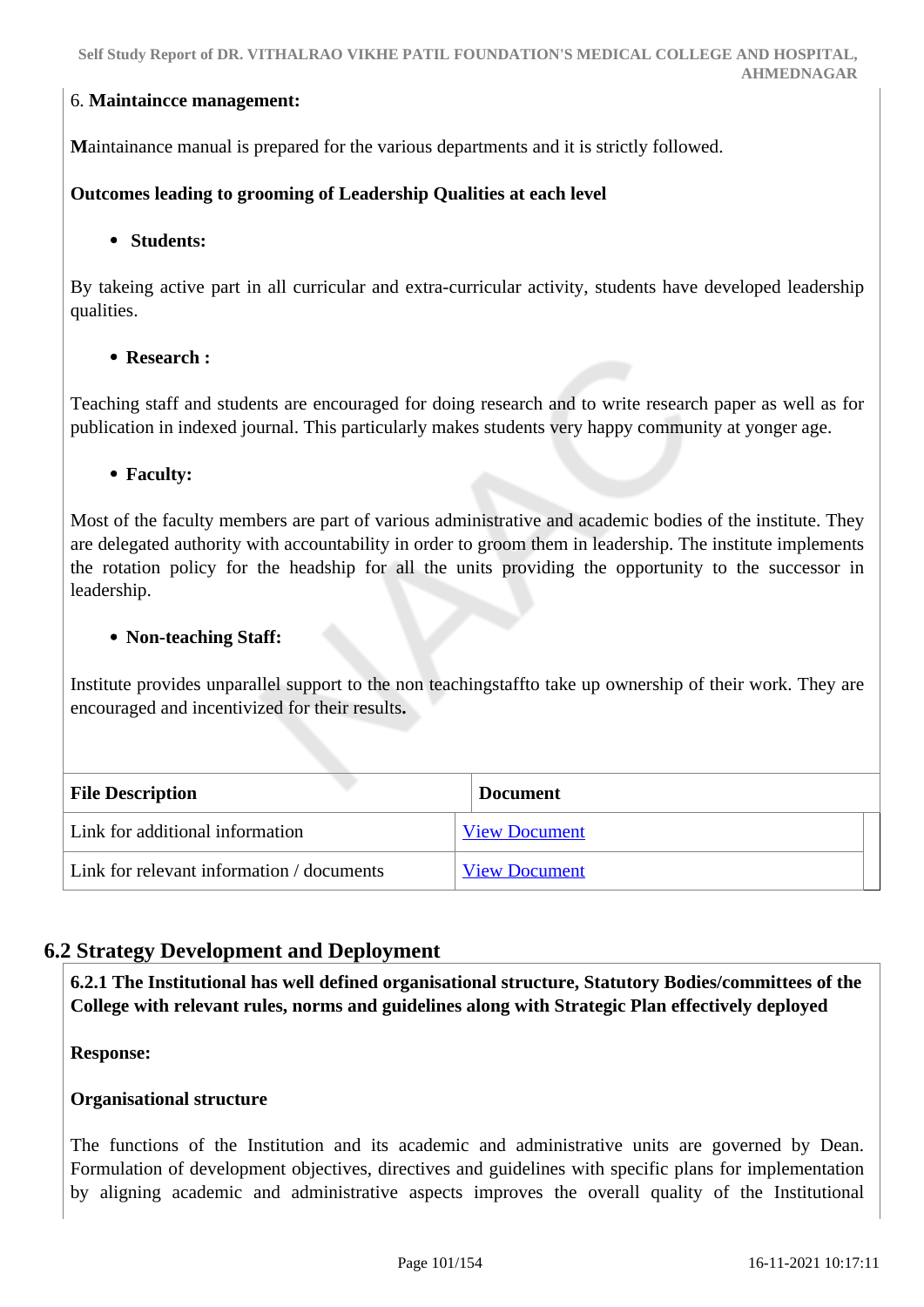6. **Maintaincce management:**

**M**aintainance manual is prepared for the various departments and it is strictly followed.

**Outcomes leading to grooming of Leadership Qualities at each level**

- **Students:**

By takeing active part in all curricular and extra-curricular activity, students have developed leadership qualities.

- **Research :**

Teaching staff and students are encouraged for doing research and to write research paper as well as for publication in indexed journal. This particularly makes students very happy community at yonger age.

- **Faculty:**

Most of the faculty members are part of various administrative and academic bodies of the institute. They are delegated authority with accountability in order to groom them in leadership. The institute implements the rotation policy for the headship for all the units providing the opportunity to the successor in leadership.

- **Non-teaching Staff:**

Institute provides unparallel support to the non teachingstaffto take up ownership of their work. They are encouraged and incentivized for their results**.**

| File Description | Document |
|---|---|
| Link for additional information | View Document |
| Link for relevant information / documents | View Document |

## 6.2 Strategy Development and Deployment

**6.2.1 The Institutional has well defined organisational structure, Statutory Bodies/committees of the College with relevant rules, norms and guidelines along with Strategic Plan effectively deployed**

**Response:**

**Organisational structure**

The functions of the Institution and its academic and administrative units are governed by Dean. Formulation of development objectives, directives and guidelines with specific plans for implementation by aligning academic and administrative aspects improves the overall quality of the Institutional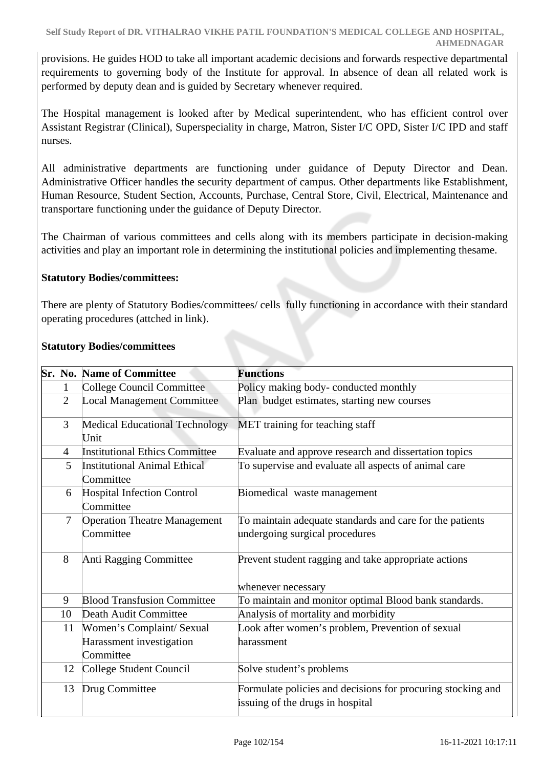provisions. He guides HOD to take all important academic decisions and forwards respective departmental requirements to governing body of the Institute for approval. In absence of dean all related work is performed by deputy dean and is guided by Secretary whenever required.

The Hospital management is looked after by Medical superintendent, who has efficient control over Assistant Registrar (Clinical), Superspeciality in charge, Matron, Sister I/C OPD, Sister I/C IPD and staff nurses.

All administrative departments are functioning under guidance of Deputy Director and Dean. Administrative Officer handles the security department of campus. Other departments like Establishment, Human Resource, Student Section, Accounts, Purchase, Central Store, Civil, Electrical, Maintenance and transportare functioning under the guidance of Deputy Director.

The Chairman of various committees and cells along with its members participate in decision-making activities and play an important role in determining the institutional policies and implementing thesame.

**Statutory Bodies/committees:**

There are plenty of Statutory Bodies/committees/ cells fully functioning in accordance with their standard operating procedures (attched in link).

**Statutory Bodies/committees**

| Sr. No. | Name of Committee | Functions |
|---|---|---|
| 1 | College Council Committee | Policy making body- conducted monthly |
| 2 | Local Management Committee | Plan budget estimates, starting new courses |
| 3 | Medical Educational Technology Unit | MET training for teaching staff |
| 4 | Institutional Ethics Committee | Evaluate and approve research and dissertation topics |
| 5 | Institutional Animal Ethical Committee | To supervise and evaluate all aspects of animal care |
| 6 | Hospital Infection Control Committee | Biomedical waste management |
| 7 | Operation Theatre Management Committee | To maintain adequate standards and care for the patients undergoing surgical procedures |
| 8 | Anti Ragging Committee | Prevent student ragging and take appropriate actions whenever necessary |
| 9 | Blood Transfusion Committee | To maintain and monitor optimal Blood bank standards. |
| 10 | Death Audit Committee | Analysis of mortality and morbidity |
| 11 | Women's Complaint/ Sexual Harassment investigation Committee | Look after women's problem, Prevention of sexual harassment |
| 12 | College Student Council | Solve student's problems |
| 13 | Drug Committee | Formulate policies and decisions for procuring stocking and issuing of the drugs in hospital |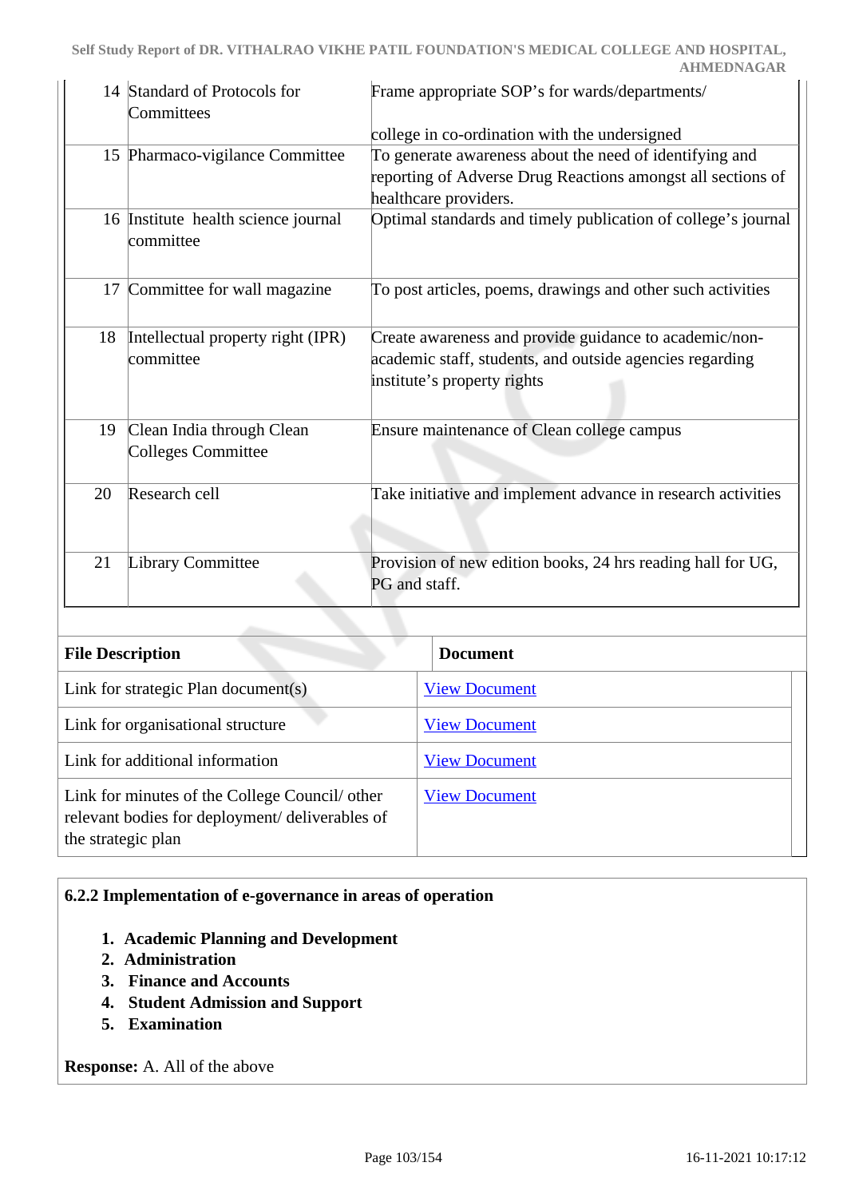| 14 | Standard of Protocols for Committees | Frame appropriate SOP's for wards/departments/ college in co-ordination with the undersigned |
|---|---|---|
| 15 | Pharmaco-vigilance Committee | To generate awareness about the need of identifying and reporting of Adverse Drug Reactions amongst all sections of healthcare providers. |
| 16 | Institute health science journal committee | Optimal standards and timely publication of college's journal |
| 17 | Committee for wall magazine | To post articles, poems, drawings and other such activities |
| 18 | Intellectual property right (IPR) committee | Create awareness and provide guidance to academic/non-academic staff, students, and outside agencies regarding institute's property rights |
| 19 | Clean India through Clean Colleges Committee | Ensure maintenance of Clean college campus |
| 20 | Research cell | Take initiative and implement advance in research activities |
| 21 | Library Committee | Provision of new edition books, 24 hrs reading hall for UG, PG and staff. |

| File Description | Document |
|---|---|
| Link for strategic Plan document(s) | View Document |
| Link for organisational structure | View Document |
| Link for additional information | View Document |
| Link for minutes of the College Council/ other relevant bodies for deployment/ deliverables of the strategic plan | View Document |

**6.2.2 Implementation of e-governance in areas of operation**

1. **Academic Planning and Development**
2. **Administration**
3. **Finance and Accounts**
4. **Student Admission and Support**
5. **Examination**

**Response:** A. All of the above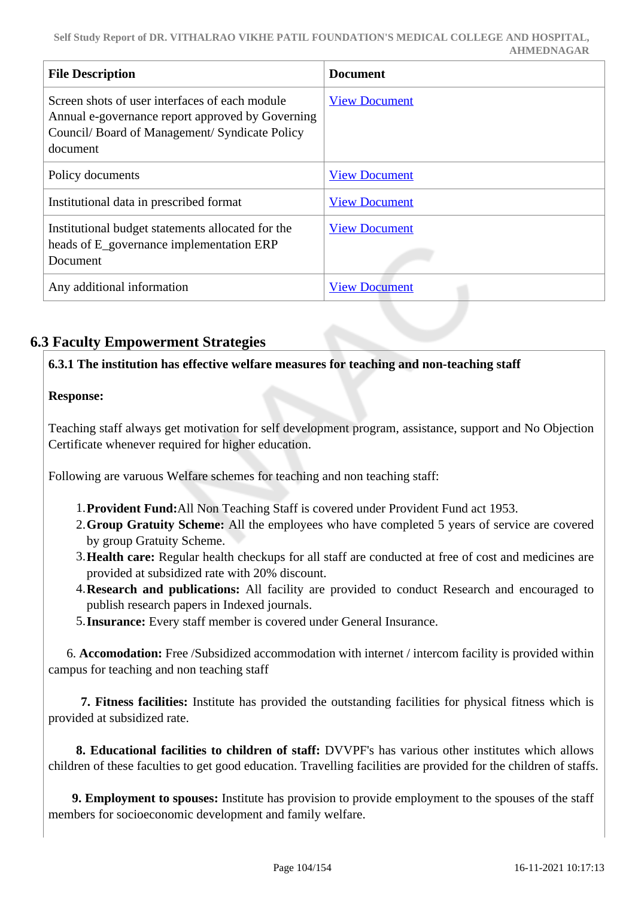| File Description | Document |
| --- | --- |
| Screen shots of user interfaces of each module Annual e-governance report approved by Governing Council/ Board of Management/ Syndicate Policy document | View Document |
| Policy documents | View Document |
| Institutional data in prescribed format | View Document |
| Institutional budget statements allocated for the heads of E_governance implementation ERP Document | View Document |
| Any additional information | View Document |

## 6.3 Faculty Empowerment Strategies

**6.3.1 The institution has effective welfare measures for teaching and non-teaching staff**

**Response:**

Teaching staff always get motivation for self development program, assistance, support and No Objection Certificate whenever required for higher education.

Following are varuous Welfare schemes for teaching and non teaching staff:

1. **Provident Fund:** All Non Teaching Staff is covered under Provident Fund act 1953.
2. **Group Gratuity Scheme:** All the employees who have completed 5 years of service are covered by group Gratuity Scheme.
3. **Health care:** Regular health checkups for all staff are conducted at free of cost and medicines are provided at subsidized rate with 20% discount.
4. **Research and publications:** All facility are provided to conduct Research and encouraged to publish research papers in Indexed journals.
5. **Insurance:** Every staff member is covered under General Insurance.

6. **Accomodation:** Free /Subsidized accommodation with internet / intercom facility is provided within campus for teaching and non teaching staff

**7. Fitness facilities:** Institute has provided the outstanding facilities for physical fitness which is provided at subsidized rate.

**8. Educational facilities to children of staff:** DVVPF's has various other institutes which allows children of these faculties to get good education. Travelling facilities are provided for the children of staffs.

**9. Employment to spouses:** Institute has provision to provide employment to the spouses of the staff members for socioeconomic development and family welfare.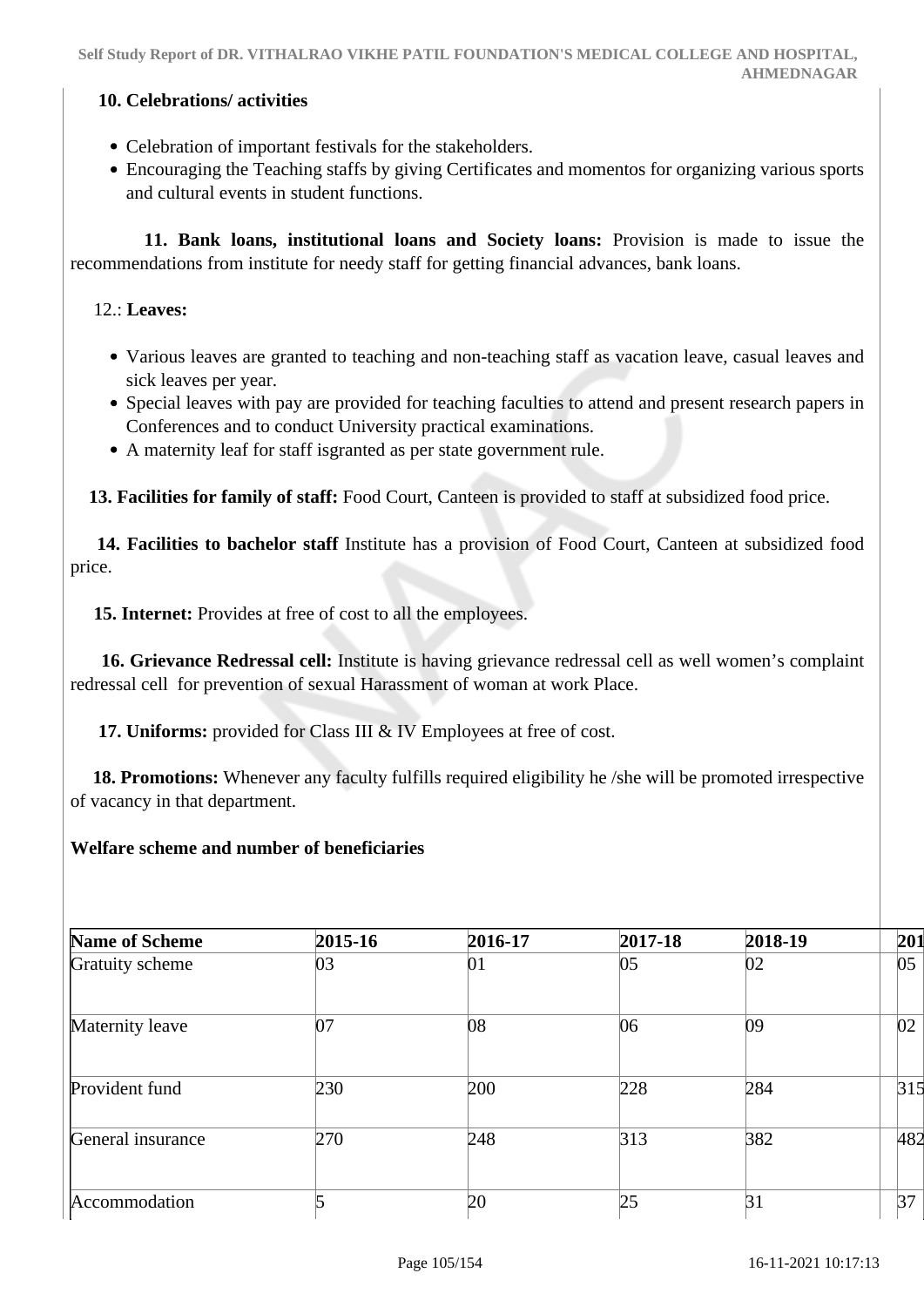**10. Celebrations/ activities**

- Celebration of important festivals for the stakeholders.
- Encouraging the Teaching staffs by giving Certificates and momentos for organizing various sports and cultural events in student functions.

**11. Bank loans, institutional loans and Society loans:** Provision is made to issue the recommendations from institute for needy staff for getting financial advances, bank loans.

12.: **Leaves:**

- Various leaves are granted to teaching and non-teaching staff as vacation leave, casual leaves and sick leaves per year.
- Special leaves with pay are provided for teaching faculties to attend and present research papers in Conferences and to conduct University practical examinations.
- A maternity leaf for staff isgranted as per state government rule.

**13. Facilities for family of staff:** Food Court, Canteen is provided to staff at subsidized food price.

**14. Facilities to bachelor staff** Institute has a provision of Food Court, Canteen at subsidized food price.

**15. Internet:** Provides at free of cost to all the employees.

**16. Grievance Redressal cell:** Institute is having grievance redressal cell as well women's complaint redressal cell for prevention of sexual Harassment of woman at work Place.

**17. Uniforms:** provided for Class III & IV Employees at free of cost.

**18. Promotions:** Whenever any faculty fulfills required eligibility he /she will be promoted irrespective of vacancy in that department.

**Welfare scheme and number of beneficiaries**

| Name of Scheme | 2015-16 | 2016-17 | 2017-18 | 2018-19 | 201 |
|---|---|---|---|---|---|
| Gratuity scheme | 03 | 01 | 05 | 02 | 05 |
| Maternity leave | 07 | 08 | 06 | 09 | 02 |
| Provident fund | 230 | 200 | 228 | 284 | 315 |
| General insurance | 270 | 248 | 313 | 382 | 482 |
| Accommodation | 5 | 20 | 25 | 31 | 37 |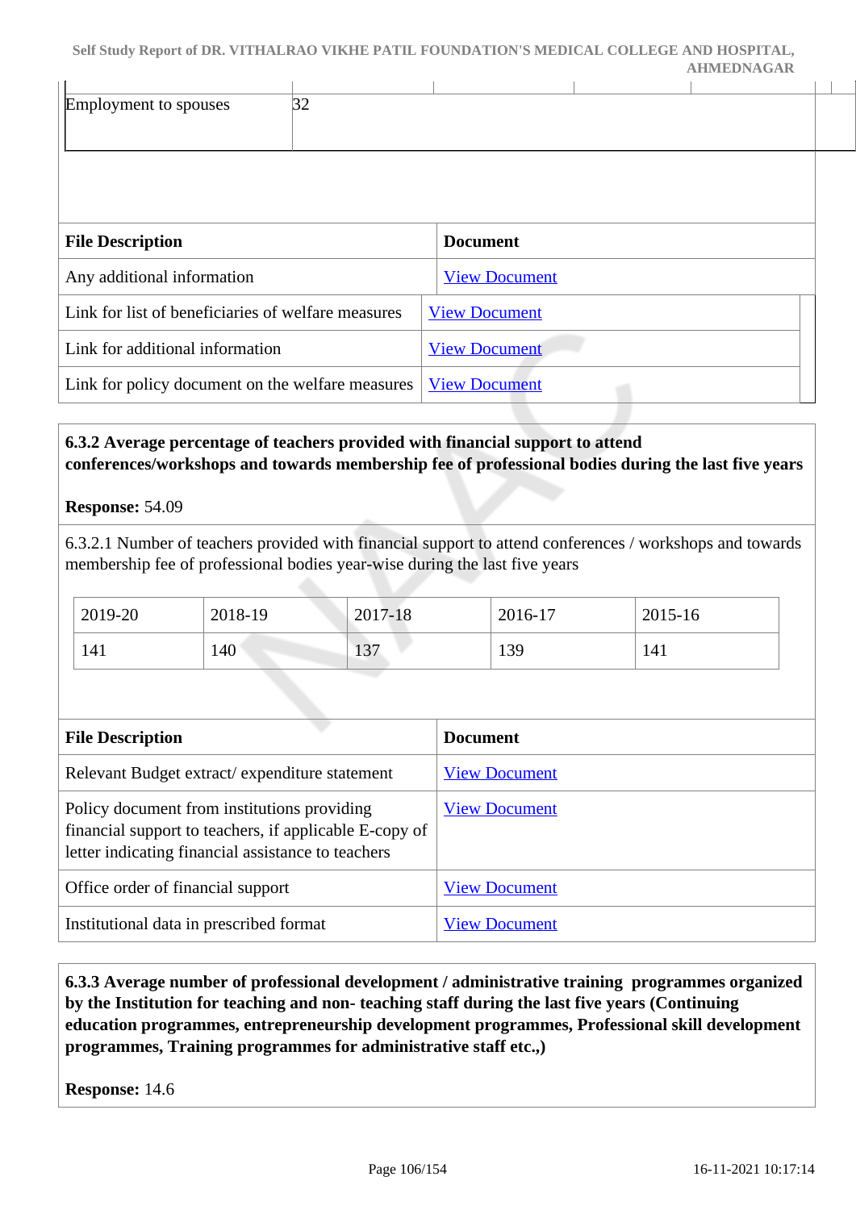| Employment to spouses | 32 |
|---|---|

| File Description | Document |
|---|---|
| Any additional information | View Document |
| Link for list of beneficiaries of welfare measures | View Document |
| Link for additional information | View Document |
| Link for policy document on the welfare measures | View Document |

**6.3.2 Average percentage of teachers provided with financial support to attend conferences/workshops and towards membership fee of professional bodies during the last five years**

**Response:** 54.09

6.3.2.1 Number of teachers provided with financial support to attend conferences / workshops and towards membership fee of professional bodies year-wise during the last five years

| 2019-20 | 2018-19 | 2017-18 | 2016-17 | 2015-16 |
|---|---|---|---|---|
| 141 | 140 | 137 | 139 | 141 |

| File Description | Document |
|---|---|
| Relevant Budget extract/ expenditure statement | View Document |
| Policy document from institutions providing financial support to teachers, if applicable E-copy of letter indicating financial assistance to teachers | View Document |
| Office order of financial support | View Document |
| Institutional data in prescribed format | View Document |

**6.3.3 Average number of professional development / administrative training programmes organized by the Institution for teaching and non- teaching staff during the last five years (Continuing education programmes, entrepreneurship development programmes, Professional skill development programmes, Training programmes for administrative staff etc.,)**

**Response:** 14.6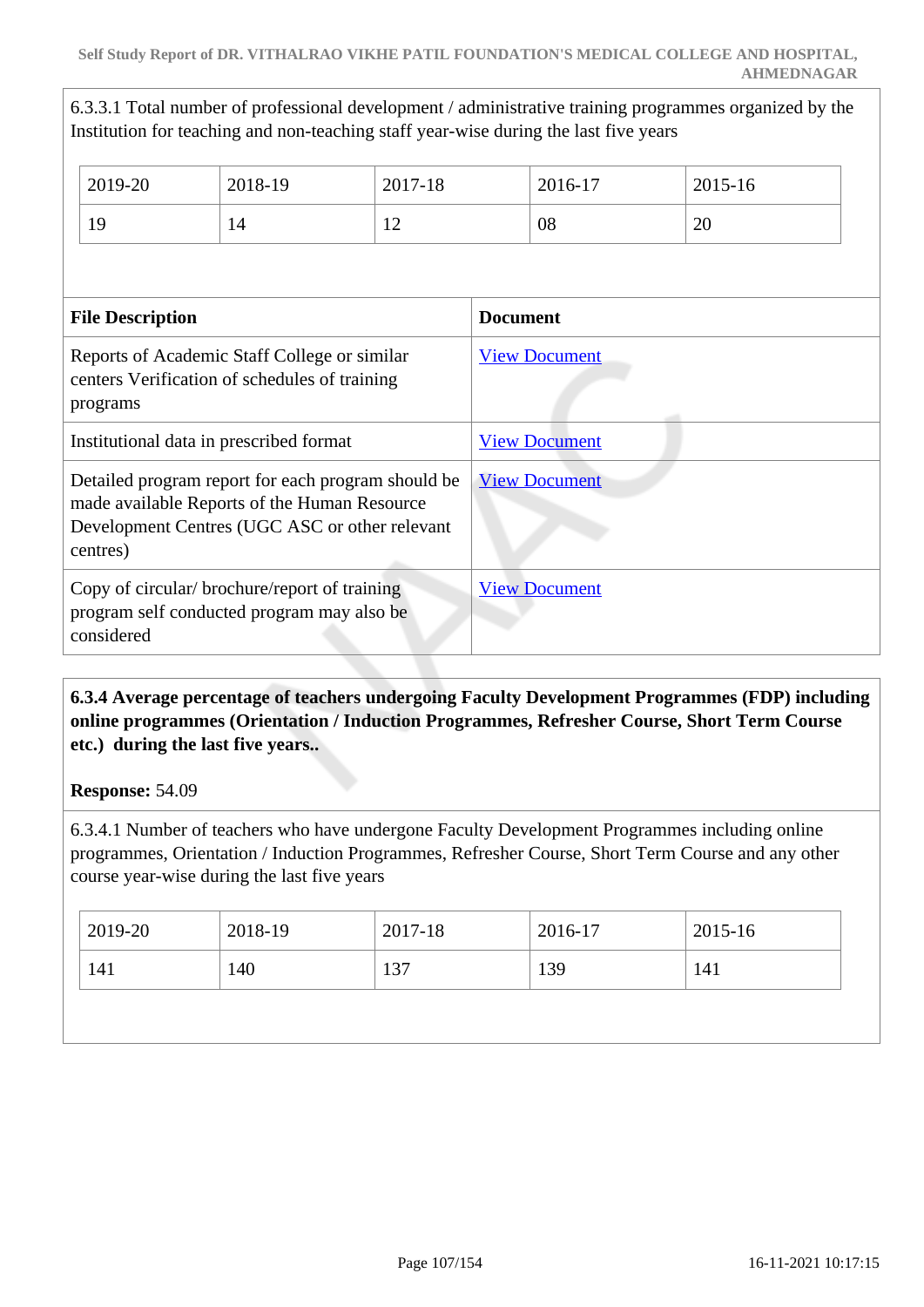6.3.3.1 Total number of professional development / administrative training programmes organized by the Institution for teaching and non-teaching staff year-wise during the last five years

| 2019-20 | 2018-19 | 2017-18 | 2016-17 | 2015-16 |
|---|---|---|---|---|
| 19 | 14 | 12 | 08 | 20 |

| File Description | Document |
|---|---|
| Reports of Academic Staff College or similar centers Verification of schedules of training programs | View Document |
| Institutional data in prescribed format | View Document |
| Detailed program report for each program should be made available Reports of the Human Resource Development Centres (UGC ASC or other relevant centres) | View Document |
| Copy of circular/ brochure/report of training program self conducted program may also be considered | View Document |

**6.3.4 Average percentage of teachers undergoing Faculty Development Programmes (FDP) including online programmes (Orientation / Induction Programmes, Refresher Course, Short Term Course etc.) during the last five years..**

**Response:** 54.09

6.3.4.1 Number of teachers who have undergone Faculty Development Programmes including online programmes, Orientation / Induction Programmes, Refresher Course, Short Term Course and any other course year-wise during the last five years

| 2019-20 | 2018-19 | 2017-18 | 2016-17 | 2015-16 |
|---|---|---|---|---|
| 141 | 140 | 137 | 139 | 141 |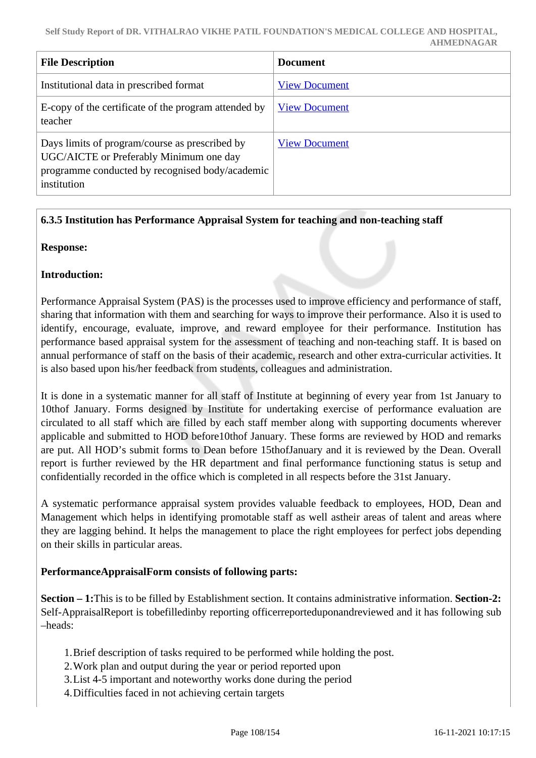| File Description | Document |
|---|---|
| Institutional data in prescribed format | View Document |
| E-copy of the certificate of the program attended by teacher | View Document |
| Days limits of program/course as prescribed by UGC/AICTE or Preferably Minimum one day programme conducted by recognised body/academic institution | View Document |

**6.3.5 Institution has Performance Appraisal System for teaching and non-teaching staff**

**Response:**

**Introduction:**

Performance Appraisal System (PAS) is the processes used to improve efficiency and performance of staff, sharing that information with them and searching for ways to improve their performance. Also it is used to identify, encourage, evaluate, improve, and reward employee for their performance. Institution has performance based appraisal system for the assessment of teaching and non-teaching staff. It is based on annual performance of staff on the basis of their academic, research and other extra-curricular activities. It is also based upon his/her feedback from students, colleagues and administration.

It is done in a systematic manner for all staff of Institute at beginning of every year from 1st January to 10thof January. Forms designed by Institute for undertaking exercise of performance evaluation are circulated to all staff which are filled by each staff member along with supporting documents wherever applicable and submitted to HOD before10thof January. These forms are reviewed by HOD and remarks are put. All HOD's submit forms to Dean before 15thofJanuary and it is reviewed by the Dean. Overall report is further reviewed by the HR department and final performance functioning status is setup and confidentially recorded in the office which is completed in all respects before the 31st January.

A systematic performance appraisal system provides valuable feedback to employees, HOD, Dean and Management which helps in identifying promotable staff as well astheir areas of talent and areas where they are lagging behind. It helps the management to place the right employees for perfect jobs depending on their skills in particular areas.

**PerformanceAppraisalForm consists of following parts:**

**Section – 1:**This is to be filled by Establishment section. It contains administrative information. **Section-2:** Self-AppraisalReport is tobefilledinby reporting officerreporteduponandreviewed and it has following sub –heads:

1. Brief description of tasks required to be performed while holding the post.
2. Work plan and output during the year or period reported upon
3. List 4-5 important and noteworthy works done during the period
4. Difficulties faced in not achieving certain targets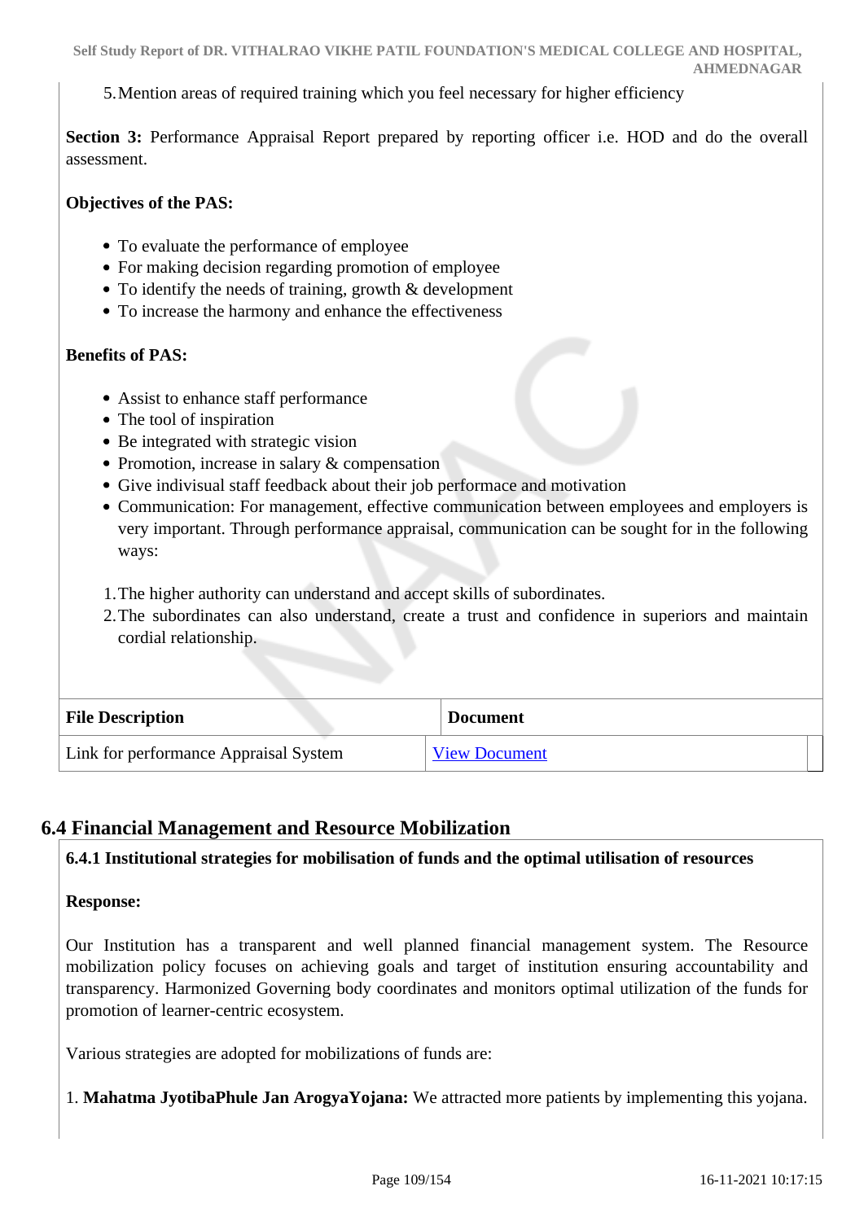5. Mention areas of required training which you feel necessary for higher efficiency

**Section 3:** Performance Appraisal Report prepared by reporting officer i.e. HOD and do the overall assessment.

**Objectives of the PAS:**

- To evaluate the performance of employee
- For making decision regarding promotion of employee
- To identify the needs of training, growth & development
- To increase the harmony and enhance the effectiveness

**Benefits of PAS:**

- Assist to enhance staff performance
- The tool of inspiration
- Be integrated with strategic vision
- Promotion, increase in salary & compensation
- Give indivisual staff feedback about their job performace and motivation
- Communication: For management, effective communication between employees and employers is very important. Through performance appraisal, communication can be sought for in the following ways:

1. The higher authority can understand and accept skills of subordinates.
2. The subordinates can also understand, create a trust and confidence in superiors and maintain cordial relationship.

| File Description | Document |
|---|---|
| Link for performance Appraisal System | View Document |

## 6.4 Financial Management and Resource Mobilization

**6.4.1 Institutional strategies for mobilisation of funds and the optimal utilisation of resources**

**Response:**

Our Institution has a transparent and well planned financial management system. The Resource mobilization policy focuses on achieving goals and target of institution ensuring accountability and transparency. Harmonized Governing body coordinates and monitors optimal utilization of the funds for promotion of learner-centric ecosystem.

Various strategies are adopted for mobilizations of funds are:

1. **Mahatma JyotibaPhule Jan ArogyaYojana:** We attracted more patients by implementing this yojana.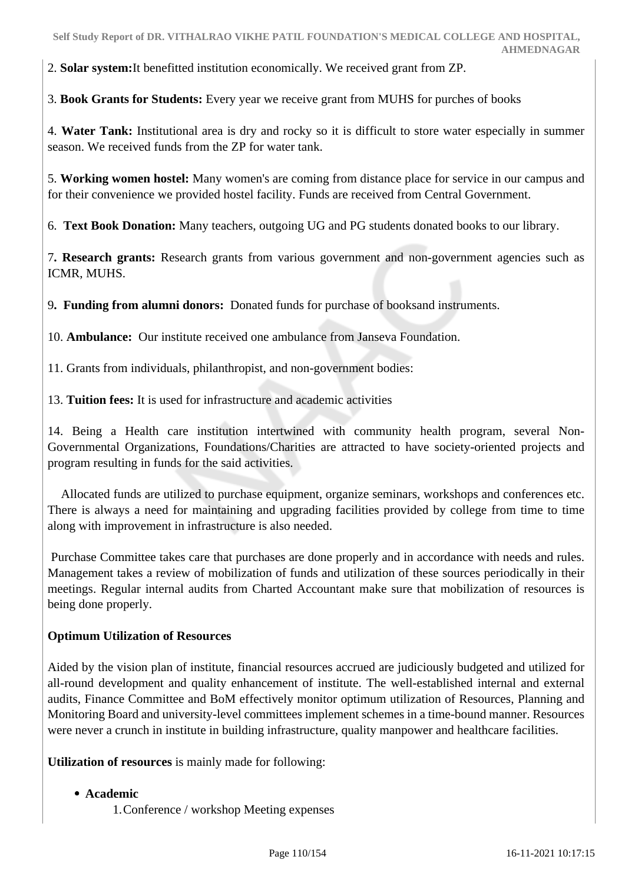2. **Solar system:**It benefitted institution economically. We received grant from ZP.

3. **Book Grants for Students:** Every year we receive grant from MUHS for purches of books

4. **Water Tank:** Institutional area is dry and rocky so it is difficult to store water especially in summer season. We received funds from the ZP for water tank.

5. **Working women hostel:** Many women's are coming from distance place for service in our campus and for their convenience we provided hostel facility. Funds are received from Central Government.

6. **Text Book Donation:** Many teachers, outgoing UG and PG students donated books to our library.

7**. Research grants:** Research grants from various government and non-government agencies such as ICMR, MUHS.

9**. Funding from alumni donors:** Donated funds for purchase of booksand instruments.

10. **Ambulance:** Our institute received one ambulance from Janseva Foundation.

11. Grants from individuals, philanthropist, and non-government bodies:

13. **Tuition fees:** It is used for infrastructure and academic activities

14. Being a Health care institution intertwined with community health program, several Non-Governmental Organizations, Foundations/Charities are attracted to have society-oriented projects and program resulting in funds for the said activities.

Allocated funds are utilized to purchase equipment, organize seminars, workshops and conferences etc. There is always a need for maintaining and upgrading facilities provided by college from time to time along with improvement in infrastructure is also needed.

Purchase Committee takes care that purchases are done properly and in accordance with needs and rules. Management takes a review of mobilization of funds and utilization of these sources periodically in their meetings. Regular internal audits from Charted Accountant make sure that mobilization of resources is being done properly.

**Optimum Utilization of Resources**

Aided by the vision plan of institute, financial resources accrued are judiciously budgeted and utilized for all-round development and quality enhancement of institute. The well-established internal and external audits, Finance Committee and BoM effectively monitor optimum utilization of Resources, Planning and Monitoring Board and university-level committees implement schemes in a time-bound manner. Resources were never a crunch in institute in building infrastructure, quality manpower and healthcare facilities.

**Utilization of resources** is mainly made for following:

- **Academic**
    1. Conference / workshop Meeting expenses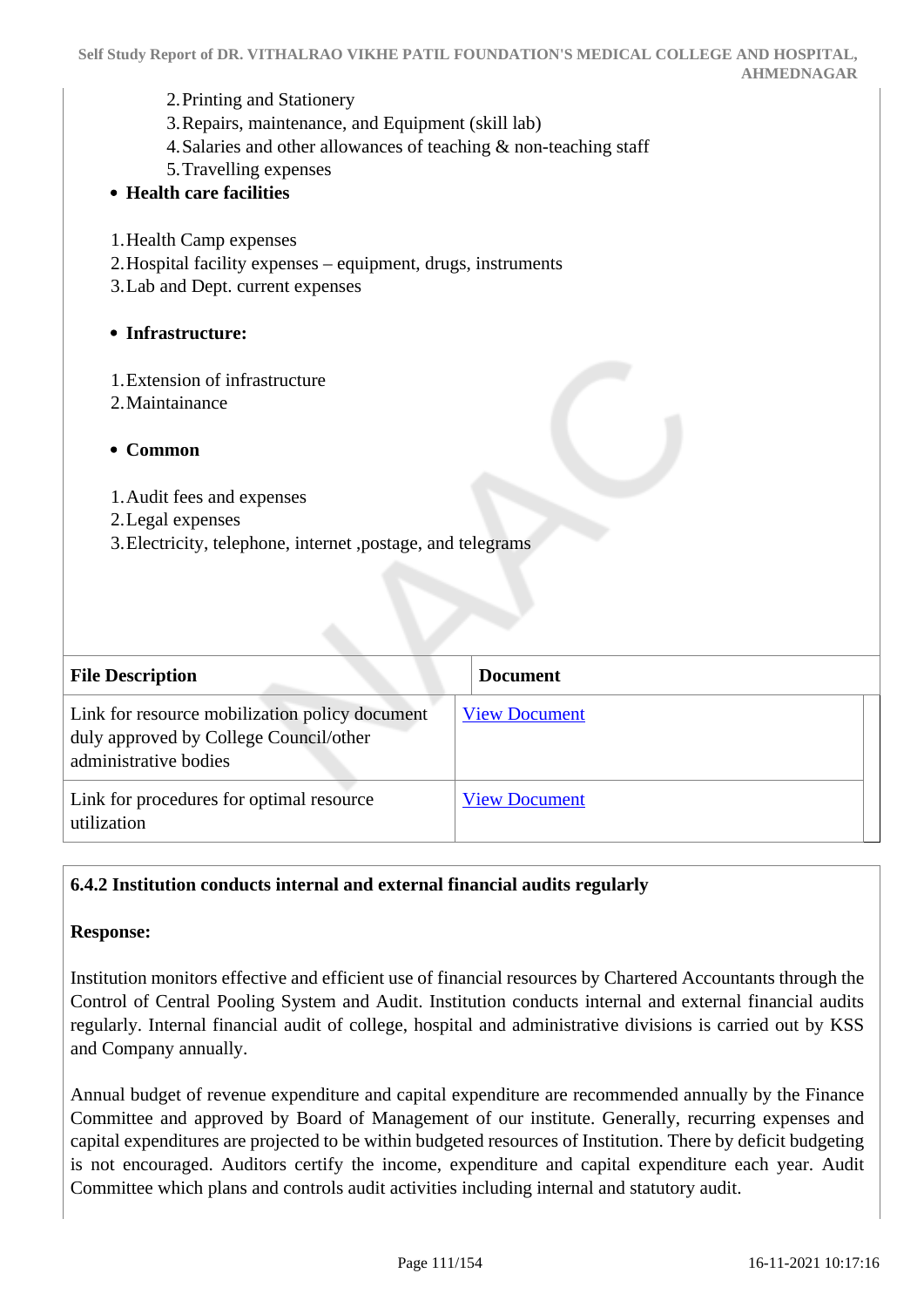2. Printing and Stationery
3. Repairs, maintenance, and Equipment (skill lab)
4. Salaries and other allowances of teaching & non-teaching staff
5. Travelling expenses

- **Health care facilities**

1. Health Camp expenses
2. Hospital facility expenses – equipment, drugs, instruments
3. Lab and Dept. current expenses

- **Infrastructure:**

1. Extension of infrastructure
2. Maintainance

- **Common**

1. Audit fees and expenses
2. Legal expenses
3. Electricity, telephone, internet ,postage, and telegrams

| File Description | Document |
|---|---|
| Link for resource mobilization policy document duly approved by College Council/other administrative bodies | View Document |
| Link for procedures for optimal resource utilization | View Document |

**6.4.2 Institution conducts internal and external financial audits regularly**

**Response:**

Institution monitors effective and efficient use of financial resources by Chartered Accountants through the Control of Central Pooling System and Audit. Institution conducts internal and external financial audits regularly. Internal financial audit of college, hospital and administrative divisions is carried out by KSS and Company annually.

Annual budget of revenue expenditure and capital expenditure are recommended annually by the Finance Committee and approved by Board of Management of our institute. Generally, recurring expenses and capital expenditures are projected to be within budgeted resources of Institution. There by deficit budgeting is not encouraged. Auditors certify the income, expenditure and capital expenditure each year. Audit Committee which plans and controls audit activities including internal and statutory audit.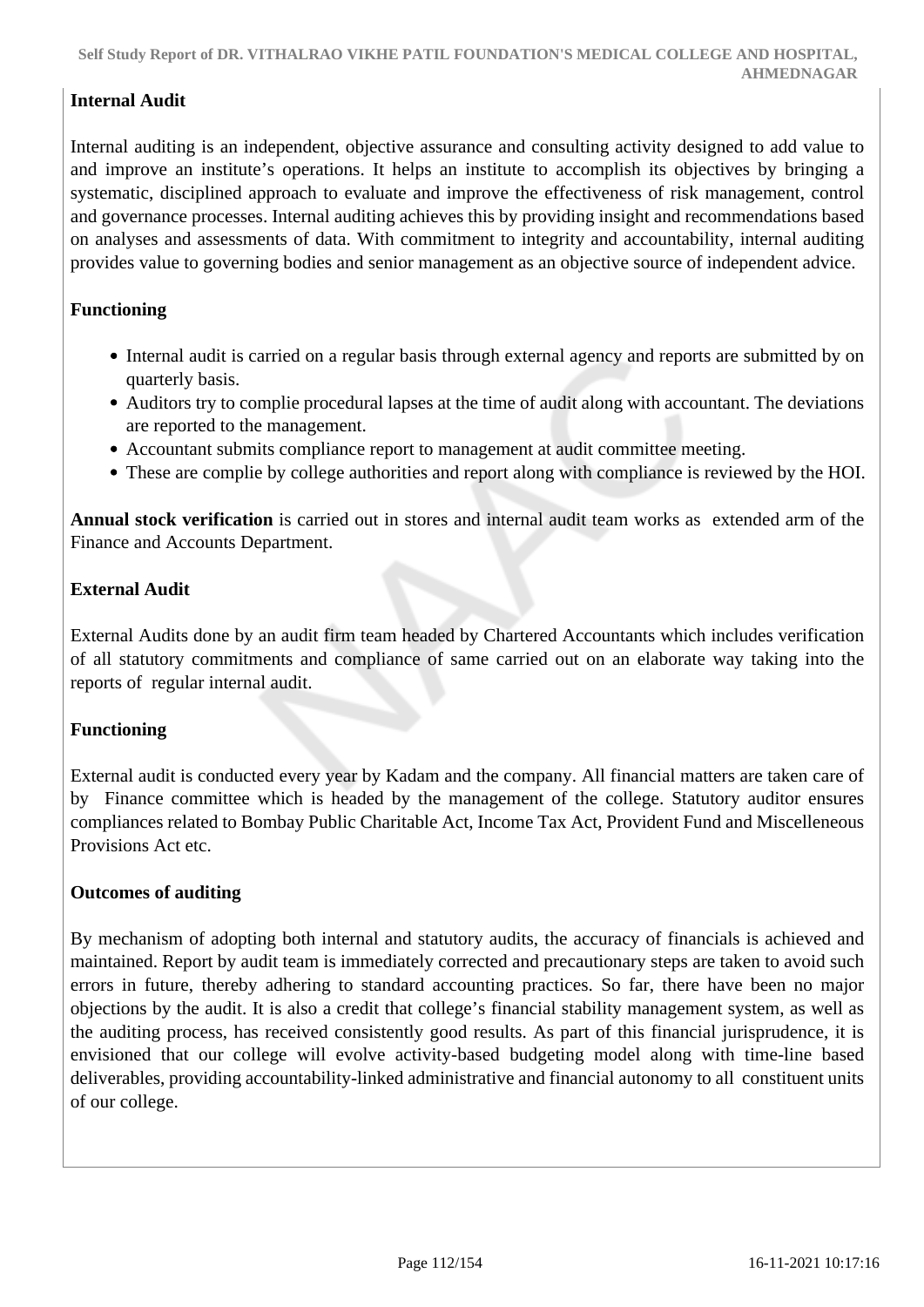**Internal Audit**

Internal auditing is an independent, objective assurance and consulting activity designed to add value to and improve an institute's operations. It helps an institute to accomplish its objectives by bringing a systematic, disciplined approach to evaluate and improve the effectiveness of risk management, control and governance processes. Internal auditing achieves this by providing insight and recommendations based on analyses and assessments of data. With commitment to integrity and accountability, internal auditing provides value to governing bodies and senior management as an objective source of independent advice.

**Functioning**

- Internal audit is carried on a regular basis through external agency and reports are submitted by on quarterly basis.
- Auditors try to complie procedural lapses at the time of audit along with accountant. The deviations are reported to the management.
- Accountant submits compliance report to management at audit committee meeting.
- These are complie by college authorities and report along with compliance is reviewed by the HOI.

**Annual stock verification** is carried out in stores and internal audit team works as extended arm of the Finance and Accounts Department.

**External Audit**

External Audits done by an audit firm team headed by Chartered Accountants which includes verification of all statutory commitments and compliance of same carried out on an elaborate way taking into the reports of regular internal audit.

**Functioning**

External audit is conducted every year by Kadam and the company. All financial matters are taken care of by Finance committee which is headed by the management of the college. Statutory auditor ensures compliances related to Bombay Public Charitable Act, Income Tax Act, Provident Fund and Miscelleneous Provisions Act etc.

**Outcomes of auditing**

By mechanism of adopting both internal and statutory audits, the accuracy of financials is achieved and maintained. Report by audit team is immediately corrected and precautionary steps are taken to avoid such errors in future, thereby adhering to standard accounting practices. So far, there have been no major objections by the audit. It is also a credit that college's financial stability management system, as well as the auditing process, has received consistently good results. As part of this financial jurisprudence, it is envisioned that our college will evolve activity-based budgeting model along with time-line based deliverables, providing accountability-linked administrative and financial autonomy to all constituent units of our college.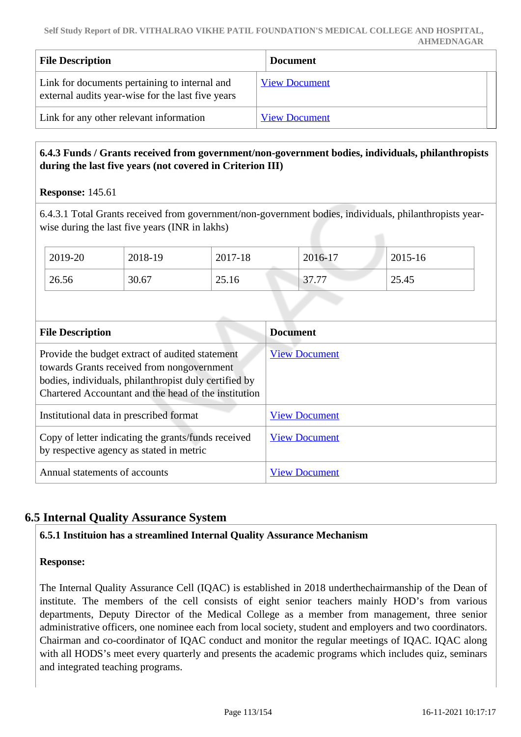| File Description | Document |
|---|---|
| Link for documents pertaining to internal and external audits year-wise for the last five years | View Document |
| Link for any other relevant information | View Document |

**6.4.3 Funds / Grants received from government/non-government bodies, individuals, philanthropists during the last five years (not covered in Criterion III)**

**Response:** 145.61

6.4.3.1 Total Grants received from government/non-government bodies, individuals, philanthropists year-wise during the last five years (INR in lakhs)

| 2019-20 | 2018-19 | 2017-18 | 2016-17 | 2015-16 |
|---|---|---|---|---|
| 26.56 | 30.67 | 25.16 | 37.77 | 25.45 |

| File Description | Document |
|---|---|
| Provide the budget extract of audited statement towards Grants received from nongovernment bodies, individuals, philanthropist duly certified by Chartered Accountant and the head of the institution | View Document |
| Institutional data in prescribed format | View Document |
| Copy of letter indicating the grants/funds received by respective agency as stated in metric | View Document |
| Annual statements of accounts | View Document |

## 6.5 Internal Quality Assurance System

**6.5.1 Instituion has a streamlined Internal Quality Assurance Mechanism**

**Response:**

The Internal Quality Assurance Cell (IQAC) is established in 2018 underthechairmanship of the Dean of institute. The members of the cell consists of eight senior teachers mainly HOD's from various departments, Deputy Director of the Medical College as a member from management, three senior administrative officers, one nominee each from local society, student and employers and two coordinators. Chairman and co-coordinator of IQAC conduct and monitor the regular meetings of IQAC. IQAC along with all HODS's meet every quarterly and presents the academic programs which includes quiz, seminars and integrated teaching programs.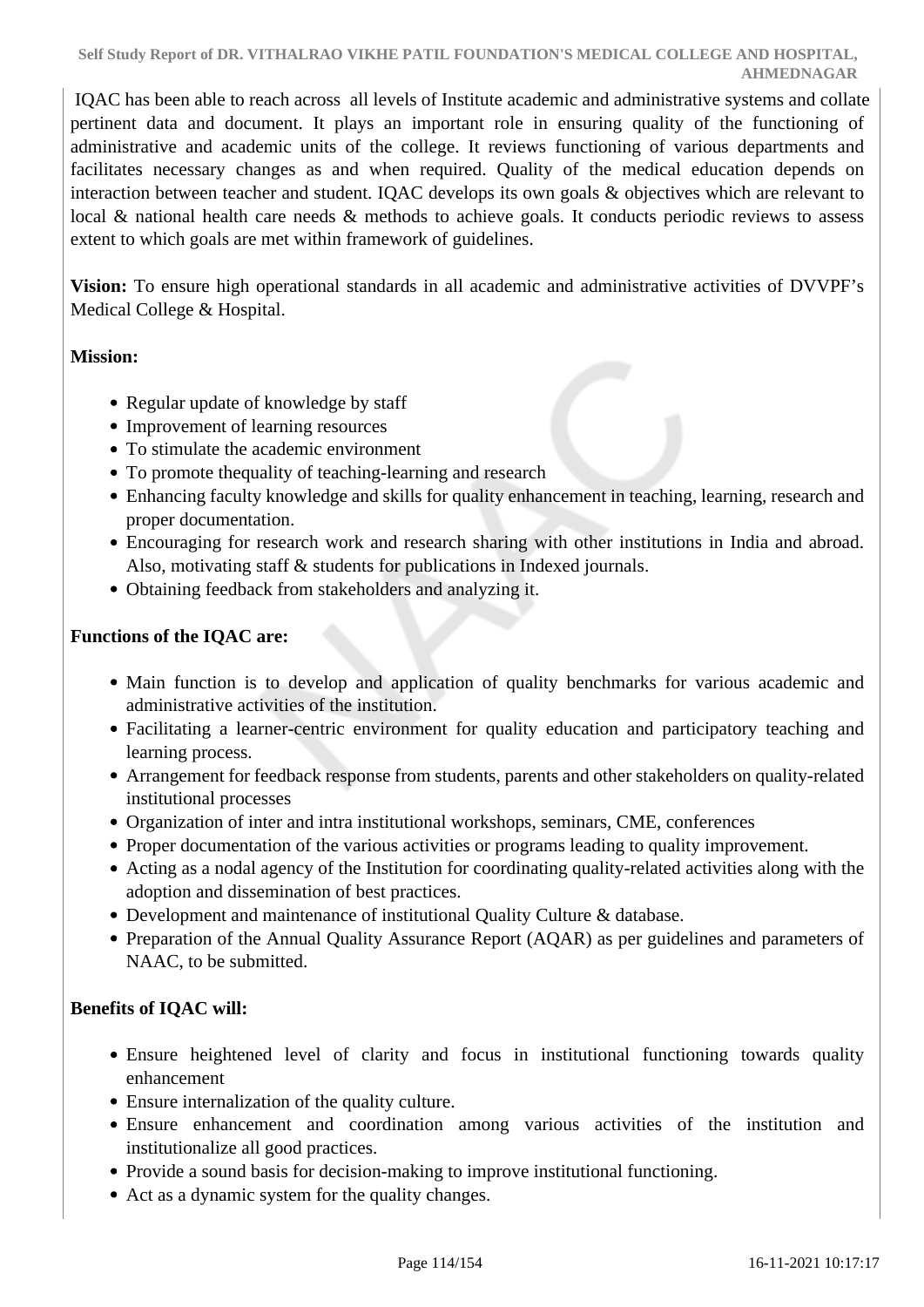IQAC has been able to reach across all levels of Institute academic and administrative systems and collate pertinent data and document. It plays an important role in ensuring quality of the functioning of administrative and academic units of the college. It reviews functioning of various departments and facilitates necessary changes as and when required. Quality of the medical education depends on interaction between teacher and student. IQAC develops its own goals & objectives which are relevant to local & national health care needs & methods to achieve goals. It conducts periodic reviews to assess extent to which goals are met within framework of guidelines.

**Vision:** To ensure high operational standards in all academic and administrative activities of DVVPF's Medical College & Hospital.

**Mission:**

- Regular update of knowledge by staff
- Improvement of learning resources
- To stimulate the academic environment
- To promote thequality of teaching-learning and research
- Enhancing faculty knowledge and skills for quality enhancement in teaching, learning, research and proper documentation.
- Encouraging for research work and research sharing with other institutions in India and abroad. Also, motivating staff & students for publications in Indexed journals.
- Obtaining feedback from stakeholders and analyzing it.

**Functions of the IQAC are:**

- Main function is to develop and application of quality benchmarks for various academic and administrative activities of the institution.
- Facilitating a learner-centric environment for quality education and participatory teaching and learning process.
- Arrangement for feedback response from students, parents and other stakeholders on quality-related institutional processes
- Organization of inter and intra institutional workshops, seminars, CME, conferences
- Proper documentation of the various activities or programs leading to quality improvement.
- Acting as a nodal agency of the Institution for coordinating quality-related activities along with the adoption and dissemination of best practices.
- Development and maintenance of institutional Quality Culture & database.
- Preparation of the Annual Quality Assurance Report (AQAR) as per guidelines and parameters of NAAC, to be submitted.

**Benefits of IQAC will:**

- Ensure heightened level of clarity and focus in institutional functioning towards quality enhancement
- Ensure internalization of the quality culture.
- Ensure enhancement and coordination among various activities of the institution and institutionalize all good practices.
- Provide a sound basis for decision-making to improve institutional functioning.
- Act as a dynamic system for the quality changes.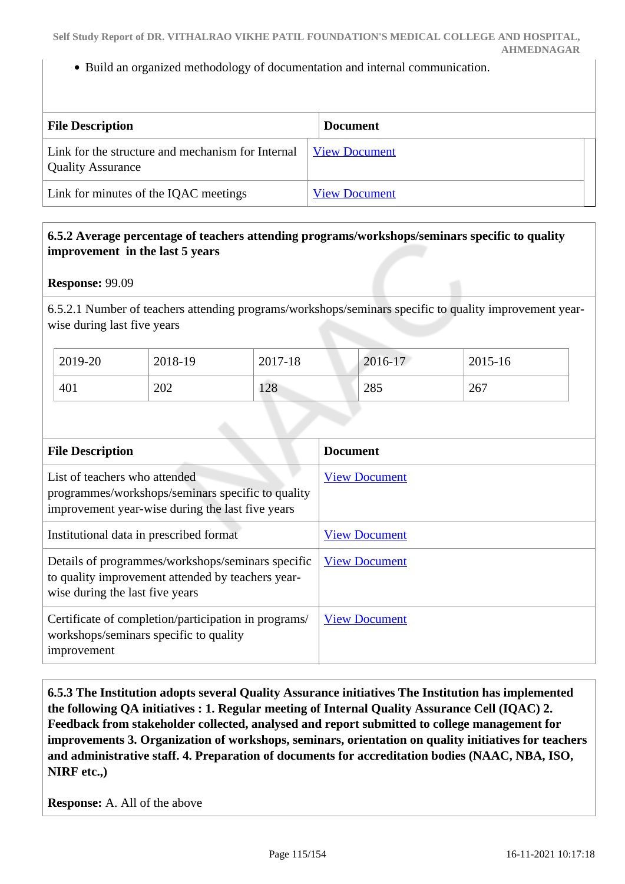- Build an organized methodology of documentation and internal communication.

| File Description | Document |
| --- | --- |
| Link for the structure and mechanism for Internal Quality Assurance | View Document |
| Link for minutes of the IQAC meetings | View Document |

**6.5.2 Average percentage of teachers attending programs/workshops/seminars specific to quality improvement in the last 5 years**

**Response:** 99.09

6.5.2.1 Number of teachers attending programs/workshops/seminars specific to quality improvement year-wise during last five years

| 2019-20 | 2018-19 | 2017-18 | 2016-17 | 2015-16 |
| --- | --- | --- | --- | --- |
| 401 | 202 | 128 | 285 | 267 |

| File Description | Document |
| --- | --- |
| List of teachers who attended programmes/workshops/seminars specific to quality improvement year-wise during the last five years | View Document |
| Institutional data in prescribed format | View Document |
| Details of programmes/workshops/seminars specific to quality improvement attended by teachers year-wise during the last five years | View Document |
| Certificate of completion/participation in programs/ workshops/seminars specific to quality improvement | View Document |

**6.5.3 The Institution adopts several Quality Assurance initiatives The Institution has implemented the following QA initiatives : 1. Regular meeting of Internal Quality Assurance Cell (IQAC) 2. Feedback from stakeholder collected, analysed and report submitted to college management for improvements 3. Organization of workshops, seminars, orientation on quality initiatives for teachers and administrative staff. 4. Preparation of documents for accreditation bodies (NAAC, NBA, ISO, NIRF etc.,)**

**Response:** A. All of the above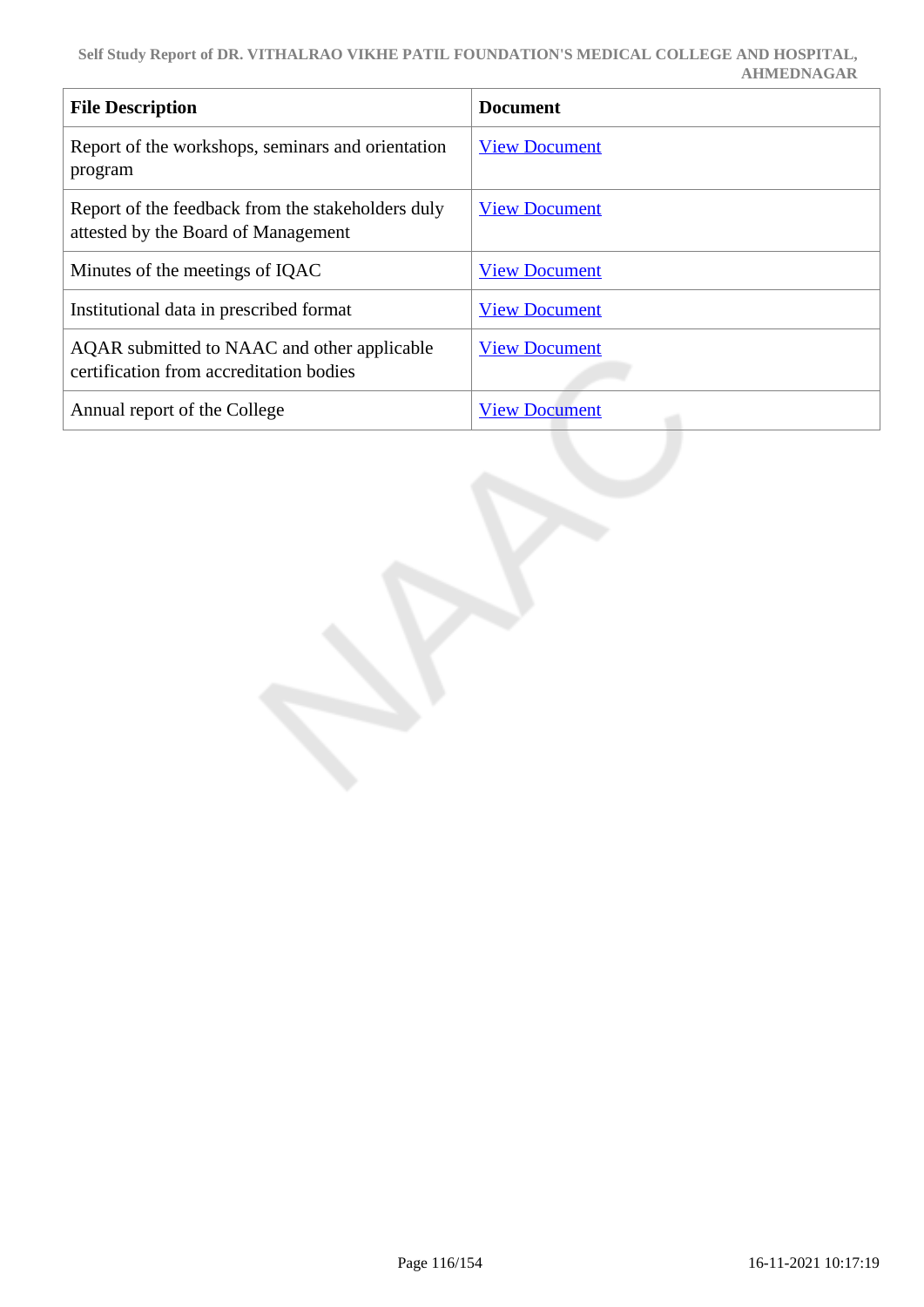| File Description | Document |
| --- | --- |
| Report of the workshops, seminars and orientation program | View Document |
| Report of the feedback from the stakeholders duly attested by the Board of Management | View Document |
| Minutes of the meetings of IQAC | View Document |
| Institutional data in prescribed format | View Document |
| AQAR submitted to NAAC and other applicable certification from accreditation bodies | View Document |
| Annual report of the College | View Document |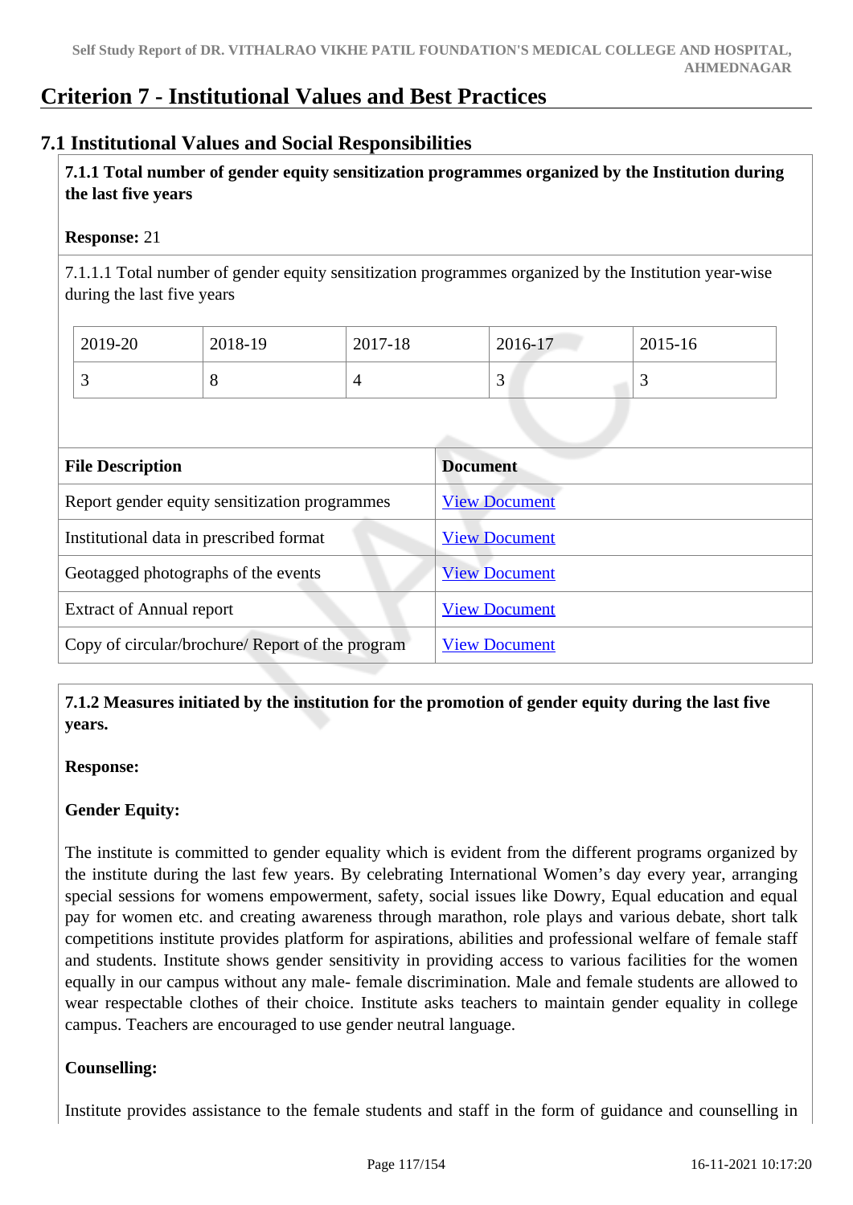# Criterion 7 - Institutional Values and Best Practices

## 7.1 Institutional Values and Social Responsibilities

**7.1.1 Total number of gender equity sensitization programmes organized by the Institution during the last five years**

**Response:** 21

7.1.1.1 Total number of gender equity sensitization programmes organized by the Institution year-wise during the last five years

| 2019-20 | 2018-19 | 2017-18 | 2016-17 | 2015-16 |
|---|---|---|---|---|
| 3 | 8 | 4 | 3 | 3 |

| File Description | Document |
|---|---|
| Report gender equity sensitization programmes | View Document |
| Institutional data in prescribed format | View Document |
| Geotagged photographs of the events | View Document |
| Extract of Annual report | View Document |
| Copy of circular/brochure/ Report of the program | View Document |

**7.1.2 Measures initiated by the institution for the promotion of gender equity during the last five years.**

**Response:**

**Gender Equity:**

The institute is committed to gender equality which is evident from the different programs organized by the institute during the last few years. By celebrating International Women's day every year, arranging special sessions for womens empowerment, safety, social issues like Dowry, Equal education and equal pay for women etc. and creating awareness through marathon, role plays and various debate, short talk competitions institute provides platform for aspirations, abilities and professional welfare of female staff and students. Institute shows gender sensitivity in providing access to various facilities for the women equally in our campus without any male- female discrimination. Male and female students are allowed to wear respectable clothes of their choice. Institute asks teachers to maintain gender equality in college campus. Teachers are encouraged to use gender neutral language.

**Counselling:**

Institute provides assistance to the female students and staff in the form of guidance and counselling in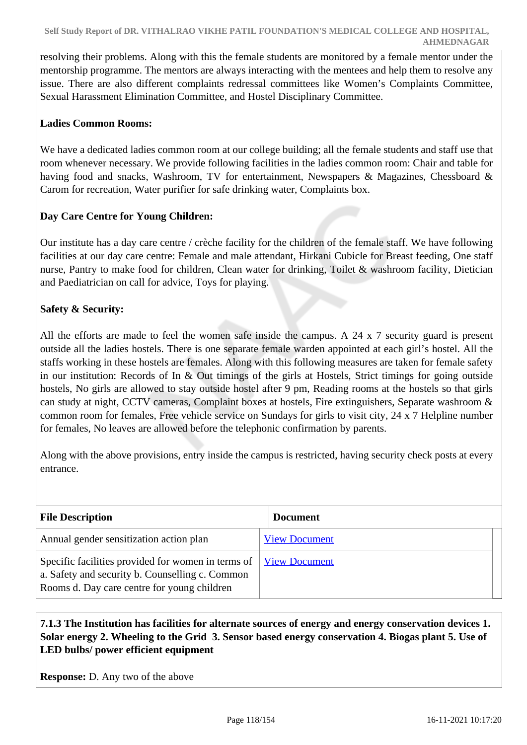resolving their problems. Along with this the female students are monitored by a female mentor under the mentorship programme. The mentors are always interacting with the mentees and help them to resolve any issue. There are also different complaints redressal committees like Women's Complaints Committee, Sexual Harassment Elimination Committee, and Hostel Disciplinary Committee.

**Ladies Common Rooms:**

We have a dedicated ladies common room at our college building; all the female students and staff use that room whenever necessary. We provide following facilities in the ladies common room: Chair and table for having food and snacks, Washroom, TV for entertainment, Newspapers & Magazines, Chessboard & Carom for recreation, Water purifier for safe drinking water, Complaints box.

**Day Care Centre for Young Children:**

Our institute has a day care centre / crèche facility for the children of the female staff. We have following facilities at our day care centre: Female and male attendant, Hirkani Cubicle for Breast feeding, One staff nurse, Pantry to make food for children, Clean water for drinking, Toilet & washroom facility, Dietician and Paediatrician on call for advice, Toys for playing.

**Safety & Security:**

All the efforts are made to feel the women safe inside the campus. A 24 x 7 security guard is present outside all the ladies hostels. There is one separate female warden appointed at each girl's hostel. All the staffs working in these hostels are females. Along with this following measures are taken for female safety in our institution: Records of In & Out timings of the girls at Hostels, Strict timings for going outside hostels, No girls are allowed to stay outside hostel after 9 pm, Reading rooms at the hostels so that girls can study at night, CCTV cameras, Complaint boxes at hostels, Fire extinguishers, Separate washroom & common room for females, Free vehicle service on Sundays for girls to visit city, 24 x 7 Helpline number for females, No leaves are allowed before the telephonic confirmation by parents.

Along with the above provisions, entry inside the campus is restricted, having security check posts at every entrance.

| File Description | Document |
|---|---|
| Annual gender sensitization action plan | View Document |
| Specific facilities provided for women in terms of a. Safety and security b. Counselling c. Common Rooms d. Day care centre for young children | View Document |

**7.1.3 The Institution has facilities for alternate sources of energy and energy conservation devices 1. Solar energy 2. Wheeling to the Grid 3. Sensor based energy conservation 4. Biogas plant 5. Use of LED bulbs/ power efficient equipment**

**Response:** D. Any two of the above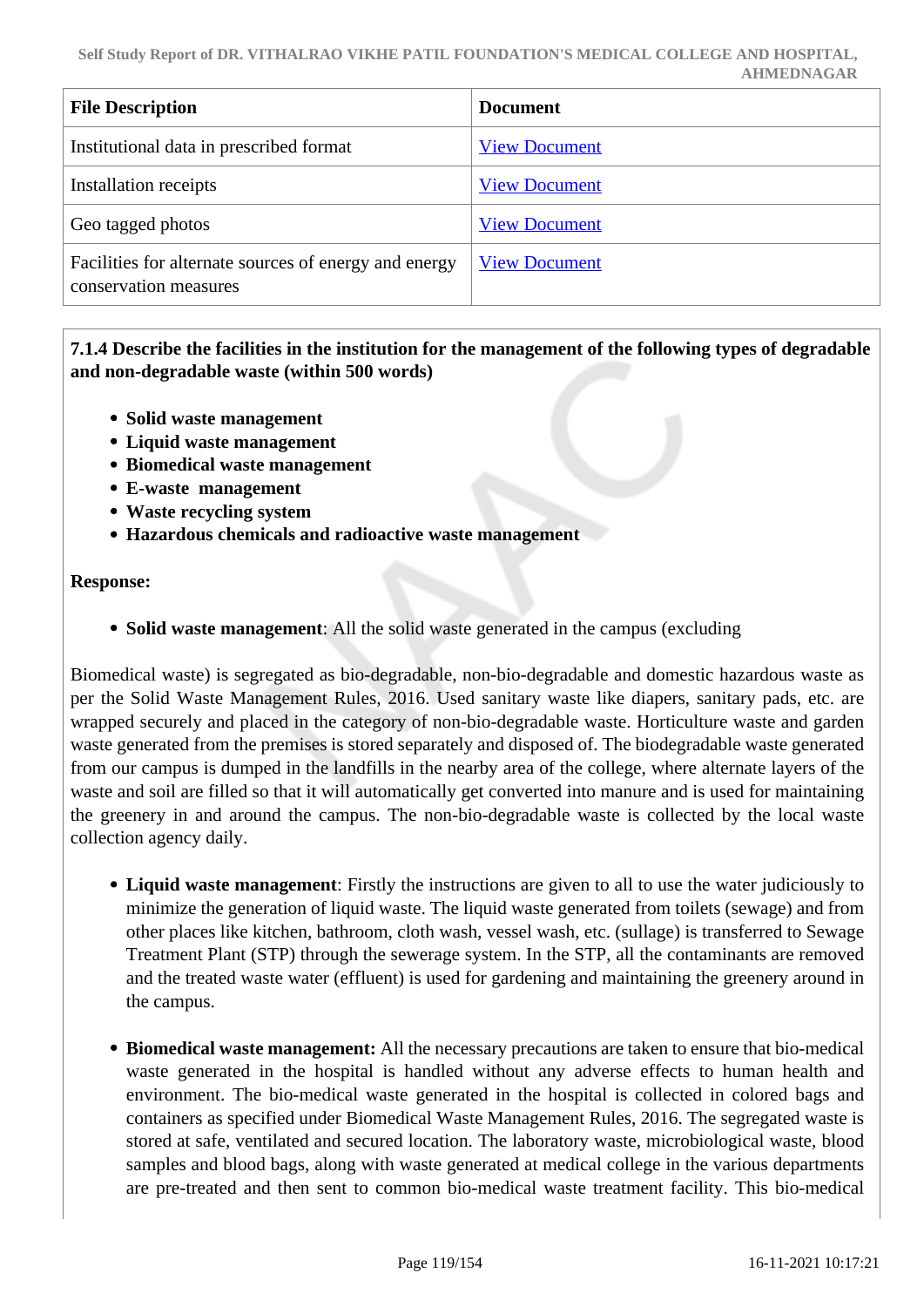| File Description | Document |
|---|---|
| Institutional data in prescribed format | View Document |
| Installation receipts | View Document |
| Geo tagged photos | View Document |
| Facilities for alternate sources of energy and energy conservation measures | View Document |

**7.1.4 Describe the facilities in the institution for the management of the following types of degradable and non-degradable waste (within 500 words)**

- **Solid waste management**
- **Liquid waste management**
- **Biomedical waste management**
- **E-waste management**
- **Waste recycling system**
- **Hazardous chemicals and radioactive waste management**

**Response:**

- **Solid waste management**: All the solid waste generated in the campus (excluding

Biomedical waste) is segregated as bio-degradable, non-bio-degradable and domestic hazardous waste as per the Solid Waste Management Rules, 2016. Used sanitary waste like diapers, sanitary pads, etc. are wrapped securely and placed in the category of non-bio-degradable waste. Horticulture waste and garden waste generated from the premises is stored separately and disposed of. The biodegradable waste generated from our campus is dumped in the landfills in the nearby area of the college, where alternate layers of the waste and soil are filled so that it will automatically get converted into manure and is used for maintaining the greenery in and around the campus. The non-bio-degradable waste is collected by the local waste collection agency daily.

- **Liquid waste management**: Firstly the instructions are given to all to use the water judiciously to minimize the generation of liquid waste. The liquid waste generated from toilets (sewage) and from other places like kitchen, bathroom, cloth wash, vessel wash, etc. (sullage) is transferred to Sewage Treatment Plant (STP) through the sewerage system. In the STP, all the contaminants are removed and the treated waste water (effluent) is used for gardening and maintaining the greenery around in the campus.

- **Biomedical waste management:** All the necessary precautions are taken to ensure that bio-medical waste generated in the hospital is handled without any adverse effects to human health and environment. The bio-medical waste generated in the hospital is collected in colored bags and containers as specified under Biomedical Waste Management Rules, 2016. The segregated waste is stored at safe, ventilated and secured location. The laboratory waste, microbiological waste, blood samples and blood bags, along with waste generated at medical college in the various departments are pre-treated and then sent to common bio-medical waste treatment facility. This bio-medical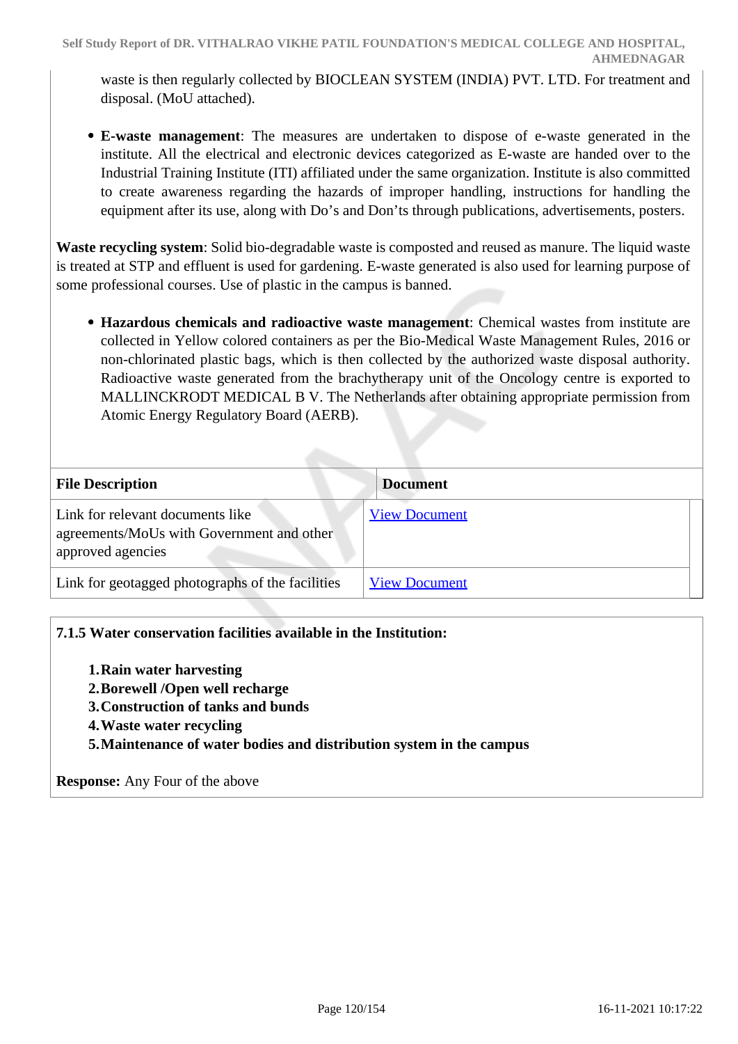waste is then regularly collected by BIOCLEAN SYSTEM (INDIA) PVT. LTD. For treatment and disposal. (MoU attached).

- **E-waste management**: The measures are undertaken to dispose of e-waste generated in the institute. All the electrical and electronic devices categorized as E-waste are handed over to the Industrial Training Institute (ITI) affiliated under the same organization. Institute is also committed to create awareness regarding the hazards of improper handling, instructions for handling the equipment after its use, along with Do's and Don'ts through publications, advertisements, posters.

**Waste recycling system**: Solid bio-degradable waste is composted and reused as manure. The liquid waste is treated at STP and effluent is used for gardening. E-waste generated is also used for learning purpose of some professional courses. Use of plastic in the campus is banned.

- **Hazardous chemicals and radioactive waste management**: Chemical wastes from institute are collected in Yellow colored containers as per the Bio-Medical Waste Management Rules, 2016 or non-chlorinated plastic bags, which is then collected by the authorized waste disposal authority. Radioactive waste generated from the brachytherapy unit of the Oncology centre is exported to MALLINCKRODT MEDICAL B V. The Netherlands after obtaining appropriate permission from Atomic Energy Regulatory Board (AERB).

| File Description | Document |
|---|---|
| Link for relevant documents like agreements/MoUs with Government and other approved agencies | View Document |
| Link for geotagged photographs of the facilities | View Document |

**7.1.5 Water conservation facilities available in the Institution:**

1. **Rain water harvesting**
2. **Borewell /Open well recharge**
3. **Construction of tanks and bunds**
4. **Waste water recycling**
5. **Maintenance of water bodies and distribution system in the campus**

**Response:** Any Four of the above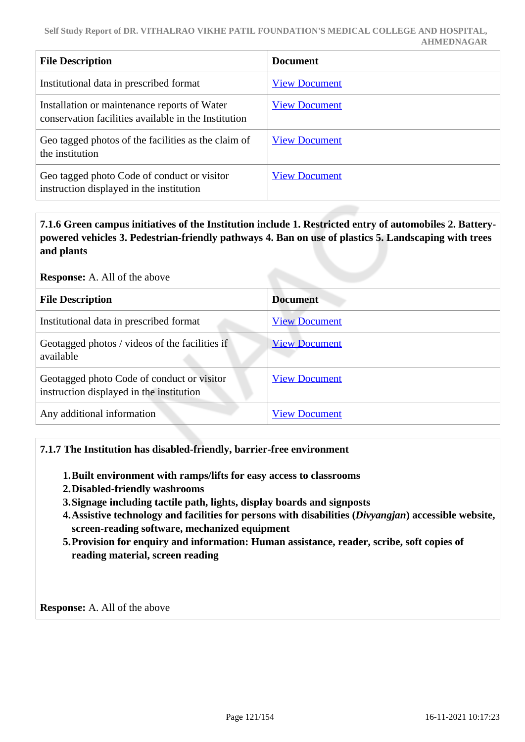| File Description | Document |
|---|---|
| Institutional data in prescribed format | View Document |
| Installation or maintenance reports of Water conservation facilities available in the Institution | View Document |
| Geo tagged photos of the facilities as the claim of the institution | View Document |
| Geo tagged photo Code of conduct or visitor instruction displayed in the institution | View Document |

**7.1.6 Green campus initiatives of the Institution include 1. Restricted entry of automobiles 2. Battery-powered vehicles 3. Pedestrian-friendly pathways 4. Ban on use of plastics 5. Landscaping with trees and plants**

**Response:** A. All of the above

| File Description | Document |
|---|---|
| Institutional data in prescribed format | View Document |
| Geotagged photos / videos of the facilities if available | View Document |
| Geotagged photo Code of conduct or visitor instruction displayed in the institution | View Document |
| Any additional information | View Document |

**7.1.7 The Institution has disabled-friendly, barrier-free environment**

1. **Built environment with ramps/lifts for easy access to classrooms**
2. **Disabled-friendly washrooms**
3. **Signage including tactile path, lights, display boards and signposts**
4. **Assistive technology and facilities for persons with disabilities (*Divyangjan*) accessible website, screen-reading software, mechanized equipment**
5. **Provision for enquiry and information: Human assistance, reader, scribe, soft copies of reading material, screen reading**

**Response:** A. All of the above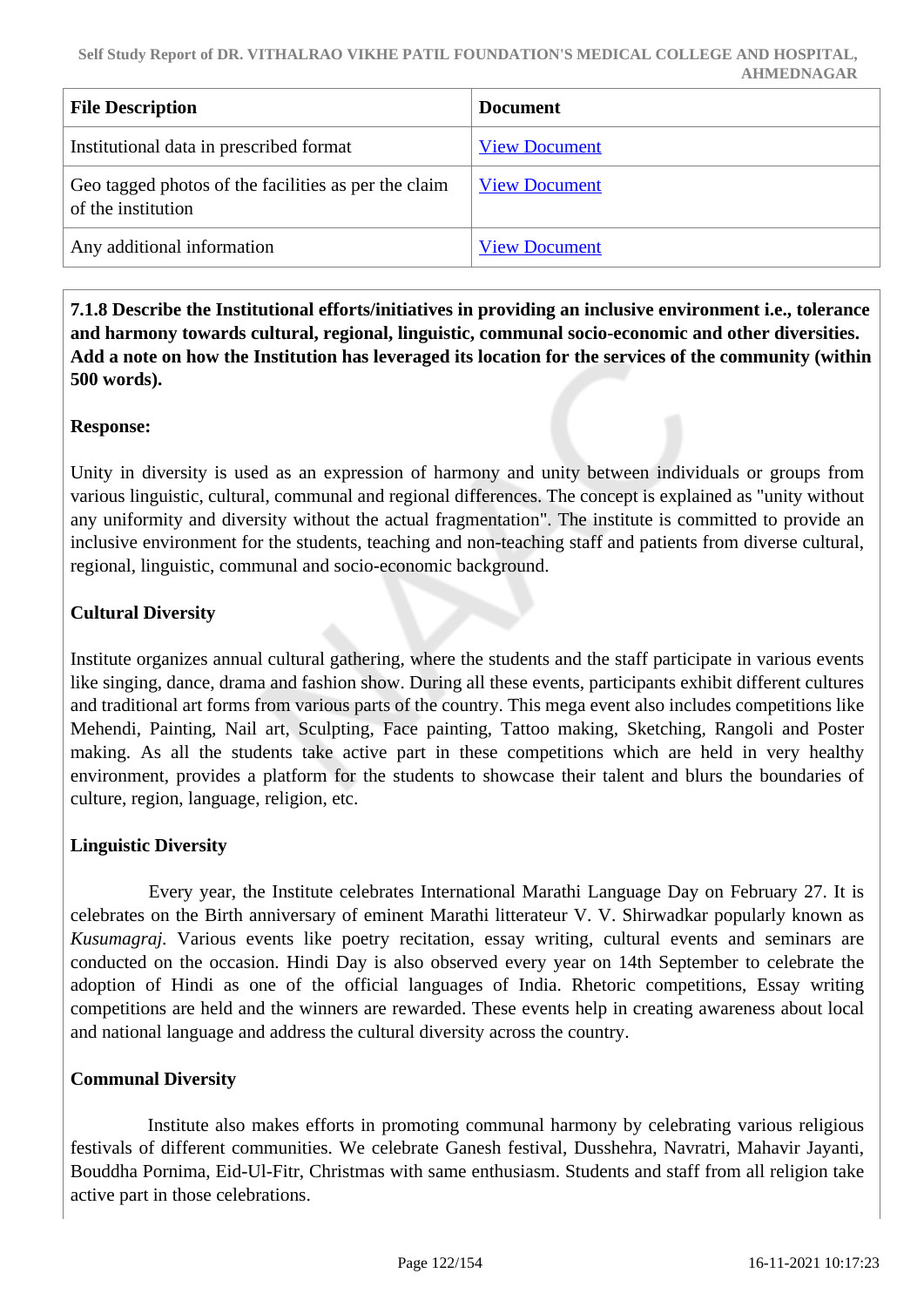| File Description | Document |
| --- | --- |
| Institutional data in prescribed format | View Document |
| Geo tagged photos of the facilities as per the claim of the institution | View Document |
| Any additional information | View Document |

**7.1.8 Describe the Institutional efforts/initiatives in providing an inclusive environment i.e., tolerance and harmony towards cultural, regional, linguistic, communal socio-economic and other diversities. Add a note on how the Institution has leveraged its location for the services of the community (within 500 words).**

**Response:**

Unity in diversity is used as an expression of harmony and unity between individuals or groups from various linguistic, cultural, communal and regional differences. The concept is explained as "unity without any uniformity and diversity without the actual fragmentation". The institute is committed to provide an inclusive environment for the students, teaching and non-teaching staff and patients from diverse cultural, regional, linguistic, communal and socio-economic background.

**Cultural Diversity**

Institute organizes annual cultural gathering, where the students and the staff participate in various events like singing, dance, drama and fashion show. During all these events, participants exhibit different cultures and traditional art forms from various parts of the country. This mega event also includes competitions like Mehendi, Painting, Nail art, Sculpting, Face painting, Tattoo making, Sketching, Rangoli and Poster making. As all the students take active part in these competitions which are held in very healthy environment, provides a platform for the students to showcase their talent and blurs the boundaries of culture, region, language, religion, etc.

**Linguistic Diversity**

Every year, the Institute celebrates International Marathi Language Day on February 27. It is celebrates on the Birth anniversary of eminent Marathi litterateur V. V. Shirwadkar popularly known as *Kusumagraj.* Various events like poetry recitation, essay writing, cultural events and seminars are conducted on the occasion. Hindi Day is also observed every year on 14th September to celebrate the adoption of Hindi as one of the official languages of India. Rhetoric competitions, Essay writing competitions are held and the winners are rewarded. These events help in creating awareness about local and national language and address the cultural diversity across the country.

**Communal Diversity**

Institute also makes efforts in promoting communal harmony by celebrating various religious festivals of different communities. We celebrate Ganesh festival, Dusshehra, Navratri, Mahavir Jayanti, Bouddha Pornima, Eid-Ul-Fitr, Christmas with same enthusiasm. Students and staff from all religion take active part in those celebrations.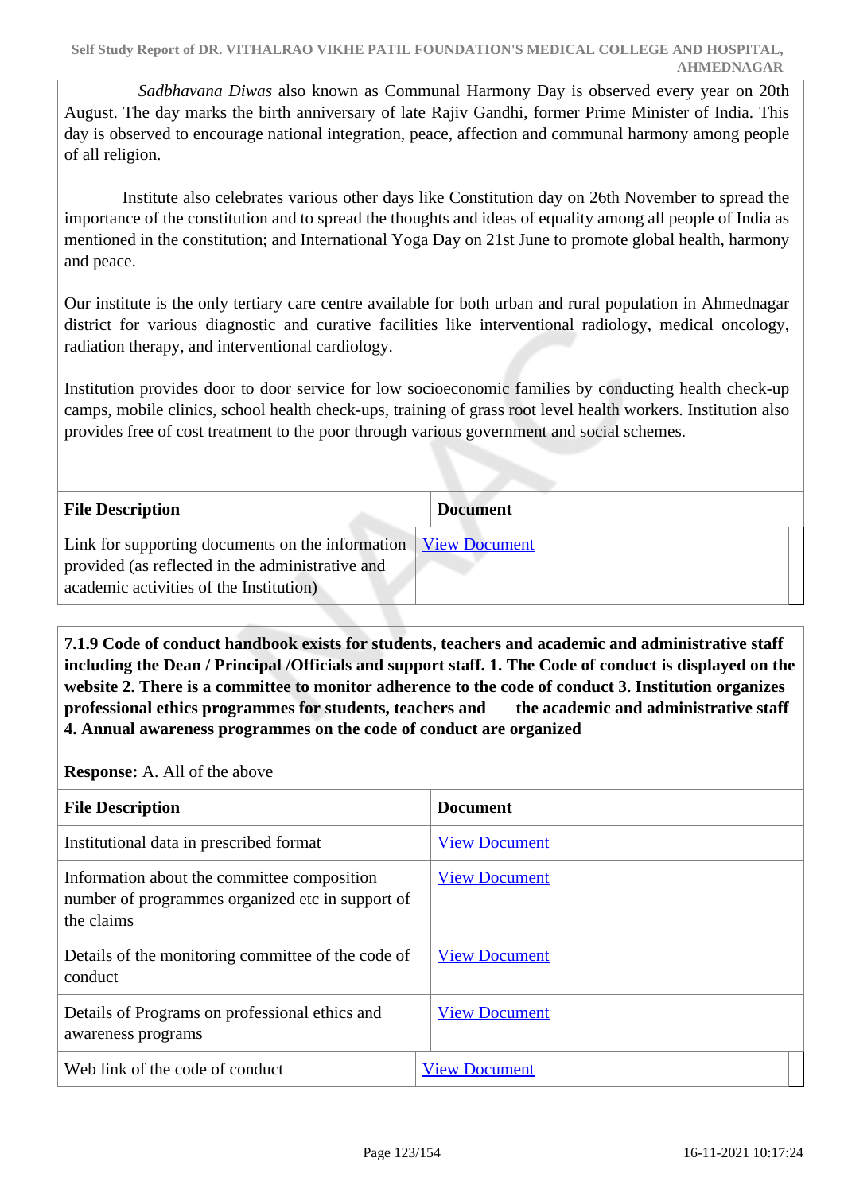*Sadbhavana Diwas* also known as Communal Harmony Day is observed every year on 20th August. The day marks the birth anniversary of late Rajiv Gandhi, former Prime Minister of India. This day is observed to encourage national integration, peace, affection and communal harmony among people of all religion.

Institute also celebrates various other days like Constitution day on 26th November to spread the importance of the constitution and to spread the thoughts and ideas of equality among all people of India as mentioned in the constitution; and International Yoga Day on 21st June to promote global health, harmony and peace.

Our institute is the only tertiary care centre available for both urban and rural population in Ahmednagar district for various diagnostic and curative facilities like interventional radiology, medical oncology, radiation therapy, and interventional cardiology.

Institution provides door to door service for low socioeconomic families by conducting health check-up camps, mobile clinics, school health check-ups, training of grass root level health workers. Institution also provides free of cost treatment to the poor through various government and social schemes.

| File Description | Document |
| --- | --- |
| Link for supporting documents on the information provided (as reflected in the administrative and academic activities of the Institution) | View Document |

**7.1.9 Code of conduct handbook exists for students, teachers and academic and administrative staff including the Dean / Principal /Officials and support staff. 1. The Code of conduct is displayed on the website 2. There is a committee to monitor adherence to the code of conduct 3. Institution organizes professional ethics programmes for students, teachers and the academic and administrative staff 4. Annual awareness programmes on the code of conduct are organized**

**Response:** A. All of the above

| File Description | Document |
| --- | --- |
| Institutional data in prescribed format | View Document |
| Information about the committee composition number of programmes organized etc in support of the claims | View Document |
| Details of the monitoring committee of the code of conduct | View Document |
| Details of Programs on professional ethics and awareness programs | View Document |
| Web link of the code of conduct | View Document |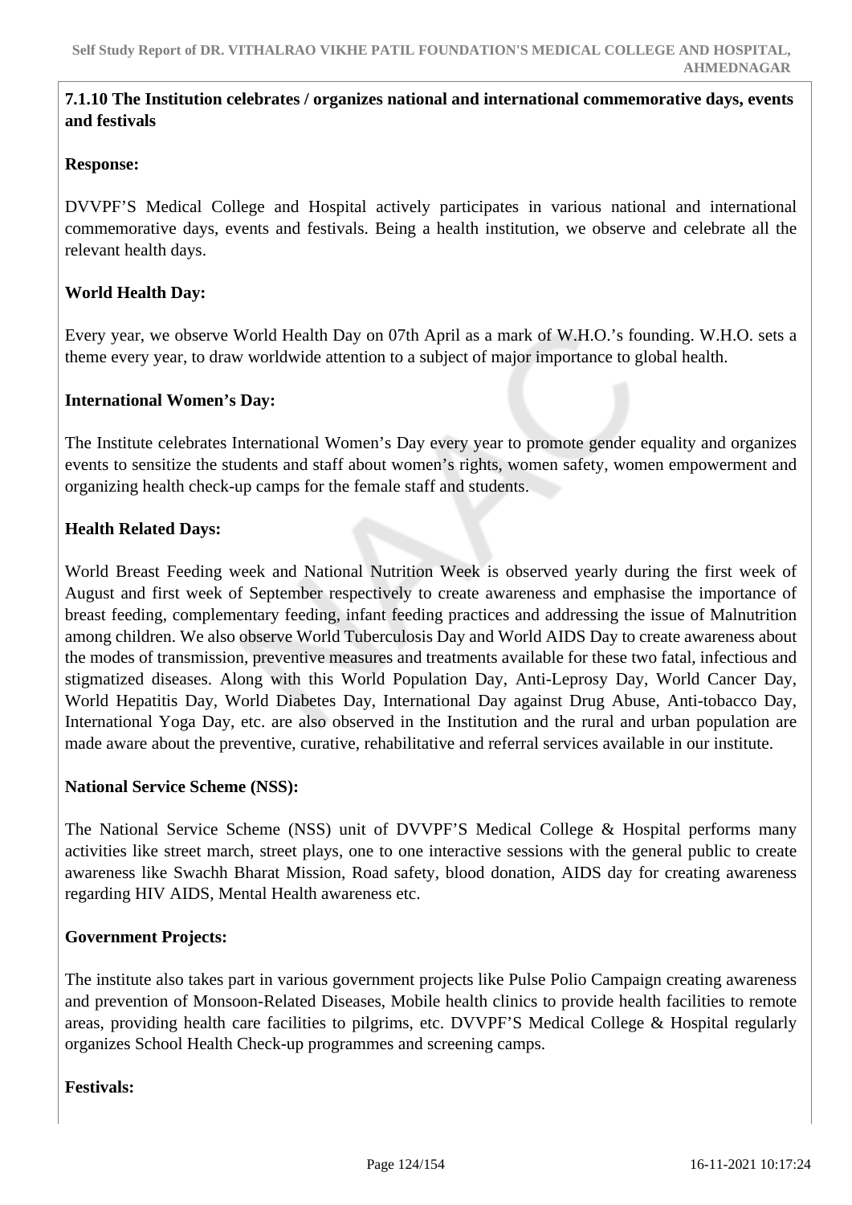**7.1.10 The Institution celebrates / organizes national and international commemorative days, events and festivals**

**Response:**

DVVPF'S Medical College and Hospital actively participates in various national and international commemorative days, events and festivals. Being a health institution, we observe and celebrate all the relevant health days.

**World Health Day:**

Every year, we observe World Health Day on 07th April as a mark of W.H.O.'s founding. W.H.O. sets a theme every year, to draw worldwide attention to a subject of major importance to global health.

**International Women's Day:**

The Institute celebrates International Women's Day every year to promote gender equality and organizes events to sensitize the students and staff about women's rights, women safety, women empowerment and organizing health check-up camps for the female staff and students.

**Health Related Days:**

World Breast Feeding week and National Nutrition Week is observed yearly during the first week of August and first week of September respectively to create awareness and emphasise the importance of breast feeding, complementary feeding, infant feeding practices and addressing the issue of Malnutrition among children. We also observe World Tuberculosis Day and World AIDS Day to create awareness about the modes of transmission, preventive measures and treatments available for these two fatal, infectious and stigmatized diseases. Along with this World Population Day, Anti-Leprosy Day, World Cancer Day, World Hepatitis Day, World Diabetes Day, International Day against Drug Abuse, Anti-tobacco Day, International Yoga Day, etc. are also observed in the Institution and the rural and urban population are made aware about the preventive, curative, rehabilitative and referral services available in our institute.

**National Service Scheme (NSS):**

The National Service Scheme (NSS) unit of DVVPF'S Medical College & Hospital performs many activities like street march, street plays, one to one interactive sessions with the general public to create awareness like Swachh Bharat Mission, Road safety, blood donation, AIDS day for creating awareness regarding HIV AIDS, Mental Health awareness etc.

**Government Projects:**

The institute also takes part in various government projects like Pulse Polio Campaign creating awareness and prevention of Monsoon-Related Diseases, Mobile health clinics to provide health facilities to remote areas, providing health care facilities to pilgrims, etc. DVVPF'S Medical College & Hospital regularly organizes School Health Check-up programmes and screening camps.

**Festivals:**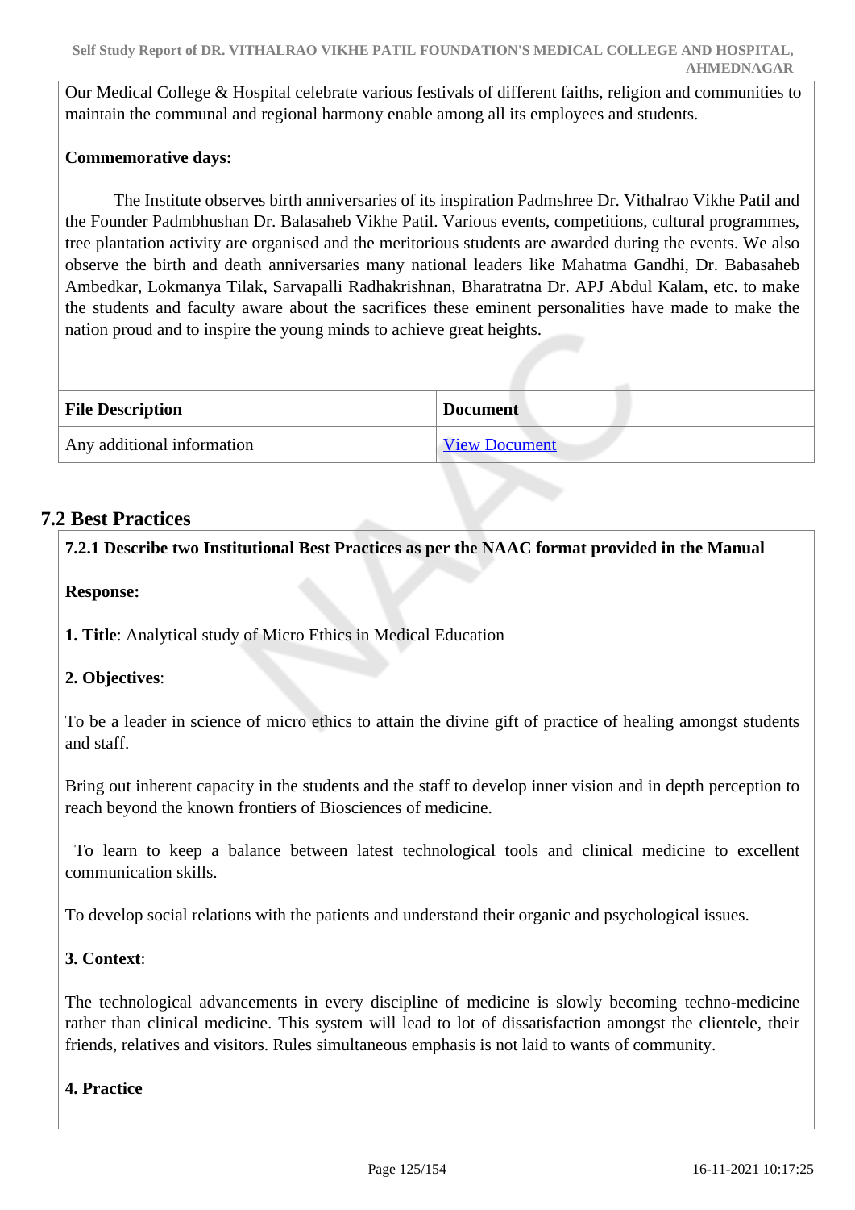Our Medical College & Hospital celebrate various festivals of different faiths, religion and communities to maintain the communal and regional harmony enable among all its employees and students.

**Commemorative days:**

The Institute observes birth anniversaries of its inspiration Padmshree Dr. Vithalrao Vikhe Patil and the Founder Padmbhushan Dr. Balasaheb Vikhe Patil. Various events, competitions, cultural programmes, tree plantation activity are organised and the meritorious students are awarded during the events. We also observe the birth and death anniversaries many national leaders like Mahatma Gandhi, Dr. Babasaheb Ambedkar, Lokmanya Tilak, Sarvapalli Radhakrishnan, Bharatratna Dr. APJ Abdul Kalam, etc. to make the students and faculty aware about the sacrifices these eminent personalities have made to make the nation proud and to inspire the young minds to achieve great heights.

| File Description | Document |
|---|---|
| Any additional information | View Document |

## 7.2 Best Practices

**7.2.1 Describe two Institutional Best Practices as per the NAAC format provided in the Manual**

**Response:**

**1. Title**: Analytical study of Micro Ethics in Medical Education

**2. Objectives**:

To be a leader in science of micro ethics to attain the divine gift of practice of healing amongst students and staff.

Bring out inherent capacity in the students and the staff to develop inner vision and in depth perception to reach beyond the known frontiers of Biosciences of medicine.

To learn to keep a balance between latest technological tools and clinical medicine to excellent communication skills.

To develop social relations with the patients and understand their organic and psychological issues.

**3. Context**:

The technological advancements in every discipline of medicine is slowly becoming techno-medicine rather than clinical medicine. This system will lead to lot of dissatisfaction amongst the clientele, their friends, relatives and visitors. Rules simultaneous emphasis is not laid to wants of community.

**4. Practice**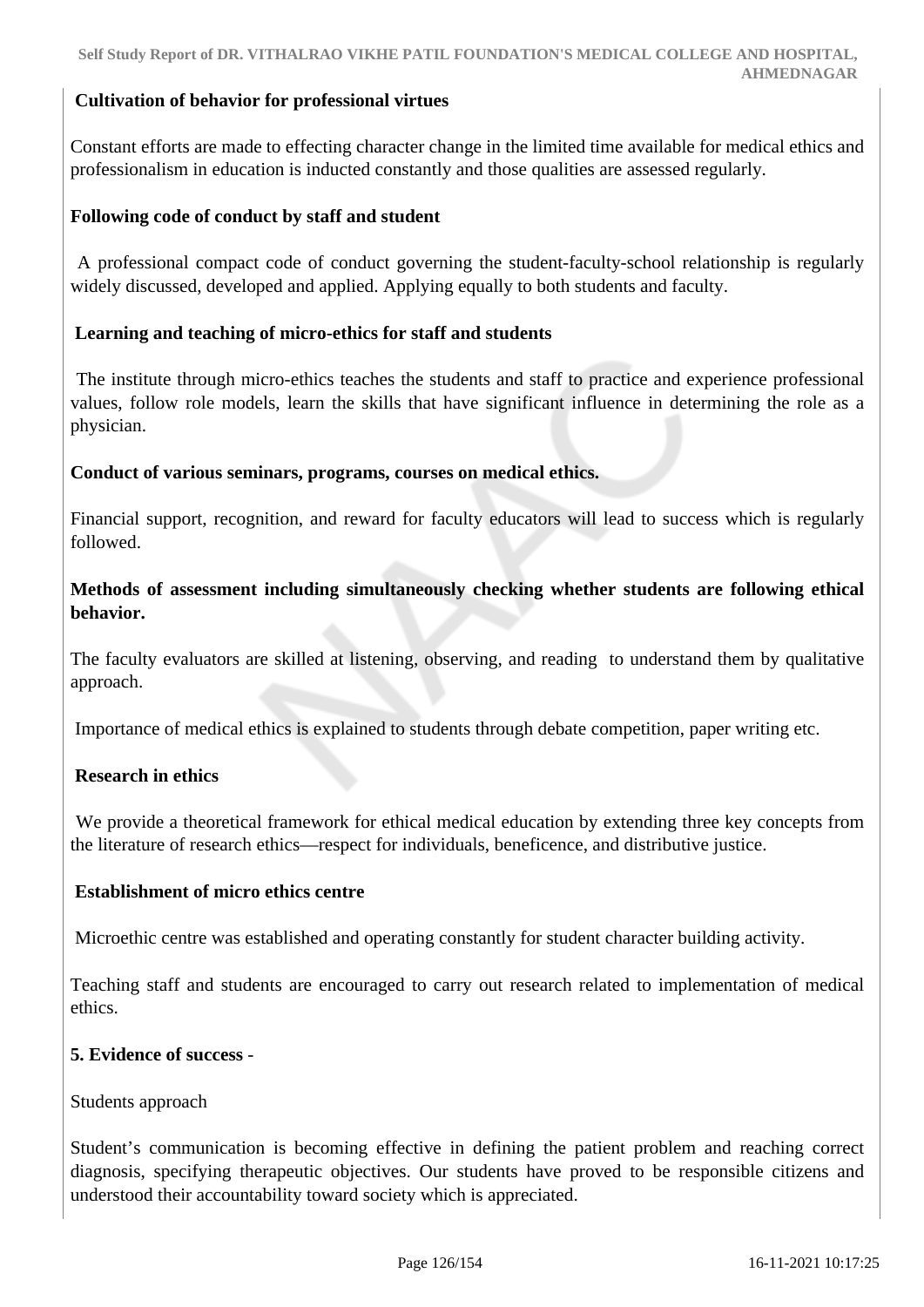**Cultivation of behavior for professional virtues**

Constant efforts are made to effecting character change in the limited time available for medical ethics and professionalism in education is inducted constantly and those qualities are assessed regularly.

**Following code of conduct by staff and student**

A professional compact code of conduct governing the student-faculty-school relationship is regularly widely discussed, developed and applied. Applying equally to both students and faculty.

**Learning and teaching of micro-ethics for staff and students**

The institute through micro-ethics teaches the students and staff to practice and experience professional values, follow role models, learn the skills that have significant influence in determining the role as a physician.

**Conduct of various seminars, programs, courses on medical ethics.**

Financial support, recognition, and reward for faculty educators will lead to success which is regularly followed.

**Methods of assessment including simultaneously checking whether students are following ethical behavior.**

The faculty evaluators are skilled at listening, observing, and reading to understand them by qualitative approach.

Importance of medical ethics is explained to students through debate competition, paper writing etc.

**Research in ethics**

We provide a theoretical framework for ethical medical education by extending three key concepts from the literature of research ethics—respect for individuals, beneficence, and distributive justice.

**Establishment of micro ethics centre**

Microethic centre was established and operating constantly for student character building activity.

Teaching staff and students are encouraged to carry out research related to implementation of medical ethics.

**5. Evidence of success** -

Students approach

Student's communication is becoming effective in defining the patient problem and reaching correct diagnosis, specifying therapeutic objectives. Our students have proved to be responsible citizens and understood their accountability toward society which is appreciated.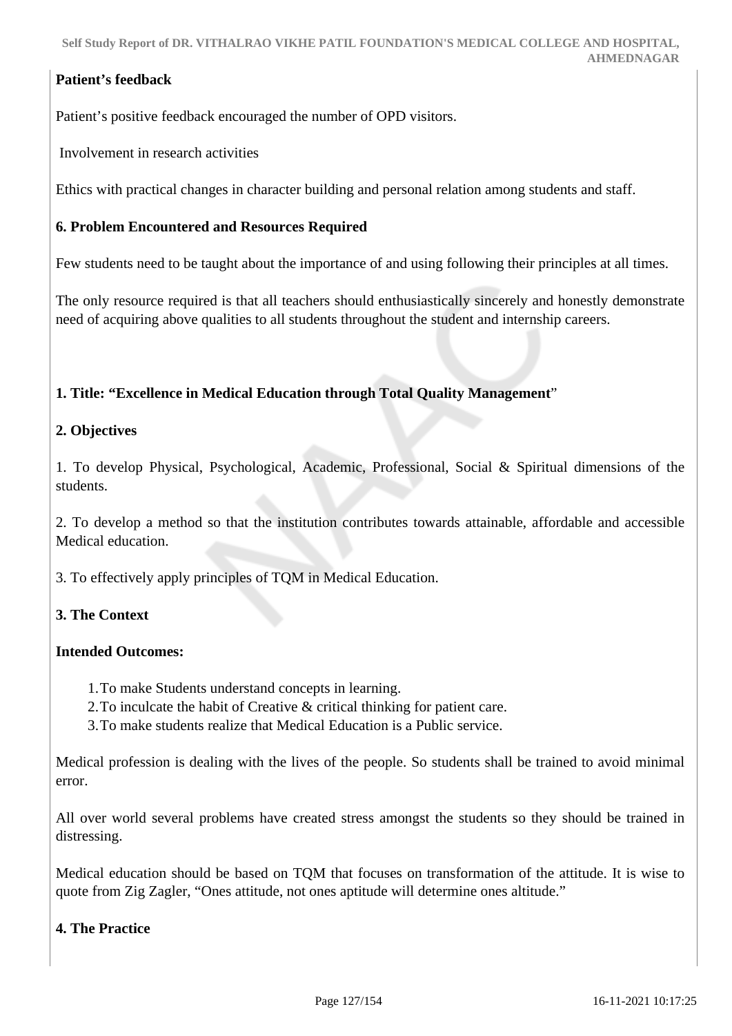**Patient's feedback**

Patient's positive feedback encouraged the number of OPD visitors.

Involvement in research activities

Ethics with practical changes in character building and personal relation among students and staff.

**6. Problem Encountered and Resources Required**

Few students need to be taught about the importance of and using following their principles at all times.

The only resource required is that all teachers should enthusiastically sincerely and honestly demonstrate need of acquiring above qualities to all students throughout the student and internship careers.

**1. Title: "Excellence in Medical Education through Total Quality Management**"

**2. Objectives**

1. To develop Physical, Psychological, Academic, Professional, Social & Spiritual dimensions of the students.

2. To develop a method so that the institution contributes towards attainable, affordable and accessible Medical education.

3. To effectively apply principles of TQM in Medical Education.

**3. The Context**

**Intended Outcomes:**

1. To make Students understand concepts in learning.
2. To inculcate the habit of Creative & critical thinking for patient care.
3. To make students realize that Medical Education is a Public service.

Medical profession is dealing with the lives of the people. So students shall be trained to avoid minimal error.

All over world several problems have created stress amongst the students so they should be trained in distressing.

Medical education should be based on TQM that focuses on transformation of the attitude. It is wise to quote from Zig Zagler, "Ones attitude, not ones aptitude will determine ones altitude."

**4. The Practice**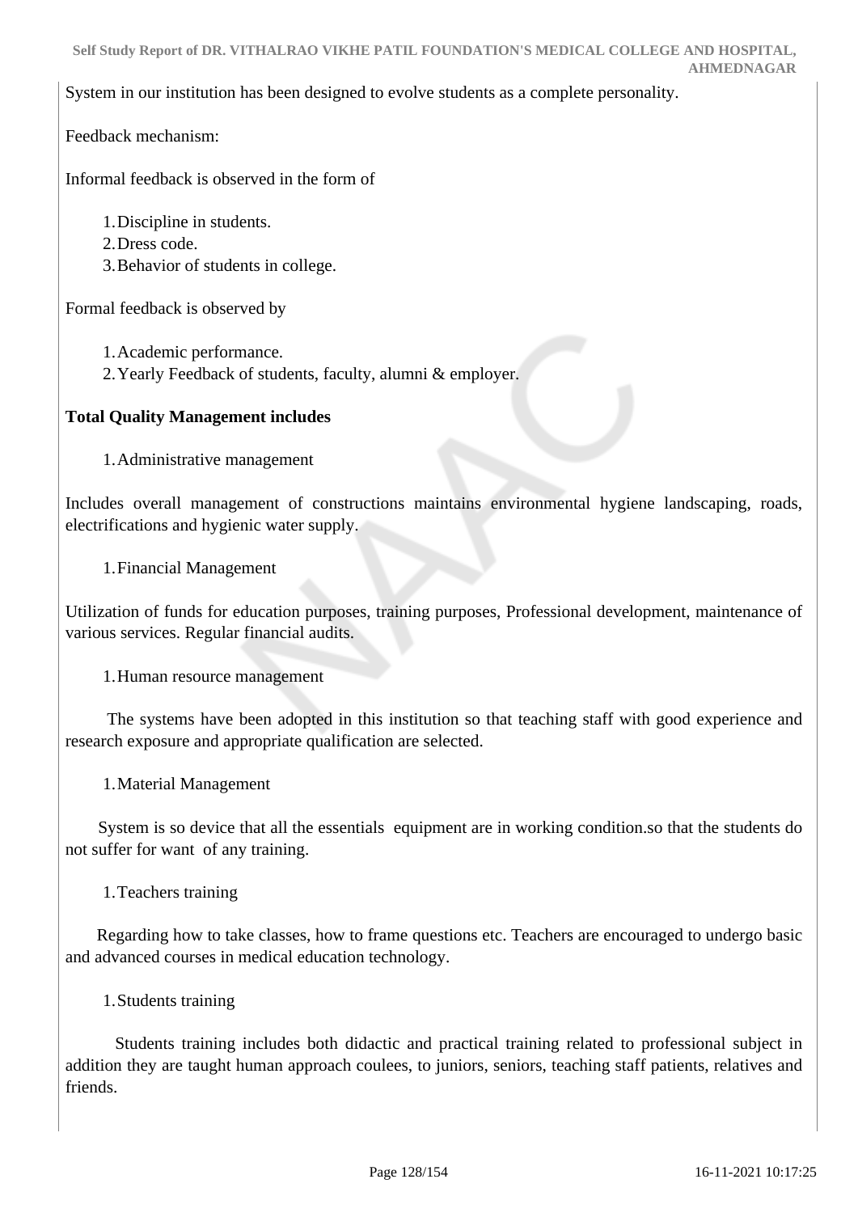System in our institution has been designed to evolve students as a complete personality.

Feedback mechanism:

Informal feedback is observed in the form of

1. Discipline in students.
2. Dress code.
3. Behavior of students in college.

Formal feedback is observed by

1. Academic performance.
2. Yearly Feedback of students, faculty, alumni & employer.

**Total Quality Management includes**

1. Administrative management

Includes overall management of constructions maintains environmental hygiene landscaping, roads, electrifications and hygienic water supply.

1. Financial Management

Utilization of funds for education purposes, training purposes, Professional development, maintenance of various services. Regular financial audits.

1. Human resource management

The systems have been adopted in this institution so that teaching staff with good experience and research exposure and appropriate qualification are selected.

1. Material Management

System is so device that all the essentials equipment are in working condition.so that the students do not suffer for want of any training.

1. Teachers training

Regarding how to take classes, how to frame questions etc. Teachers are encouraged to undergo basic and advanced courses in medical education technology.

1. Students training

Students training includes both didactic and practical training related to professional subject in addition they are taught human approach coulees, to juniors, seniors, teaching staff patients, relatives and friends.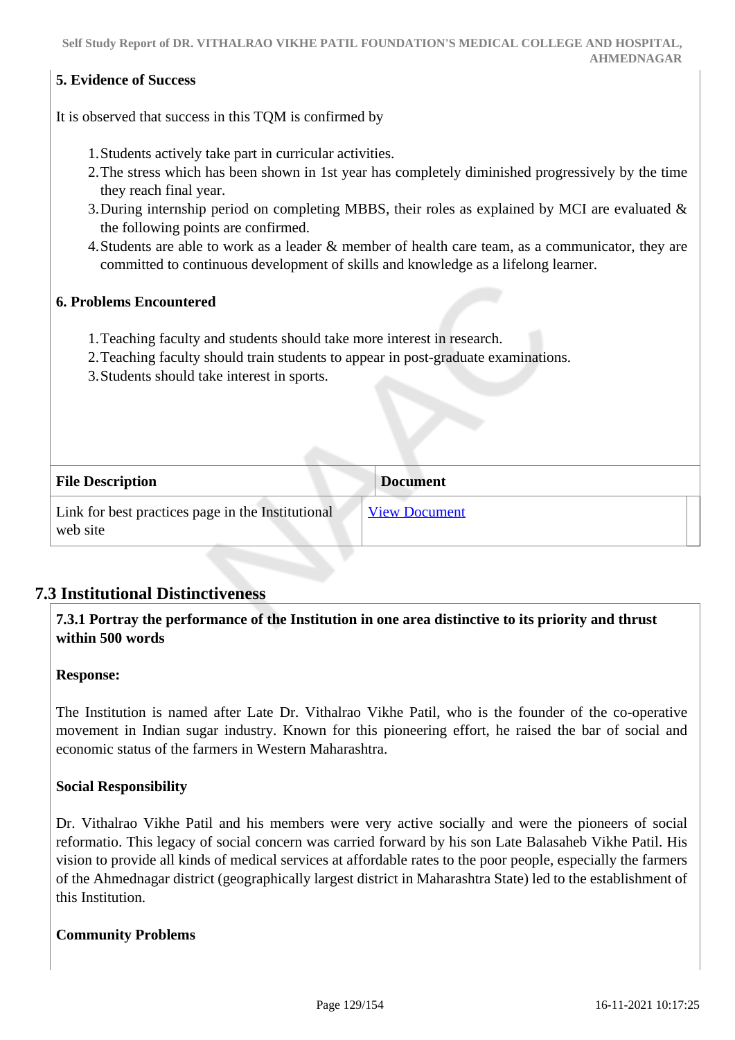**5. Evidence of Success**

It is observed that success in this TQM is confirmed by

1. Students actively take part in curricular activities.
2. The stress which has been shown in 1st year has completely diminished progressively by the time they reach final year.
3. During internship period on completing MBBS, their roles as explained by MCI are evaluated & the following points are confirmed.
4. Students are able to work as a leader & member of health care team, as a communicator, they are committed to continuous development of skills and knowledge as a lifelong learner.

**6. Problems Encountered**

1. Teaching faculty and students should take more interest in research.
2. Teaching faculty should train students to appear in post-graduate examinations.
3. Students should take interest in sports.

| File Description | Document |
| --- | --- |
| Link for best practices page in the Institutional web site | View Document |

## 7.3 Institutional Distinctiveness

**7.3.1 Portray the performance of the Institution in one area distinctive to its priority and thrust within 500 words**

**Response:**

The Institution is named after Late Dr. Vithalrao Vikhe Patil, who is the founder of the co-operative movement in Indian sugar industry. Known for this pioneering effort, he raised the bar of social and economic status of the farmers in Western Maharashtra.

**Social Responsibility**

Dr. Vithalrao Vikhe Patil and his members were very active socially and were the pioneers of social reformatio. This legacy of social concern was carried forward by his son Late Balasaheb Vikhe Patil. His vision to provide all kinds of medical services at affordable rates to the poor people, especially the farmers of the Ahmednagar district (geographically largest district in Maharashtra State) led to the establishment of this Institution.

**Community Problems**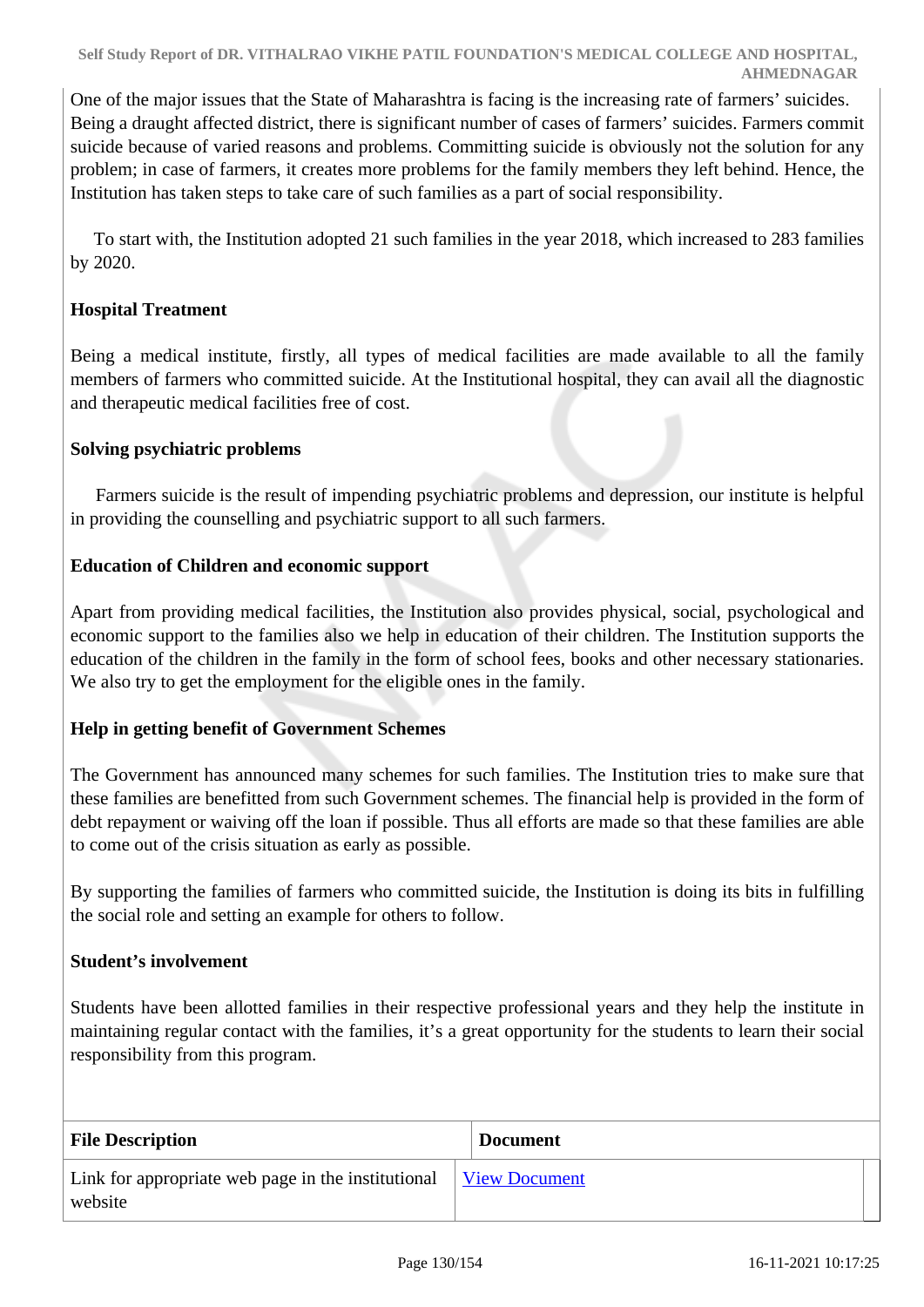One of the major issues that the State of Maharashtra is facing is the increasing rate of farmers' suicides. Being a draught affected district, there is significant number of cases of farmers' suicides. Farmers commit suicide because of varied reasons and problems. Committing suicide is obviously not the solution for any problem; in case of farmers, it creates more problems for the family members they left behind. Hence, the Institution has taken steps to take care of such families as a part of social responsibility.

To start with, the Institution adopted 21 such families in the year 2018, which increased to 283 families by 2020.

**Hospital Treatment**

Being a medical institute, firstly, all types of medical facilities are made available to all the family members of farmers who committed suicide. At the Institutional hospital, they can avail all the diagnostic and therapeutic medical facilities free of cost.

**Solving psychiatric problems**

Farmers suicide is the result of impending psychiatric problems and depression, our institute is helpful in providing the counselling and psychiatric support to all such farmers.

**Education of Children and economic support**

Apart from providing medical facilities, the Institution also provides physical, social, psychological and economic support to the families also we help in education of their children. The Institution supports the education of the children in the family in the form of school fees, books and other necessary stationaries. We also try to get the employment for the eligible ones in the family.

**Help in getting benefit of Government Schemes**

The Government has announced many schemes for such families. The Institution tries to make sure that these families are benefitted from such Government schemes. The financial help is provided in the form of debt repayment or waiving off the loan if possible. Thus all efforts are made so that these families are able to come out of the crisis situation as early as possible.

By supporting the families of farmers who committed suicide, the Institution is doing its bits in fulfilling the social role and setting an example for others to follow.

**Student's involvement**

Students have been allotted families in their respective professional years and they help the institute in maintaining regular contact with the families, it's a great opportunity for the students to learn their social responsibility from this program.

| File Description | Document |
| --- | --- |
| Link for appropriate web page in the institutional website | View Document |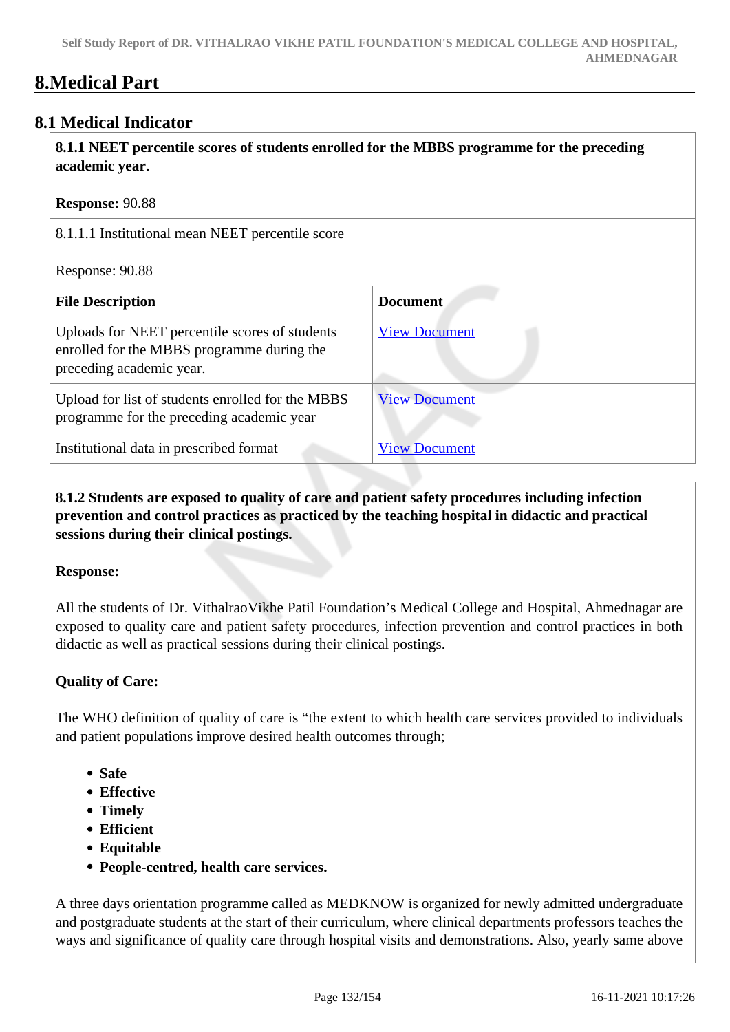# 8.Medical Part

## 8.1 Medical Indicator

**8.1.1 NEET percentile scores of students enrolled for the MBBS programme for the preceding academic year.**

**Response:** 90.88

8.1.1.1 Institutional mean NEET percentile score

Response: 90.88

| File Description | Document |
| --- | --- |
| Uploads for NEET percentile scores of students enrolled for the MBBS programme during the preceding academic year. | View Document |
| Upload for list of students enrolled for the MBBS programme for the preceding academic year | View Document |
| Institutional data in prescribed format | View Document |

**8.1.2 Students are exposed to quality of care and patient safety procedures including infection prevention and control practices as practiced by the teaching hospital in didactic and practical sessions during their clinical postings.**

**Response:**

All the students of Dr. VithalraoVikhe Patil Foundation's Medical College and Hospital, Ahmednagar are exposed to quality care and patient safety procedures, infection prevention and control practices in both didactic as well as practical sessions during their clinical postings.

**Quality of Care:**

The WHO definition of quality of care is "the extent to which health care services provided to individuals and patient populations improve desired health outcomes through;

- **Safe**
- **Effective**
- **Timely**
- **Efficient**
- **Equitable**
- **People-centred, health care services.**

A three days orientation programme called as MEDKNOW is organized for newly admitted undergraduate and postgraduate students at the start of their curriculum, where clinical departments professors teaches the ways and significance of quality care through hospital visits and demonstrations. Also, yearly same above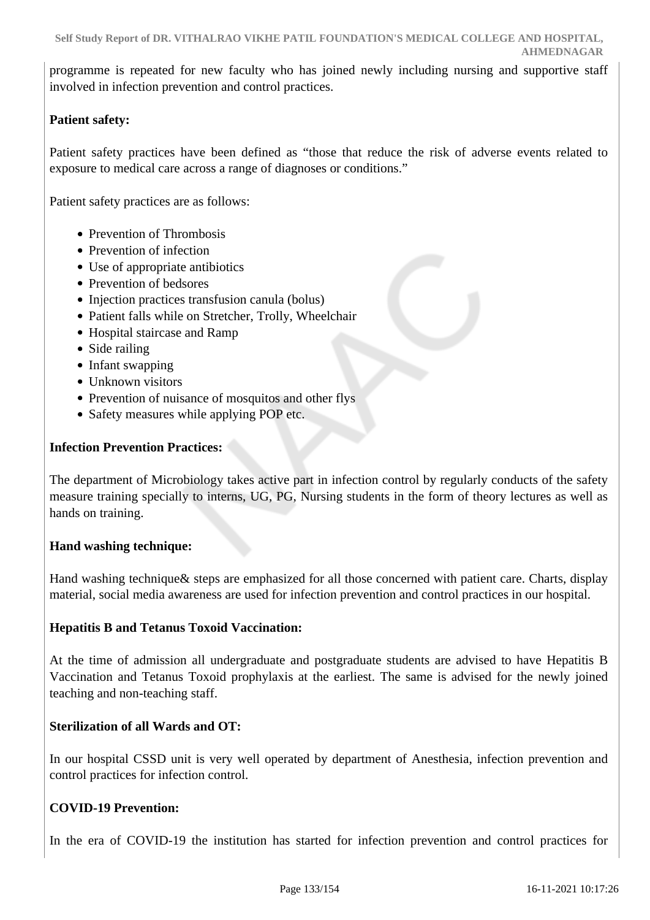programme is repeated for new faculty who has joined newly including nursing and supportive staff involved in infection prevention and control practices.

**Patient safety:**

Patient safety practices have been defined as "those that reduce the risk of adverse events related to exposure to medical care across a range of diagnoses or conditions."

Patient safety practices are as follows:

- Prevention of Thrombosis
- Prevention of infection
- Use of appropriate antibiotics
- Prevention of bedsores
- Injection practices transfusion canula (bolus)
- Patient falls while on Stretcher, Trolly, Wheelchair
- Hospital staircase and Ramp
- Side railing
- Infant swapping
- Unknown visitors
- Prevention of nuisance of mosquitos and other flys
- Safety measures while applying POP etc.

**Infection Prevention Practices:**

The department of Microbiology takes active part in infection control by regularly conducts of the safety measure training specially to interns, UG, PG, Nursing students in the form of theory lectures as well as hands on training.

**Hand washing technique:**

Hand washing technique& steps are emphasized for all those concerned with patient care. Charts, display material, social media awareness are used for infection prevention and control practices in our hospital.

**Hepatitis B and Tetanus Toxoid Vaccination:**

At the time of admission all undergraduate and postgraduate students are advised to have Hepatitis B Vaccination and Tetanus Toxoid prophylaxis at the earliest. The same is advised for the newly joined teaching and non-teaching staff.

**Sterilization of all Wards and OT:**

In our hospital CSSD unit is very well operated by department of Anesthesia, infection prevention and control practices for infection control.

**COVID-19 Prevention:**

In the era of COVID-19 the institution has started for infection prevention and control practices for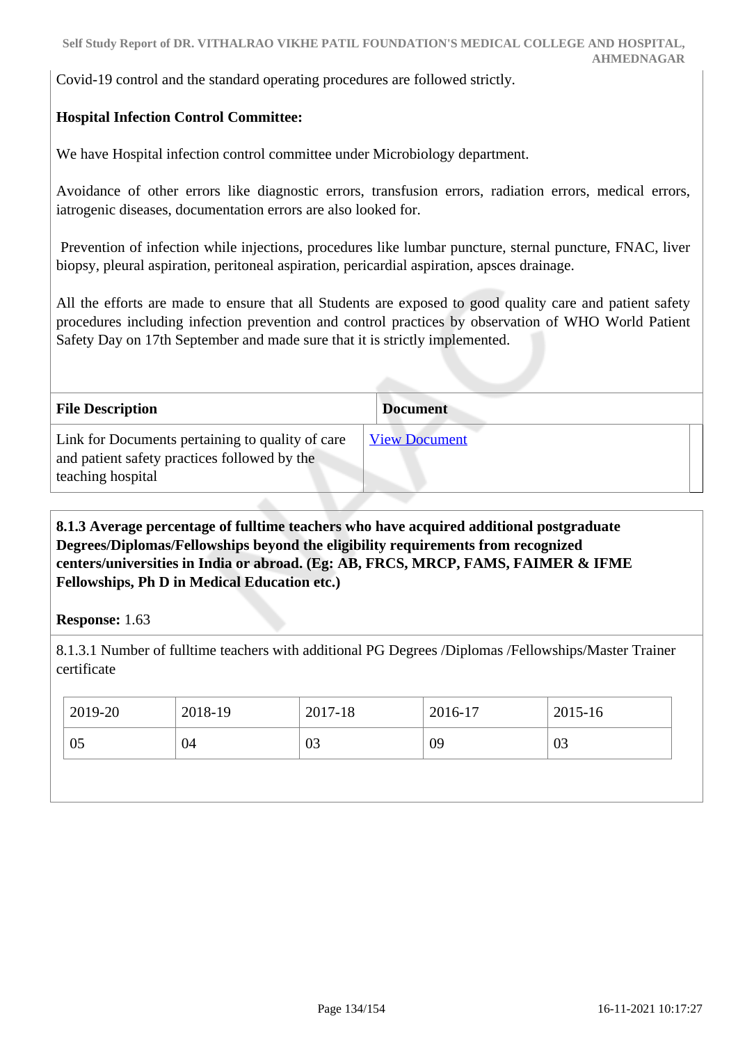Covid-19 control and the standard operating procedures are followed strictly.

**Hospital Infection Control Committee:**

We have Hospital infection control committee under Microbiology department.

Avoidance of other errors like diagnostic errors, transfusion errors, radiation errors, medical errors, iatrogenic diseases, documentation errors are also looked for.

Prevention of infection while injections, procedures like lumbar puncture, sternal puncture, FNAC, liver biopsy, pleural aspiration, peritoneal aspiration, pericardial aspiration, apsces drainage.

All the efforts are made to ensure that all Students are exposed to good quality care and patient safety procedures including infection prevention and control practices by observation of WHO World Patient Safety Day on 17th September and made sure that it is strictly implemented.

| File Description | Document |
|---|---|
| Link for Documents pertaining to quality of care and patient safety practices followed by the teaching hospital | View Document |

**8.1.3 Average percentage of fulltime teachers who have acquired additional postgraduate Degrees/Diplomas/Fellowships beyond the eligibility requirements from recognized centers/universities in India or abroad. (Eg: AB, FRCS, MRCP, FAMS, FAIMER & IFME Fellowships, Ph D in Medical Education etc.)**

**Response:** 1.63

8.1.3.1 Number of fulltime teachers with additional PG Degrees /Diplomas /Fellowships/Master Trainer certificate

| 2019-20 | 2018-19 | 2017-18 | 2016-17 | 2015-16 |
|---|---|---|---|---|
| 05 | 04 | 03 | 09 | 03 |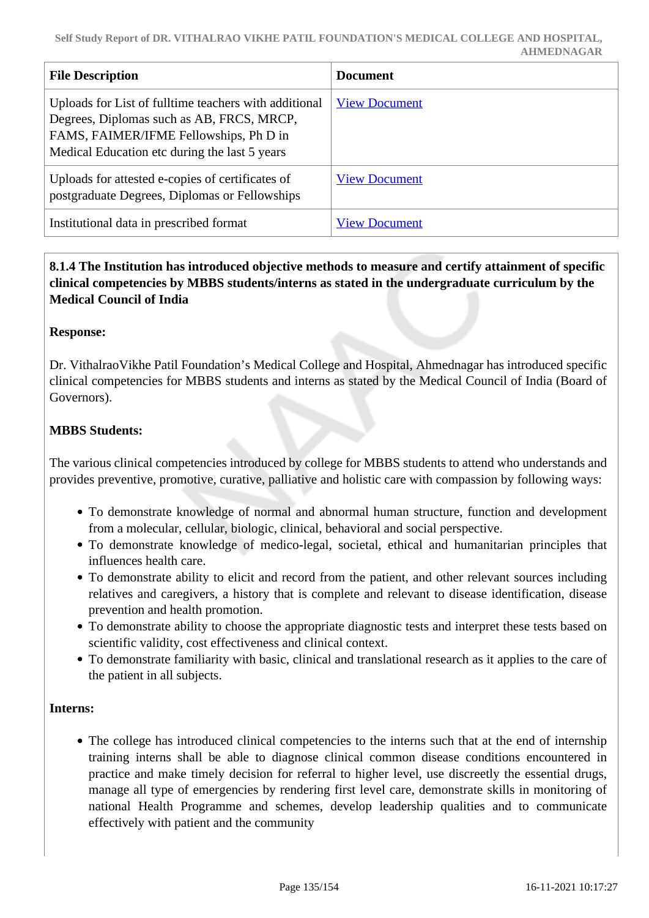| File Description | Document |
|---|---|
| Uploads for List of fulltime teachers with additional Degrees, Diplomas such as AB, FRCS, MRCP, FAMS, FAIMER/IFME Fellowships, Ph D in Medical Education etc during the last 5 years | View Document |
| Uploads for attested e-copies of certificates of postgraduate Degrees, Diplomas or Fellowships | View Document |
| Institutional data in prescribed format | View Document |

**8.1.4 The Institution has introduced objective methods to measure and certify attainment of specific clinical competencies by MBBS students/interns as stated in the undergraduate curriculum by the Medical Council of India**

**Response:**

Dr. VithalraoVikhe Patil Foundation’s Medical College and Hospital, Ahmednagar has introduced specific clinical competencies for MBBS students and interns as stated by the Medical Council of India (Board of Governors).

**MBBS Students:**

The various clinical competencies introduced by college for MBBS students to attend who understands and provides preventive, promotive, curative, palliative and holistic care with compassion by following ways:

- To demonstrate knowledge of normal and abnormal human structure, function and development from a molecular, cellular, biologic, clinical, behavioral and social perspective.
- To demonstrate knowledge of medico-legal, societal, ethical and humanitarian principles that influences health care.
- To demonstrate ability to elicit and record from the patient, and other relevant sources including relatives and caregivers, a history that is complete and relevant to disease identification, disease prevention and health promotion.
- To demonstrate ability to choose the appropriate diagnostic tests and interpret these tests based on scientific validity, cost effectiveness and clinical context.
- To demonstrate familiarity with basic, clinical and translational research as it applies to the care of the patient in all subjects.

**Interns:**

- The college has introduced clinical competencies to the interns such that at the end of internship training interns shall be able to diagnose clinical common disease conditions encountered in practice and make timely decision for referral to higher level, use discreetly the essential drugs, manage all type of emergencies by rendering first level care, demonstrate skills in monitoring of national Health Programme and schemes, develop leadership qualities and to communicate effectively with patient and the community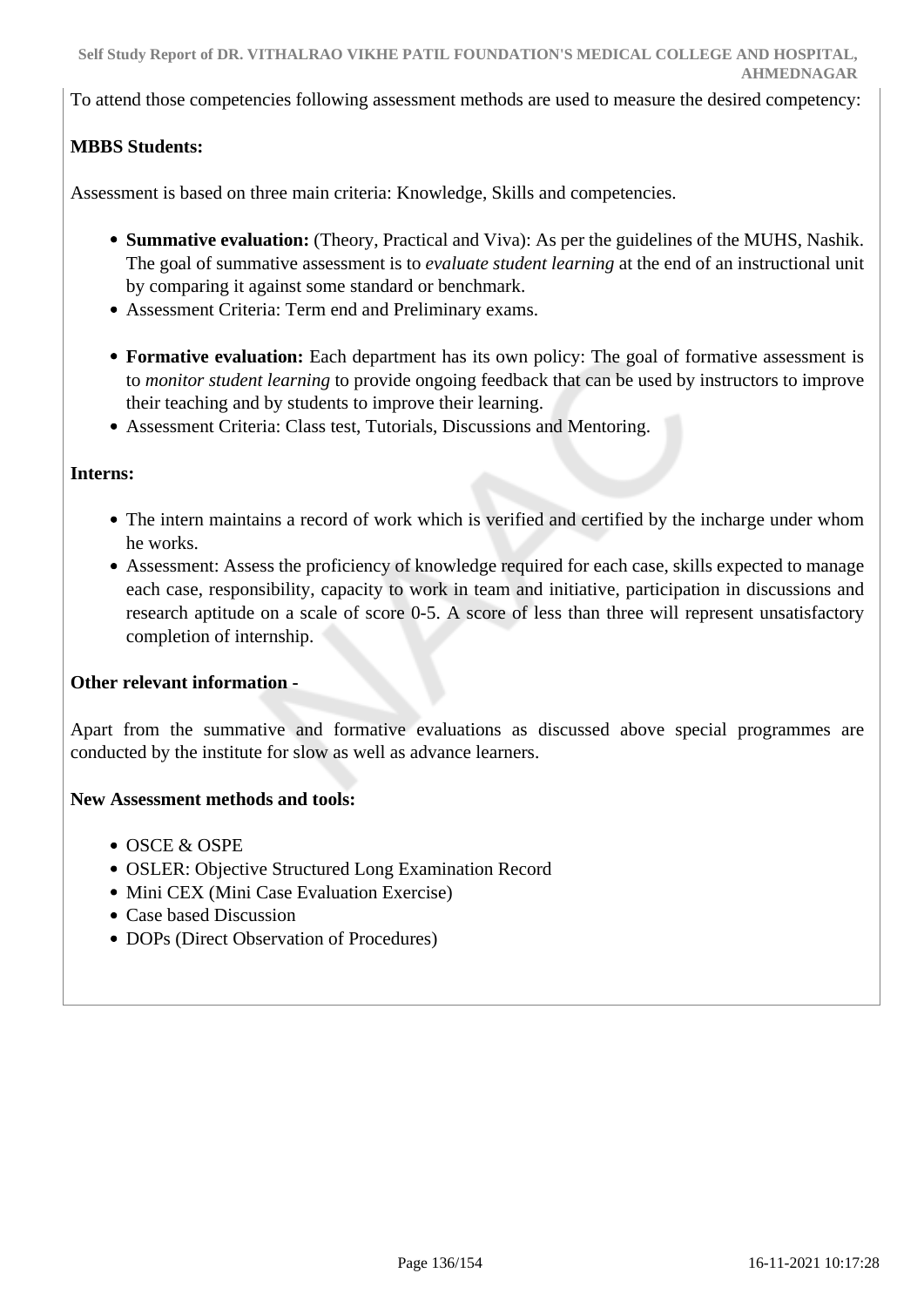To attend those competencies following assessment methods are used to measure the desired competency:

**MBBS Students:**

Assessment is based on three main criteria: Knowledge, Skills and competencies.

- **Summative evaluation:** (Theory, Practical and Viva): As per the guidelines of the MUHS, Nashik. The goal of summative assessment is to *evaluate student learning* at the end of an instructional unit by comparing it against some standard or benchmark.
- Assessment Criteria: Term end and Preliminary exams.

- **Formative evaluation:** Each department has its own policy: The goal of formative assessment is to *monitor student learning* to provide ongoing feedback that can be used by instructors to improve their teaching and by students to improve their learning.
- Assessment Criteria: Class test, Tutorials, Discussions and Mentoring.

**Interns:**

- The intern maintains a record of work which is verified and certified by the incharge under whom he works.
- Assessment: Assess the proficiency of knowledge required for each case, skills expected to manage each case, responsibility, capacity to work in team and initiative, participation in discussions and research aptitude on a scale of score 0-5. A score of less than three will represent unsatisfactory completion of internship.

**Other relevant information -**

Apart from the summative and formative evaluations as discussed above special programmes are conducted by the institute for slow as well as advance learners.

**New Assessment methods and tools:**

- OSCE & OSPE
- OSLER: Objective Structured Long Examination Record
- Mini CEX (Mini Case Evaluation Exercise)
- Case based Discussion
- DOPs (Direct Observation of Procedures)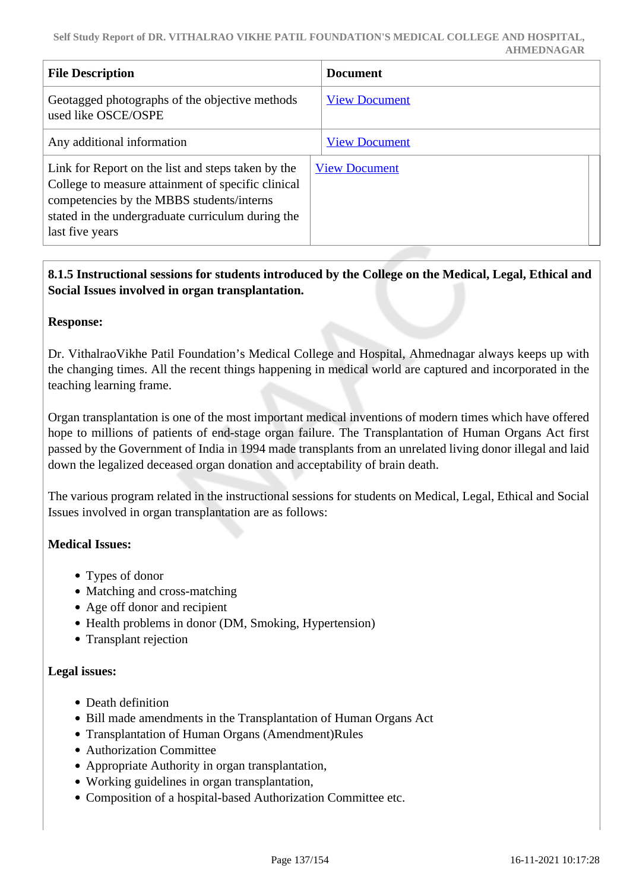| File Description | Document |
| --- | --- |
| Geotagged photographs of the objective methods used like OSCE/OSPE | View Document |
| Any additional information | View Document |
| Link for Report on the list and steps taken by the College to measure attainment of specific clinical competencies by the MBBS students/interns stated in the undergraduate curriculum during the last five years | View Document |

**8.1.5 Instructional sessions for students introduced by the College on the Medical, Legal, Ethical and Social Issues involved in organ transplantation.**

**Response:**

Dr. VithalraoVikhe Patil Foundation's Medical College and Hospital, Ahmednagar always keeps up with the changing times. All the recent things happening in medical world are captured and incorporated in the teaching learning frame.

Organ transplantation is one of the most important medical inventions of modern times which have offered hope to millions of patients of end-stage organ failure. The Transplantation of Human Organs Act first passed by the Government of India in 1994 made transplants from an unrelated living donor illegal and laid down the legalized deceased organ donation and acceptability of brain death.

The various program related in the instructional sessions for students on Medical, Legal, Ethical and Social Issues involved in organ transplantation are as follows:

**Medical Issues:**

- Types of donor
- Matching and cross-matching
- Age off donor and recipient
- Health problems in donor (DM, Smoking, Hypertension)
- Transplant rejection

**Legal issues:**

- Death definition
- Bill made amendments in the Transplantation of Human Organs Act
- Transplantation of Human Organs (Amendment)Rules
- Authorization Committee
- Appropriate Authority in organ transplantation,
- Working guidelines in organ transplantation,
- Composition of a hospital-based Authorization Committee etc.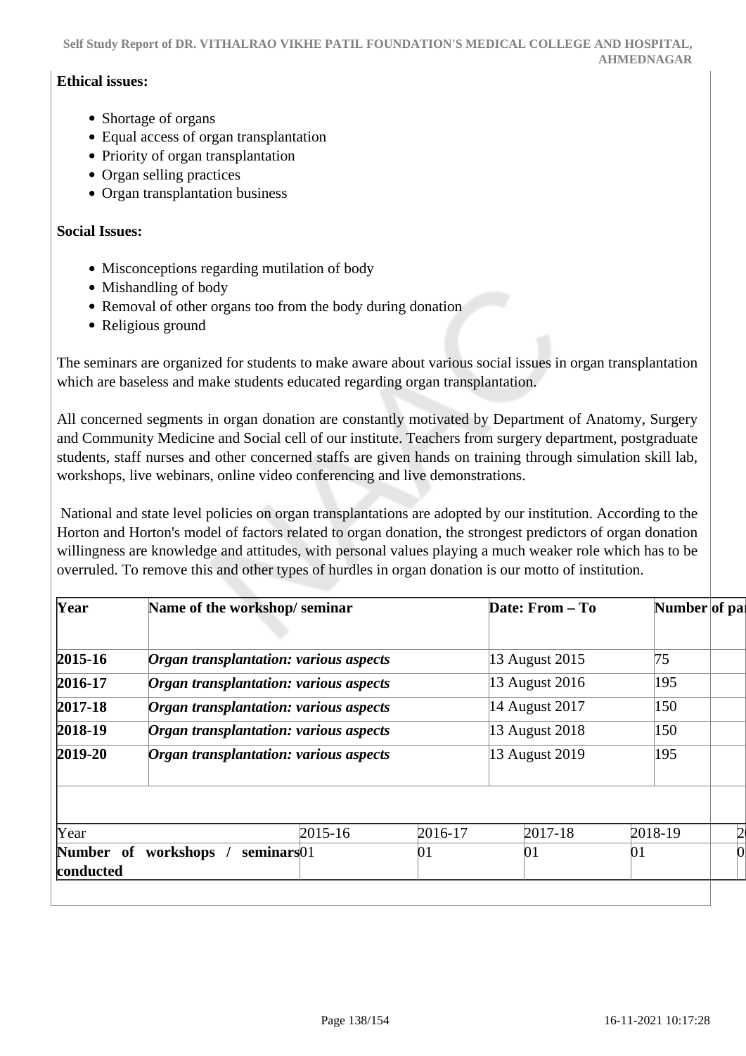**Ethical issues:**

- Shortage of organs
- Equal access of organ transplantation
- Priority of organ transplantation
- Organ selling practices
- Organ transplantation business

**Social Issues:**

- Misconceptions regarding mutilation of body
- Mishandling of body
- Removal of other organs too from the body during donation
- Religious ground

The seminars are organized for students to make aware about various social issues in organ transplantation which are baseless and make students educated regarding organ transplantation.

All concerned segments in organ donation are constantly motivated by Department of Anatomy, Surgery and Community Medicine and Social cell of our institute. Teachers from surgery department, postgraduate students, staff nurses and other concerned staffs are given hands on training through simulation skill lab, workshops, live webinars, online video conferencing and live demonstrations.

National and state level policies on organ transplantations are adopted by our institution. According to the Horton and Horton's model of factors related to organ donation, the strongest predictors of organ donation willingness are knowledge and attitudes, with personal values playing a much weaker role which has to be overruled. To remove this and other types of hurdles in organ donation is our motto of institution.

| Year | Name of the workshop/ seminar | Date: From – To | Number of pa |
|---|---|---|---|
| 2015-16 | *Organ transplantation: various aspects* | 13 August 2015 | 75 |
| 2016-17 | *Organ transplantation: various aspects* | 13 August 2016 | 195 |
| 2017-18 | *Organ transplantation: various aspects* | 14 August 2017 | 150 |
| 2018-19 | *Organ transplantation: various aspects* | 13 August 2018 | 150 |
| 2019-20 | *Organ transplantation: various aspects* | 13 August 2019 | 195 |

| Year | 2015-16 | 2016-17 | 2017-18 | 2018-19 | 2 |
|---|---|---|---|---|---|
| **Number of workshops / seminars conducted** | 01 | 01 | 01 | 01 | 0 |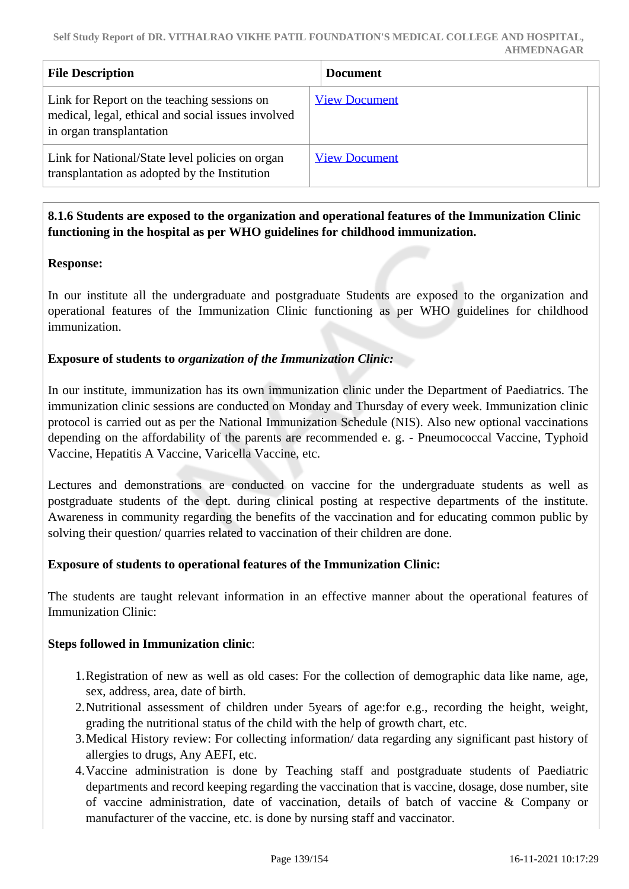| File Description | Document |
| --- | --- |
| Link for Report on the teaching sessions on medical, legal, ethical and social issues involved in organ transplantation | View Document |
| Link for National/State level policies on organ transplantation as adopted by the Institution | View Document |

**8.1.6 Students are exposed to the organization and operational features of the Immunization Clinic functioning in the hospital as per WHO guidelines for childhood immunization.**

**Response:**

In our institute all the undergraduate and postgraduate Students are exposed to the organization and operational features of the Immunization Clinic functioning as per WHO guidelines for childhood immunization.

**Exposure of students to *organization of the Immunization Clinic:***

In our institute, immunization has its own immunization clinic under the Department of Paediatrics. The immunization clinic sessions are conducted on Monday and Thursday of every week. Immunization clinic protocol is carried out as per the National Immunization Schedule (NIS). Also new optional vaccinations depending on the affordability of the parents are recommended e. g. - Pneumococcal Vaccine, Typhoid Vaccine, Hepatitis A Vaccine, Varicella Vaccine, etc.

Lectures and demonstrations are conducted on vaccine for the undergraduate students as well as postgraduate students of the dept. during clinical posting at respective departments of the institute. Awareness in community regarding the benefits of the vaccination and for educating common public by solving their question/ quarries related to vaccination of their children are done.

**Exposure of students to operational features of the Immunization Clinic:**

The students are taught relevant information in an effective manner about the operational features of Immunization Clinic:

**Steps followed in Immunization clinic**:

1. Registration of new as well as old cases: For the collection of demographic data like name, age, sex, address, area, date of birth.
2. Nutritional assessment of children under 5years of age:for e.g., recording the height, weight, grading the nutritional status of the child with the help of growth chart, etc.
3. Medical History review: For collecting information/ data regarding any significant past history of allergies to drugs, Any AEFI, etc.
4. Vaccine administration is done by Teaching staff and postgraduate students of Paediatric departments and record keeping regarding the vaccination that is vaccine, dosage, dose number, site of vaccine administration, date of vaccination, details of batch of vaccine & Company or manufacturer of the vaccine, etc. is done by nursing staff and vaccinator.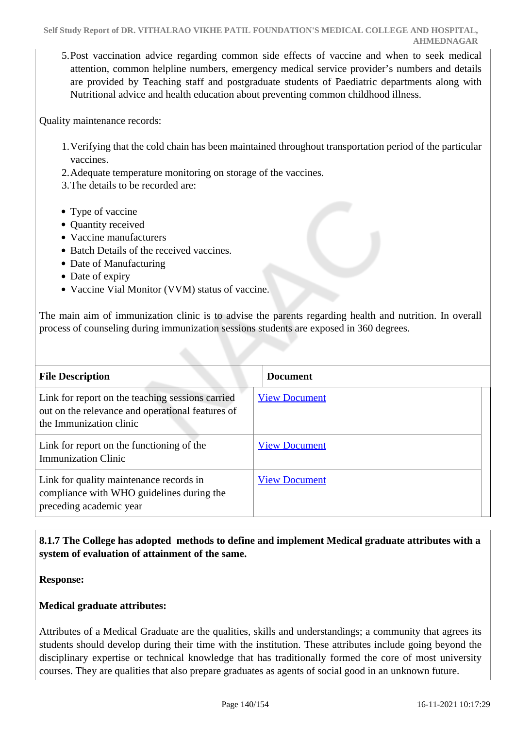5. Post vaccination advice regarding common side effects of vaccine and when to seek medical attention, common helpline numbers, emergency medical service provider's numbers and details are provided by Teaching staff and postgraduate students of Paediatric departments along with Nutritional advice and health education about preventing common childhood illness.

Quality maintenance records:

1. Verifying that the cold chain has been maintained throughout transportation period of the particular vaccines.
2. Adequate temperature monitoring on storage of the vaccines.
3. The details to be recorded are:

- Type of vaccine
- Quantity received
- Vaccine manufacturers
- Batch Details of the received vaccines.
- Date of Manufacturing
- Date of expiry
- Vaccine Vial Monitor (VVM) status of vaccine.

The main aim of immunization clinic is to advise the parents regarding health and nutrition. In overall process of counseling during immunization sessions students are exposed in 360 degrees.

| File Description | Document |
|---|---|
| Link for report on the teaching sessions carried out on the relevance and operational features of the Immunization clinic | View Document |
| Link for report on the functioning of the Immunization Clinic | View Document |
| Link for quality maintenance records in compliance with WHO guidelines during the preceding academic year | View Document |

**8.1.7 The College has adopted methods to define and implement Medical graduate attributes with a system of evaluation of attainment of the same.**

**Response:**

**Medical graduate attributes:**

Attributes of a Medical Graduate are the qualities, skills and understandings; a community that agrees its students should develop during their time with the institution. These attributes include going beyond the disciplinary expertise or technical knowledge that has traditionally formed the core of most university courses. They are qualities that also prepare graduates as agents of social good in an unknown future.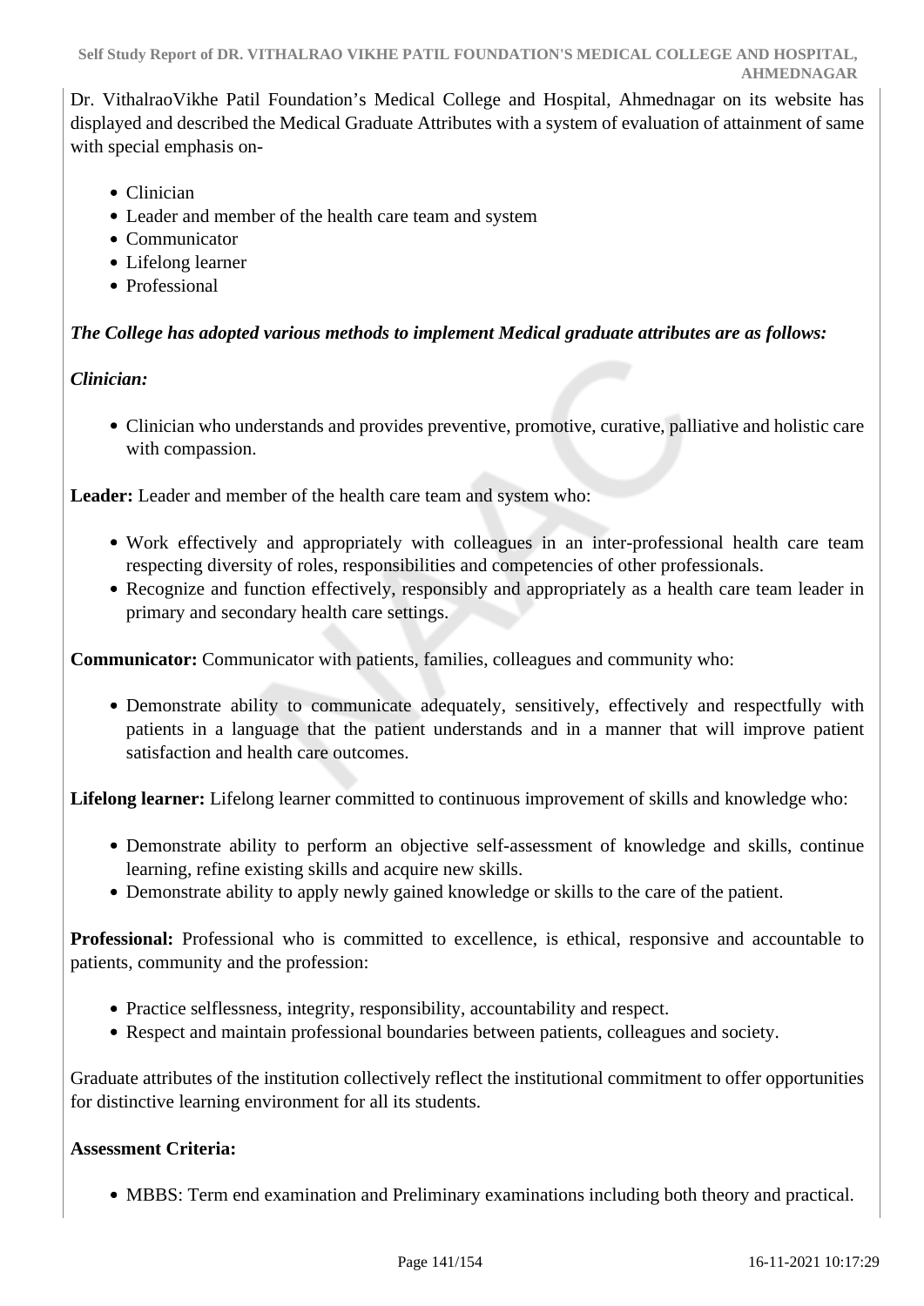Dr. VithalraoVikhe Patil Foundation's Medical College and Hospital, Ahmednagar on its website has displayed and described the Medical Graduate Attributes with a system of evaluation of attainment of same with special emphasis on-

- Clinician
- Leader and member of the health care team and system
- Communicator
- Lifelong learner
- Professional

***The College has adopted various methods to implement Medical graduate attributes are as follows:***

***Clinician:***

- Clinician who understands and provides preventive, promotive, curative, palliative and holistic care with compassion.

**Leader:** Leader and member of the health care team and system who:

- Work effectively and appropriately with colleagues in an inter-professional health care team respecting diversity of roles, responsibilities and competencies of other professionals.
- Recognize and function effectively, responsibly and appropriately as a health care team leader in primary and secondary health care settings.

**Communicator:** Communicator with patients, families, colleagues and community who:

- Demonstrate ability to communicate adequately, sensitively, effectively and respectfully with patients in a language that the patient understands and in a manner that will improve patient satisfaction and health care outcomes.

**Lifelong learner:** Lifelong learner committed to continuous improvement of skills and knowledge who:

- Demonstrate ability to perform an objective self-assessment of knowledge and skills, continue learning, refine existing skills and acquire new skills.
- Demonstrate ability to apply newly gained knowledge or skills to the care of the patient.

**Professional:** Professional who is committed to excellence, is ethical, responsive and accountable to patients, community and the profession:

- Practice selflessness, integrity, responsibility, accountability and respect.
- Respect and maintain professional boundaries between patients, colleagues and society.

Graduate attributes of the institution collectively reflect the institutional commitment to offer opportunities for distinctive learning environment for all its students.

**Assessment Criteria:**

- MBBS: Term end examination and Preliminary examinations including both theory and practical.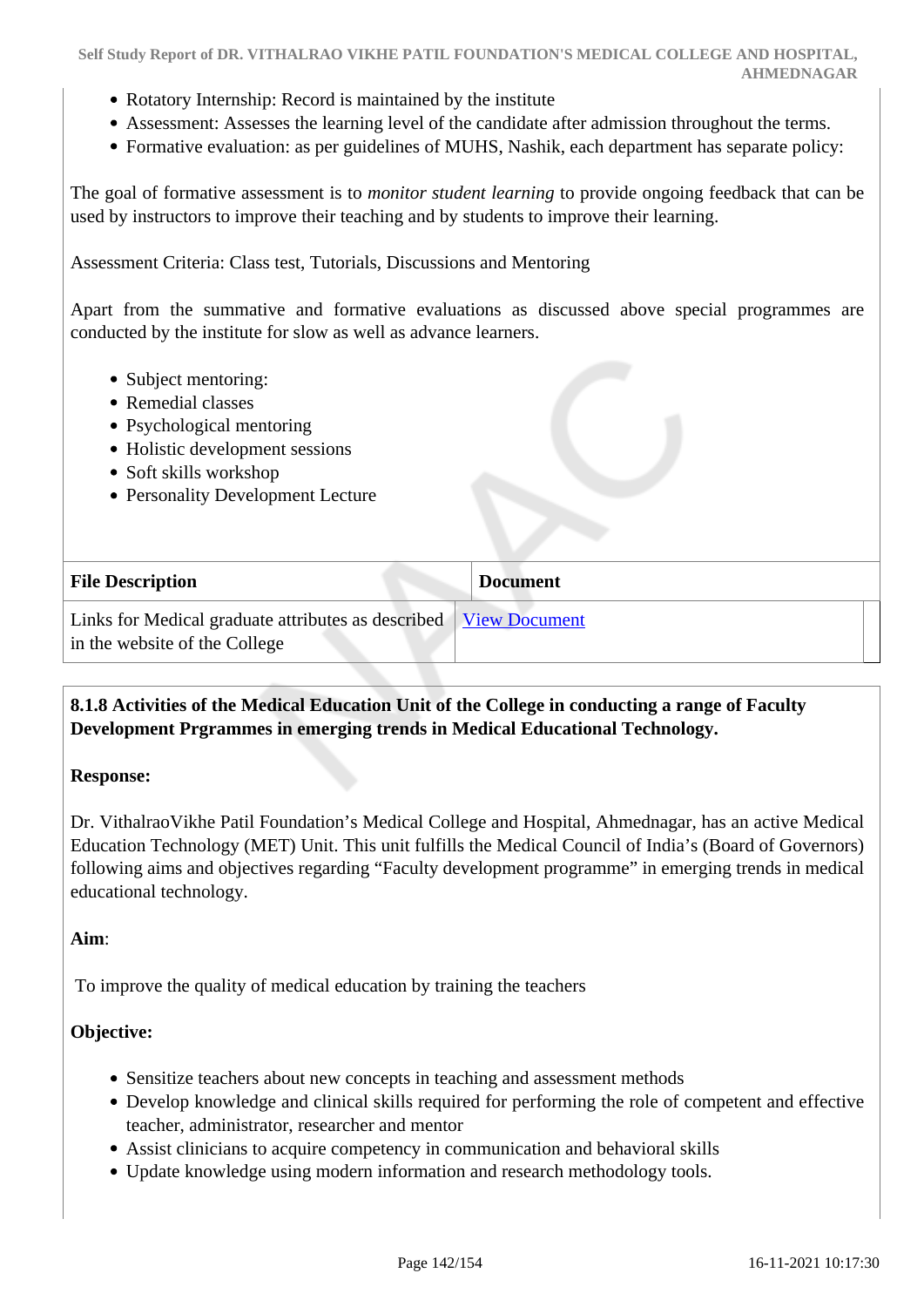- Rotatory Internship: Record is maintained by the institute
- Assessment: Assesses the learning level of the candidate after admission throughout the terms.
- Formative evaluation: as per guidelines of MUHS, Nashik, each department has separate policy:

The goal of formative assessment is to *monitor student learning* to provide ongoing feedback that can be used by instructors to improve their teaching and by students to improve their learning.

Assessment Criteria: Class test, Tutorials, Discussions and Mentoring

Apart from the summative and formative evaluations as discussed above special programmes are conducted by the institute for slow as well as advance learners.

- Subject mentoring:
- Remedial classes
- Psychological mentoring
- Holistic development sessions
- Soft skills workshop
- Personality Development Lecture

| File Description | Document |
|---|---|
| Links for Medical graduate attributes as described in the website of the College | View Document |

**8.1.8 Activities of the Medical Education Unit of the College in conducting a range of Faculty Development Prgrammes in emerging trends in Medical Educational Technology.**

**Response:**

Dr. VithalraoVikhe Patil Foundation's Medical College and Hospital, Ahmednagar, has an active Medical Education Technology (MET) Unit. This unit fulfills the Medical Council of India's (Board of Governors) following aims and objectives regarding "Faculty development programme" in emerging trends in medical educational technology.

**Aim**:

To improve the quality of medical education by training the teachers

**Objective:**

- Sensitize teachers about new concepts in teaching and assessment methods
- Develop knowledge and clinical skills required for performing the role of competent and effective teacher, administrator, researcher and mentor
- Assist clinicians to acquire competency in communication and behavioral skills
- Update knowledge using modern information and research methodology tools.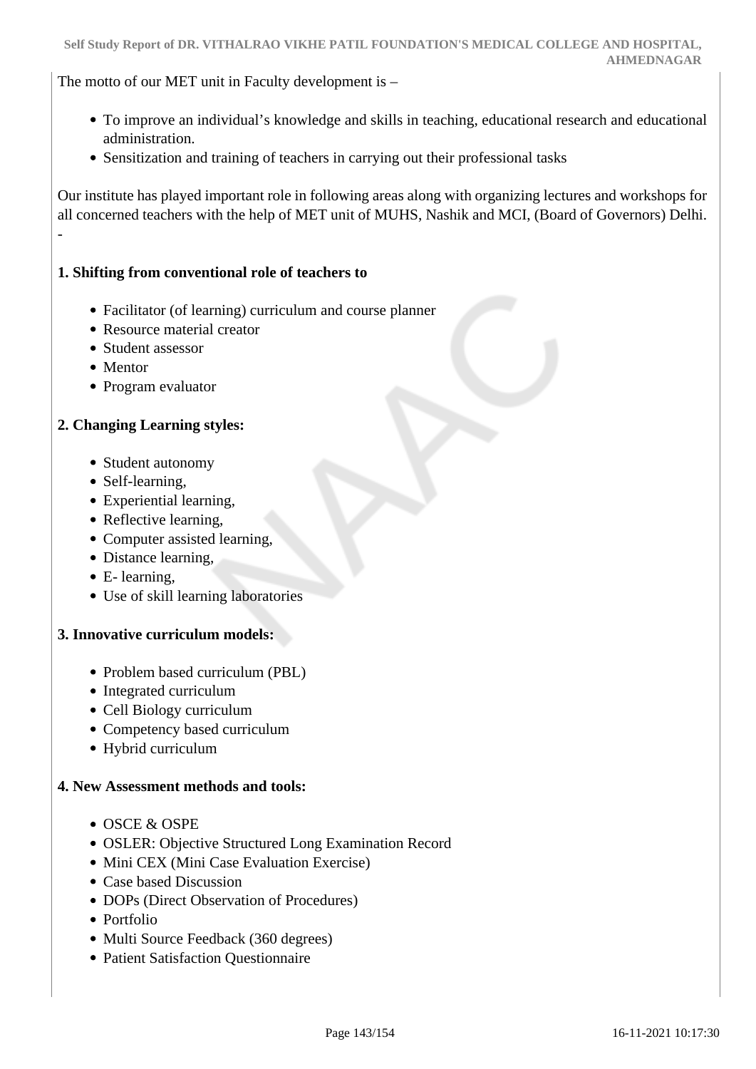The motto of our MET unit in Faculty development is –

- To improve an individual's knowledge and skills in teaching, educational research and educational administration.
- Sensitization and training of teachers in carrying out their professional tasks

Our institute has played important role in following areas along with organizing lectures and workshops for all concerned teachers with the help of MET unit of MUHS, Nashik and MCI, (Board of Governors) Delhi. -

**1. Shifting from conventional role of teachers to**

- Facilitator (of learning) curriculum and course planner
- Resource material creator
- Student assessor
- Mentor
- Program evaluator

**2. Changing Learning styles:**

- Student autonomy
- Self-learning,
- Experiential learning,
- Reflective learning,
- Computer assisted learning,
- Distance learning,
- E- learning,
- Use of skill learning laboratories

**3. Innovative curriculum models:**

- Problem based curriculum (PBL)
- Integrated curriculum
- Cell Biology curriculum
- Competency based curriculum
- Hybrid curriculum

**4. New Assessment methods and tools:**

- OSCE & OSPE
- OSLER: Objective Structured Long Examination Record
- Mini CEX (Mini Case Evaluation Exercise)
- Case based Discussion
- DOPs (Direct Observation of Procedures)
- Portfolio
- Multi Source Feedback (360 degrees)
- Patient Satisfaction Questionnaire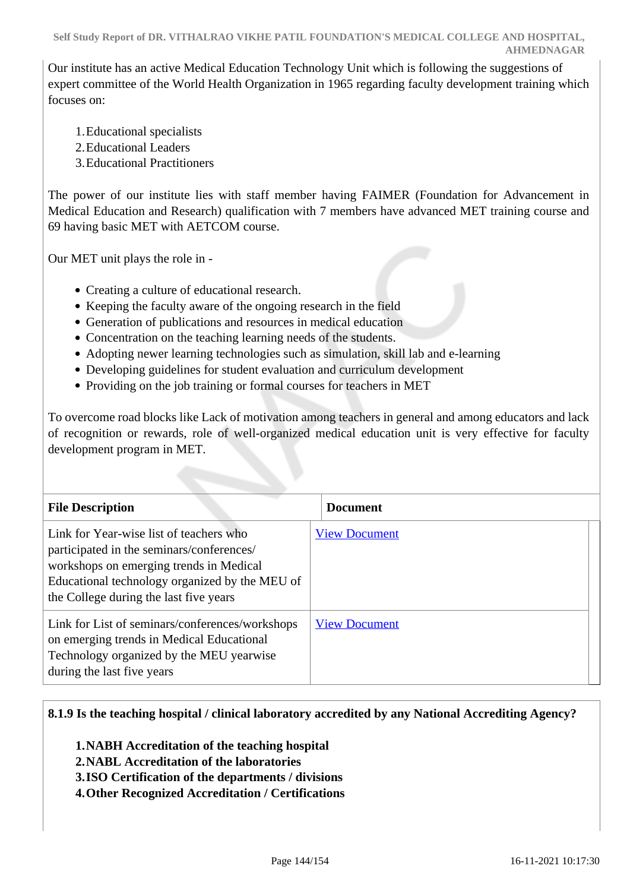Our institute has an active Medical Education Technology Unit which is following the suggestions of expert committee of the World Health Organization in 1965 regarding faculty development training which focuses on:

1. Educational specialists
2. Educational Leaders
3. Educational Practitioners

The power of our institute lies with staff member having FAIMER (Foundation for Advancement in Medical Education and Research) qualification with 7 members have advanced MET training course and 69 having basic MET with AETCOM course.

Our MET unit plays the role in -

- Creating a culture of educational research.
- Keeping the faculty aware of the ongoing research in the field
- Generation of publications and resources in medical education
- Concentration on the teaching learning needs of the students.
- Adopting newer learning technologies such as simulation, skill lab and e-learning
- Developing guidelines for student evaluation and curriculum development
- Providing on the job training or formal courses for teachers in MET

To overcome road blocks like Lack of motivation among teachers in general and among educators and lack of recognition or rewards, role of well-organized medical education unit is very effective for faculty development program in MET.

| File Description | Document |
|---|---|
| Link for Year-wise list of teachers who participated in the seminars/conferences/ workshops on emerging trends in Medical Educational technology organized by the MEU of the College during the last five years | View Document |
| Link for List of seminars/conferences/workshops on emerging trends in Medical Educational Technology organized by the MEU yearwise during the last five years | View Document |

**8.1.9 Is the teaching hospital / clinical laboratory accredited by any National Accrediting Agency?**

1. **NABH Accreditation of the teaching hospital**
2. **NABL Accreditation of the laboratories**
3. **ISO Certification of the departments / divisions**
4. **Other Recognized Accreditation / Certifications**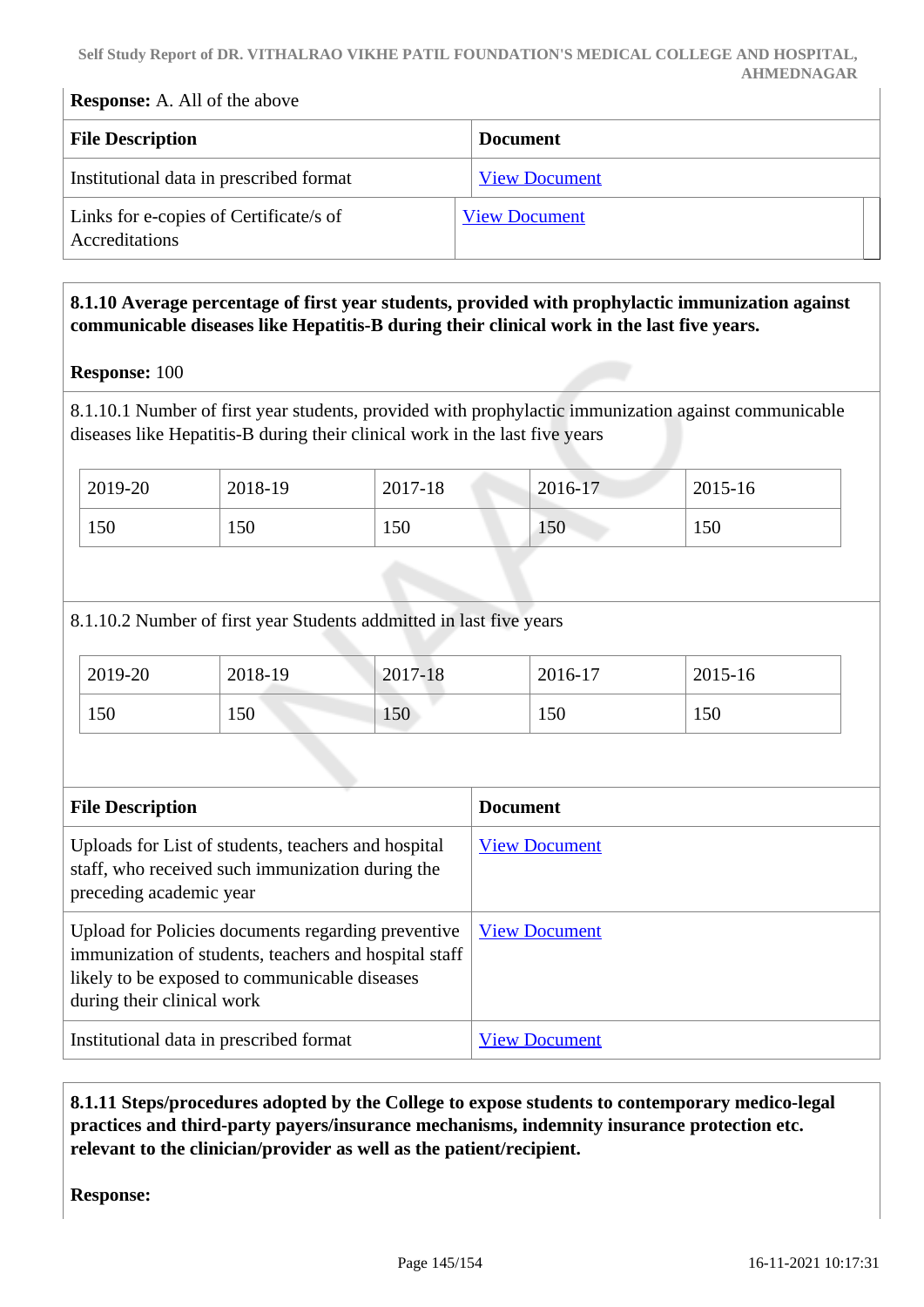**Response:** A. All of the above

| File Description | Document |
|---|---|
| Institutional data in prescribed format | View Document |
| Links for e-copies of Certificate/s of Accreditations | View Document |

**8.1.10 Average percentage of first year students, provided with prophylactic immunization against communicable diseases like Hepatitis-B during their clinical work in the last five years.**

**Response:** 100

8.1.10.1 Number of first year students, provided with prophylactic immunization against communicable diseases like Hepatitis-B during their clinical work in the last five years

| 2019-20 | 2018-19 | 2017-18 | 2016-17 | 2015-16 |
|---|---|---|---|---|
| 150 | 150 | 150 | 150 | 150 |

8.1.10.2 Number of first year Students addmitted in last five years

| 2019-20 | 2018-19 | 2017-18 | 2016-17 | 2015-16 |
|---|---|---|---|---|
| 150 | 150 | 150 | 150 | 150 |

| File Description | Document |
|---|---|
| Uploads for List of students, teachers and hospital staff, who received such immunization during the preceding academic year | View Document |
| Upload for Policies documents regarding preventive immunization of students, teachers and hospital staff likely to be exposed to communicable diseases during their clinical work | View Document |
| Institutional data in prescribed format | View Document |

**8.1.11 Steps/procedures adopted by the College to expose students to contemporary medico-legal practices and third-party payers/insurance mechanisms, indemnity insurance protection etc. relevant to the clinician/provider as well as the patient/recipient.**

**Response:**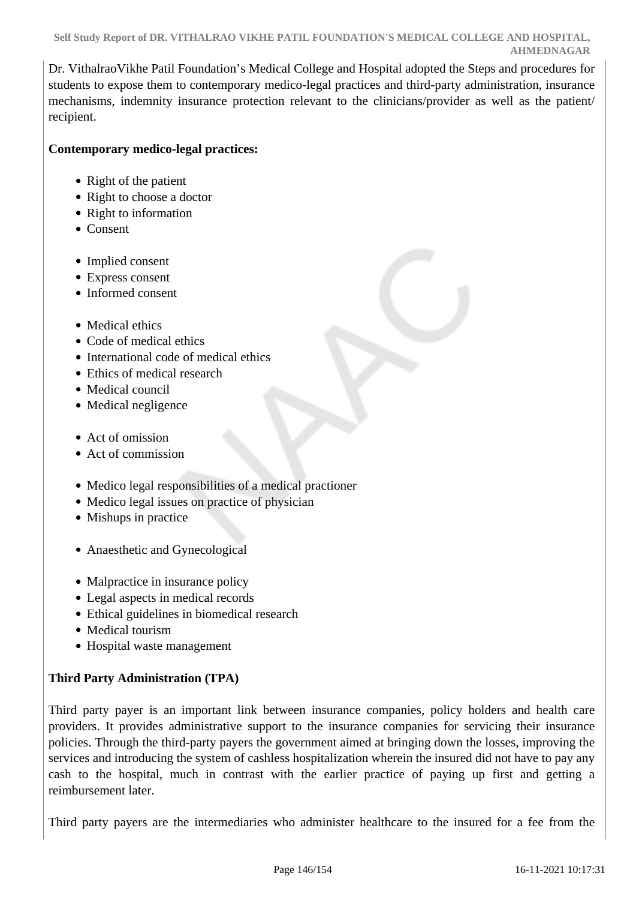Dr. VithalraoVikhe Patil Foundation's Medical College and Hospital adopted the Steps and procedures for students to expose them to contemporary medico-legal practices and third-party administration, insurance mechanisms, indemnity insurance protection relevant to the clinicians/provider as well as the patient/ recipient.

**Contemporary medico-legal practices:**

- Right of the patient
- Right to choose a doctor
- Right to information
- Consent

- Implied consent
- Express consent
- Informed consent

- Medical ethics
- Code of medical ethics
- International code of medical ethics
- Ethics of medical research
- Medical council
- Medical negligence

- Act of omission
- Act of commission

- Medico legal responsibilities of a medical practioner
- Medico legal issues on practice of physician
- Mishups in practice

- Anaesthetic and Gynecological

- Malpractice in insurance policy
- Legal aspects in medical records
- Ethical guidelines in biomedical research
- Medical tourism
- Hospital waste management

**Third Party Administration (TPA)**

Third party payer is an important link between insurance companies, policy holders and health care providers. It provides administrative support to the insurance companies for servicing their insurance policies. Through the third-party payers the government aimed at bringing down the losses, improving the services and introducing the system of cashless hospitalization wherein the insured did not have to pay any cash to the hospital, much in contrast with the earlier practice of paying up first and getting a reimbursement later.

Third party payers are the intermediaries who administer healthcare to the insured for a fee from the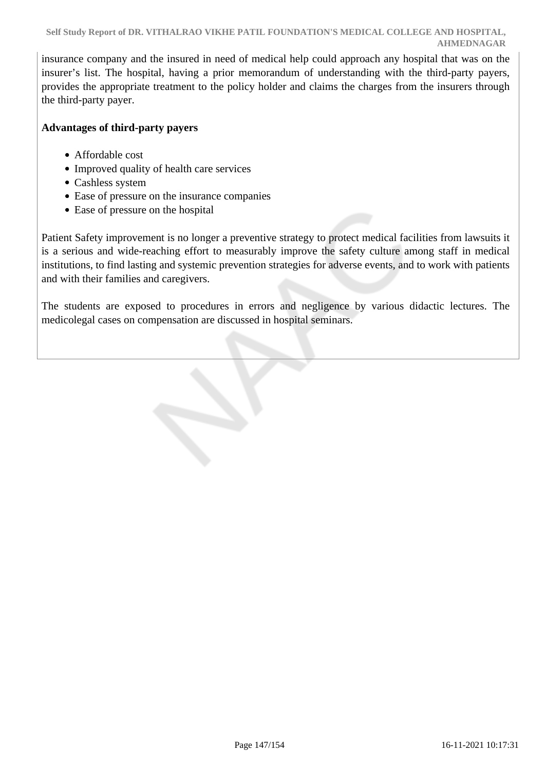insurance company and the insured in need of medical help could approach any hospital that was on the insurer's list. The hospital, having a prior memorandum of understanding with the third-party payers, provides the appropriate treatment to the policy holder and claims the charges from the insurers through the third-party payer.

**Advantages of third-party payers**

- Affordable cost
- Improved quality of health care services
- Cashless system
- Ease of pressure on the insurance companies
- Ease of pressure on the hospital

Patient Safety improvement is no longer a preventive strategy to protect medical facilities from lawsuits it is a serious and wide-reaching effort to measurably improve the safety culture among staff in medical institutions, to find lasting and systemic prevention strategies for adverse events, and to work with patients and with their families and caregivers.

The students are exposed to procedures in errors and negligence by various didactic lectures. The medicolegal cases on compensation are discussed in hospital seminars.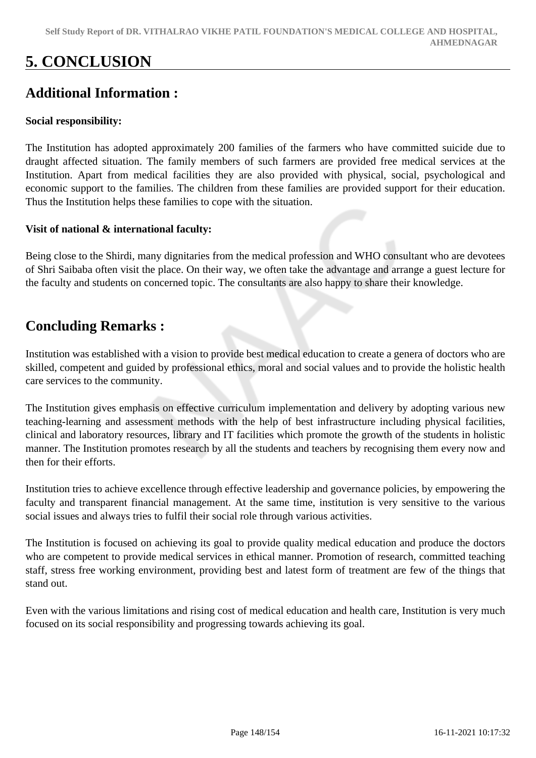# 5. CONCLUSION

## Additional Information :

**Social responsibility:**

The Institution has adopted approximately 200 families of the farmers who have committed suicide due to draught affected situation. The family members of such farmers are provided free medical services at the Institution. Apart from medical facilities they are also provided with physical, social, psychological and economic support to the families. The children from these families are provided support for their education. Thus the Institution helps these families to cope with the situation.

**Visit of national & international faculty:**

Being close to the Shirdi, many dignitaries from the medical profession and WHO consultant who are devotees of Shri Saibaba often visit the place. On their way, we often take the advantage and arrange a guest lecture for the faculty and students on concerned topic. The consultants are also happy to share their knowledge.

## Concluding Remarks :

Institution was established with a vision to provide best medical education to create a genera of doctors who are skilled, competent and guided by professional ethics, moral and social values and to provide the holistic health care services to the community.

The Institution gives emphasis on effective curriculum implementation and delivery by adopting various new teaching-learning and assessment methods with the help of best infrastructure including physical facilities, clinical and laboratory resources, library and IT facilities which promote the growth of the students in holistic manner. The Institution promotes research by all the students and teachers by recognising them every now and then for their efforts.

Institution tries to achieve excellence through effective leadership and governance policies, by empowering the faculty and transparent financial management. At the same time, institution is very sensitive to the various social issues and always tries to fulfil their social role through various activities.

The Institution is focused on achieving its goal to provide quality medical education and produce the doctors who are competent to provide medical services in ethical manner. Promotion of research, committed teaching staff, stress free working environment, providing best and latest form of treatment are few of the things that stand out.

Even with the various limitations and rising cost of medical education and health care, Institution is very much focused on its social responsibility and progressing towards achieving its goal.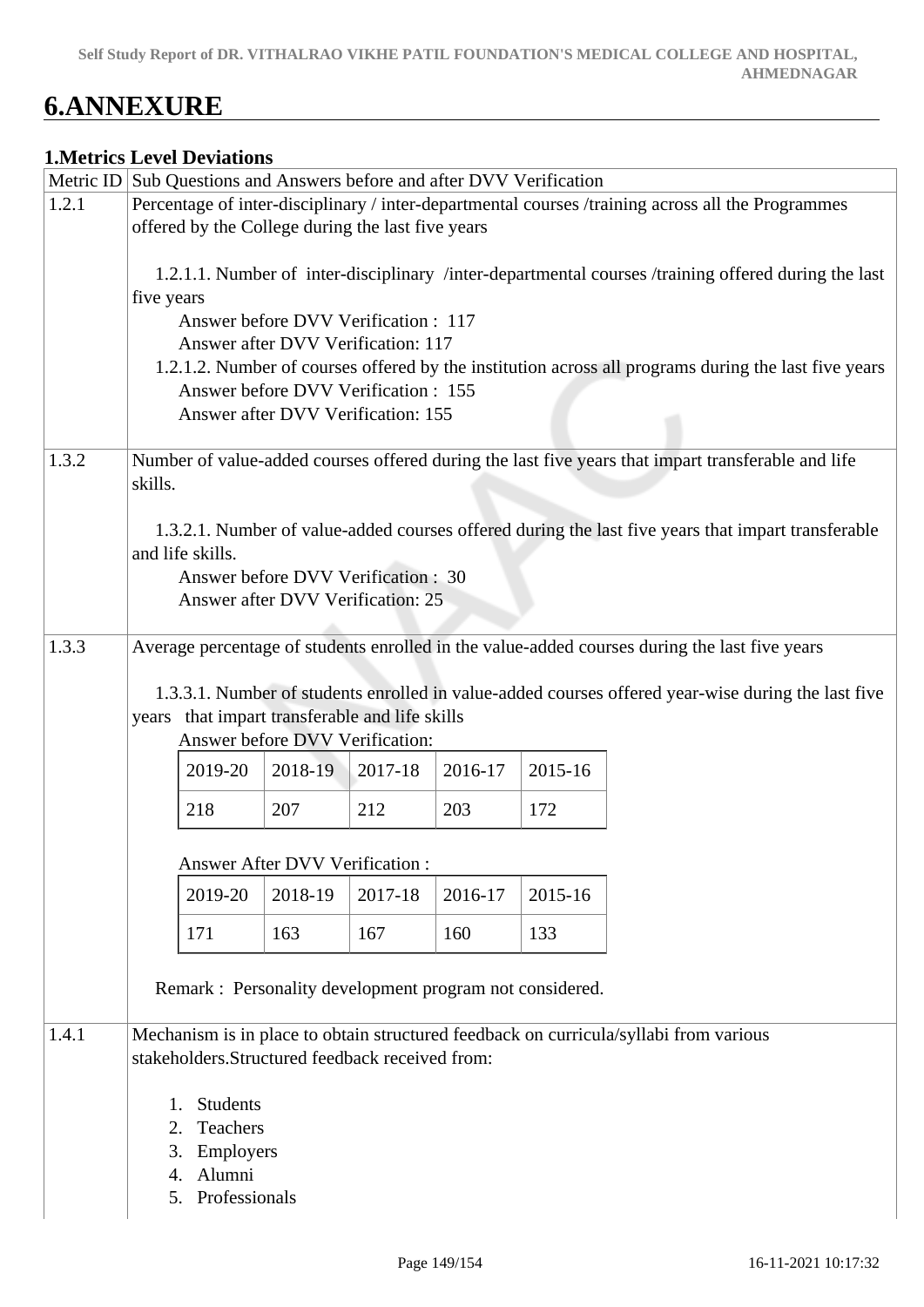# 6.ANNEXURE

## 1.Metrics Level Deviations

| Metric ID | Sub Questions and Answers before and after DVV Verification |
|---|---|
| 1.2.1 | Percentage of inter-disciplinary / inter-departmental courses /training across all the Programmes offered by the College during the last five years<br><br>1.2.1.1. Number of inter-disciplinary /inter-departmental courses /training offered during the last five years<br>Answer before DVV Verification : 117<br>Answer after DVV Verification: 117<br>1.2.1.2. Number of courses offered by the institution across all programs during the last five years<br>Answer before DVV Verification : 155<br>Answer after DVV Verification: 155 |
| 1.3.2 | Number of value-added courses offered during the last five years that impart transferable and life skills.<br><br>1.3.2.1. Number of value-added courses offered during the last five years that impart transferable and life skills.<br>Answer before DVV Verification : 30<br>Answer after DVV Verification: 25 |
| 1.3.3 | Average percentage of students enrolled in the value-added courses during the last five years<br><br>1.3.3.1. Number of students enrolled in value-added courses offered year-wise during the last five years that impart transferable and life skills<br>Answer before DVV Verification:<br>2019-20: 218, 2018-19: 207, 2017-18: 212, 2016-17: 203, 2015-16: 172<br><br>Answer After DVV Verification :<br>2019-20: 171, 2018-19: 163, 2017-18: 167, 2016-17: 160, 2015-16: 133<br><br>Remark : Personality development program not considered. |
| 1.4.1 | Mechanism is in place to obtain structured feedback on curricula/syllabi from various stakeholders.Structured feedback received from:<br><br>1. Students<br>2. Teachers<br>3. Employers<br>4. Alumni<br>5. Professionals |

Answer before DVV Verification (1.3.3.1):

| 2019-20 | 2018-19 | 2017-18 | 2016-17 | 2015-16 |
|---|---|---|---|---|
| 218 | 207 | 212 | 203 | 172 |

Answer After DVV Verification (1.3.3.1):

| 2019-20 | 2018-19 | 2017-18 | 2016-17 | 2015-16 |
|---|---|---|---|---|
| 171 | 163 | 167 | 160 | 133 |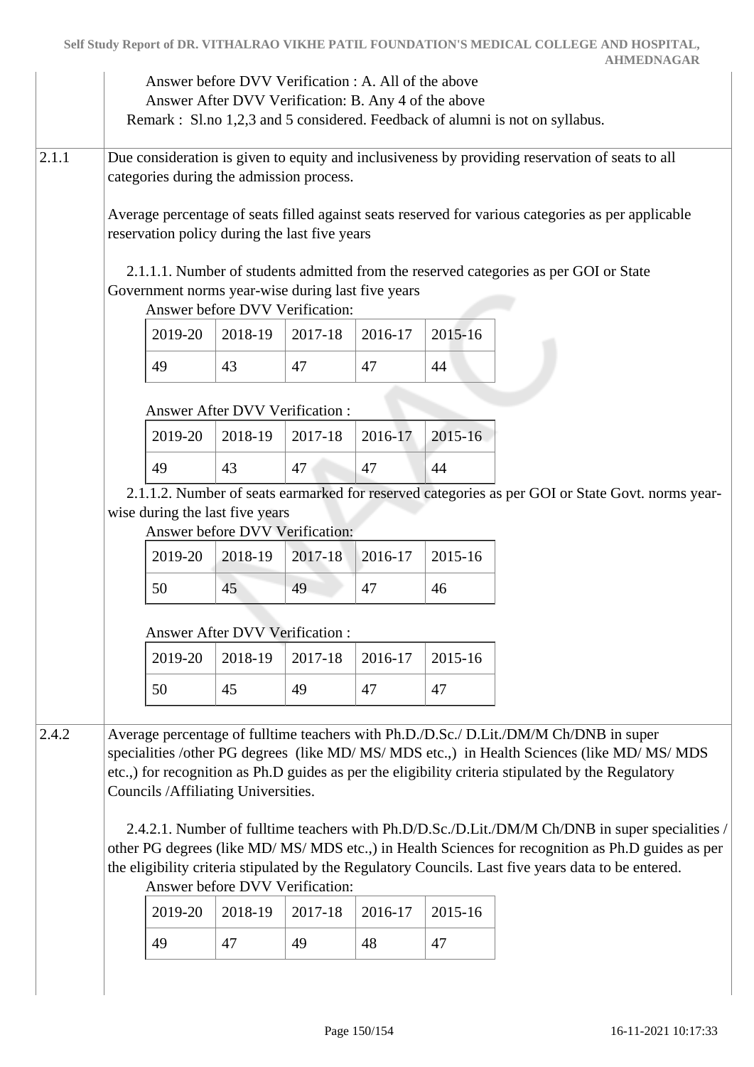Answer before DVV Verification : A. All of the above
Answer After DVV Verification: B. Any 4 of the above
Remark : Sl.no 1,2,3 and 5 considered. Feedback of alumni is not on syllabus.

**2.1.1** Due consideration is given to equity and inclusiveness by providing reservation of seats to all categories during the admission process.

Average percentage of seats filled against seats reserved for various categories as per applicable reservation policy during the last five years

2.1.1.1. Number of students admitted from the reserved categories as per GOI or State Government norms year-wise during last five years

Answer before DVV Verification:

| 2019-20 | 2018-19 | 2017-18 | 2016-17 | 2015-16 |
|---|---|---|---|---|
| 49 | 43 | 47 | 47 | 44 |

Answer After DVV Verification :

| 2019-20 | 2018-19 | 2017-18 | 2016-17 | 2015-16 |
|---|---|---|---|---|
| 49 | 43 | 47 | 47 | 44 |

2.1.1.2. Number of seats earmarked for reserved categories as per GOI or State Govt. norms year-wise during the last five years

Answer before DVV Verification:

| 2019-20 | 2018-19 | 2017-18 | 2016-17 | 2015-16 |
|---|---|---|---|---|
| 50 | 45 | 49 | 47 | 46 |

Answer After DVV Verification :

| 2019-20 | 2018-19 | 2017-18 | 2016-17 | 2015-16 |
|---|---|---|---|---|
| 50 | 45 | 49 | 47 | 47 |

**2.4.2** Average percentage of fulltime teachers with Ph.D./D.Sc./ D.Lit./DM/M Ch/DNB in super specialities /other PG degrees (like MD/ MS/ MDS etc.,) in Health Sciences (like MD/ MS/ MDS etc.,) for recognition as Ph.D guides as per the eligibility criteria stipulated by the Regulatory Councils /Affiliating Universities.

2.4.2.1. Number of fulltime teachers with Ph.D/D.Sc./D.Lit./DM/M Ch/DNB in super specialities / other PG degrees (like MD/ MS/ MDS etc.,) in Health Sciences for recognition as Ph.D guides as per the eligibility criteria stipulated by the Regulatory Councils. Last five years data to be entered.

Answer before DVV Verification:

| 2019-20 | 2018-19 | 2017-18 | 2016-17 | 2015-16 |
|---|---|---|---|---|
| 49 | 47 | 49 | 48 | 47 |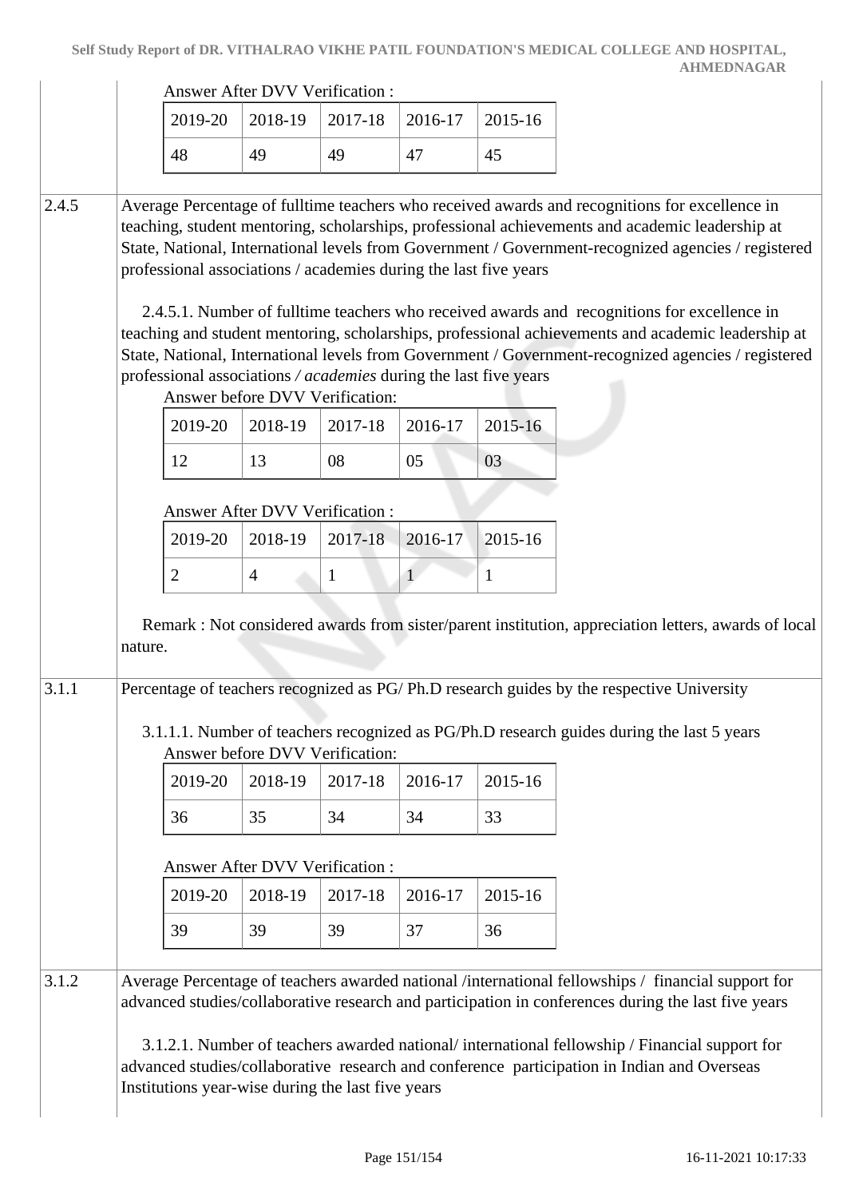Answer After DVV Verification :

| 2019-20 | 2018-19 | 2017-18 | 2016-17 | 2015-16 |
|---|---|---|---|---|
| 48 | 49 | 49 | 47 | 45 |

**2.4.5** Average Percentage of fulltime teachers who received awards and recognitions for excellence in teaching, student mentoring, scholarships, professional achievements and academic leadership at State, National, International levels from Government / Government-recognized agencies / registered professional associations / academies during the last five years

2.4.5.1. Number of fulltime teachers who received awards and recognitions for excellence in teaching and student mentoring, scholarships, professional achievements and academic leadership at State, National, International levels from Government / Government-recognized agencies / registered professional associations */ academies* during the last five years

Answer before DVV Verification:

| 2019-20 | 2018-19 | 2017-18 | 2016-17 | 2015-16 |
|---|---|---|---|---|
| 12 | 13 | 08 | 05 | 03 |

Answer After DVV Verification :

| 2019-20 | 2018-19 | 2017-18 | 2016-17 | 2015-16 |
|---|---|---|---|---|
| 2 | 4 | 1 | 1 | 1 |

Remark : Not considered awards from sister/parent institution, appreciation letters, awards of local nature.

**3.1.1** Percentage of teachers recognized as PG/ Ph.D research guides by the respective University

3.1.1.1. Number of teachers recognized as PG/Ph.D research guides during the last 5 years

Answer before DVV Verification:

| 2019-20 | 2018-19 | 2017-18 | 2016-17 | 2015-16 |
|---|---|---|---|---|
| 36 | 35 | 34 | 34 | 33 |

Answer After DVV Verification :

| 2019-20 | 2018-19 | 2017-18 | 2016-17 | 2015-16 |
|---|---|---|---|---|
| 39 | 39 | 39 | 37 | 36 |

**3.1.2** Average Percentage of teachers awarded national /international fellowships / financial support for advanced studies/collaborative research and participation in conferences during the last five years

3.1.2.1. Number of teachers awarded national/ international fellowship / Financial support for advanced studies/collaborative research and conference participation in Indian and Overseas Institutions year-wise during the last five years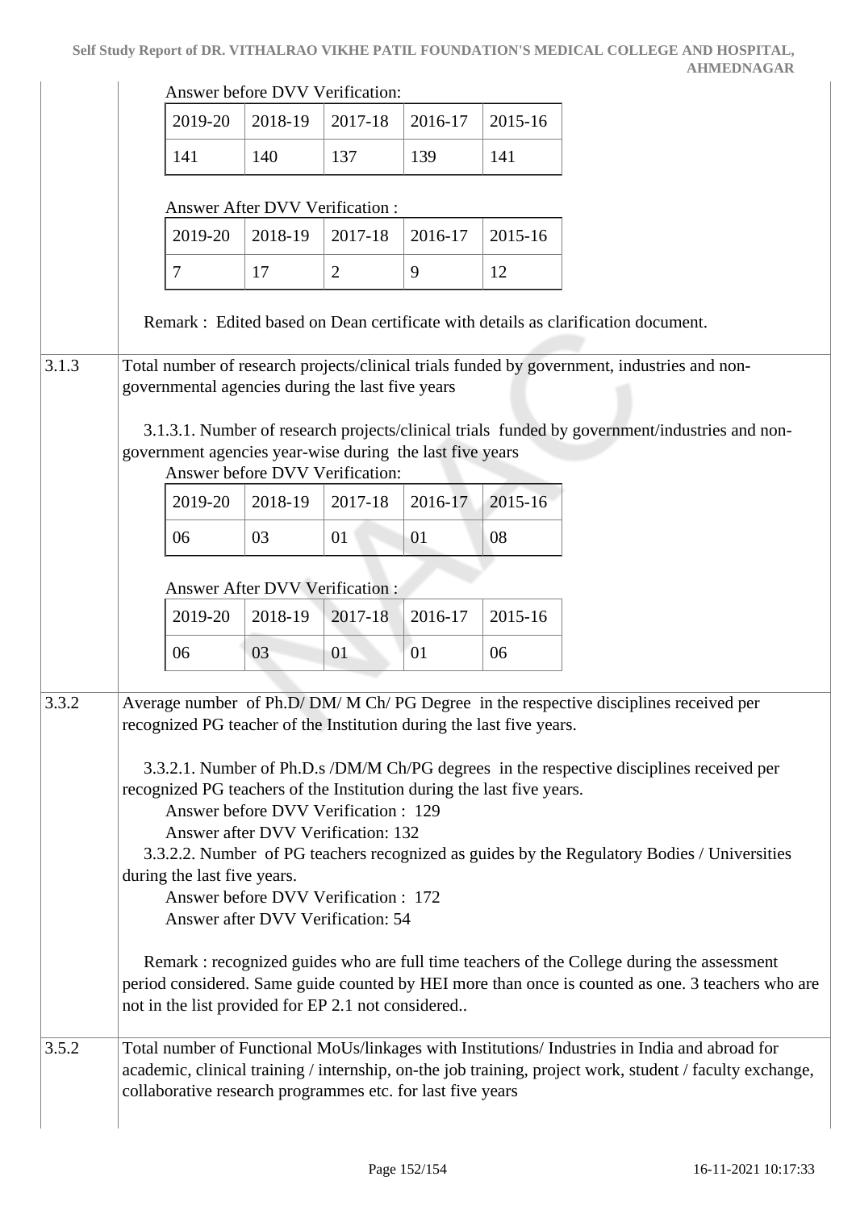Answer before DVV Verification:

| 2019-20 | 2018-19 | 2017-18 | 2016-17 | 2015-16 |
|---|---|---|---|---|
| 141 | 140 | 137 | 139 | 141 |

Answer After DVV Verification :

| 2019-20 | 2018-19 | 2017-18 | 2016-17 | 2015-16 |
|---|---|---|---|---|
| 7 | 17 | 2 | 9 | 12 |

Remark : Edited based on Dean certificate with details as clarification document.

**3.1.3** Total number of research projects/clinical trials funded by government, industries and non-governmental agencies during the last five years

3.1.3.1. Number of research projects/clinical trials funded by government/industries and non-government agencies year-wise during the last five years

Answer before DVV Verification:

| 2019-20 | 2018-19 | 2017-18 | 2016-17 | 2015-16 |
|---|---|---|---|---|
| 06 | 03 | 01 | 01 | 08 |

Answer After DVV Verification :

| 2019-20 | 2018-19 | 2017-18 | 2016-17 | 2015-16 |
|---|---|---|---|---|
| 06 | 03 | 01 | 01 | 06 |

**3.3.2** Average number of Ph.D/ DM/ M Ch/ PG Degree in the respective disciplines received per recognized PG teacher of the Institution during the last five years.

3.3.2.1. Number of Ph.D.s /DM/M Ch/PG degrees in the respective disciplines received per recognized PG teachers of the Institution during the last five years.

Answer before DVV Verification : 129

Answer after DVV Verification: 132

3.3.2.2. Number of PG teachers recognized as guides by the Regulatory Bodies / Universities during the last five years.

Answer before DVV Verification : 172

Answer after DVV Verification: 54

Remark : recognized guides who are full time teachers of the College during the assessment period considered. Same guide counted by HEI more than once is counted as one. 3 teachers who are not in the list provided for EP 2.1 not considered..

**3.5.2** Total number of Functional MoUs/linkages with Institutions/ Industries in India and abroad for academic, clinical training / internship, on-the job training, project work, student / faculty exchange, collaborative research programmes etc. for last five years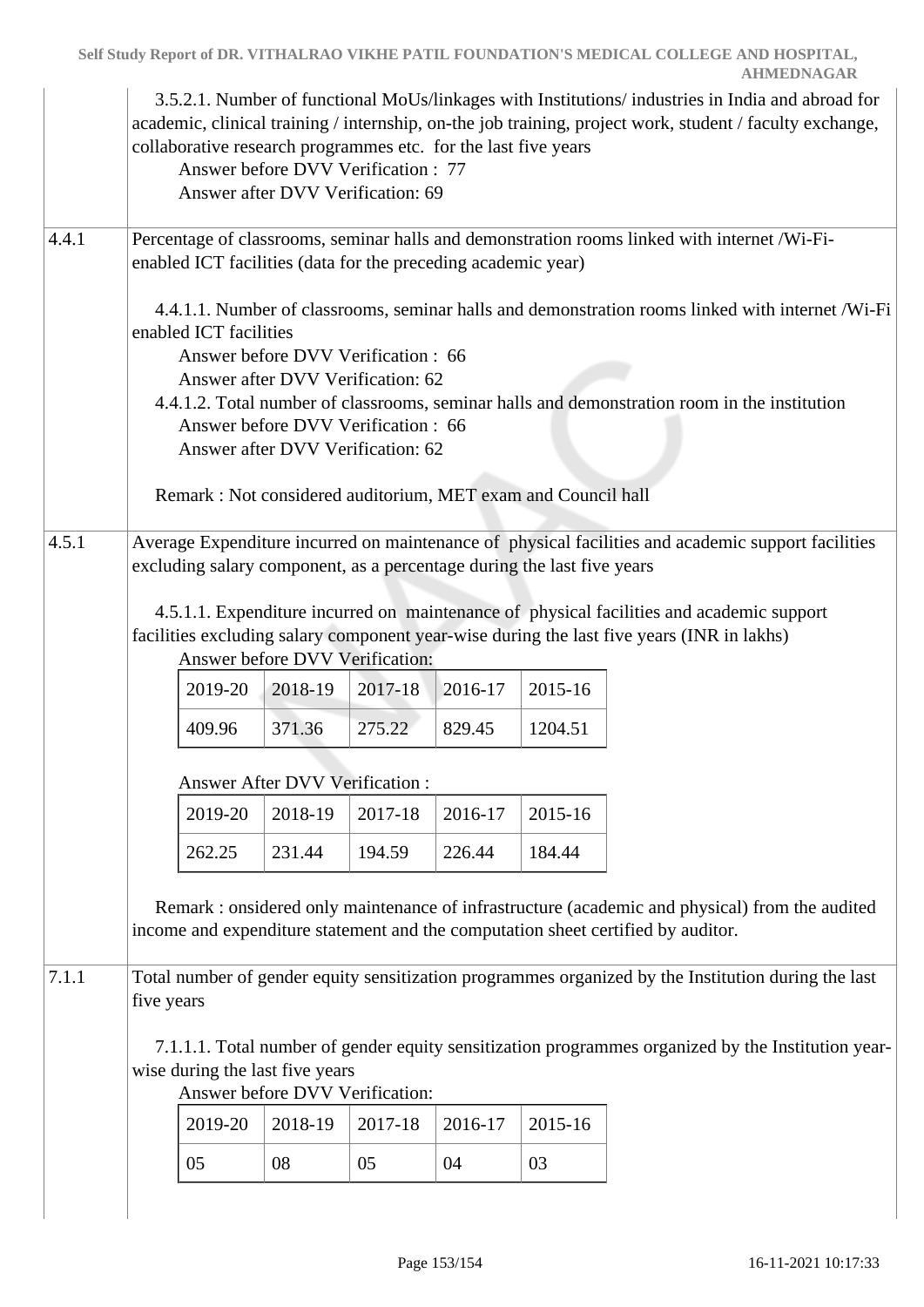3.5.2.1. Number of functional MoUs/linkages with Institutions/ industries in India and abroad for academic, clinical training / internship, on-the job training, project work, student / faculty exchange, collaborative research programmes etc. for the last five years

Answer before DVV Verification : 77

Answer after DVV Verification: 69

**4.4.1** Percentage of classrooms, seminar halls and demonstration rooms linked with internet /Wi-Fi-enabled ICT facilities (data for the preceding academic year)

4.4.1.1. Number of classrooms, seminar halls and demonstration rooms linked with internet /Wi-Fi enabled ICT facilities

Answer before DVV Verification : 66

Answer after DVV Verification: 62

4.4.1.2. Total number of classrooms, seminar halls and demonstration room in the institution

Answer before DVV Verification : 66

Answer after DVV Verification: 62

Remark : Not considered auditorium, MET exam and Council hall

**4.5.1** Average Expenditure incurred on maintenance of physical facilities and academic support facilities excluding salary component, as a percentage during the last five years

4.5.1.1. Expenditure incurred on maintenance of physical facilities and academic support facilities excluding salary component year-wise during the last five years (INR in lakhs)

Answer before DVV Verification:

| 2019-20 | 2018-19 | 2017-18 | 2016-17 | 2015-16 |
|---|---|---|---|---|
| 409.96 | 371.36 | 275.22 | 829.45 | 1204.51 |

Answer After DVV Verification :

| 2019-20 | 2018-19 | 2017-18 | 2016-17 | 2015-16 |
|---|---|---|---|---|
| 262.25 | 231.44 | 194.59 | 226.44 | 184.44 |

Remark : onsidered only maintenance of infrastructure (academic and physical) from the audited income and expenditure statement and the computation sheet certified by auditor.

**7.1.1** Total number of gender equity sensitization programmes organized by the Institution during the last five years

7.1.1.1. Total number of gender equity sensitization programmes organized by the Institution year-wise during the last five years

Answer before DVV Verification:

| 2019-20 | 2018-19 | 2017-18 | 2016-17 | 2015-16 |
|---|---|---|---|---|
| 05 | 08 | 05 | 04 | 03 |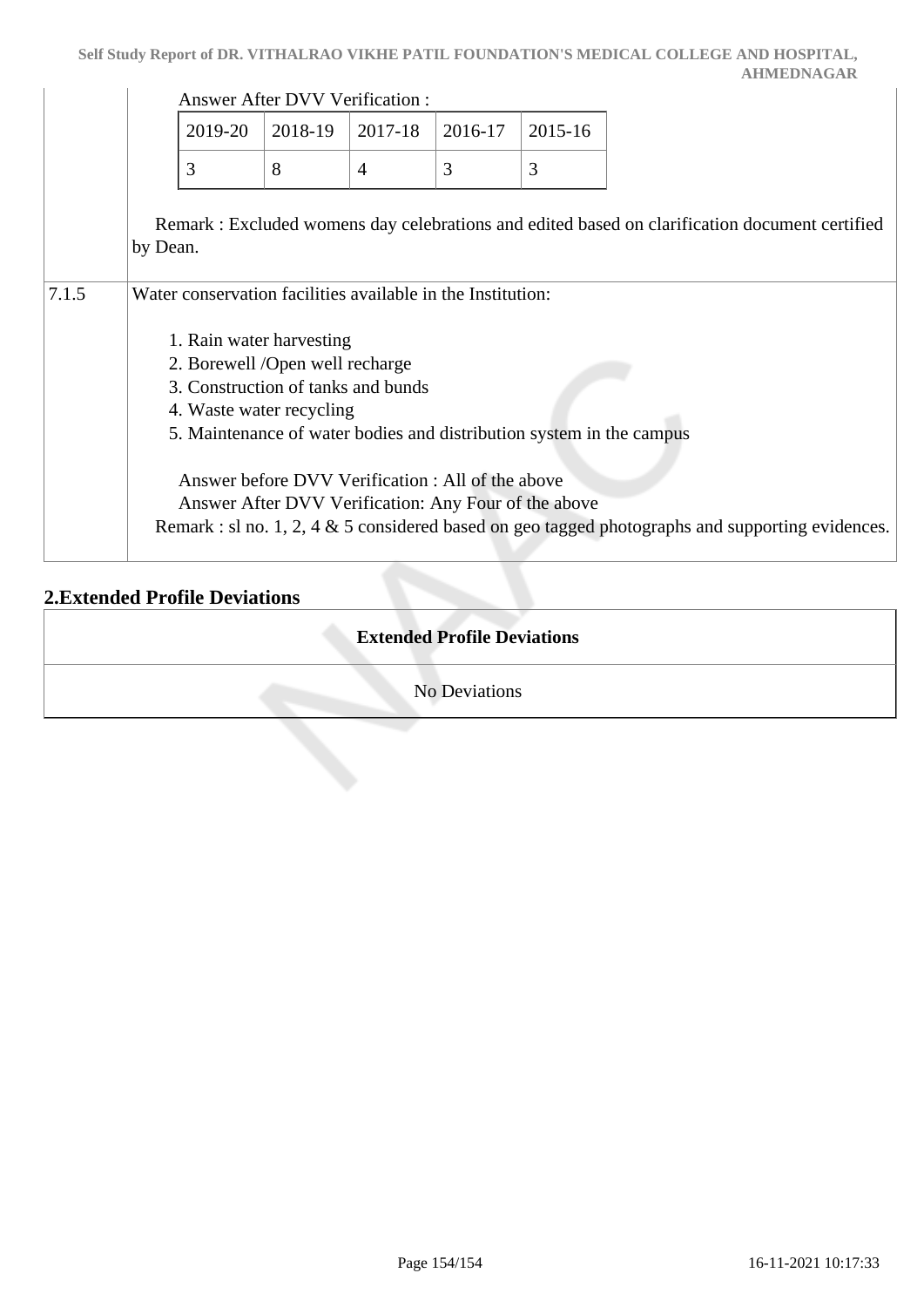| | |
|---|---|
| | Answer After DVV Verification :<br><br>2019-20: 3, 2018-19: 8, 2017-18: 4, 2016-17: 3, 2015-16: 3<br><br>Remark : Excluded womens day celebrations and edited based on clarification document certified by Dean. |
| 7.1.5 | Water conservation facilities available in the Institution:<br><br>1. Rain water harvesting<br>2. Borewell /Open well recharge<br>3. Construction of tanks and bunds<br>4. Waste water recycling<br>5. Maintenance of water bodies and distribution system in the campus<br><br>Answer before DVV Verification : All of the above<br>Answer After DVV Verification: Any Four of the above<br>Remark : sl no. 1, 2, 4 & 5 considered based on geo tagged photographs and supporting evidences. |

## 2.Extended Profile Deviations

| Extended Profile Deviations |
|---|
| No Deviations |